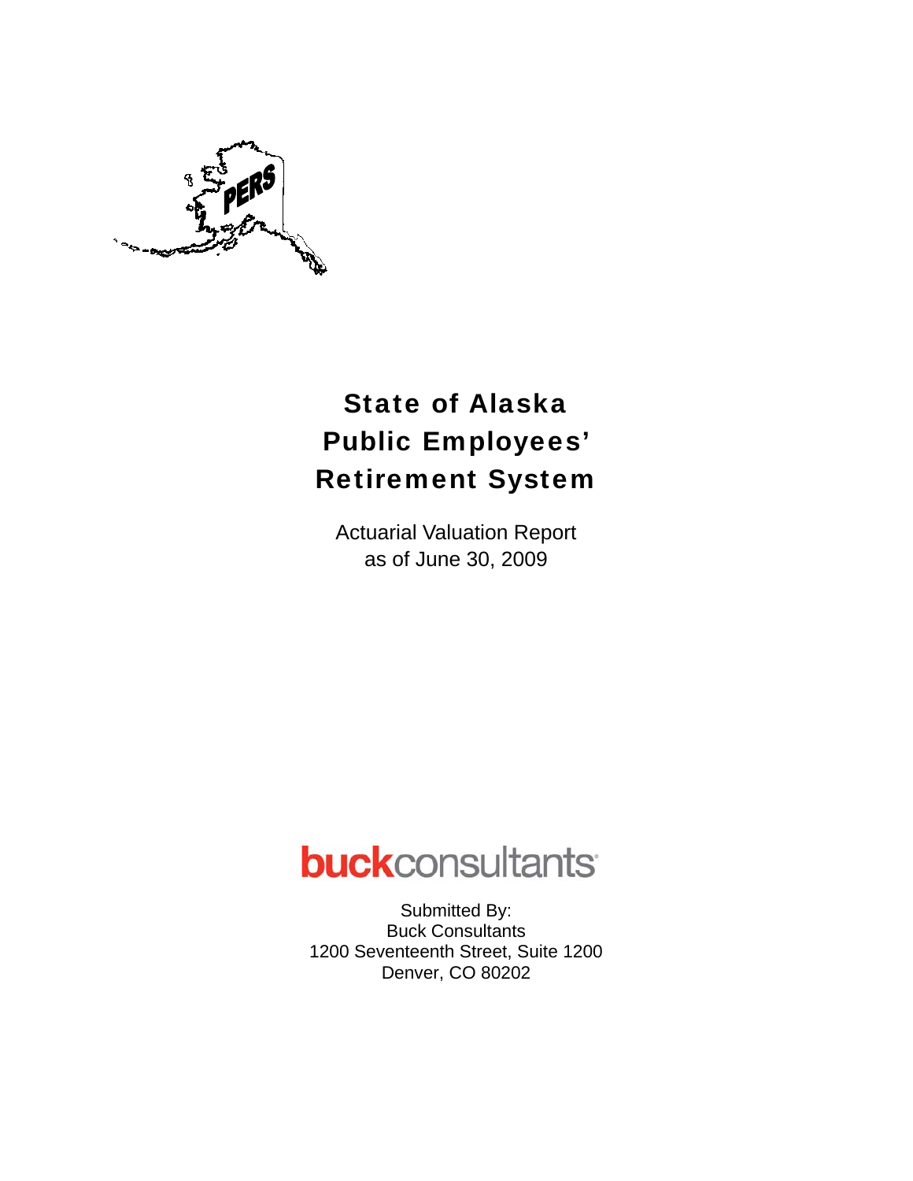# State of Alaska Public Employees' Retirement System

Actuarial Valuation Report
as of June 30, 2009

**buck**consultants

Submitted By:
Buck Consultants
1200 Seventeenth Street, Suite 1200
Denver, CO 80202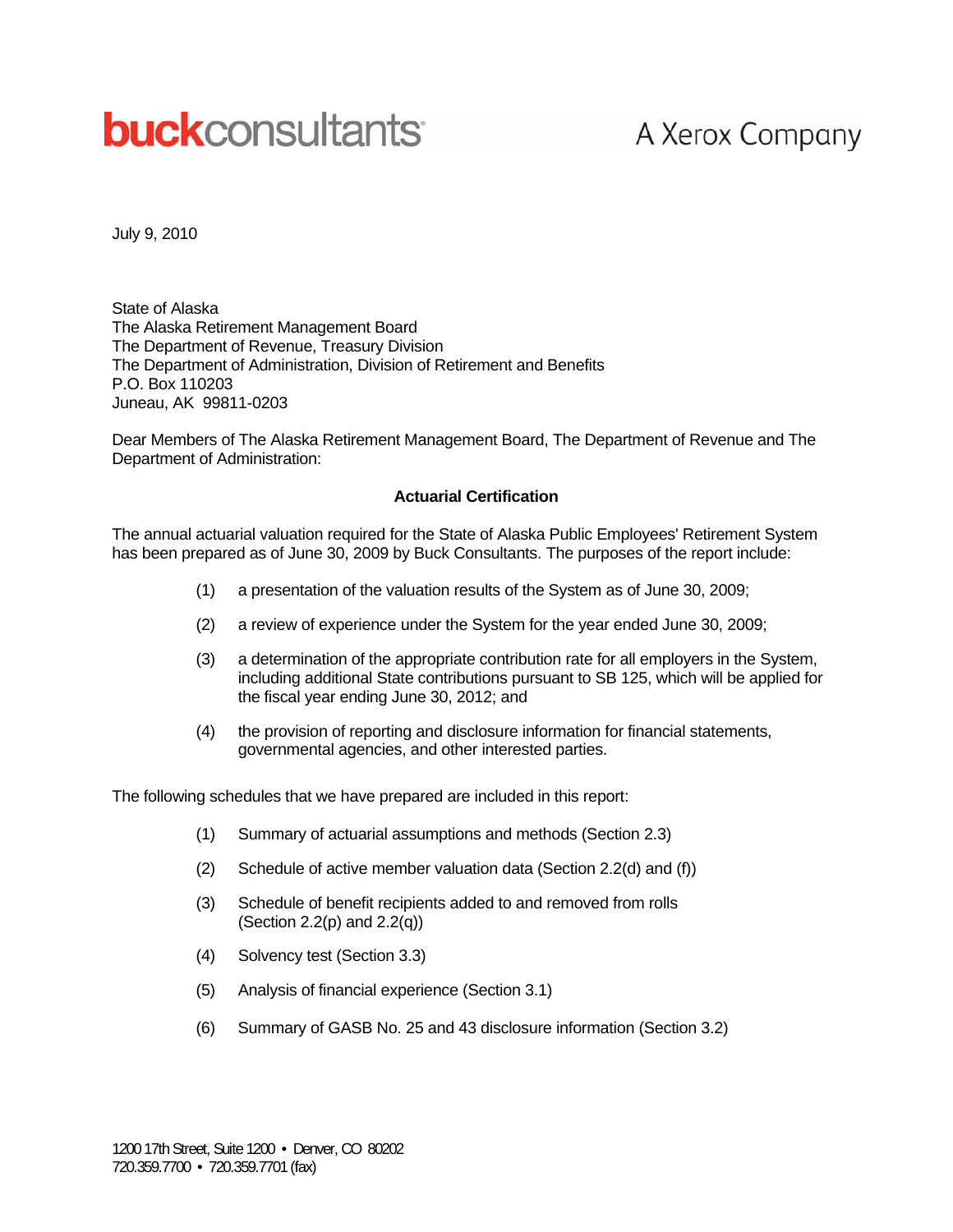**buckconsultants** A Xerox Company

July 9, 2010

State of Alaska
The Alaska Retirement Management Board
The Department of Revenue, Treasury Division
The Department of Administration, Division of Retirement and Benefits
P.O. Box 110203
Juneau, AK 99811-0203

Dear Members of The Alaska Retirement Management Board, The Department of Revenue and The Department of Administration:

**Actuarial Certification**

The annual actuarial valuation required for the State of Alaska Public Employees' Retirement System has been prepared as of June 30, 2009 by Buck Consultants. The purposes of the report include:

(1) a presentation of the valuation results of the System as of June 30, 2009;

(2) a review of experience under the System for the year ended June 30, 2009;

(3) a determination of the appropriate contribution rate for all employers in the System, including additional State contributions pursuant to SB 125, which will be applied for the fiscal year ending June 30, 2012; and

(4) the provision of reporting and disclosure information for financial statements, governmental agencies, and other interested parties.

The following schedules that we have prepared are included in this report:

(1) Summary of actuarial assumptions and methods (Section 2.3)

(2) Schedule of active member valuation data (Section 2.2(d) and (f))

(3) Schedule of benefit recipients added to and removed from rolls (Section 2.2(p) and 2.2(q))

(4) Solvency test (Section 3.3)

(5) Analysis of financial experience (Section 3.1)

(6) Summary of GASB No. 25 and 43 disclosure information (Section 3.2)

1200 17th Street, Suite 1200 • Denver, CO 80202
720.359.7700 • 720.359.7701 (fax)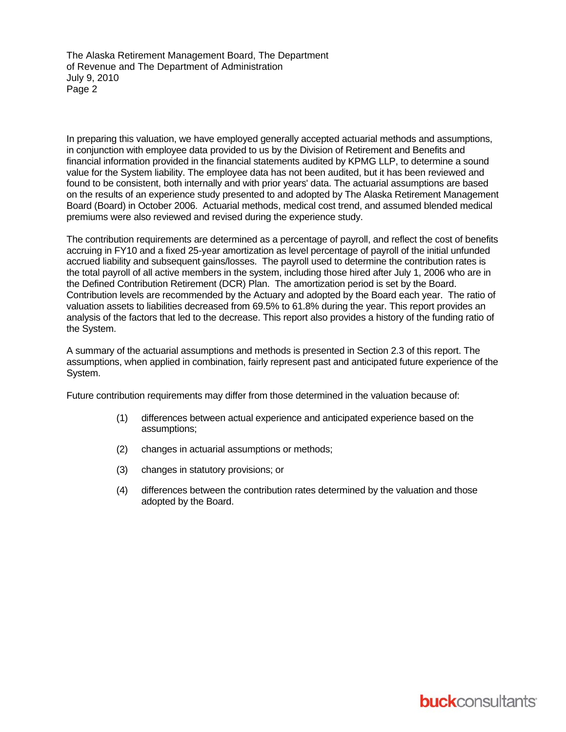In preparing this valuation, we have employed generally accepted actuarial methods and assumptions, in conjunction with employee data provided to us by the Division of Retirement and Benefits and financial information provided in the financial statements audited by KPMG LLP, to determine a sound value for the System liability. The employee data has not been audited, but it has been reviewed and found to be consistent, both internally and with prior years' data. The actuarial assumptions are based on the results of an experience study presented to and adopted by The Alaska Retirement Management Board (Board) in October 2006. Actuarial methods, medical cost trend, and assumed blended medical premiums were also reviewed and revised during the experience study.

The contribution requirements are determined as a percentage of payroll, and reflect the cost of benefits accruing in FY10 and a fixed 25-year amortization as level percentage of payroll of the initial unfunded accrued liability and subsequent gains/losses. The payroll used to determine the contribution rates is the total payroll of all active members in the system, including those hired after July 1, 2006 who are in the Defined Contribution Retirement (DCR) Plan. The amortization period is set by the Board. Contribution levels are recommended by the Actuary and adopted by the Board each year. The ratio of valuation assets to liabilities decreased from 69.5% to 61.8% during the year. This report provides an analysis of the factors that led to the decrease. This report also provides a history of the funding ratio of the System.

A summary of the actuarial assumptions and methods is presented in Section 2.3 of this report. The assumptions, when applied in combination, fairly represent past and anticipated future experience of the System.

Future contribution requirements may differ from those determined in the valuation because of:

(1) differences between actual experience and anticipated experience based on the assumptions;

(2) changes in actuarial assumptions or methods;

(3) changes in statutory provisions; or

(4) differences between the contribution rates determined by the valuation and those adopted by the Board.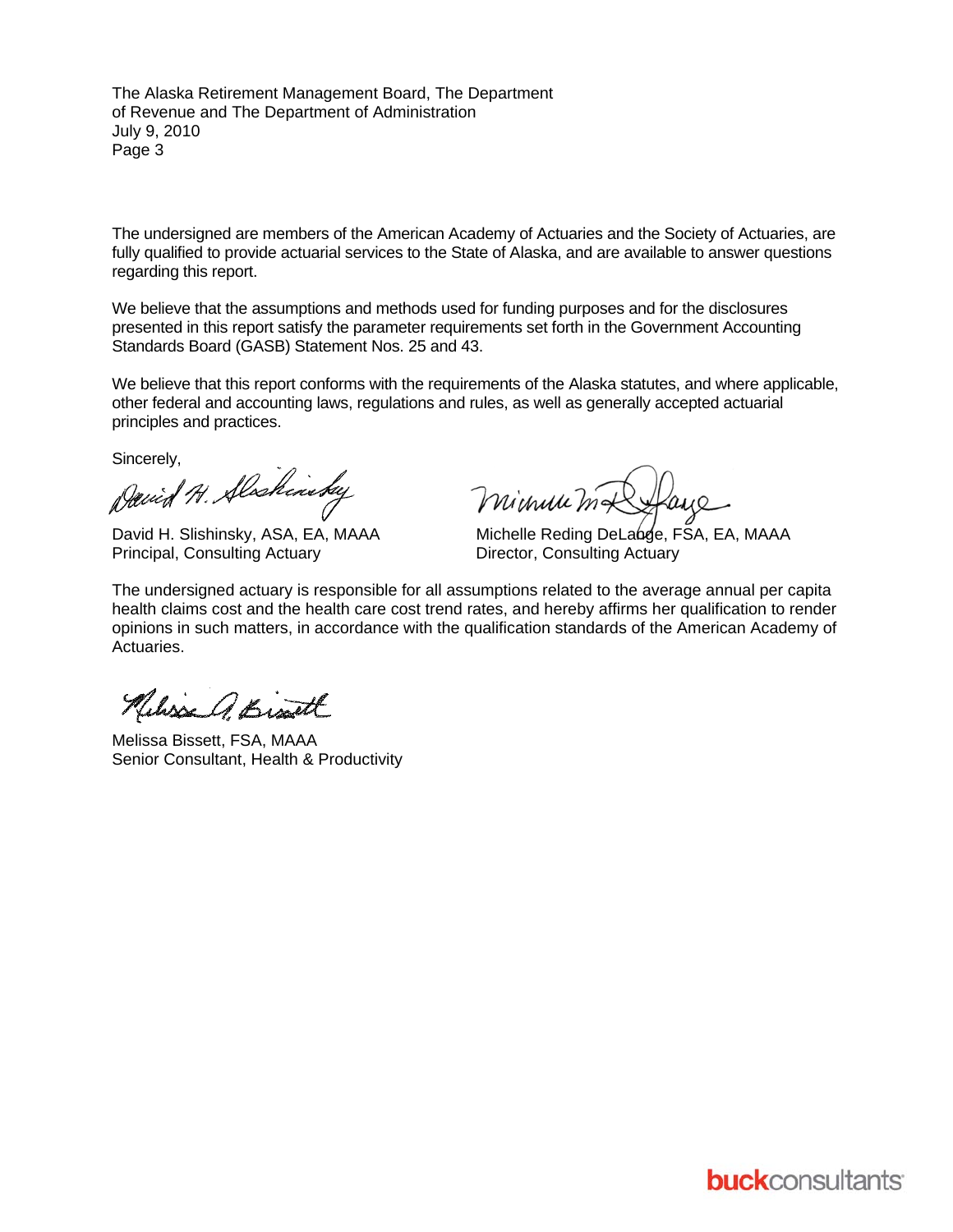The Alaska Retirement Management Board, The Department of Revenue and The Department of Administration
July 9, 2010

The undersigned are members of the American Academy of Actuaries and the Society of Actuaries, are fully qualified to provide actuarial services to the State of Alaska, and are available to answer questions regarding this report.

We believe that the assumptions and methods used for funding purposes and for the disclosures presented in this report satisfy the parameter requirements set forth in the Government Accounting Standards Board (GASB) Statement Nos. 25 and 43.

We believe that this report conforms with the requirements of the Alaska statutes, and where applicable, other federal and accounting laws, regulations and rules, as well as generally accepted actuarial principles and practices.

Sincerely,

David H. Slishinsky, ASA, EA, MAAA
Principal, Consulting Actuary

Michelle Reding DeLange, FSA, EA, MAAA
Director, Consulting Actuary

The undersigned actuary is responsible for all assumptions related to the average annual per capita health claims cost and the health care cost trend rates, and hereby affirms her qualification to render opinions in such matters, in accordance with the qualification standards of the American Academy of Actuaries.

Melissa Bissett, FSA, MAAA
Senior Consultant, Health & Productivity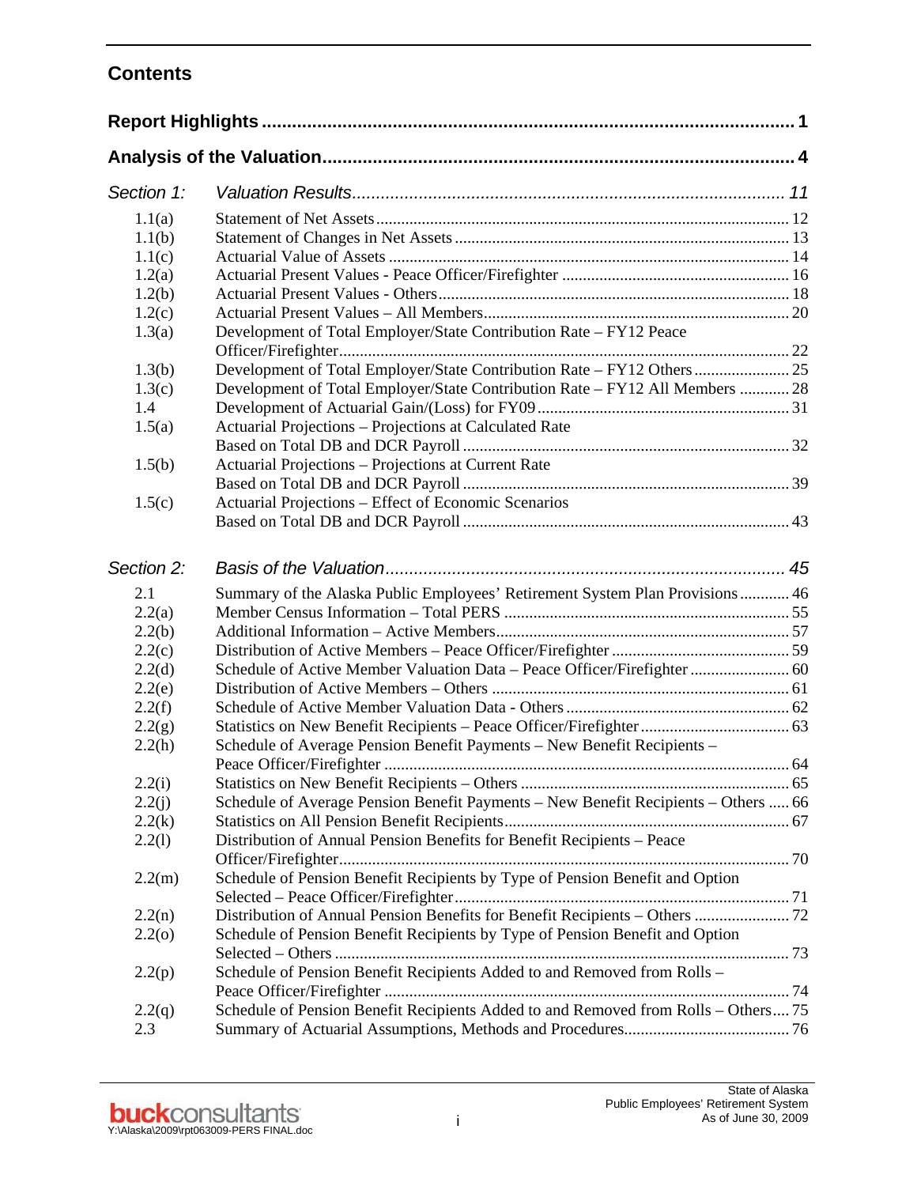## Contents

| | | |
|---|---|---|
| **Report Highlights** | | **1** |
| **Analysis of the Valuation** | | **4** |
| *Section 1:* | *Valuation Results* | *11* |
| 1.1(a) | Statement of Net Assets | 12 |
| 1.1(b) | Statement of Changes in Net Assets | 13 |
| 1.1(c) | Actuarial Value of Assets | 14 |
| 1.2(a) | Actuarial Present Values - Peace Officer/Firefighter | 16 |
| 1.2(b) | Actuarial Present Values - Others | 18 |
| 1.2(c) | Actuarial Present Values – All Members | 20 |
| 1.3(a) | Development of Total Employer/State Contribution Rate – FY12 Peace Officer/Firefighter | 22 |
| 1.3(b) | Development of Total Employer/State Contribution Rate – FY12 Others | 25 |
| 1.3(c) | Development of Total Employer/State Contribution Rate – FY12 All Members | 28 |
| 1.4 | Development of Actuarial Gain/(Loss) for FY09 | 31 |
| 1.5(a) | Actuarial Projections – Projections at Calculated Rate Based on Total DB and DCR Payroll | 32 |
| 1.5(b) | Actuarial Projections – Projections at Current Rate Based on Total DB and DCR Payroll | 39 |
| 1.5(c) | Actuarial Projections – Effect of Economic Scenarios Based on Total DB and DCR Payroll | 43 |
| *Section 2:* | *Basis of the Valuation* | *45* |
| 2.1 | Summary of the Alaska Public Employees' Retirement System Plan Provisions | 46 |
| 2.2(a) | Member Census Information – Total PERS | 55 |
| 2.2(b) | Additional Information – Active Members | 57 |
| 2.2(c) | Distribution of Active Members – Peace Officer/Firefighter | 59 |
| 2.2(d) | Schedule of Active Member Valuation Data – Peace Officer/Firefighter | 60 |
| 2.2(e) | Distribution of Active Members – Others | 61 |
| 2.2(f) | Schedule of Active Member Valuation Data - Others | 62 |
| 2.2(g) | Statistics on New Benefit Recipients – Peace Officer/Firefighter | 63 |
| 2.2(h) | Schedule of Average Pension Benefit Payments – New Benefit Recipients – Peace Officer/Firefighter | 64 |
| 2.2(i) | Statistics on New Benefit Recipients – Others | 65 |
| 2.2(j) | Schedule of Average Pension Benefit Payments – New Benefit Recipients – Others | 66 |
| 2.2(k) | Statistics on All Pension Benefit Recipients | 67 |
| 2.2(l) | Distribution of Annual Pension Benefits for Benefit Recipients – Peace Officer/Firefighter | 70 |
| 2.2(m) | Schedule of Pension Benefit Recipients by Type of Pension Benefit and Option Selected – Peace Officer/Firefighter | 71 |
| 2.2(n) | Distribution of Annual Pension Benefits for Benefit Recipients – Others | 72 |
| 2.2(o) | Schedule of Pension Benefit Recipients by Type of Pension Benefit and Option Selected – Others | 73 |
| 2.2(p) | Schedule of Pension Benefit Recipients Added to and Removed from Rolls – Peace Officer/Firefighter | 74 |
| 2.2(q) | Schedule of Pension Benefit Recipients Added to and Removed from Rolls – Others | 75 |
| 2.3 | Summary of Actuarial Assumptions, Methods and Procedures | 76 |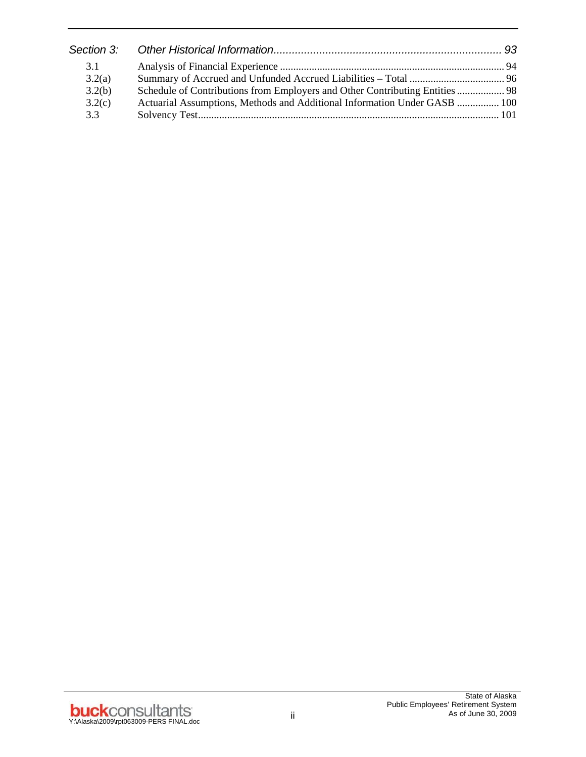| | | |
|---|---|---|
| *Section 3:* | *Other Historical Information* | *93* |
| 3.1 | Analysis of Financial Experience | 94 |
| 3.2(a) | Summary of Accrued and Unfunded Accrued Liabilities – Total | 96 |
| 3.2(b) | Schedule of Contributions from Employers and Other Contributing Entities | 98 |
| 3.2(c) | Actuarial Assumptions, Methods and Additional Information Under GASB | 100 |
| 3.3 | Solvency Test | 101 |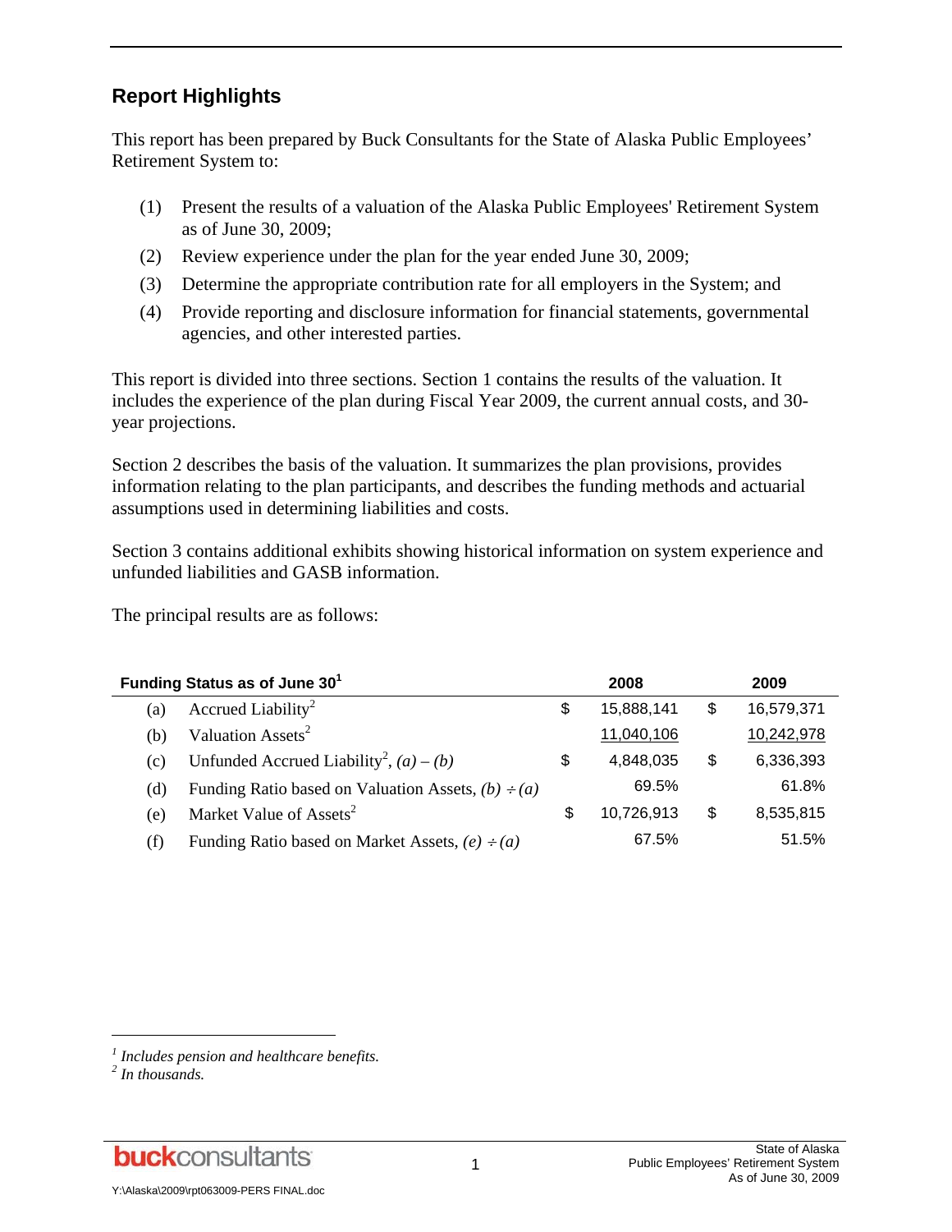## Report Highlights

This report has been prepared by Buck Consultants for the State of Alaska Public Employees' Retirement System to:

(1) Present the results of a valuation of the Alaska Public Employees' Retirement System as of June 30, 2009;

(2) Review experience under the plan for the year ended June 30, 2009;

(3) Determine the appropriate contribution rate for all employers in the System; and

(4) Provide reporting and disclosure information for financial statements, governmental agencies, and other interested parties.

This report is divided into three sections. Section 1 contains the results of the valuation. It includes the experience of the plan during Fiscal Year 2009, the current annual costs, and 30-year projections.

Section 2 describes the basis of the valuation. It summarizes the plan provisions, provides information relating to the plan participants, and describes the funding methods and actuarial assumptions used in determining liabilities and costs.

Section 3 contains additional exhibits showing historical information on system experience and unfunded liabilities and GASB information.

The principal results are as follows:

| | **Funding Status as of June 30**[1] | **2008** | **2009** |
|---|---|---|---|
| (a) | Accrued Liability[2] | $ 15,888,141 | $ 16,579,371 |
| (b) | Valuation Assets[2] | 11,040,106 | 10,242,978 |
| (c) | Unfunded Accrued Liability[2], *(a) – (b)* | $ 4,848,035 | $ 6,336,393 |
| (d) | Funding Ratio based on Valuation Assets, *(b) ÷ (a)* | 69.5% | 61.8% |
| (e) | Market Value of Assets[2] | $ 10,726,913 | $ 8,535,815 |
| (f) | Funding Ratio based on Market Assets, *(e) ÷ (a)* | 67.5% | 51.5% |

[1] *Includes pension and healthcare benefits.*
[2] *In thousands.*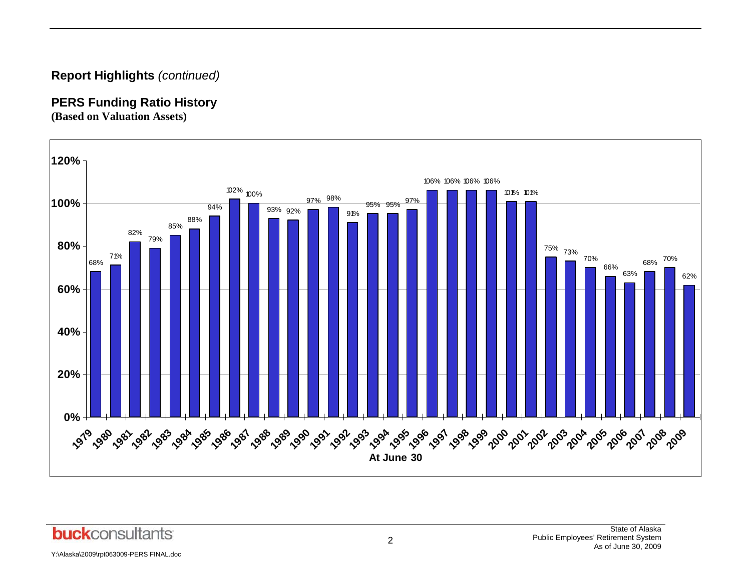## Report Highlights *(continued)*

### PERS Funding Ratio History
**(Based on Valuation Assets)**

| At June 30 | Funding Ratio |
|---|---|
| 1979 | 68% |
| 1980 | 71% |
| 1981 | 82% |
| 1982 | 79% |
| 1983 | 85% |
| 1984 | 88% |
| 1985 | 94% |
| 1986 | 102% |
| 1987 | 100% |
| 1988 | 93% |
| 1989 | 92% |
| 1990 | 97% |
| 1991 | 98% |
| 1992 | 91% |
| 1993 | 95% |
| 1994 | 95% |
| 1995 | 97% |
| 1996 | 106% |
| 1997 | 106% |
| 1998 | 106% |
| 1999 | 106% |
| 2000 | 101% |
| 2001 | 101% |
| 2002 | 75% |
| 2003 | 73% |
| 2004 | 70% |
| 2005 | 66% |
| 2006 | 63% |
| 2007 | 68% |
| 2008 | 70% |
| 2009 | 62% |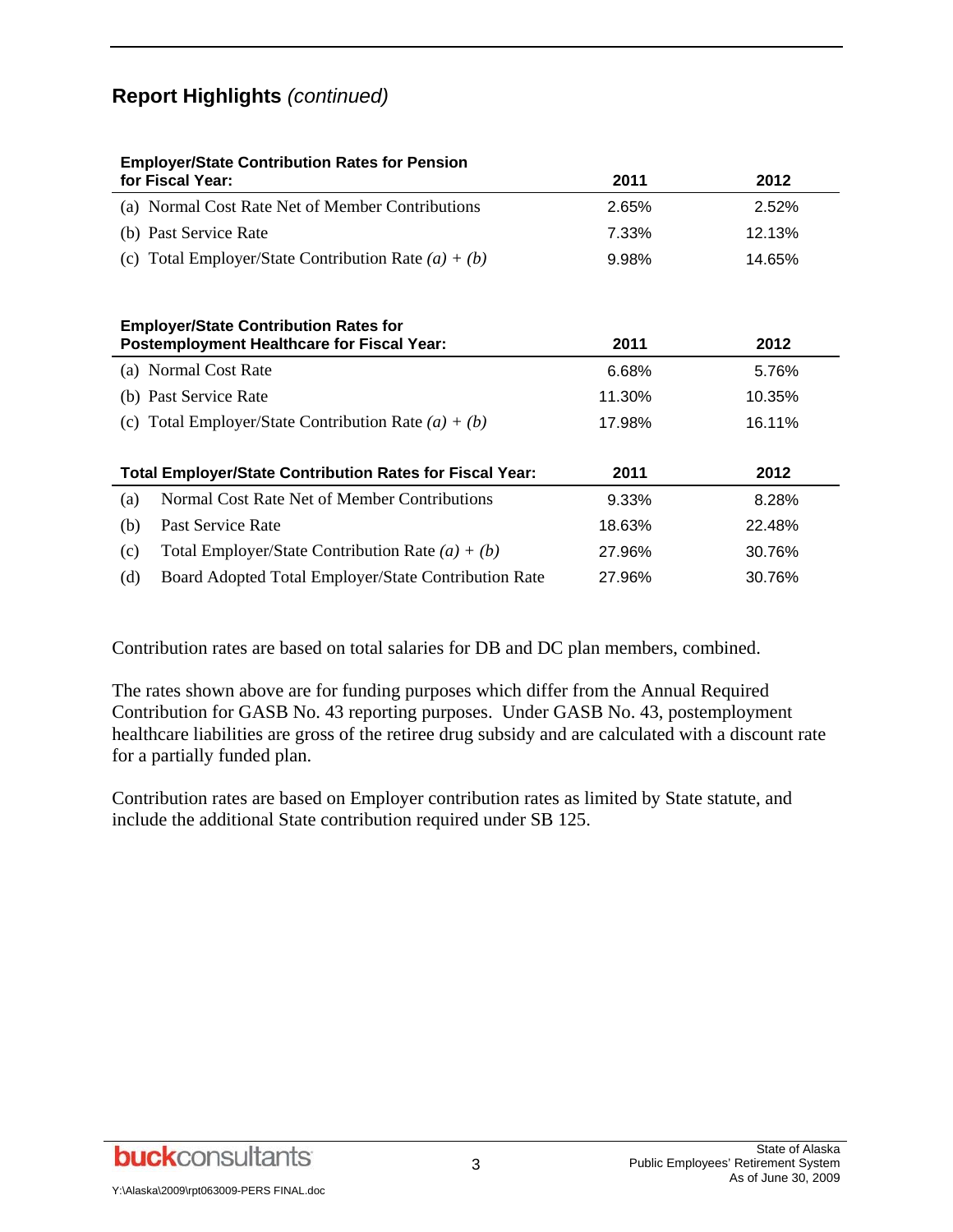## Report Highlights *(continued)*

| Employer/State Contribution Rates for Pension for Fiscal Year: | 2011 | 2012 |
|---|---|---|
| (a) Normal Cost Rate Net of Member Contributions | 2.65% | 2.52% |
| (b) Past Service Rate | 7.33% | 12.13% |
| (c) Total Employer/State Contribution Rate *(a) + (b)* | 9.98% | 14.65% |

| Employer/State Contribution Rates for Postemployment Healthcare for Fiscal Year: | 2011 | 2012 |
|---|---|---|
| (a) Normal Cost Rate | 6.68% | 5.76% |
| (b) Past Service Rate | 11.30% | 10.35% |
| (c) Total Employer/State Contribution Rate *(a) + (b)* | 17.98% | 16.11% |

| Total Employer/State Contribution Rates for Fiscal Year: | | 2011 | 2012 |
|---|---|---|---|
| (a) | Normal Cost Rate Net of Member Contributions | 9.33% | 8.28% |
| (b) | Past Service Rate | 18.63% | 22.48% |
| (c) | Total Employer/State Contribution Rate *(a) + (b)* | 27.96% | 30.76% |
| (d) | Board Adopted Total Employer/State Contribution Rate | 27.96% | 30.76% |

Contribution rates are based on total salaries for DB and DC plan members, combined.

The rates shown above are for funding purposes which differ from the Annual Required Contribution for GASB No. 43 reporting purposes. Under GASB No. 43, postemployment healthcare liabilities are gross of the retiree drug subsidy and are calculated with a discount rate for a partially funded plan.

Contribution rates are based on Employer contribution rates as limited by State statute, and include the additional State contribution required under SB 125.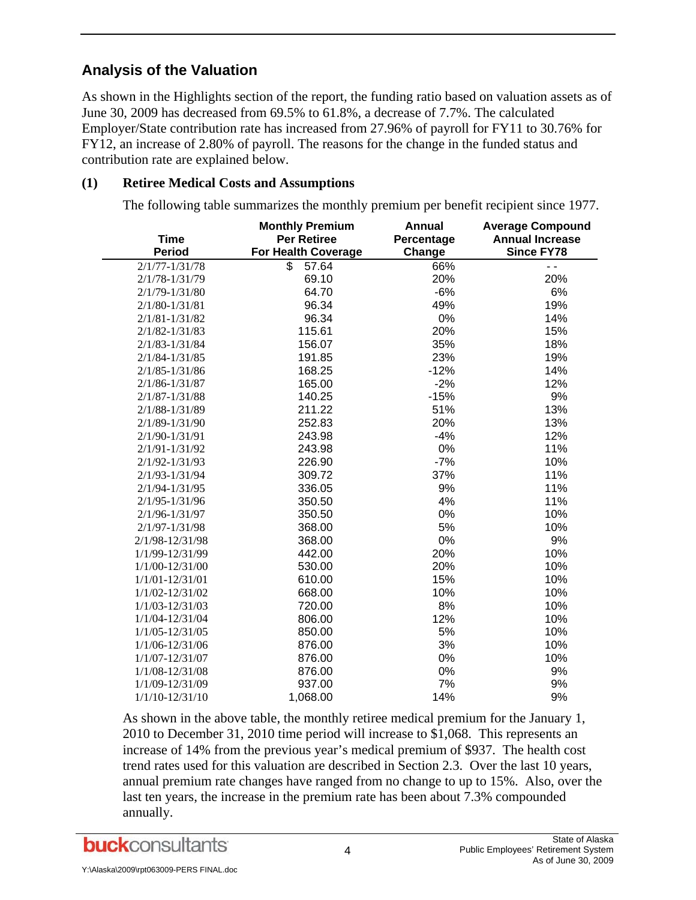## Analysis of the Valuation

As shown in the Highlights section of the report, the funding ratio based on valuation assets as of June 30, 2009 has decreased from 69.5% to 61.8%, a decrease of 7.7%. The calculated Employer/State contribution rate has increased from 27.96% of payroll for FY11 to 30.76% for FY12, an increase of 2.80% of payroll. The reasons for the change in the funded status and contribution rate are explained below.

### (1) Retiree Medical Costs and Assumptions

The following table summarizes the monthly premium per benefit recipient since 1977.

| Time Period | Monthly Premium Per Retiree For Health Coverage | Annual Percentage Change | Average Compound Annual Increase Since FY78 |
|---|---|---|---|
| 2/1/77-1/31/78 | $ 57.64 | 66% | - - |
| 2/1/78-1/31/79 | 69.10 | 20% | 20% |
| 2/1/79-1/31/80 | 64.70 | -6% | 6% |
| 2/1/80-1/31/81 | 96.34 | 49% | 19% |
| 2/1/81-1/31/82 | 96.34 | 0% | 14% |
| 2/1/82-1/31/83 | 115.61 | 20% | 15% |
| 2/1/83-1/31/84 | 156.07 | 35% | 18% |
| 2/1/84-1/31/85 | 191.85 | 23% | 19% |
| 2/1/85-1/31/86 | 168.25 | -12% | 14% |
| 2/1/86-1/31/87 | 165.00 | -2% | 12% |
| 2/1/87-1/31/88 | 140.25 | -15% | 9% |
| 2/1/88-1/31/89 | 211.22 | 51% | 13% |
| 2/1/89-1/31/90 | 252.83 | 20% | 13% |
| 2/1/90-1/31/91 | 243.98 | -4% | 12% |
| 2/1/91-1/31/92 | 243.98 | 0% | 11% |
| 2/1/92-1/31/93 | 226.90 | -7% | 10% |
| 2/1/93-1/31/94 | 309.72 | 37% | 11% |
| 2/1/94-1/31/95 | 336.05 | 9% | 11% |
| 2/1/95-1/31/96 | 350.50 | 4% | 11% |
| 2/1/96-1/31/97 | 350.50 | 0% | 10% |
| 2/1/97-1/31/98 | 368.00 | 5% | 10% |
| 2/1/98-12/31/98 | 368.00 | 0% | 9% |
| 1/1/99-12/31/99 | 442.00 | 20% | 10% |
| 1/1/00-12/31/00 | 530.00 | 20% | 10% |
| 1/1/01-12/31/01 | 610.00 | 15% | 10% |
| 1/1/02-12/31/02 | 668.00 | 10% | 10% |
| 1/1/03-12/31/03 | 720.00 | 8% | 10% |
| 1/1/04-12/31/04 | 806.00 | 12% | 10% |
| 1/1/05-12/31/05 | 850.00 | 5% | 10% |
| 1/1/06-12/31/06 | 876.00 | 3% | 10% |
| 1/1/07-12/31/07 | 876.00 | 0% | 10% |
| 1/1/08-12/31/08 | 876.00 | 0% | 9% |
| 1/1/09-12/31/09 | 937.00 | 7% | 9% |
| 1/1/10-12/31/10 | 1,068.00 | 14% | 9% |

As shown in the above table, the monthly retiree medical premium for the January 1, 2010 to December 31, 2010 time period will increase to $1,068. This represents an increase of 14% from the previous year's medical premium of $937. The health cost trend rates used for this valuation are described in Section 2.3. Over the last 10 years, annual premium rate changes have ranged from no change to up to 15%. Also, over the last ten years, the increase in the premium rate has been about 7.3% compounded annually.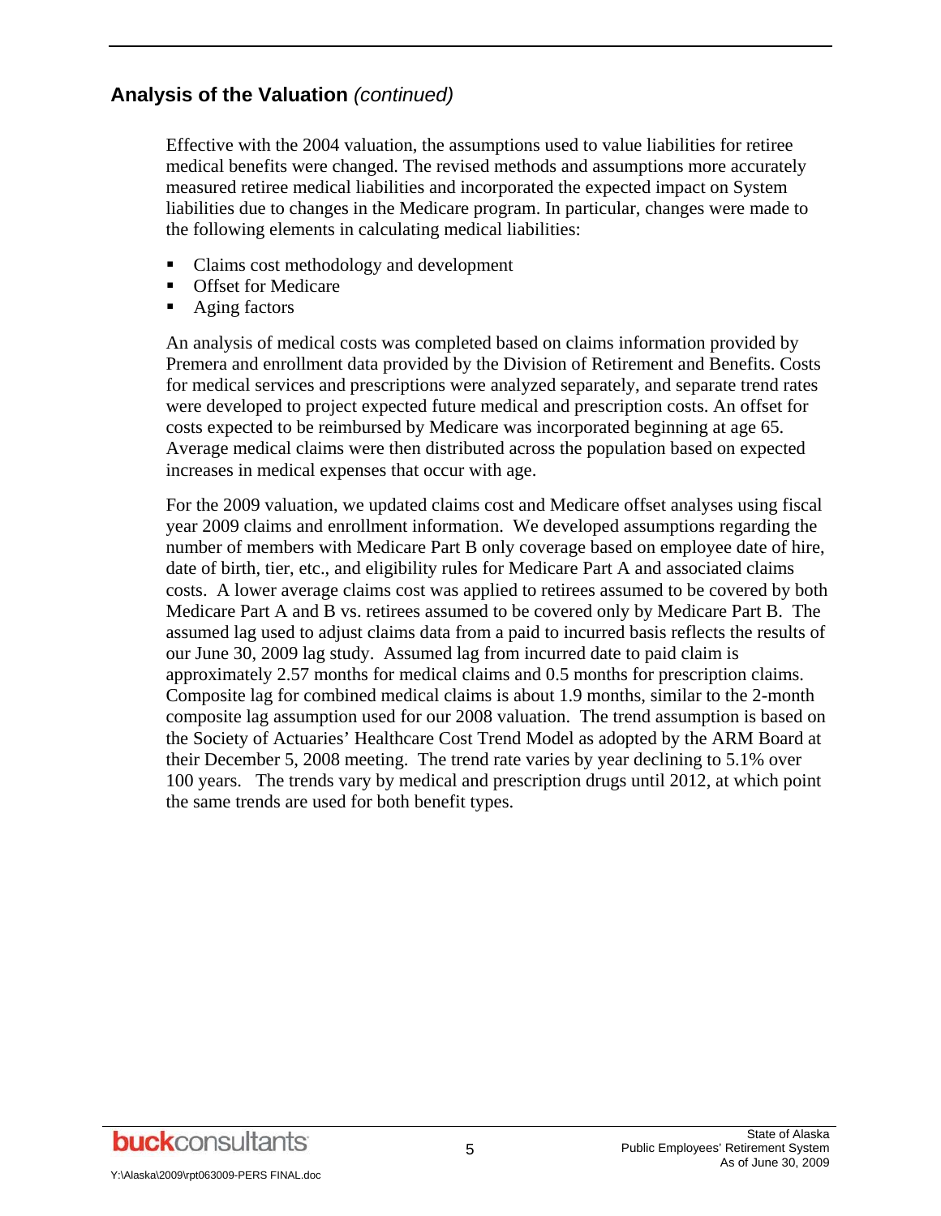## Analysis of the Valuation *(continued)*

Effective with the 2004 valuation, the assumptions used to value liabilities for retiree medical benefits were changed. The revised methods and assumptions more accurately measured retiree medical liabilities and incorporated the expected impact on System liabilities due to changes in the Medicare program. In particular, changes were made to the following elements in calculating medical liabilities:

- Claims cost methodology and development
- Offset for Medicare
- Aging factors

An analysis of medical costs was completed based on claims information provided by Premera and enrollment data provided by the Division of Retirement and Benefits. Costs for medical services and prescriptions were analyzed separately, and separate trend rates were developed to project expected future medical and prescription costs. An offset for costs expected to be reimbursed by Medicare was incorporated beginning at age 65. Average medical claims were then distributed across the population based on expected increases in medical expenses that occur with age.

For the 2009 valuation, we updated claims cost and Medicare offset analyses using fiscal year 2009 claims and enrollment information. We developed assumptions regarding the number of members with Medicare Part B only coverage based on employee date of hire, date of birth, tier, etc., and eligibility rules for Medicare Part A and associated claims costs. A lower average claims cost was applied to retirees assumed to be covered by both Medicare Part A and B vs. retirees assumed to be covered only by Medicare Part B. The assumed lag used to adjust claims data from a paid to incurred basis reflects the results of our June 30, 2009 lag study. Assumed lag from incurred date to paid claim is approximately 2.57 months for medical claims and 0.5 months for prescription claims. Composite lag for combined medical claims is about 1.9 months, similar to the 2-month composite lag assumption used for our 2008 valuation. The trend assumption is based on the Society of Actuaries' Healthcare Cost Trend Model as adopted by the ARM Board at their December 5, 2008 meeting. The trend rate varies by year declining to 5.1% over 100 years. The trends vary by medical and prescription drugs until 2012, at which point the same trends are used for both benefit types.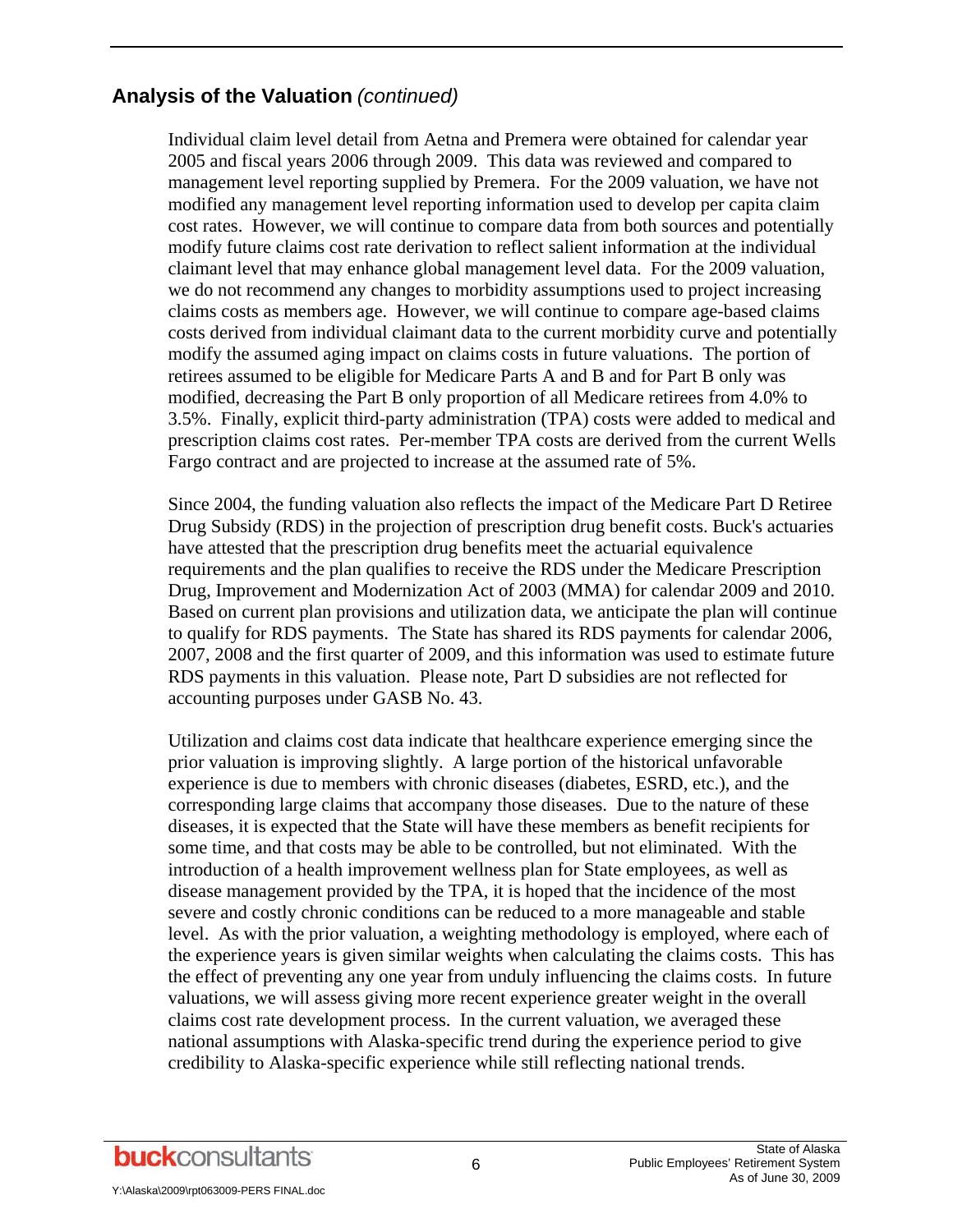## Analysis of the Valuation *(continued)*

Individual claim level detail from Aetna and Premera were obtained for calendar year 2005 and fiscal years 2006 through 2009. This data was reviewed and compared to management level reporting supplied by Premera. For the 2009 valuation, we have not modified any management level reporting information used to develop per capita claim cost rates. However, we will continue to compare data from both sources and potentially modify future claims cost rate derivation to reflect salient information at the individual claimant level that may enhance global management level data. For the 2009 valuation, we do not recommend any changes to morbidity assumptions used to project increasing claims costs as members age. However, we will continue to compare age-based claims costs derived from individual claimant data to the current morbidity curve and potentially modify the assumed aging impact on claims costs in future valuations. The portion of retirees assumed to be eligible for Medicare Parts A and B and for Part B only was modified, decreasing the Part B only proportion of all Medicare retirees from 4.0% to 3.5%. Finally, explicit third-party administration (TPA) costs were added to medical and prescription claims cost rates. Per-member TPA costs are derived from the current Wells Fargo contract and are projected to increase at the assumed rate of 5%.

Since 2004, the funding valuation also reflects the impact of the Medicare Part D Retiree Drug Subsidy (RDS) in the projection of prescription drug benefit costs. Buck's actuaries have attested that the prescription drug benefits meet the actuarial equivalence requirements and the plan qualifies to receive the RDS under the Medicare Prescription Drug, Improvement and Modernization Act of 2003 (MMA) for calendar 2009 and 2010. Based on current plan provisions and utilization data, we anticipate the plan will continue to qualify for RDS payments. The State has shared its RDS payments for calendar 2006, 2007, 2008 and the first quarter of 2009, and this information was used to estimate future RDS payments in this valuation. Please note, Part D subsidies are not reflected for accounting purposes under GASB No. 43.

Utilization and claims cost data indicate that healthcare experience emerging since the prior valuation is improving slightly. A large portion of the historical unfavorable experience is due to members with chronic diseases (diabetes, ESRD, etc.), and the corresponding large claims that accompany those diseases. Due to the nature of these diseases, it is expected that the State will have these members as benefit recipients for some time, and that costs may be able to be controlled, but not eliminated. With the introduction of a health improvement wellness plan for State employees, as well as disease management provided by the TPA, it is hoped that the incidence of the most severe and costly chronic conditions can be reduced to a more manageable and stable level. As with the prior valuation, a weighting methodology is employed, where each of the experience years is given similar weights when calculating the claims costs. This has the effect of preventing any one year from unduly influencing the claims costs. In future valuations, we will assess giving more recent experience greater weight in the overall claims cost rate development process. In the current valuation, we averaged these national assumptions with Alaska-specific trend during the experience period to give credibility to Alaska-specific experience while still reflecting national trends.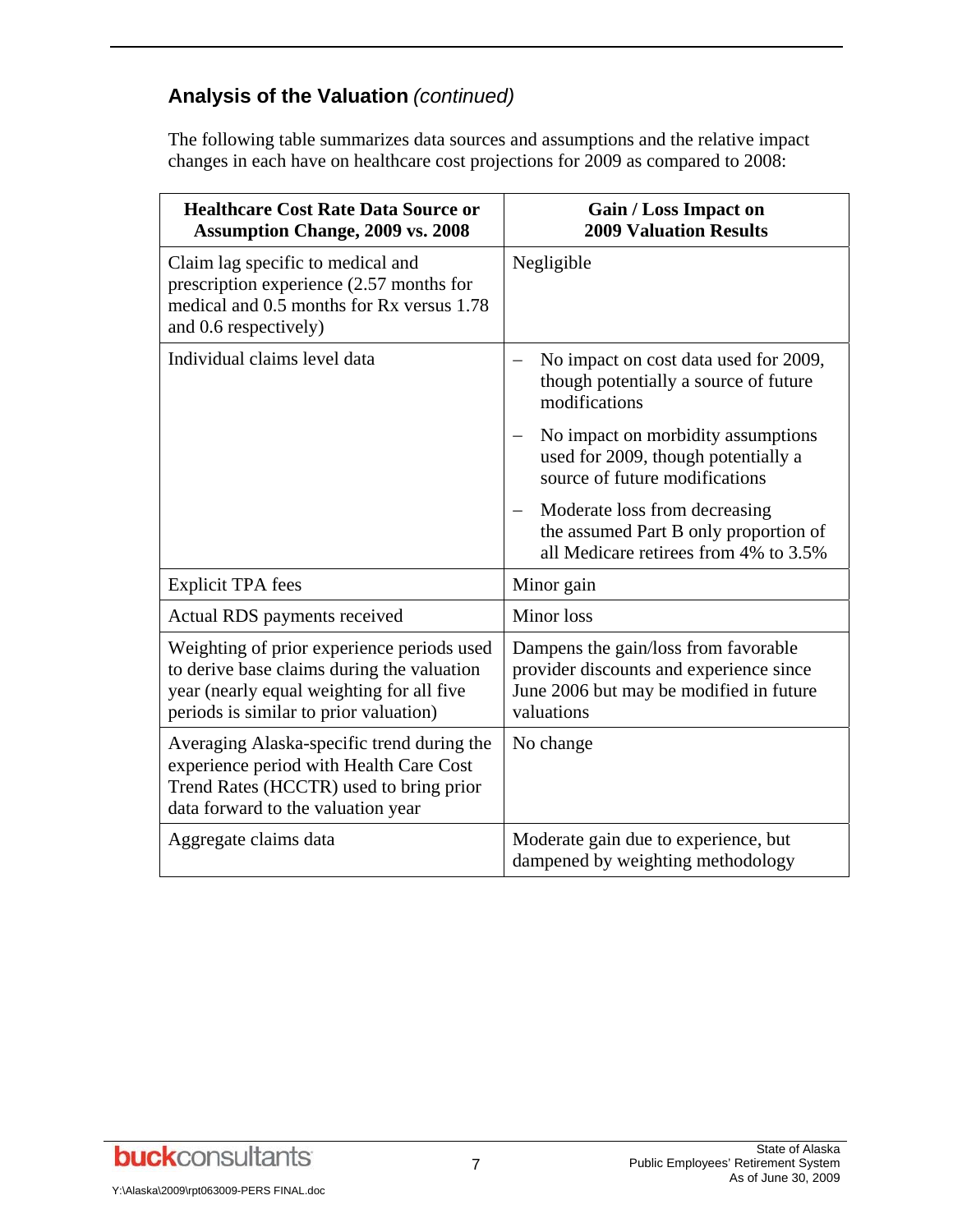## Analysis of the Valuation *(continued)*

The following table summarizes data sources and assumptions and the relative impact changes in each have on healthcare cost projections for 2009 as compared to 2008:

| Healthcare Cost Rate Data Source or Assumption Change, 2009 vs. 2008 | Gain / Loss Impact on 2009 Valuation Results |
|---|---|
| Claim lag specific to medical and prescription experience (2.57 months for medical and 0.5 months for Rx versus 1.78 and 0.6 respectively) | Negligible |
| Individual claims level data | – No impact on cost data used for 2009, though potentially a source of future modifications<br>– No impact on morbidity assumptions used for 2009, though potentially a source of future modifications<br>– Moderate loss from decreasing the assumed Part B only proportion of all Medicare retirees from 4% to 3.5% |
| Explicit TPA fees | Minor gain |
| Actual RDS payments received | Minor loss |
| Weighting of prior experience periods used to derive base claims during the valuation year (nearly equal weighting for all five periods is similar to prior valuation) | Dampens the gain/loss from favorable provider discounts and experience since June 2006 but may be modified in future valuations |
| Averaging Alaska-specific trend during the experience period with Health Care Cost Trend Rates (HCCTR) used to bring prior data forward to the valuation year | No change |
| Aggregate claims data | Moderate gain due to experience, but dampened by weighting methodology |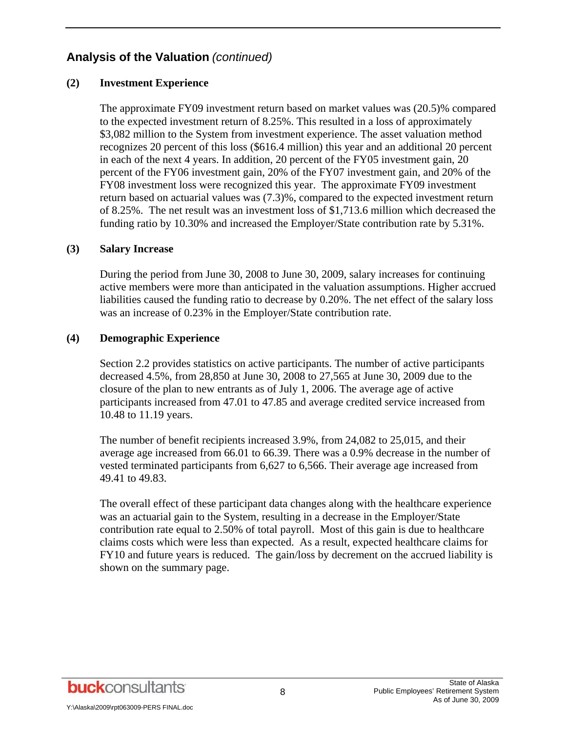## Analysis of the Valuation *(continued)*

**(2) Investment Experience**

The approximate FY09 investment return based on market values was (20.5)% compared to the expected investment return of 8.25%. This resulted in a loss of approximately $3,082 million to the System from investment experience. The asset valuation method recognizes 20 percent of this loss ($616.4 million) this year and an additional 20 percent in each of the next 4 years. In addition, 20 percent of the FY05 investment gain, 20 percent of the FY06 investment gain, 20% of the FY07 investment gain, and 20% of the FY08 investment loss were recognized this year. The approximate FY09 investment return based on actuarial values was (7.3)%, compared to the expected investment return of 8.25%. The net result was an investment loss of $1,713.6 million which decreased the funding ratio by 10.30% and increased the Employer/State contribution rate by 5.31%.

**(3) Salary Increase**

During the period from June 30, 2008 to June 30, 2009, salary increases for continuing active members were more than anticipated in the valuation assumptions. Higher accrued liabilities caused the funding ratio to decrease by 0.20%. The net effect of the salary loss was an increase of 0.23% in the Employer/State contribution rate.

**(4) Demographic Experience**

Section 2.2 provides statistics on active participants. The number of active participants decreased 4.5%, from 28,850 at June 30, 2008 to 27,565 at June 30, 2009 due to the closure of the plan to new entrants as of July 1, 2006. The average age of active participants increased from 47.01 to 47.85 and average credited service increased from 10.48 to 11.19 years.

The number of benefit recipients increased 3.9%, from 24,082 to 25,015, and their average age increased from 66.01 to 66.39. There was a 0.9% decrease in the number of vested terminated participants from 6,627 to 6,566. Their average age increased from 49.41 to 49.83.

The overall effect of these participant data changes along with the healthcare experience was an actuarial gain to the System, resulting in a decrease in the Employer/State contribution rate equal to 2.50% of total payroll. Most of this gain is due to healthcare claims costs which were less than expected. As a result, expected healthcare claims for FY10 and future years is reduced. The gain/loss by decrement on the accrued liability is shown on the summary page.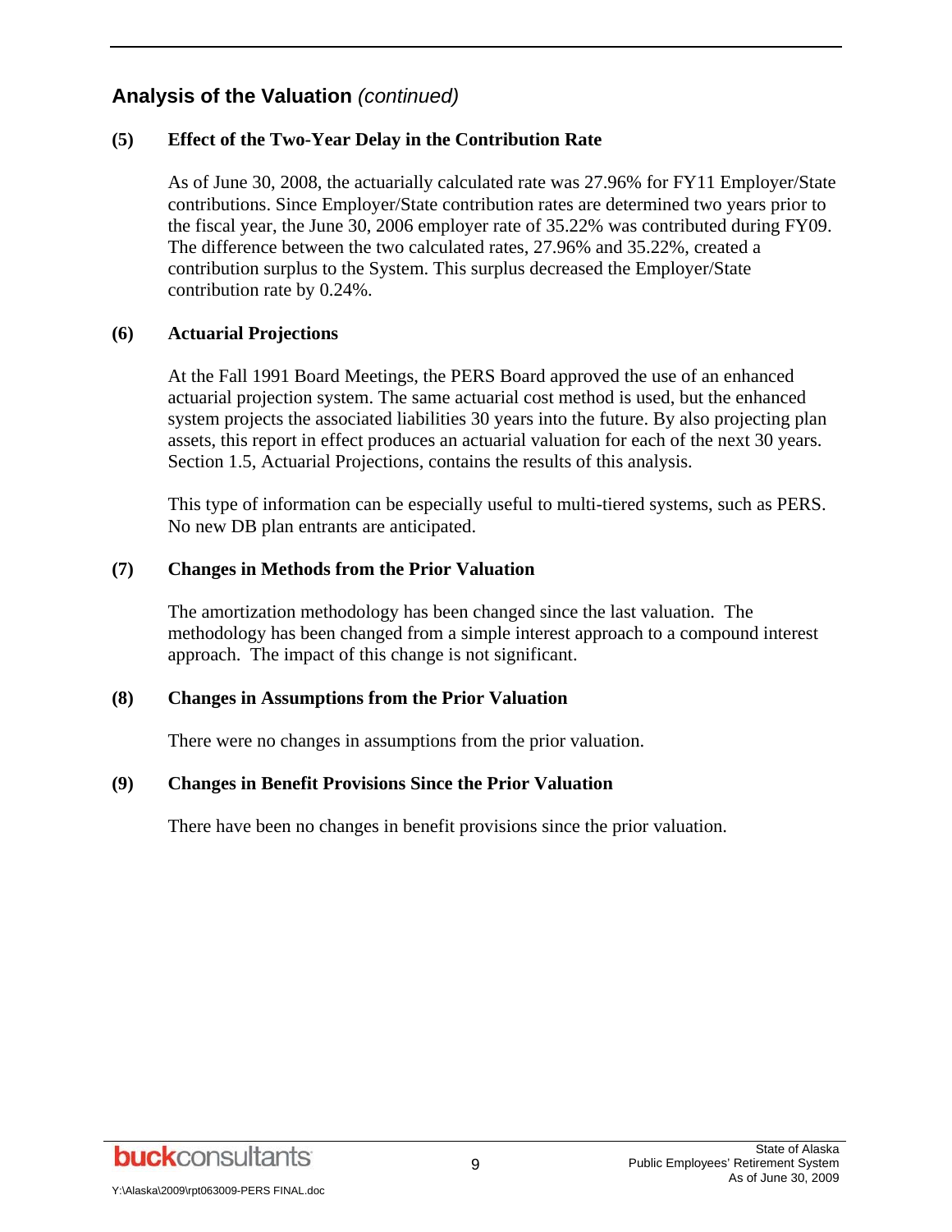## Analysis of the Valuation *(continued)*

### (5) Effect of the Two-Year Delay in the Contribution Rate

As of June 30, 2008, the actuarially calculated rate was 27.96% for FY11 Employer/State contributions. Since Employer/State contribution rates are determined two years prior to the fiscal year, the June 30, 2006 employer rate of 35.22% was contributed during FY09. The difference between the two calculated rates, 27.96% and 35.22%, created a contribution surplus to the System. This surplus decreased the Employer/State contribution rate by 0.24%.

### (6) Actuarial Projections

At the Fall 1991 Board Meetings, the PERS Board approved the use of an enhanced actuarial projection system. The same actuarial cost method is used, but the enhanced system projects the associated liabilities 30 years into the future. By also projecting plan assets, this report in effect produces an actuarial valuation for each of the next 30 years. Section 1.5, Actuarial Projections, contains the results of this analysis.

This type of information can be especially useful to multi-tiered systems, such as PERS. No new DB plan entrants are anticipated.

### (7) Changes in Methods from the Prior Valuation

The amortization methodology has been changed since the last valuation. The methodology has been changed from a simple interest approach to a compound interest approach. The impact of this change is not significant.

### (8) Changes in Assumptions from the Prior Valuation

There were no changes in assumptions from the prior valuation.

### (9) Changes in Benefit Provisions Since the Prior Valuation

There have been no changes in benefit provisions since the prior valuation.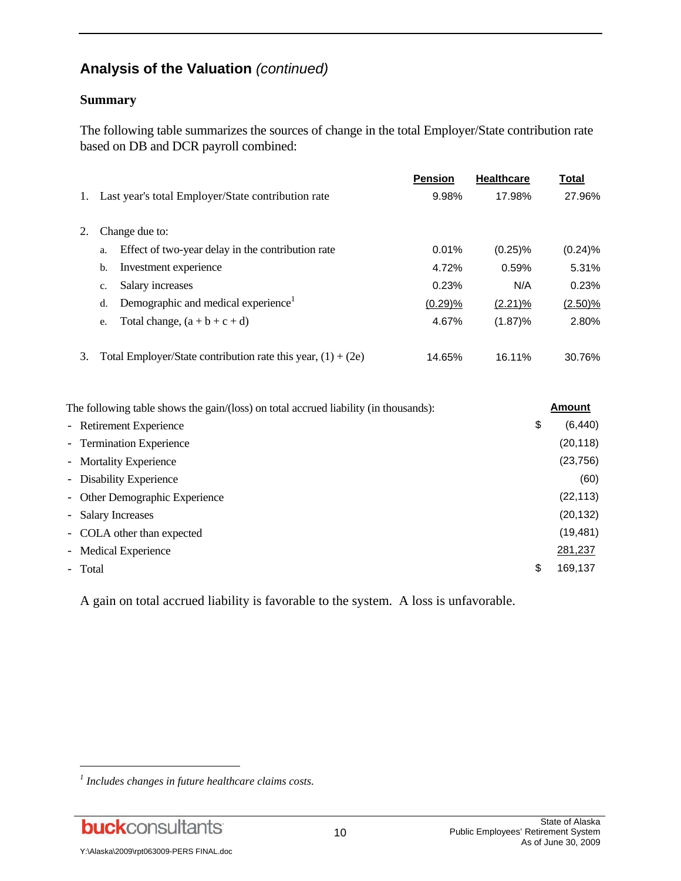## Analysis of the Valuation *(continued)*

### Summary

The following table summarizes the sources of change in the total Employer/State contribution rate based on DB and DCR payroll combined:

| | | Pension | Healthcare | Total |
|---|---|---|---|---|
| 1. | Last year's total Employer/State contribution rate | 9.98% | 17.98% | 27.96% |
| 2. | Change due to: | | | |
| | a. Effect of two-year delay in the contribution rate | 0.01% | (0.25)% | (0.24)% |
| | b. Investment experience | 4.72% | 0.59% | 5.31% |
| | c. Salary increases | 0.23% | N/A | 0.23% |
| | d. Demographic and medical experience[1] | (0.29)% | (2.21)% | (2.50)% |
| | e. Total change, (a + b + c + d) | 4.67% | (1.87)% | 2.80% |
| 3. | Total Employer/State contribution rate this year, (1) + (2e) | 14.65% | 16.11% | 30.76% |

| The following table shows the gain/(loss) on total accrued liability (in thousands): | Amount |
|---|---|
| - Retirement Experience | $ (6,440) |
| - Termination Experience | (20,118) |
| - Mortality Experience | (23,756) |
| - Disability Experience | (60) |
| - Other Demographic Experience | (22,113) |
| - Salary Increases | (20,132) |
| - COLA other than expected | (19,481) |
| - Medical Experience | 281,237 |
| - Total | $ 169,137 |

A gain on total accrued liability is favorable to the system. A loss is unfavorable.

[1] *Includes changes in future healthcare claims costs.*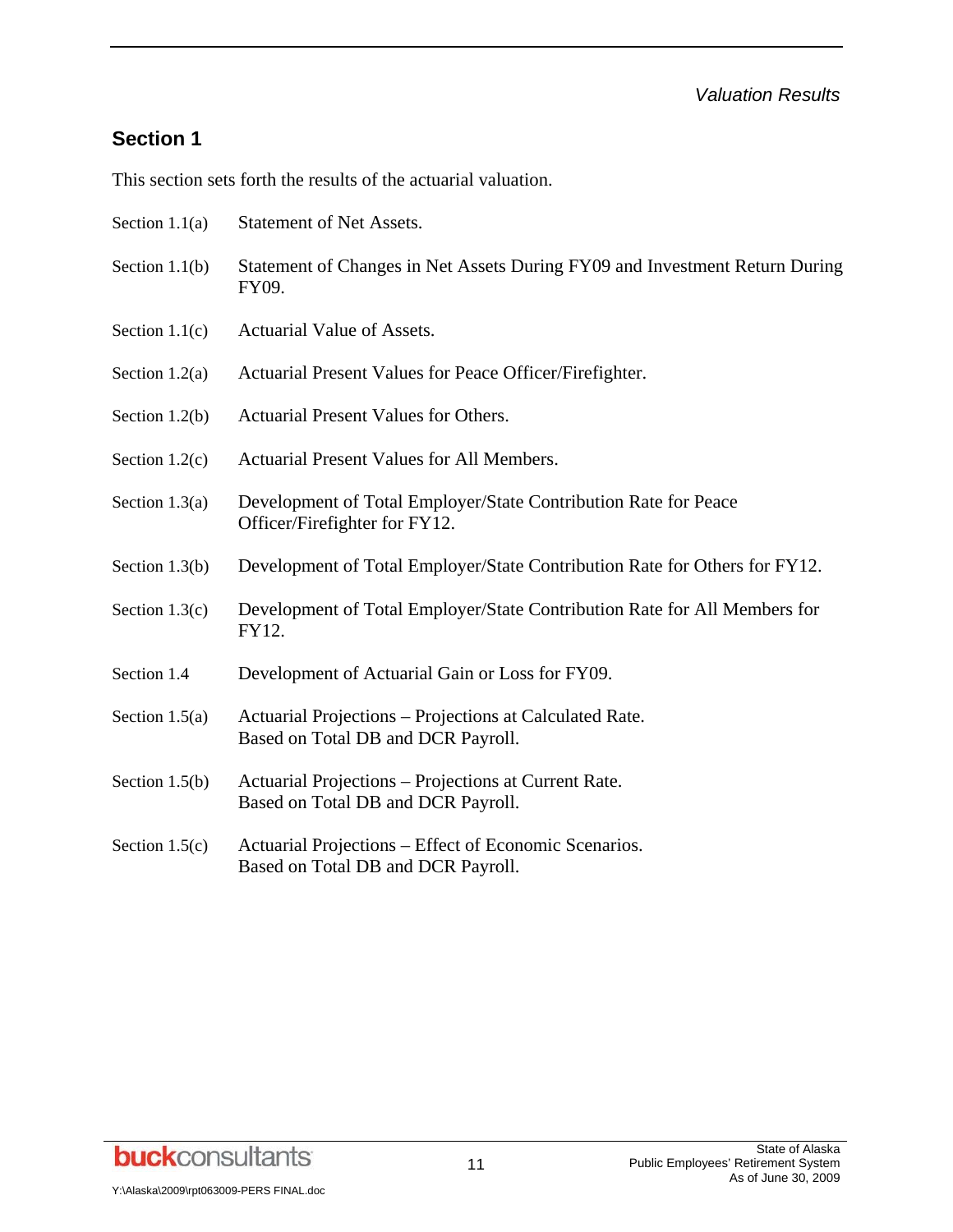*Valuation Results*

## Section 1

This section sets forth the results of the actuarial valuation.

| | |
|---|---|
| Section 1.1(a) | Statement of Net Assets. |
| Section 1.1(b) | Statement of Changes in Net Assets During FY09 and Investment Return During FY09. |
| Section 1.1(c) | Actuarial Value of Assets. |
| Section 1.2(a) | Actuarial Present Values for Peace Officer/Firefighter. |
| Section 1.2(b) | Actuarial Present Values for Others. |
| Section 1.2(c) | Actuarial Present Values for All Members. |
| Section 1.3(a) | Development of Total Employer/State Contribution Rate for Peace Officer/Firefighter for FY12. |
| Section 1.3(b) | Development of Total Employer/State Contribution Rate for Others for FY12. |
| Section 1.3(c) | Development of Total Employer/State Contribution Rate for All Members for FY12. |
| Section 1.4 | Development of Actuarial Gain or Loss for FY09. |
| Section 1.5(a) | Actuarial Projections – Projections at Calculated Rate. Based on Total DB and DCR Payroll. |
| Section 1.5(b) | Actuarial Projections – Projections at Current Rate. Based on Total DB and DCR Payroll. |
| Section 1.5(c) | Actuarial Projections – Effect of Economic Scenarios. Based on Total DB and DCR Payroll. |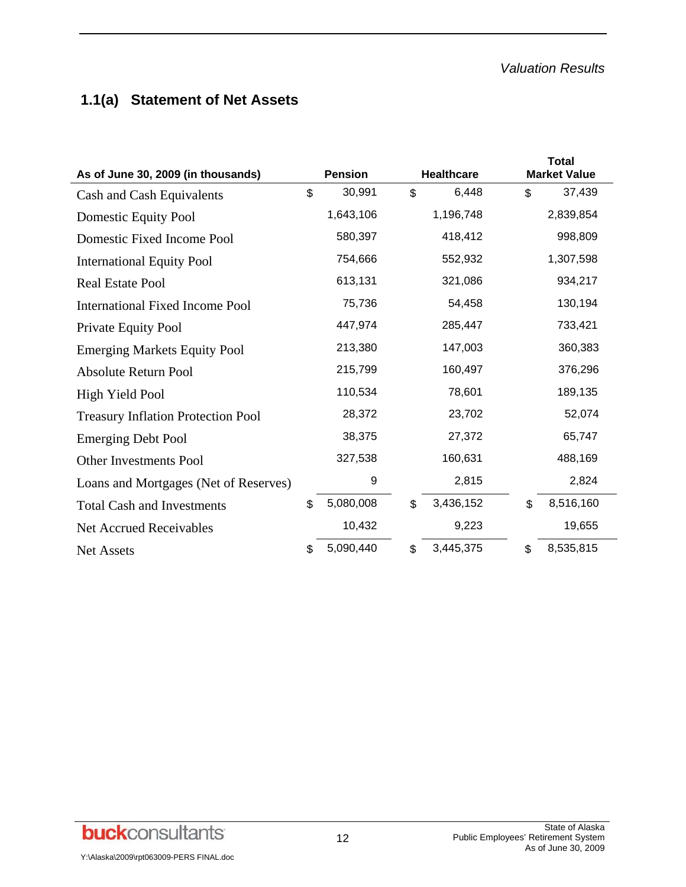## 1.1(a) Statement of Net Assets

| As of June 30, 2009 (in thousands) | Pension | Healthcare | Total Market Value |
|---|---|---|---|
| Cash and Cash Equivalents | $ 30,991 | $ 6,448 | $ 37,439 |
| Domestic Equity Pool | 1,643,106 | 1,196,748 | 2,839,854 |
| Domestic Fixed Income Pool | 580,397 | 418,412 | 998,809 |
| International Equity Pool | 754,666 | 552,932 | 1,307,598 |
| Real Estate Pool | 613,131 | 321,086 | 934,217 |
| International Fixed Income Pool | 75,736 | 54,458 | 130,194 |
| Private Equity Pool | 447,974 | 285,447 | 733,421 |
| Emerging Markets Equity Pool | 213,380 | 147,003 | 360,383 |
| Absolute Return Pool | 215,799 | 160,497 | 376,296 |
| High Yield Pool | 110,534 | 78,601 | 189,135 |
| Treasury Inflation Protection Pool | 28,372 | 23,702 | 52,074 |
| Emerging Debt Pool | 38,375 | 27,372 | 65,747 |
| Other Investments Pool | 327,538 | 160,631 | 488,169 |
| Loans and Mortgages (Net of Reserves) | 9 | 2,815 | 2,824 |
| Total Cash and Investments | $ 5,080,008 | $ 3,436,152 | $ 8,516,160 |
| Net Accrued Receivables | 10,432 | 9,223 | 19,655 |
| Net Assets | $ 5,090,440 | $ 3,445,375 | $ 8,535,815 |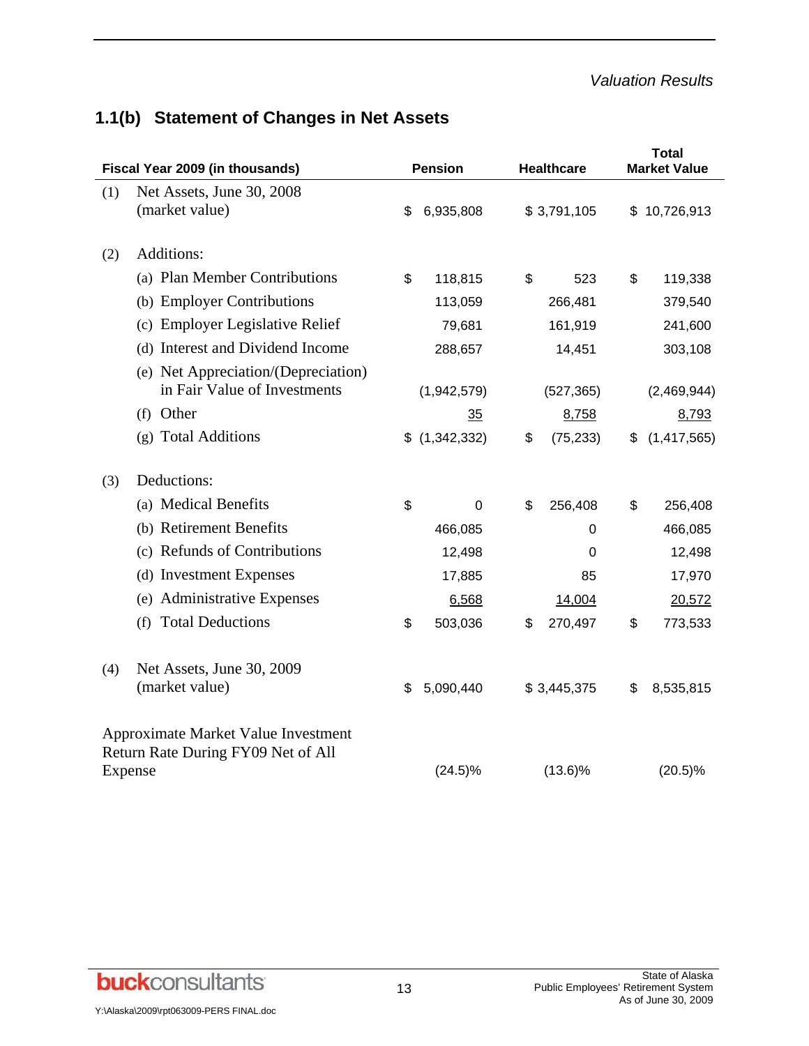## 1.1(b) Statement of Changes in Net Assets

| Fiscal Year 2009 (in thousands) | | Pension | Healthcare | Total Market Value |
|---|---|---|---|---|
| (1) | Net Assets, June 30, 2008 (market value) | $ 6,935,808 | $ 3,791,105 | $ 10,726,913 |
| (2) | Additions: | | | |
| | (a) Plan Member Contributions | $ 118,815 | $ 523 | $ 119,338 |
| | (b) Employer Contributions | 113,059 | 266,481 | 379,540 |
| | (c) Employer Legislative Relief | 79,681 | 161,919 | 241,600 |
| | (d) Interest and Dividend Income | 288,657 | 14,451 | 303,108 |
| | (e) Net Appreciation/(Depreciation) in Fair Value of Investments | (1,942,579) | (527,365) | (2,469,944) |
| | (f) Other | 35 | 8,758 | 8,793 |
| | (g) Total Additions | $ (1,342,332) | $ (75,233) | $ (1,417,565) |
| (3) | Deductions: | | | |
| | (a) Medical Benefits | $ 0 | $ 256,408 | $ 256,408 |
| | (b) Retirement Benefits | 466,085 | 0 | 466,085 |
| | (c) Refunds of Contributions | 12,498 | 0 | 12,498 |
| | (d) Investment Expenses | 17,885 | 85 | 17,970 |
| | (e) Administrative Expenses | 6,568 | 14,004 | 20,572 |
| | (f) Total Deductions | $ 503,036 | $ 270,497 | $ 773,533 |
| (4) | Net Assets, June 30, 2009 (market value) | $ 5,090,440 | $ 3,445,375 | $ 8,535,815 |
| Approximate Market Value Investment Return Rate During FY09 Net of All Expense | | (24.5)% | (13.6)% | (20.5)% |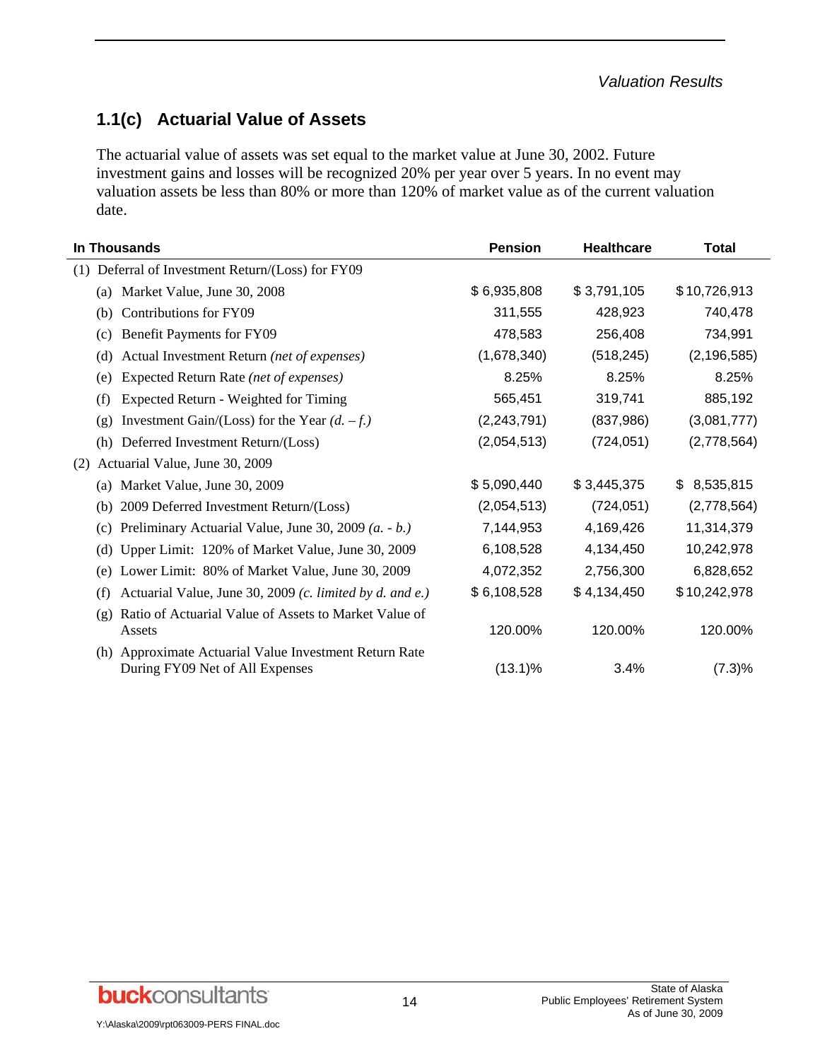## 1.1(c) Actuarial Value of Assets

The actuarial value of assets was set equal to the market value at June 30, 2002. Future investment gains and losses will be recognized 20% per year over 5 years. In no event may valuation assets be less than 80% or more than 120% of market value as of the current valuation date.

| In Thousands | Pension | Healthcare | Total |
|---|---|---|---|
| (1) Deferral of Investment Return/(Loss) for FY09 | | | |
| (a) Market Value, June 30, 2008 | $ 6,935,808 | $ 3,791,105 | $ 10,726,913 |
| (b) Contributions for FY09 | 311,555 | 428,923 | 740,478 |
| (c) Benefit Payments for FY09 | 478,583 | 256,408 | 734,991 |
| (d) Actual Investment Return *(net of expenses)* | (1,678,340) | (518,245) | (2,196,585) |
| (e) Expected Return Rate *(net of expenses)* | 8.25% | 8.25% | 8.25% |
| (f) Expected Return - Weighted for Timing | 565,451 | 319,741 | 885,192 |
| (g) Investment Gain/(Loss) for the Year *(d. – f.)* | (2,243,791) | (837,986) | (3,081,777) |
| (h) Deferred Investment Return/(Loss) | (2,054,513) | (724,051) | (2,778,564) |
| (2) Actuarial Value, June 30, 2009 | | | |
| (a) Market Value, June 30, 2009 | $ 5,090,440 | $ 3,445,375 | $ 8,535,815 |
| (b) 2009 Deferred Investment Return/(Loss) | (2,054,513) | (724,051) | (2,778,564) |
| (c) Preliminary Actuarial Value, June 30, 2009 *(a. - b.)* | 7,144,953 | 4,169,426 | 11,314,379 |
| (d) Upper Limit: 120% of Market Value, June 30, 2009 | 6,108,528 | 4,134,450 | 10,242,978 |
| (e) Lower Limit: 80% of Market Value, June 30, 2009 | 4,072,352 | 2,756,300 | 6,828,652 |
| (f) Actuarial Value, June 30, 2009 *(c. limited by d. and e.)* | $ 6,108,528 | $ 4,134,450 | $ 10,242,978 |
| (g) Ratio of Actuarial Value of Assets to Market Value of Assets | 120.00% | 120.00% | 120.00% |
| (h) Approximate Actuarial Value Investment Return Rate During FY09 Net of All Expenses | (13.1)% | 3.4% | (7.3)% |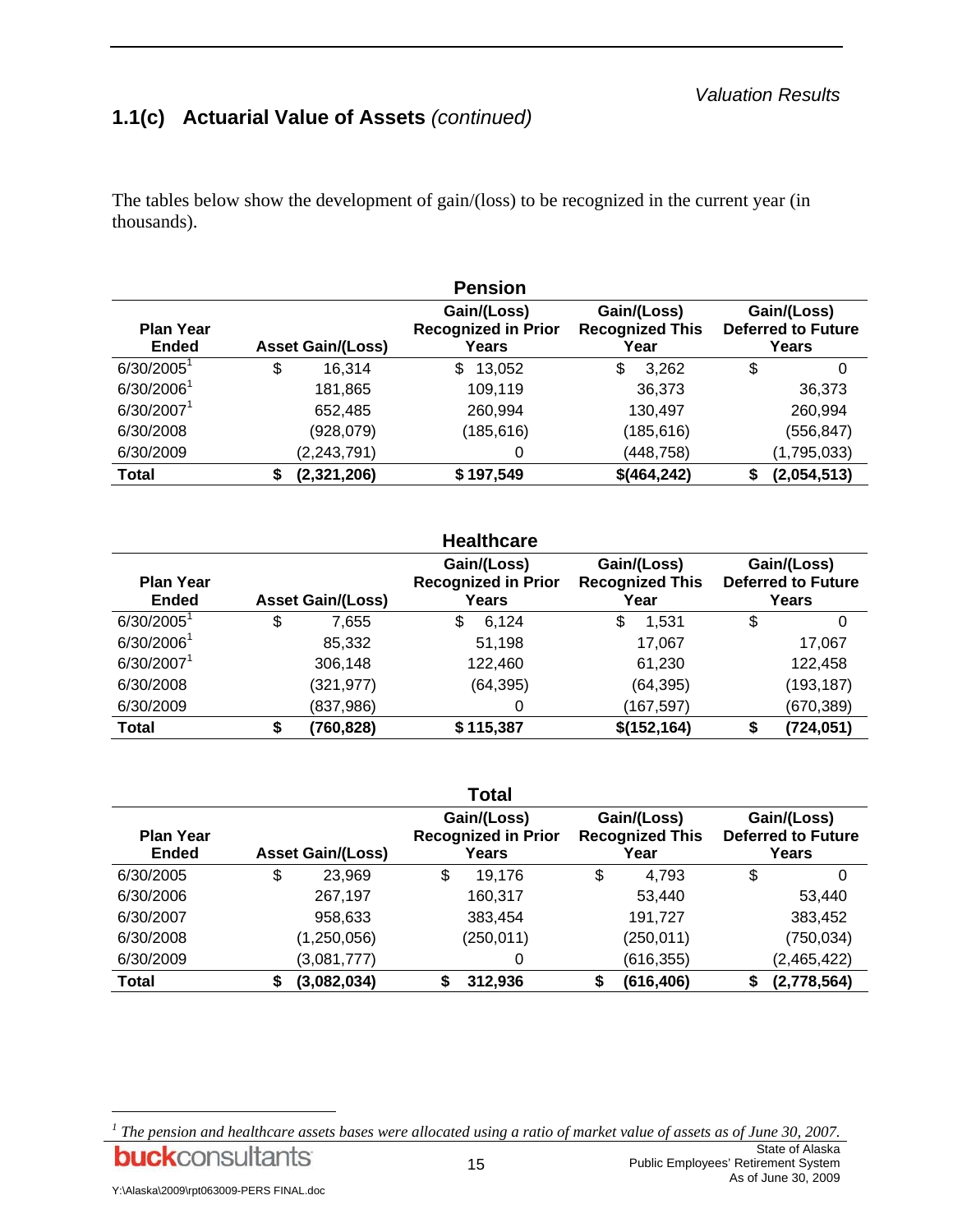## 1.1(c) Actuarial Value of Assets *(continued)*

The tables below show the development of gain/(loss) to be recognized in the current year (in thousands).

**Pension**

| Plan Year Ended | Asset Gain/(Loss) | Gain/(Loss) Recognized in Prior Years | Gain/(Loss) Recognized This Year | Gain/(Loss) Deferred to Future Years |
|---|---|---|---|---|
| 6/30/2005[1] | $ 16,314 | $ 13,052 | $ 3,262 | $ 0 |
| 6/30/2006[1] | 181,865 | 109,119 | 36,373 | 36,373 |
| 6/30/2007[1] | 652,485 | 260,994 | 130,497 | 260,994 |
| 6/30/2008 | (928,079) | (185,616) | (185,616) | (556,847) |
| 6/30/2009 | (2,243,791) | 0 | (448,758) | (1,795,033) |
| **Total** | **$ (2,321,206)** | **$ 197,549** | **$(464,242)** | **$ (2,054,513)** |

**Healthcare**

| Plan Year Ended | Asset Gain/(Loss) | Gain/(Loss) Recognized in Prior Years | Gain/(Loss) Recognized This Year | Gain/(Loss) Deferred to Future Years |
|---|---|---|---|---|
| 6/30/2005[1] | $ 7,655 | $ 6,124 | $ 1,531 | $ 0 |
| 6/30/2006[1] | 85,332 | 51,198 | 17,067 | 17,067 |
| 6/30/2007[1] | 306,148 | 122,460 | 61,230 | 122,458 |
| 6/30/2008 | (321,977) | (64,395) | (64,395) | (193,187) |
| 6/30/2009 | (837,986) | 0 | (167,597) | (670,389) |
| **Total** | **$ (760,828)** | **$ 115,387** | **$(152,164)** | **$ (724,051)** |

**Total**

| Plan Year Ended | Asset Gain/(Loss) | Gain/(Loss) Recognized in Prior Years | Gain/(Loss) Recognized This Year | Gain/(Loss) Deferred to Future Years |
|---|---|---|---|---|
| 6/30/2005 | $ 23,969 | $ 19,176 | $ 4,793 | $ 0 |
| 6/30/2006 | 267,197 | 160,317 | 53,440 | 53,440 |
| 6/30/2007 | 958,633 | 383,454 | 191,727 | 383,452 |
| 6/30/2008 | (1,250,056) | (250,011) | (250,011) | (750,034) |
| 6/30/2009 | (3,081,777) | 0 | (616,355) | (2,465,422) |
| **Total** | **$ (3,082,034)** | **$ 312,936** | **$ (616,406)** | **$ (2,778,564)** |

[1] *The pension and healthcare assets bases were allocated using a ratio of market value of assets as of June 30, 2007.*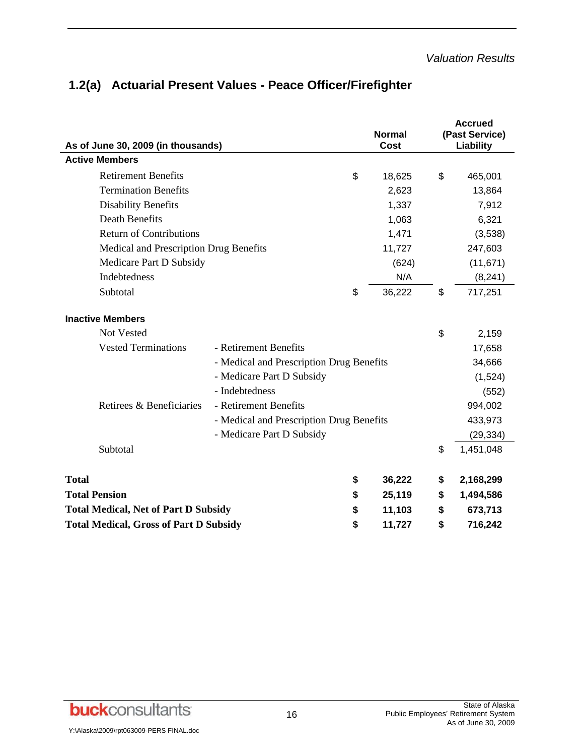## 1.2(a) Actuarial Present Values - Peace Officer/Firefighter

| As of June 30, 2009 (in thousands) | | Normal Cost | Accrued (Past Service) Liability |
|---|---|---|---|
| **Active Members** | | | |
| Retirement Benefits | | $ 18,625 | $ 465,001 |
| Termination Benefits | | 2,623 | 13,864 |
| Disability Benefits | | 1,337 | 7,912 |
| Death Benefits | | 1,063 | 6,321 |
| Return of Contributions | | 1,471 | (3,538) |
| Medical and Prescription Drug Benefits | | 11,727 | 247,603 |
| Medicare Part D Subsidy | | (624) | (11,671) |
| Indebtedness | | N/A | (8,241) |
| Subtotal | | $ 36,222 | $ 717,251 |
| **Inactive Members** | | | |
| Not Vested | | | $ 2,159 |
| Vested Terminations | - Retirement Benefits | | 17,658 |
| | - Medical and Prescription Drug Benefits | | 34,666 |
| | - Medicare Part D Subsidy | | (1,524) |
| | - Indebtedness | | (552) |
| Retirees & Beneficiaries | - Retirement Benefits | | 994,002 |
| | - Medical and Prescription Drug Benefits | | 433,973 |
| | - Medicare Part D Subsidy | | (29,334) |
| Subtotal | | | $ 1,451,048 |
| **Total** | | **$ 36,222** | **$ 2,168,299** |
| **Total Pension** | | **$ 25,119** | **$ 1,494,586** |
| **Total Medical, Net of Part D Subsidy** | | **$ 11,103** | **$ 673,713** |
| **Total Medical, Gross of Part D Subsidy** | | **$ 11,727** | **$ 716,242** |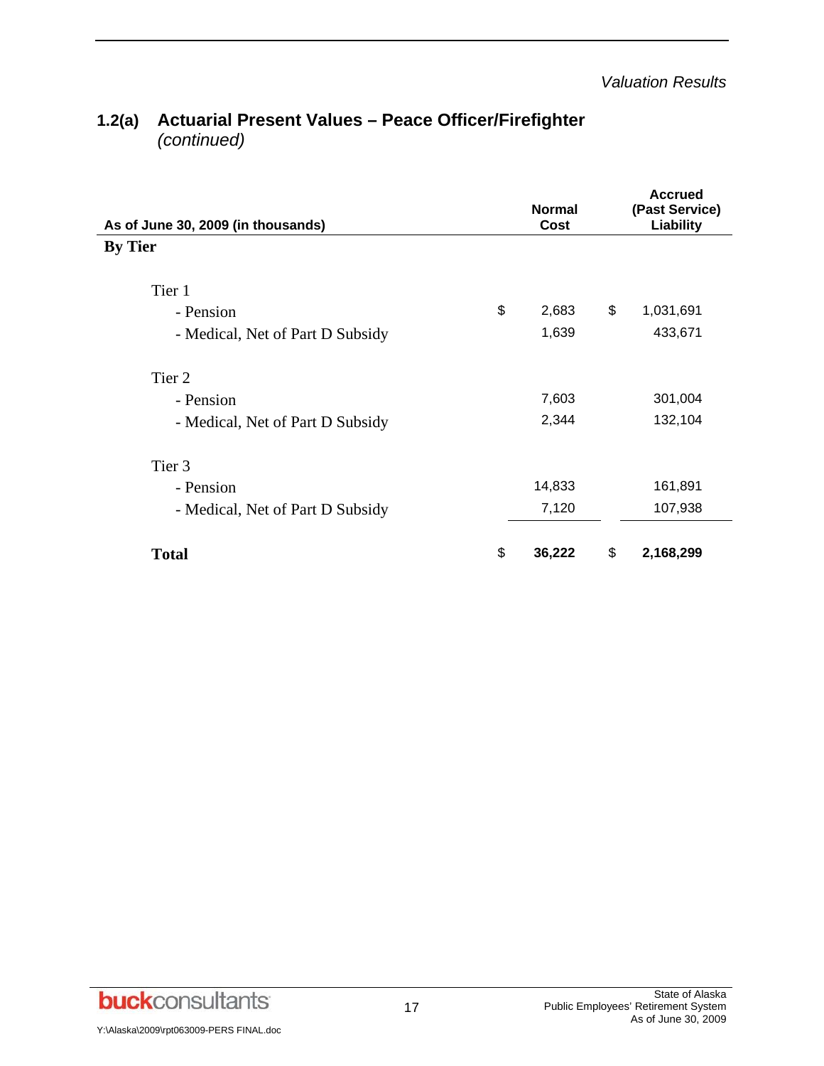## 1.2(a) Actuarial Present Values – Peace Officer/Firefighter *(continued)*

| As of June 30, 2009 (in thousands) | Normal Cost | Accrued (Past Service) Liability |
|---|---|---|
| **By Tier** | | |
| Tier 1 | | |
| - Pension | $ 2,683 | $ 1,031,691 |
| - Medical, Net of Part D Subsidy | 1,639 | 433,671 |
| Tier 2 | | |
| - Pension | 7,603 | 301,004 |
| - Medical, Net of Part D Subsidy | 2,344 | 132,104 |
| Tier 3 | | |
| - Pension | 14,833 | 161,891 |
| - Medical, Net of Part D Subsidy | 7,120 | 107,938 |
| **Total** | **$ 36,222** | **$ 2,168,299** |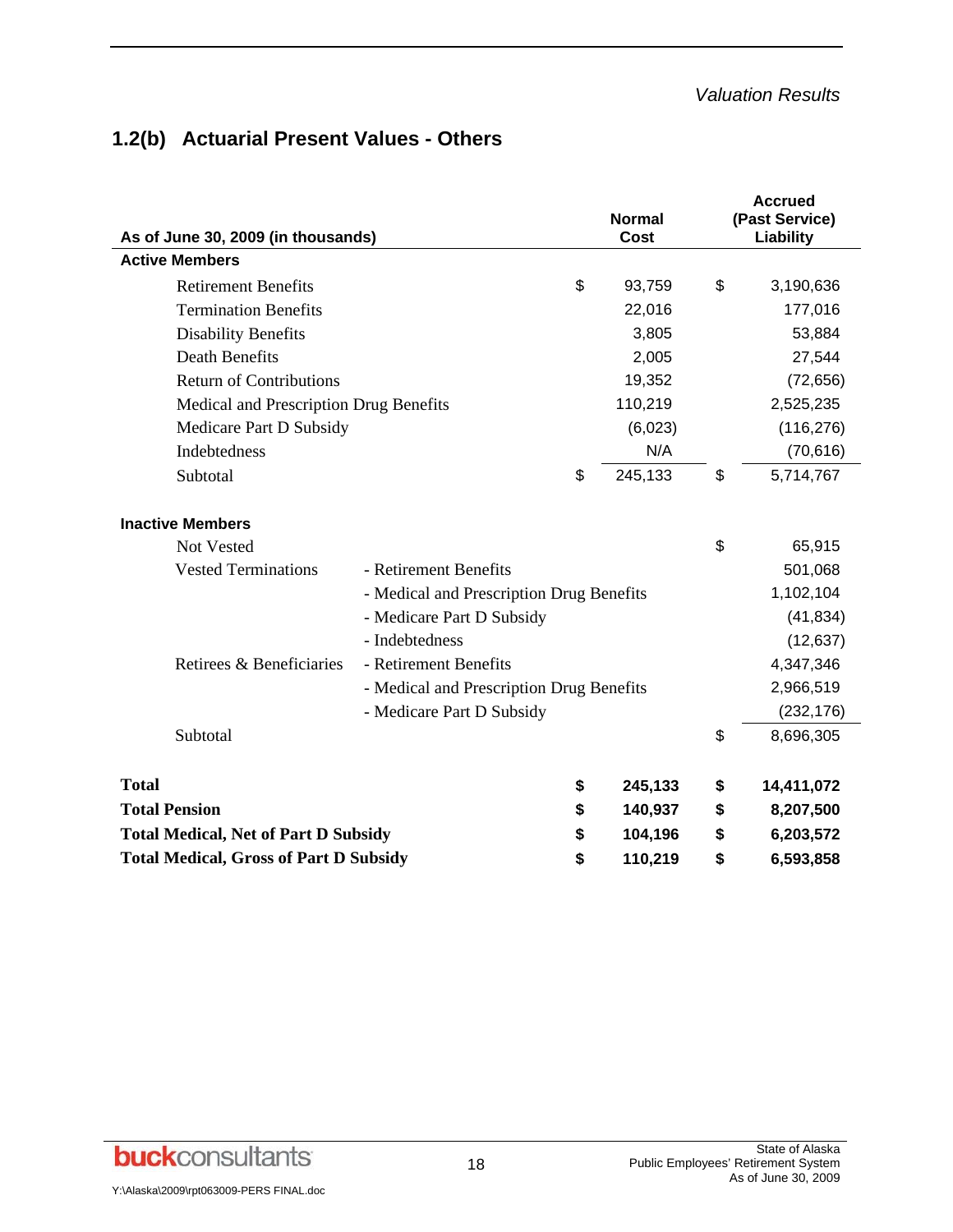*Valuation Results*

## 1.2(b) Actuarial Present Values - Others

| As of June 30, 2009 (in thousands) | | Normal Cost | Accrued (Past Service) Liability |
|---|---|---|---|
| **Active Members** | | | |
| Retirement Benefits | | $ 93,759 | $ 3,190,636 |
| Termination Benefits | | 22,016 | 177,016 |
| Disability Benefits | | 3,805 | 53,884 |
| Death Benefits | | 2,005 | 27,544 |
| Return of Contributions | | 19,352 | (72,656) |
| Medical and Prescription Drug Benefits | | 110,219 | 2,525,235 |
| Medicare Part D Subsidy | | (6,023) | (116,276) |
| Indebtedness | | N/A | (70,616) |
| Subtotal | | $ 245,133 | $ 5,714,767 |
| **Inactive Members** | | | |
| Not Vested | | | $ 65,915 |
| Vested Terminations | - Retirement Benefits | | 501,068 |
| | - Medical and Prescription Drug Benefits | | 1,102,104 |
| | - Medicare Part D Subsidy | | (41,834) |
| | - Indebtedness | | (12,637) |
| Retirees & Beneficiaries | - Retirement Benefits | | 4,347,346 |
| | - Medical and Prescription Drug Benefits | | 2,966,519 |
| | - Medicare Part D Subsidy | | (232,176) |
| Subtotal | | | $ 8,696,305 |
| **Total** | | **$ 245,133** | **$ 14,411,072** |
| **Total Pension** | | **$ 140,937** | **$ 8,207,500** |
| **Total Medical, Net of Part D Subsidy** | | **$ 104,196** | **$ 6,203,572** |
| **Total Medical, Gross of Part D Subsidy** | | **$ 110,219** | **$ 6,593,858** |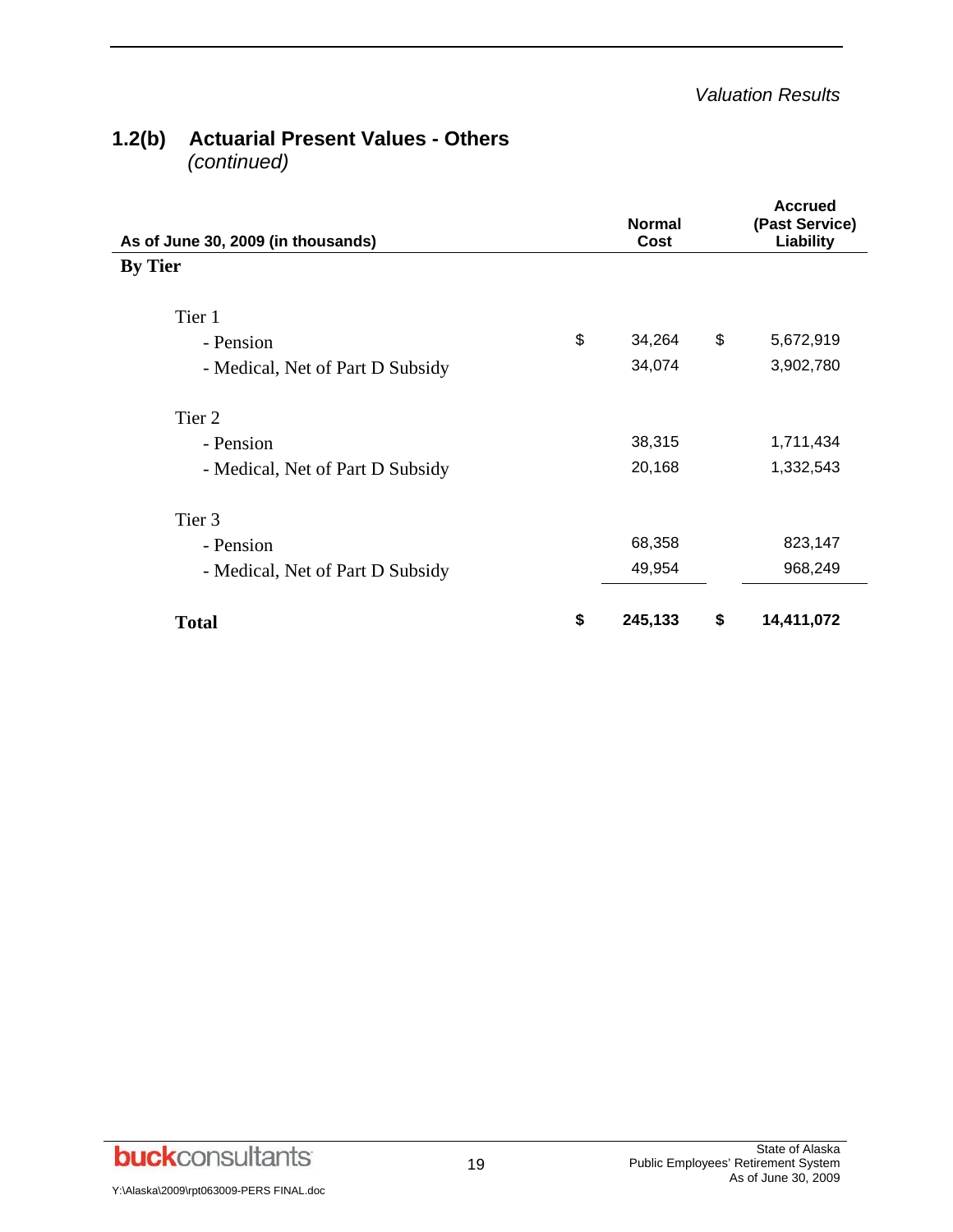## 1.2(b) Actuarial Present Values - Others *(continued)*

| As of June 30, 2009 (in thousands) | Normal Cost | Accrued (Past Service) Liability |
|---|---|---|
| **By Tier** | | |
| Tier 1 | | |
| - Pension | $ 34,264 | $ 5,672,919 |
| - Medical, Net of Part D Subsidy | 34,074 | 3,902,780 |
| Tier 2 | | |
| - Pension | 38,315 | 1,711,434 |
| - Medical, Net of Part D Subsidy | 20,168 | 1,332,543 |
| Tier 3 | | |
| - Pension | 68,358 | 823,147 |
| - Medical, Net of Part D Subsidy | 49,954 | 968,249 |
| **Total** | **$ 245,133** | **$ 14,411,072** |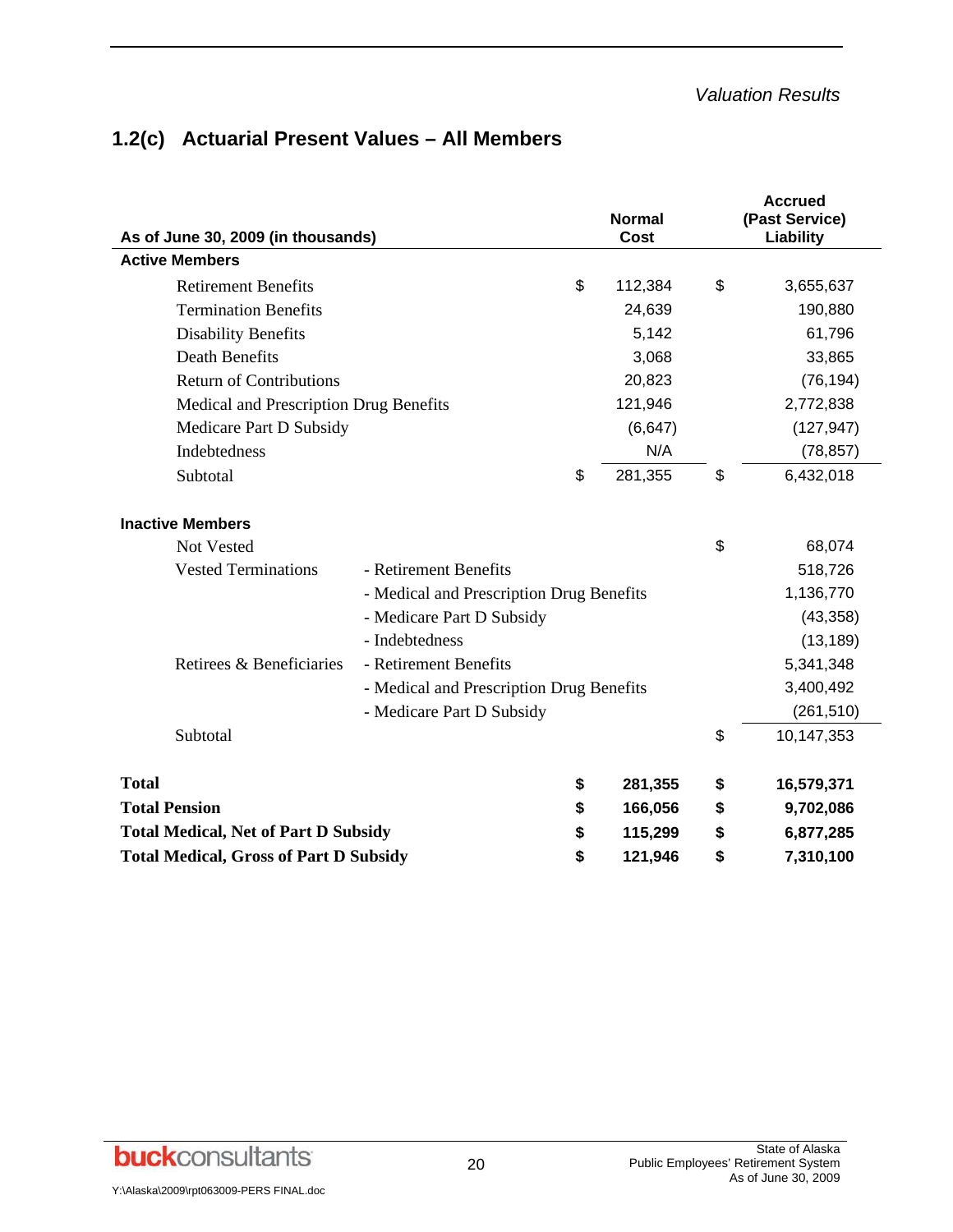## 1.2(c) Actuarial Present Values – All Members

| As of June 30, 2009 (in thousands) | | Normal Cost | Accrued (Past Service) Liability |
|---|---|---|---|
| **Active Members** | | | |
| Retirement Benefits | | $ 112,384 | $ 3,655,637 |
| Termination Benefits | | 24,639 | 190,880 |
| Disability Benefits | | 5,142 | 61,796 |
| Death Benefits | | 3,068 | 33,865 |
| Return of Contributions | | 20,823 | (76,194) |
| Medical and Prescription Drug Benefits | | 121,946 | 2,772,838 |
| Medicare Part D Subsidy | | (6,647) | (127,947) |
| Indebtedness | | N/A | (78,857) |
| Subtotal | | $ 281,355 | $ 6,432,018 |
| **Inactive Members** | | | |
| Not Vested | | | $ 68,074 |
| Vested Terminations | - Retirement Benefits | | 518,726 |
| | - Medical and Prescription Drug Benefits | | 1,136,770 |
| | - Medicare Part D Subsidy | | (43,358) |
| | - Indebtedness | | (13,189) |
| Retirees & Beneficiaries | - Retirement Benefits | | 5,341,348 |
| | - Medical and Prescription Drug Benefits | | 3,400,492 |
| | - Medicare Part D Subsidy | | (261,510) |
| Subtotal | | | $ 10,147,353 |
| **Total** | | **$ 281,355** | **$ 16,579,371** |
| **Total Pension** | | **$ 166,056** | **$ 9,702,086** |
| **Total Medical, Net of Part D Subsidy** | | **$ 115,299** | **$ 6,877,285** |
| **Total Medical, Gross of Part D Subsidy** | | **$ 121,946** | **$ 7,310,100** |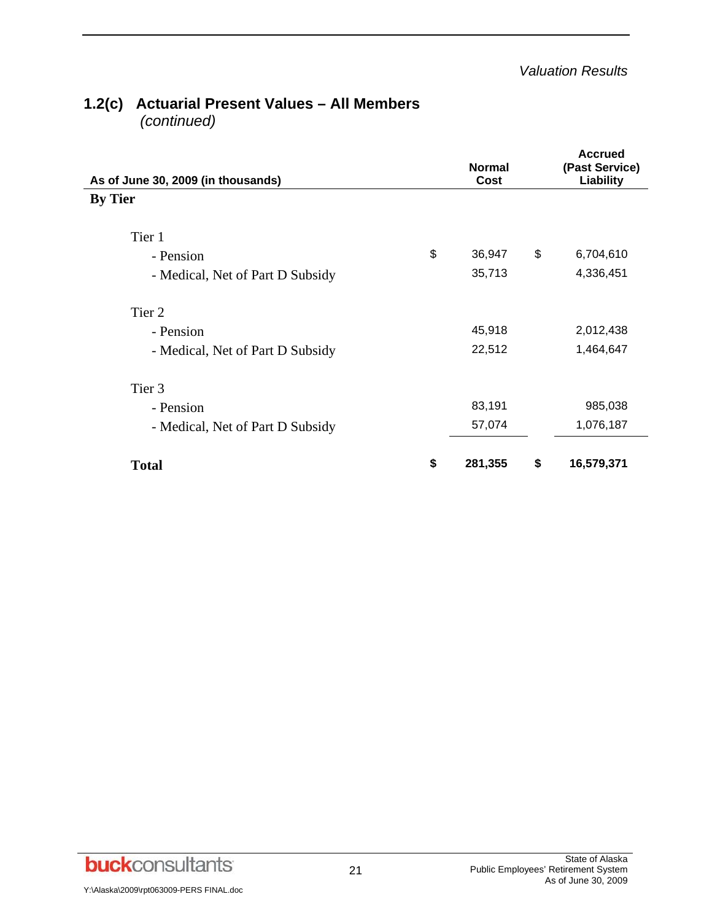## 1.2(c) Actuarial Present Values – All Members *(continued)*

| As of June 30, 2009 (in thousands) | Normal Cost | Accrued (Past Service) Liability |
|---|---|---|
| **By Tier** | | |
| Tier 1 | | |
| - Pension | $ 36,947 | $ 6,704,610 |
| - Medical, Net of Part D Subsidy | 35,713 | 4,336,451 |
| Tier 2 | | |
| - Pension | 45,918 | 2,012,438 |
| - Medical, Net of Part D Subsidy | 22,512 | 1,464,647 |
| Tier 3 | | |
| - Pension | 83,191 | 985,038 |
| - Medical, Net of Part D Subsidy | 57,074 | 1,076,187 |
| **Total** | **$ 281,355** | **$ 16,579,371** |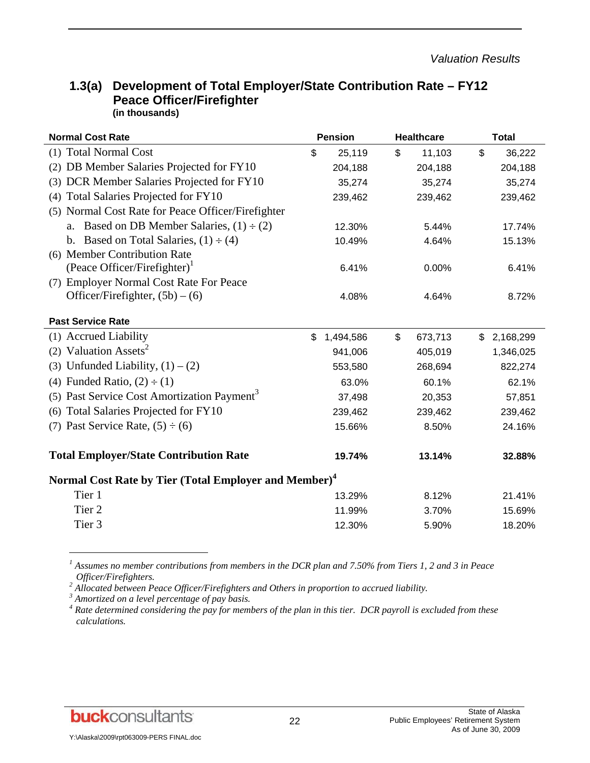### 1.3(a) Development of Total Employer/State Contribution Rate – FY12 Peace Officer/Firefighter
**(in thousands)**

| Normal Cost Rate | Pension | Healthcare | Total |
|---|---|---|---|
| (1) Total Normal Cost | $ 25,119 | $ 11,103 | $ 36,222 |
| (2) DB Member Salaries Projected for FY10 | 204,188 | 204,188 | 204,188 |
| (3) DCR Member Salaries Projected for FY10 | 35,274 | 35,274 | 35,274 |
| (4) Total Salaries Projected for FY10 | 239,462 | 239,462 | 239,462 |
| (5) Normal Cost Rate for Peace Officer/Firefighter | | | |
| a. Based on DB Member Salaries, (1) ÷ (2) | 12.30% | 5.44% | 17.74% |
| b. Based on Total Salaries, (1) ÷ (4) | 10.49% | 4.64% | 15.13% |
| (6) Member Contribution Rate (Peace Officer/Firefighter)[1] | 6.41% | 0.00% | 6.41% |
| (7) Employer Normal Cost Rate For Peace Officer/Firefighter, (5b) – (6) | 4.08% | 4.64% | 8.72% |
| **Past Service Rate** | | | |
| (1) Accrued Liability | $ 1,494,586 | $ 673,713 | $ 2,168,299 |
| (2) Valuation Assets[2] | 941,006 | 405,019 | 1,346,025 |
| (3) Unfunded Liability, (1) – (2) | 553,580 | 268,694 | 822,274 |
| (4) Funded Ratio, (2) ÷ (1) | 63.0% | 60.1% | 62.1% |
| (5) Past Service Cost Amortization Payment[3] | 37,498 | 20,353 | 57,851 |
| (6) Total Salaries Projected for FY10 | 239,462 | 239,462 | 239,462 |
| (7) Past Service Rate, (5) ÷ (6) | 15.66% | 8.50% | 24.16% |
| **Total Employer/State Contribution Rate** | **19.74%** | **13.14%** | **32.88%** |
| **Normal Cost Rate by Tier (Total Employer and Member)[4]** | | | |
| Tier 1 | 13.29% | 8.12% | 21.41% |
| Tier 2 | 11.99% | 3.70% | 15.69% |
| Tier 3 | 12.30% | 5.90% | 18.20% |

[1] *Assumes no member contributions from members in the DCR plan and 7.50% from Tiers 1, 2 and 3 in Peace Officer/Firefighters.*
[2] *Allocated between Peace Officer/Firefighters and Others in proportion to accrued liability.*
[3] *Amortized on a level percentage of pay basis.*
[4] *Rate determined considering the pay for members of the plan in this tier. DCR payroll is excluded from these calculations.*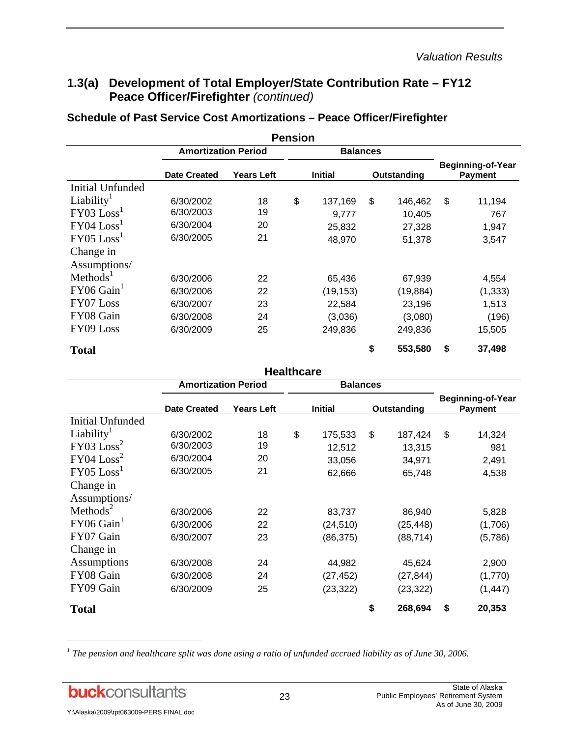## 1.3(a) Development of Total Employer/State Contribution Rate – FY12 Peace Officer/Firefighter *(continued)*

### Schedule of Past Service Cost Amortizations – Peace Officer/Firefighter

**Pension**

| | Amortization Period | | Balances | | |
|---|---|---|---|---|---|
| | Date Created | Years Left | Initial | Outstanding | Beginning-of-Year Payment |
| Initial Unfunded Liability[1] | 6/30/2002 | 18 | $ 137,169 | $ 146,462 | $ 11,194 |
| FY03 Loss[1] | 6/30/2003 | 19 | 9,777 | 10,405 | 767 |
| FY04 Loss[1] | 6/30/2004 | 20 | 25,832 | 27,328 | 1,947 |
| FY05 Loss[1] | 6/30/2005 | 21 | 48,970 | 51,378 | 3,547 |
| Change in Assumptions/ Methods[1] | 6/30/2006 | 22 | 65,436 | 67,939 | 4,554 |
| FY06 Gain[1] | 6/30/2006 | 22 | (19,153) | (19,884) | (1,333) |
| FY07 Loss | 6/30/2007 | 23 | 22,584 | 23,196 | 1,513 |
| FY08 Gain | 6/30/2008 | 24 | (3,036) | (3,080) | (196) |
| FY09 Loss | 6/30/2009 | 25 | 249,836 | 249,836 | 15,505 |
| **Total** | | | | **$ 553,580** | **$ 37,498** |

**Healthcare**

| | Amortization Period | | Balances | | |
|---|---|---|---|---|---|
| | Date Created | Years Left | Initial | Outstanding | Beginning-of-Year Payment |
| Initial Unfunded Liability[1] | 6/30/2002 | 18 | $ 175,533 | $ 187,424 | $ 14,324 |
| FY03 Loss[2] | 6/30/2003 | 19 | 12,512 | 13,315 | 981 |
| FY04 Loss[2] | 6/30/2004 | 20 | 33,056 | 34,971 | 2,491 |
| FY05 Loss[1] | 6/30/2005 | 21 | 62,666 | 65,748 | 4,538 |
| Change in Assumptions/ Methods[2] | 6/30/2006 | 22 | 83,737 | 86,940 | 5,828 |
| FY06 Gain[1] | 6/30/2006 | 22 | (24,510) | (25,448) | (1,706) |
| FY07 Gain | 6/30/2007 | 23 | (86,375) | (88,714) | (5,786) |
| Change in Assumptions | 6/30/2008 | 24 | 44,982 | 45,624 | 2,900 |
| FY08 Gain | 6/30/2008 | 24 | (27,452) | (27,844) | (1,770) |
| FY09 Gain | 6/30/2009 | 25 | (23,322) | (23,322) | (1,447) |
| **Total** | | | | **$ 268,694** | **$ 20,353** |

[1] *The pension and healthcare split was done using a ratio of unfunded accrued liability as of June 30, 2006.*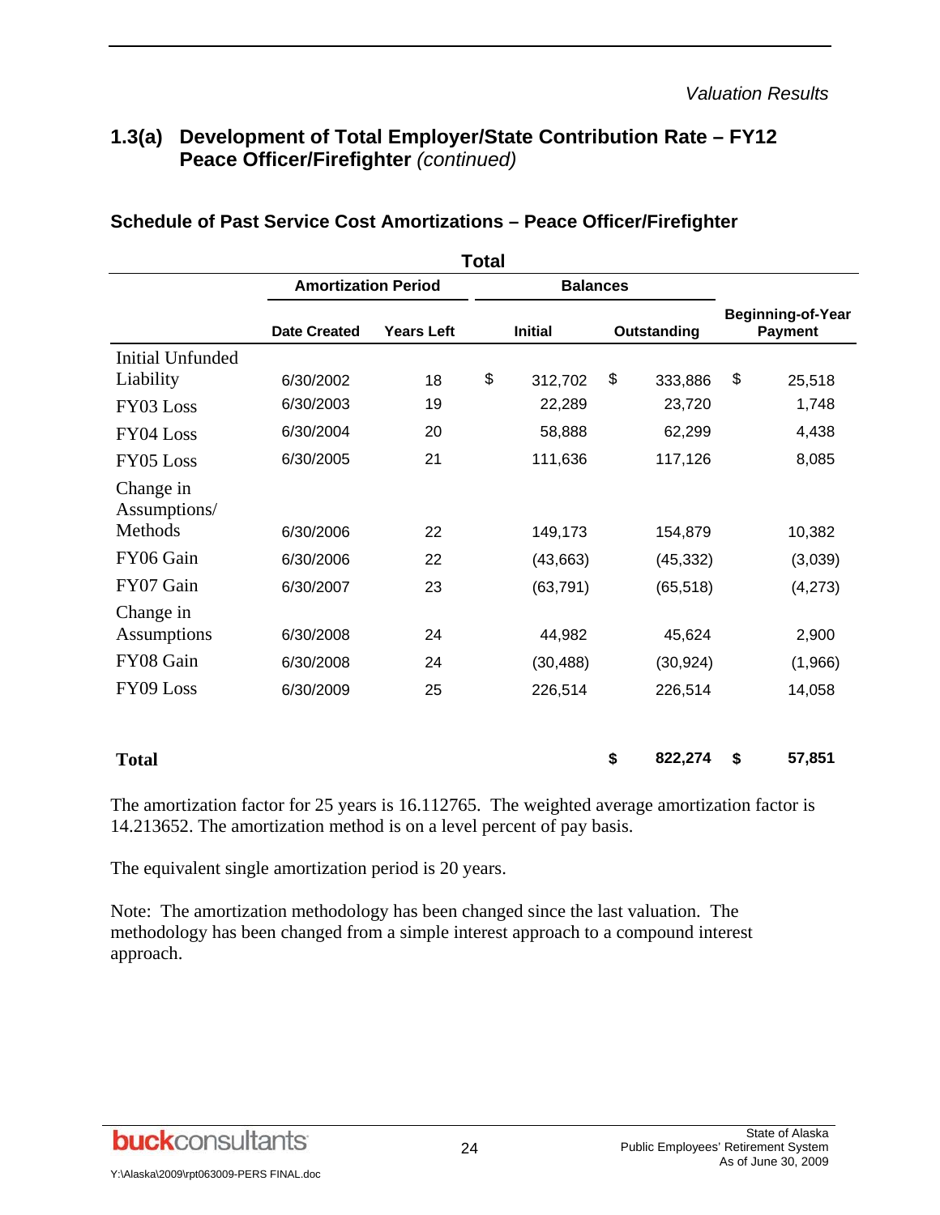## 1.3(a) Development of Total Employer/State Contribution Rate – FY12 Peace Officer/Firefighter *(continued)*

### Schedule of Past Service Cost Amortizations – Peace Officer/Firefighter

| Total | | | | | |
|---|---|---|---|---|---|
| | **Amortization Period** | | **Balances** | | |
| | **Date Created** | **Years Left** | **Initial** | **Outstanding** | **Beginning-of-Year Payment** |
| Initial Unfunded Liability | 6/30/2002 | 18 | $ 312,702 | $ 333,886 | $ 25,518 |
| FY03 Loss | 6/30/2003 | 19 | 22,289 | 23,720 | 1,748 |
| FY04 Loss | 6/30/2004 | 20 | 58,888 | 62,299 | 4,438 |
| FY05 Loss | 6/30/2005 | 21 | 111,636 | 117,126 | 8,085 |
| Change in Assumptions/ Methods | 6/30/2006 | 22 | 149,173 | 154,879 | 10,382 |
| FY06 Gain | 6/30/2006 | 22 | (43,663) | (45,332) | (3,039) |
| FY07 Gain | 6/30/2007 | 23 | (63,791) | (65,518) | (4,273) |
| Change in Assumptions | 6/30/2008 | 24 | 44,982 | 45,624 | 2,900 |
| FY08 Gain | 6/30/2008 | 24 | (30,488) | (30,924) | (1,966) |
| FY09 Loss | 6/30/2009 | 25 | 226,514 | 226,514 | 14,058 |
| **Total** | | | | **$ 822,274** | **$ 57,851** |

The amortization factor for 25 years is 16.112765. The weighted average amortization factor is 14.213652. The amortization method is on a level percent of pay basis.

The equivalent single amortization period is 20 years.

Note: The amortization methodology has been changed since the last valuation. The methodology has been changed from a simple interest approach to a compound interest approach.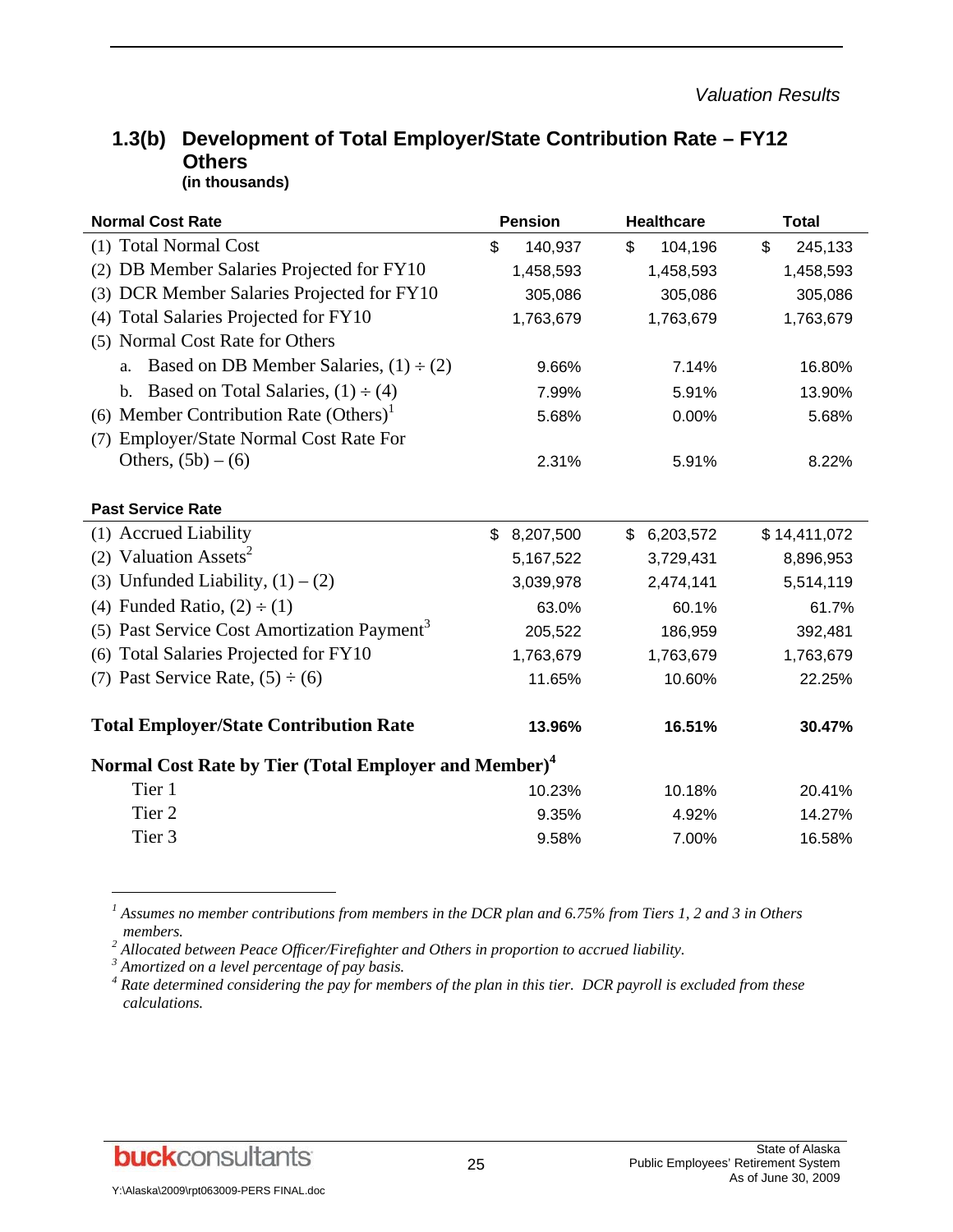## 1.3(b) Development of Total Employer/State Contribution Rate – FY12 Others

**(in thousands)**

| Normal Cost Rate | Pension | Healthcare | Total |
|---|---|---|---|
| (1) Total Normal Cost | $ 140,937 | $ 104,196 | $ 245,133 |
| (2) DB Member Salaries Projected for FY10 | 1,458,593 | 1,458,593 | 1,458,593 |
| (3) DCR Member Salaries Projected for FY10 | 305,086 | 305,086 | 305,086 |
| (4) Total Salaries Projected for FY10 | 1,763,679 | 1,763,679 | 1,763,679 |
| (5) Normal Cost Rate for Others | | | |
| a. Based on DB Member Salaries, (1) ÷ (2) | 9.66% | 7.14% | 16.80% |
| b. Based on Total Salaries, (1) ÷ (4) | 7.99% | 5.91% | 13.90% |
| (6) Member Contribution Rate (Others)[1] | 5.68% | 0.00% | 5.68% |
| (7) Employer/State Normal Cost Rate For Others, (5b) – (6) | 2.31% | 5.91% | 8.22% |
| **Past Service Rate** | | | |
| (1) Accrued Liability | $ 8,207,500 | $ 6,203,572 | $ 14,411,072 |
| (2) Valuation Assets[2] | 5,167,522 | 3,729,431 | 8,896,953 |
| (3) Unfunded Liability, (1) – (2) | 3,039,978 | 2,474,141 | 5,514,119 |
| (4) Funded Ratio, (2) ÷ (1) | 63.0% | 60.1% | 61.7% |
| (5) Past Service Cost Amortization Payment[3] | 205,522 | 186,959 | 392,481 |
| (6) Total Salaries Projected for FY10 | 1,763,679 | 1,763,679 | 1,763,679 |
| (7) Past Service Rate, (5) ÷ (6) | 11.65% | 10.60% | 22.25% |
| **Total Employer/State Contribution Rate** | **13.96%** | **16.51%** | **30.47%** |
| **Normal Cost Rate by Tier (Total Employer and Member)[4]** | | | |
| Tier 1 | 10.23% | 10.18% | 20.41% |
| Tier 2 | 9.35% | 4.92% | 14.27% |
| Tier 3 | 9.58% | 7.00% | 16.58% |

---

[1] *Assumes no member contributions from members in the DCR plan and 6.75% from Tiers 1, 2 and 3 in Others members.*

[2] *Allocated between Peace Officer/Firefighter and Others in proportion to accrued liability.*

[3] *Amortized on a level percentage of pay basis.*

[4] *Rate determined considering the pay for members of the plan in this tier. DCR payroll is excluded from these calculations.*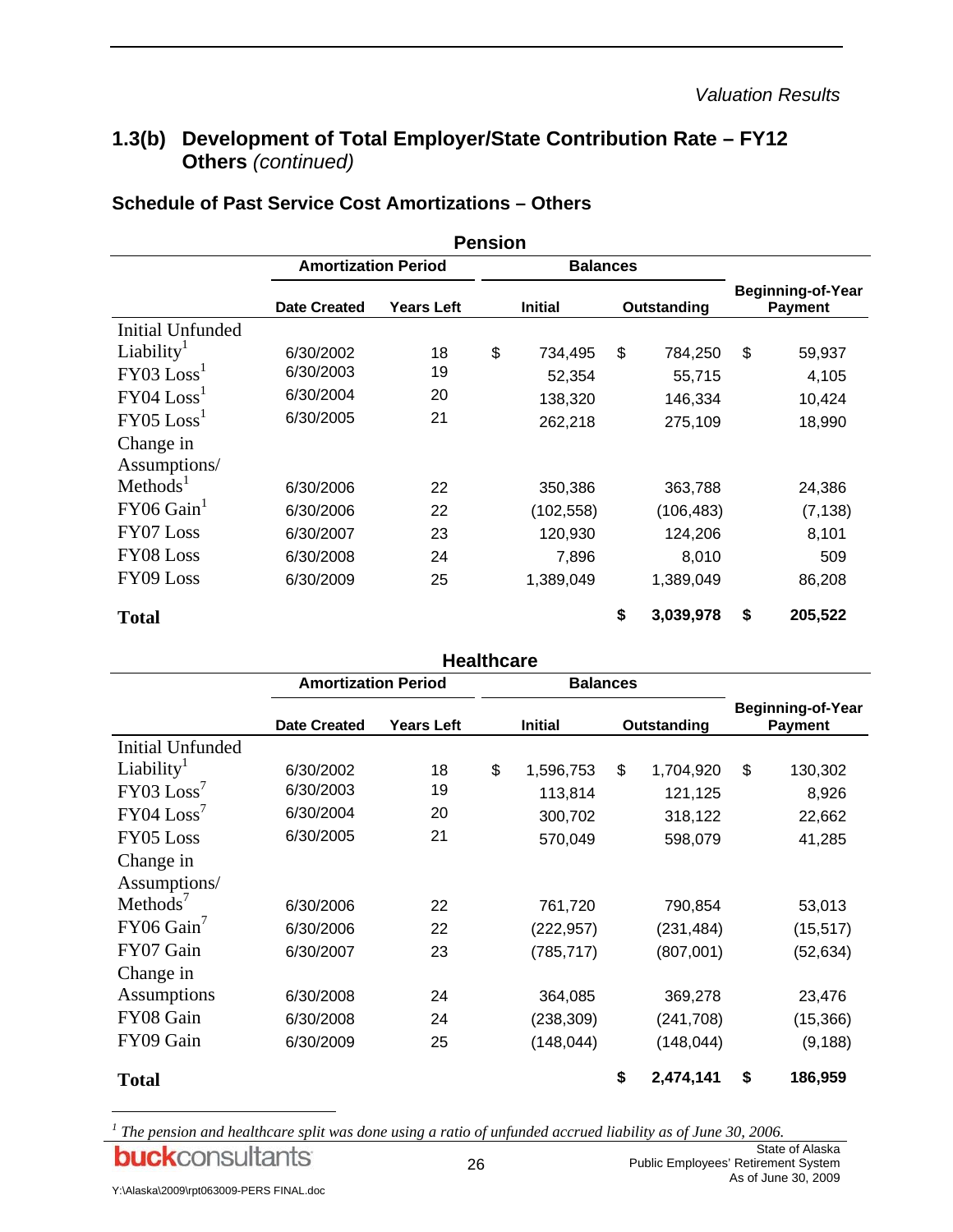## 1.3(b) Development of Total Employer/State Contribution Rate – FY12 Others *(continued)*

### Schedule of Past Service Cost Amortizations – Others

**Pension**

| | Amortization Period | | Balances | | |
|---|---|---|---|---|---|
| | Date Created | Years Left | Initial | Outstanding | Beginning-of-Year Payment |
| Initial Unfunded Liability[1] | 6/30/2002 | 18 | $ 734,495 | $ 784,250 | $ 59,937 |
| FY03 Loss[1] | 6/30/2003 | 19 | 52,354 | 55,715 | 4,105 |
| FY04 Loss[1] | 6/30/2004 | 20 | 138,320 | 146,334 | 10,424 |
| FY05 Loss[1] | 6/30/2005 | 21 | 262,218 | 275,109 | 18,990 |
| Change in Assumptions/ Methods[1] | 6/30/2006 | 22 | 350,386 | 363,788 | 24,386 |
| FY06 Gain[1] | 6/30/2006 | 22 | (102,558) | (106,483) | (7,138) |
| FY07 Loss | 6/30/2007 | 23 | 120,930 | 124,206 | 8,101 |
| FY08 Loss | 6/30/2008 | 24 | 7,896 | 8,010 | 509 |
| FY09 Loss | 6/30/2009 | 25 | 1,389,049 | 1,389,049 | 86,208 |
| **Total** | | | | **$ 3,039,978** | **$ 205,522** |

**Healthcare**

| | Amortization Period | | Balances | | |
|---|---|---|---|---|---|
| | Date Created | Years Left | Initial | Outstanding | Beginning-of-Year Payment |
| Initial Unfunded Liability[1] | 6/30/2002 | 18 | $ 1,596,753 | $ 1,704,920 | $ 130,302 |
| FY03 Loss[7] | 6/30/2003 | 19 | 113,814 | 121,125 | 8,926 |
| FY04 Loss[7] | 6/30/2004 | 20 | 300,702 | 318,122 | 22,662 |
| FY05 Loss | 6/30/2005 | 21 | 570,049 | 598,079 | 41,285 |
| Change in Assumptions/ Methods[7] | 6/30/2006 | 22 | 761,720 | 790,854 | 53,013 |
| FY06 Gain[7] | 6/30/2006 | 22 | (222,957) | (231,484) | (15,517) |
| FY07 Gain | 6/30/2007 | 23 | (785,717) | (807,001) | (52,634) |
| Change in Assumptions | 6/30/2008 | 24 | 364,085 | 369,278 | 23,476 |
| FY08 Gain | 6/30/2008 | 24 | (238,309) | (241,708) | (15,366) |
| FY09 Gain | 6/30/2009 | 25 | (148,044) | (148,044) | (9,188) |
| **Total** | | | | **$ 2,474,141** | **$ 186,959** |

[1] *The pension and healthcare split was done using a ratio of unfunded accrued liability as of June 30, 2006.*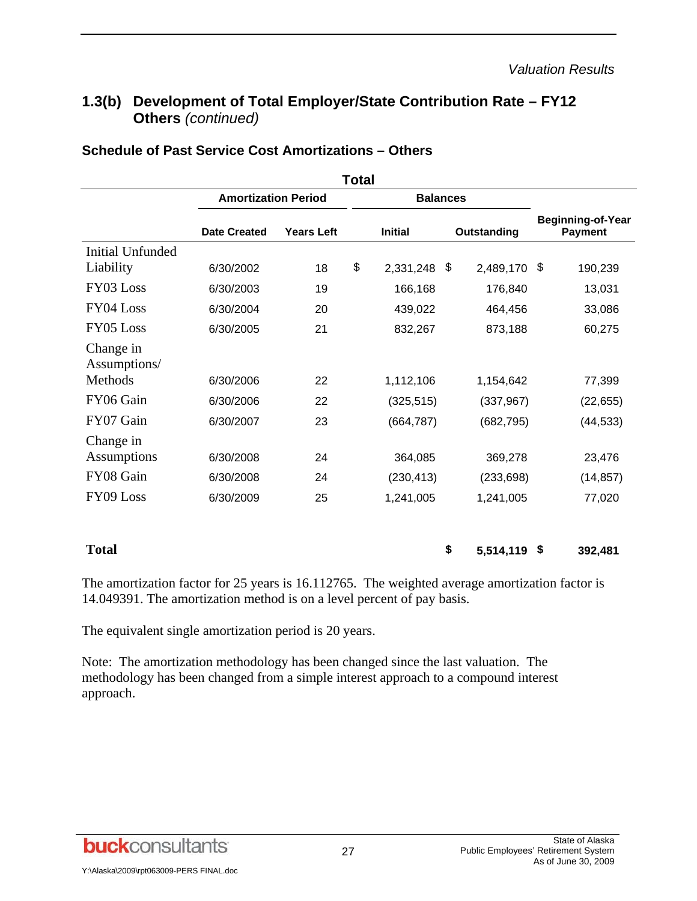## 1.3(b) Development of Total Employer/State Contribution Rate – FY12 Others *(continued)*

### Schedule of Past Service Cost Amortizations – Others

| Total | | | | | |
|---|---|---|---|---|---|
| | Amortization Period | | Balances | | |
| | Date Created | Years Left | Initial | Outstanding | Beginning-of-Year Payment |
| Initial Unfunded Liability | 6/30/2002 | 18 | $ 2,331,248 | $ 2,489,170 | $ 190,239 |
| FY03 Loss | 6/30/2003 | 19 | 166,168 | 176,840 | 13,031 |
| FY04 Loss | 6/30/2004 | 20 | 439,022 | 464,456 | 33,086 |
| FY05 Loss | 6/30/2005 | 21 | 832,267 | 873,188 | 60,275 |
| Change in Assumptions/ Methods | 6/30/2006 | 22 | 1,112,106 | 1,154,642 | 77,399 |
| FY06 Gain | 6/30/2006 | 22 | (325,515) | (337,967) | (22,655) |
| FY07 Gain | 6/30/2007 | 23 | (664,787) | (682,795) | (44,533) |
| Change in Assumptions | 6/30/2008 | 24 | 364,085 | 369,278 | 23,476 |
| FY08 Gain | 6/30/2008 | 24 | (230,413) | (233,698) | (14,857) |
| FY09 Loss | 6/30/2009 | 25 | 1,241,005 | 1,241,005 | 77,020 |
| **Total** | | | | **$ 5,514,119** | **$ 392,481** |

The amortization factor for 25 years is 16.112765. The weighted average amortization factor is 14.049391. The amortization method is on a level percent of pay basis.

The equivalent single amortization period is 20 years.

Note: The amortization methodology has been changed since the last valuation. The methodology has been changed from a simple interest approach to a compound interest approach.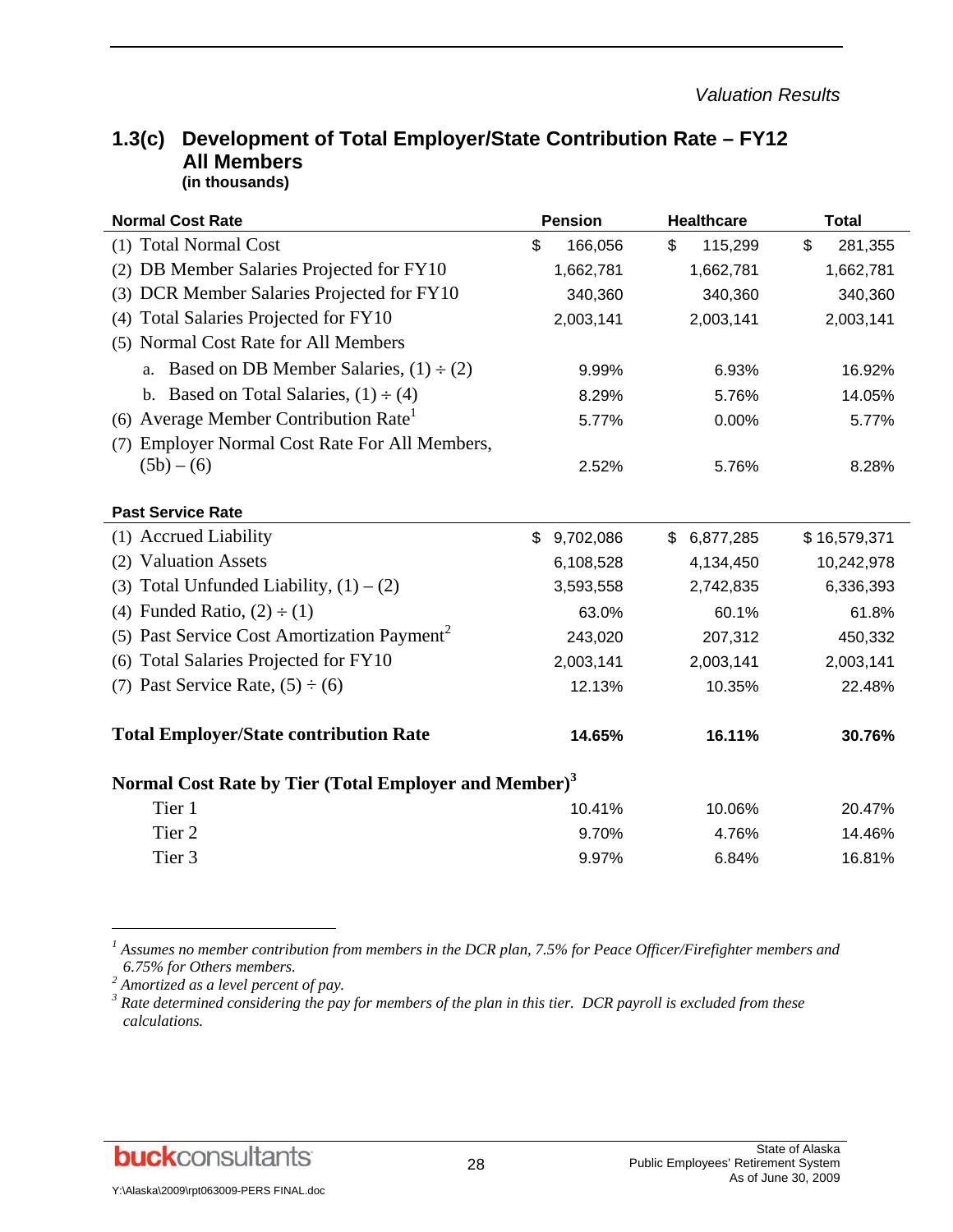## 1.3(c) Development of Total Employer/State Contribution Rate – FY12 All Members

**(in thousands)**

| **Normal Cost Rate** | **Pension** | **Healthcare** | **Total** |
|---|---|---|---|
| (1) Total Normal Cost | $ 166,056 | $ 115,299 | $ 281,355 |
| (2) DB Member Salaries Projected for FY10 | 1,662,781 | 1,662,781 | 1,662,781 |
| (3) DCR Member Salaries Projected for FY10 | 340,360 | 340,360 | 340,360 |
| (4) Total Salaries Projected for FY10 | 2,003,141 | 2,003,141 | 2,003,141 |
| (5) Normal Cost Rate for All Members | | | |
| a. Based on DB Member Salaries, (1) ÷ (2) | 9.99% | 6.93% | 16.92% |
| b. Based on Total Salaries, (1) ÷ (4) | 8.29% | 5.76% | 14.05% |
| (6) Average Member Contribution Rate[1] | 5.77% | 0.00% | 5.77% |
| (7) Employer Normal Cost Rate For All Members, (5b) – (6) | 2.52% | 5.76% | 8.28% |
| **Past Service Rate** | | | |
| (1) Accrued Liability | $ 9,702,086 | $ 6,877,285 | $ 16,579,371 |
| (2) Valuation Assets | 6,108,528 | 4,134,450 | 10,242,978 |
| (3) Total Unfunded Liability, (1) – (2) | 3,593,558 | 2,742,835 | 6,336,393 |
| (4) Funded Ratio, (2) ÷ (1) | 63.0% | 60.1% | 61.8% |
| (5) Past Service Cost Amortization Payment[2] | 243,020 | 207,312 | 450,332 |
| (6) Total Salaries Projected for FY10 | 2,003,141 | 2,003,141 | 2,003,141 |
| (7) Past Service Rate, (5) ÷ (6) | 12.13% | 10.35% | 22.48% |
| **Total Employer/State contribution Rate** | **14.65%** | **16.11%** | **30.76%** |
| **Normal Cost Rate by Tier (Total Employer and Member)[3]** | | | |
| Tier 1 | 10.41% | 10.06% | 20.47% |
| Tier 2 | 9.70% | 4.76% | 14.46% |
| Tier 3 | 9.97% | 6.84% | 16.81% |

[1] *Assumes no member contribution from members in the DCR plan, 7.5% for Peace Officer/Firefighter members and 6.75% for Others members.*

[2] *Amortized as a level percent of pay.*

[3] *Rate determined considering the pay for members of the plan in this tier. DCR payroll is excluded from these calculations.*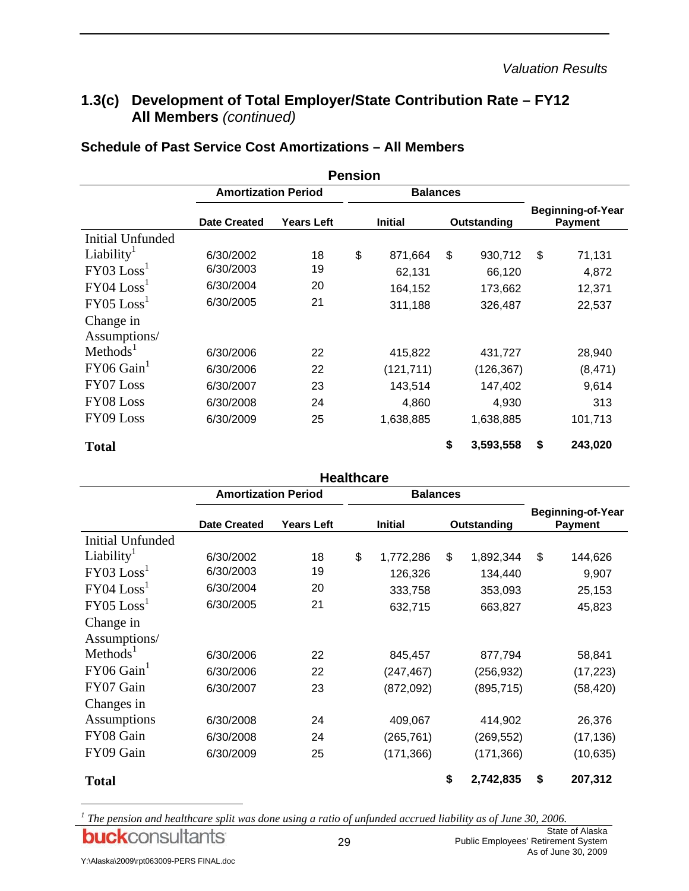## 1.3(c) Development of Total Employer/State Contribution Rate – FY12 All Members *(continued)*

### Schedule of Past Service Cost Amortizations – All Members

**Pension**

| | Amortization Period | | Balances | | |
|---|---|---|---|---|---|
| | Date Created | Years Left | Initial | Outstanding | Beginning-of-Year Payment |
| Initial Unfunded Liability[1] | 6/30/2002 | 18 | $ 871,664 | $ 930,712 | $ 71,131 |
| FY03 Loss[1] | 6/30/2003 | 19 | 62,131 | 66,120 | 4,872 |
| FY04 Loss[1] | 6/30/2004 | 20 | 164,152 | 173,662 | 12,371 |
| FY05 Loss[1] | 6/30/2005 | 21 | 311,188 | 326,487 | 22,537 |
| Change in Assumptions/ Methods[1] | 6/30/2006 | 22 | 415,822 | 431,727 | 28,940 |
| FY06 Gain[1] | 6/30/2006 | 22 | (121,711) | (126,367) | (8,471) |
| FY07 Loss | 6/30/2007 | 23 | 143,514 | 147,402 | 9,614 |
| FY08 Loss | 6/30/2008 | 24 | 4,860 | 4,930 | 313 |
| FY09 Loss | 6/30/2009 | 25 | 1,638,885 | 1,638,885 | 101,713 |
| **Total** | | | | **$ 3,593,558** | **$ 243,020** |

**Healthcare**

| | Amortization Period | | Balances | | |
|---|---|---|---|---|---|
| | Date Created | Years Left | Initial | Outstanding | Beginning-of-Year Payment |
| Initial Unfunded Liability[1] | 6/30/2002 | 18 | $ 1,772,286 | $ 1,892,344 | $ 144,626 |
| FY03 Loss[1] | 6/30/2003 | 19 | 126,326 | 134,440 | 9,907 |
| FY04 Loss[1] | 6/30/2004 | 20 | 333,758 | 353,093 | 25,153 |
| FY05 Loss[1] | 6/30/2005 | 21 | 632,715 | 663,827 | 45,823 |
| Change in Assumptions/ Methods[1] | 6/30/2006 | 22 | 845,457 | 877,794 | 58,841 |
| FY06 Gain[1] | 6/30/2006 | 22 | (247,467) | (256,932) | (17,223) |
| FY07 Gain | 6/30/2007 | 23 | (872,092) | (895,715) | (58,420) |
| Changes in Assumptions | 6/30/2008 | 24 | 409,067 | 414,902 | 26,376 |
| FY08 Gain | 6/30/2008 | 24 | (265,761) | (269,552) | (17,136) |
| FY09 Gain | 6/30/2009 | 25 | (171,366) | (171,366) | (10,635) |
| **Total** | | | | **$ 2,742,835** | **$ 207,312** |

[1] *The pension and healthcare split was done using a ratio of unfunded accrued liability as of June 30, 2006.*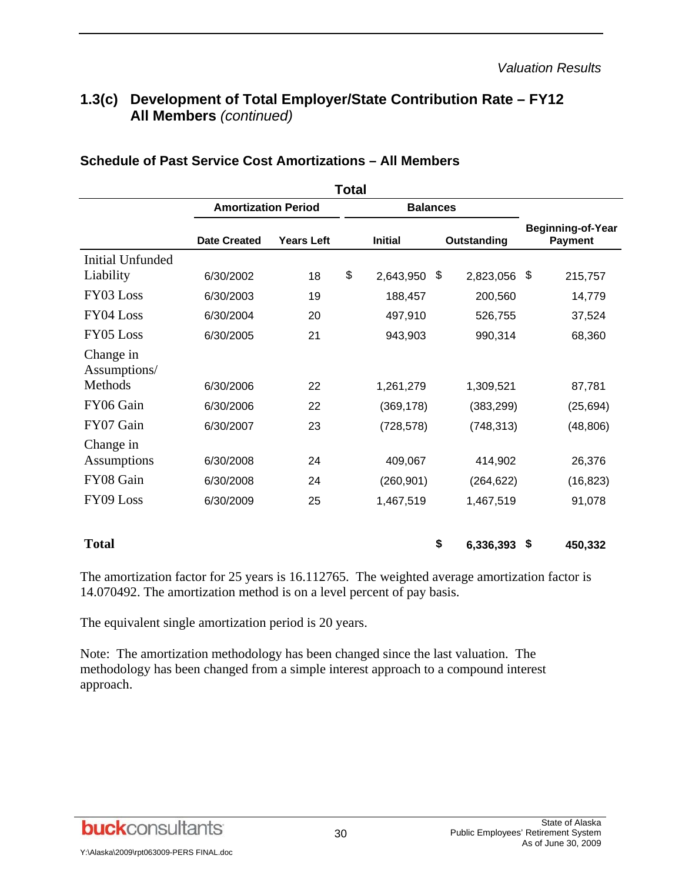*Valuation Results*

## 1.3(c) Development of Total Employer/State Contribution Rate – FY12 All Members *(continued)*

### Schedule of Past Service Cost Amortizations – All Members

| | Total | | | | |
|---|---|---|---|---|---|
| | Amortization Period | | Balances | | |
| | Date Created | Years Left | Initial | Outstanding | Beginning-of-Year Payment |
| Initial Unfunded Liability | 6/30/2002 | 18 | $ 2,643,950 | $ 2,823,056 | $ 215,757 |
| FY03 Loss | 6/30/2003 | 19 | 188,457 | 200,560 | 14,779 |
| FY04 Loss | 6/30/2004 | 20 | 497,910 | 526,755 | 37,524 |
| FY05 Loss | 6/30/2005 | 21 | 943,903 | 990,314 | 68,360 |
| Change in Assumptions/ Methods | 6/30/2006 | 22 | 1,261,279 | 1,309,521 | 87,781 |
| FY06 Gain | 6/30/2006 | 22 | (369,178) | (383,299) | (25,694) |
| FY07 Gain | 6/30/2007 | 23 | (728,578) | (748,313) | (48,806) |
| Change in Assumptions | 6/30/2008 | 24 | 409,067 | 414,902 | 26,376 |
| FY08 Gain | 6/30/2008 | 24 | (260,901) | (264,622) | (16,823) |
| FY09 Loss | 6/30/2009 | 25 | 1,467,519 | 1,467,519 | 91,078 |
| **Total** | | | | **$ 6,336,393** | **$ 450,332** |

The amortization factor for 25 years is 16.112765. The weighted average amortization factor is 14.070492. The amortization method is on a level percent of pay basis.

The equivalent single amortization period is 20 years.

Note: The amortization methodology has been changed since the last valuation. The methodology has been changed from a simple interest approach to a compound interest approach.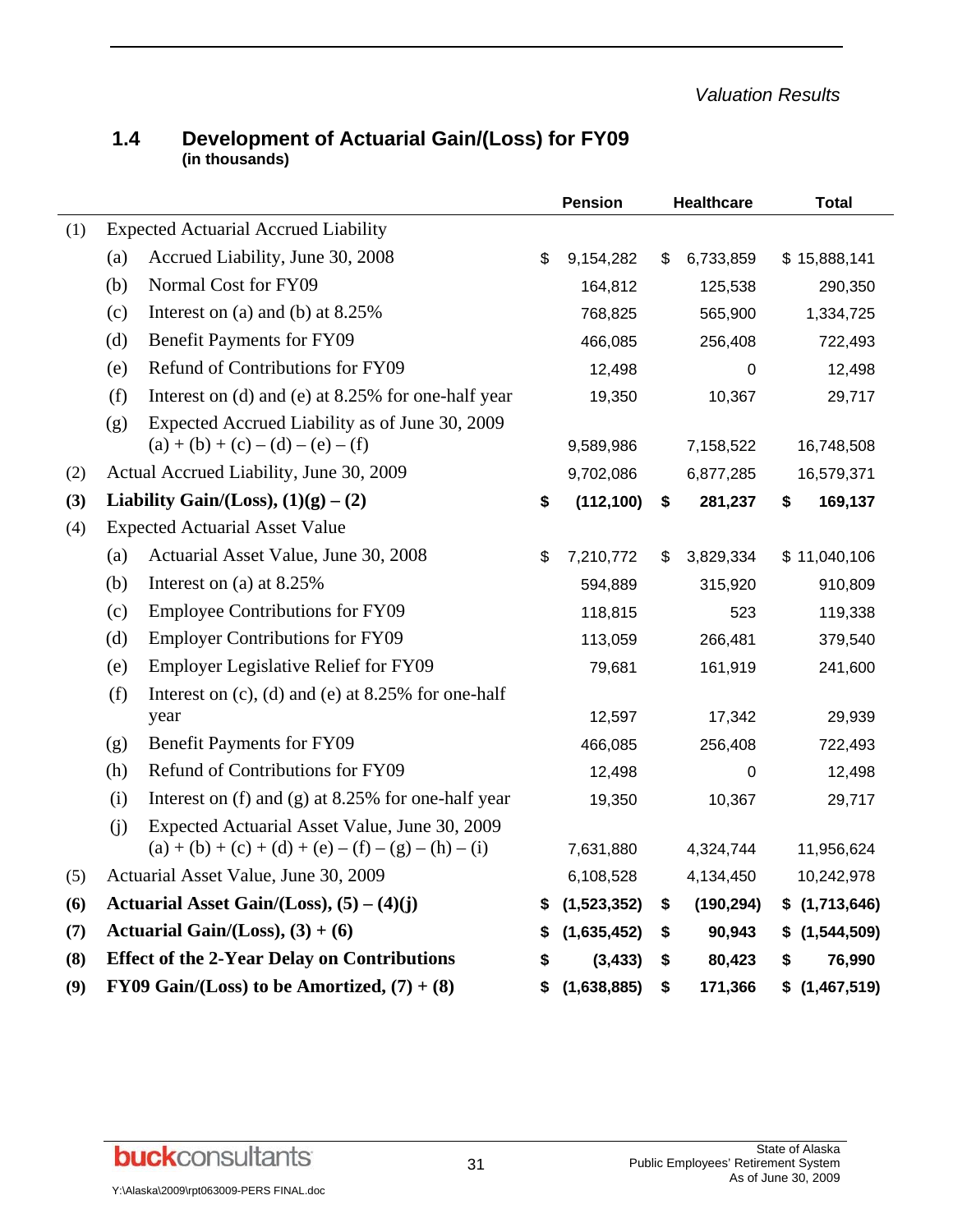## 1.4 Development of Actuarial Gain/(Loss) for FY09

**(in thousands)**

| | | | Pension | Healthcare | Total |
|---|---|---|---|---|---|
| (1) | | Expected Actuarial Accrued Liability | | | |
| | (a) | Accrued Liability, June 30, 2008 | $ 9,154,282 | $ 6,733,859 | $ 15,888,141 |
| | (b) | Normal Cost for FY09 | 164,812 | 125,538 | 290,350 |
| | (c) | Interest on (a) and (b) at 8.25% | 768,825 | 565,900 | 1,334,725 |
| | (d) | Benefit Payments for FY09 | 466,085 | 256,408 | 722,493 |
| | (e) | Refund of Contributions for FY09 | 12,498 | 0 | 12,498 |
| | (f) | Interest on (d) and (e) at 8.25% for one-half year | 19,350 | 10,367 | 29,717 |
| | (g) | Expected Accrued Liability as of June 30, 2009 (a) + (b) + (c) – (d) – (e) – (f) | 9,589,986 | 7,158,522 | 16,748,508 |
| (2) | | Actual Accrued Liability, June 30, 2009 | 9,702,086 | 6,877,285 | 16,579,371 |
| **(3)** | | **Liability Gain/(Loss), (1)(g) – (2)** | **$ (112,100)** | **$ 281,237** | **$ 169,137** |
| (4) | | Expected Actuarial Asset Value | | | |
| | (a) | Actuarial Asset Value, June 30, 2008 | $ 7,210,772 | $ 3,829,334 | $ 11,040,106 |
| | (b) | Interest on (a) at 8.25% | 594,889 | 315,920 | 910,809 |
| | (c) | Employee Contributions for FY09 | 118,815 | 523 | 119,338 |
| | (d) | Employer Contributions for FY09 | 113,059 | 266,481 | 379,540 |
| | (e) | Employer Legislative Relief for FY09 | 79,681 | 161,919 | 241,600 |
| | (f) | Interest on (c), (d) and (e) at 8.25% for one-half year | 12,597 | 17,342 | 29,939 |
| | (g) | Benefit Payments for FY09 | 466,085 | 256,408 | 722,493 |
| | (h) | Refund of Contributions for FY09 | 12,498 | 0 | 12,498 |
| | (i) | Interest on (f) and (g) at 8.25% for one-half year | 19,350 | 10,367 | 29,717 |
| | (j) | Expected Actuarial Asset Value, June 30, 2009 (a) + (b) + (c) + (d) + (e) – (f) – (g) – (h) – (i) | 7,631,880 | 4,324,744 | 11,956,624 |
| (5) | | Actuarial Asset Value, June 30, 2009 | 6,108,528 | 4,134,450 | 10,242,978 |
| **(6)** | | **Actuarial Asset Gain/(Loss), (5) – (4)(j)** | **$ (1,523,352)** | **$ (190,294)** | **$ (1,713,646)** |
| **(7)** | | **Actuarial Gain/(Loss), (3) + (6)** | **$ (1,635,452)** | **$ 90,943** | **$ (1,544,509)** |
| **(8)** | | **Effect of the 2-Year Delay on Contributions** | **$ (3,433)** | **$ 80,423** | **$ 76,990** |
| **(9)** | | **FY09 Gain/(Loss) to be Amortized, (7) + (8)** | **$ (1,638,885)** | **$ 171,366** | **$ (1,467,519)** |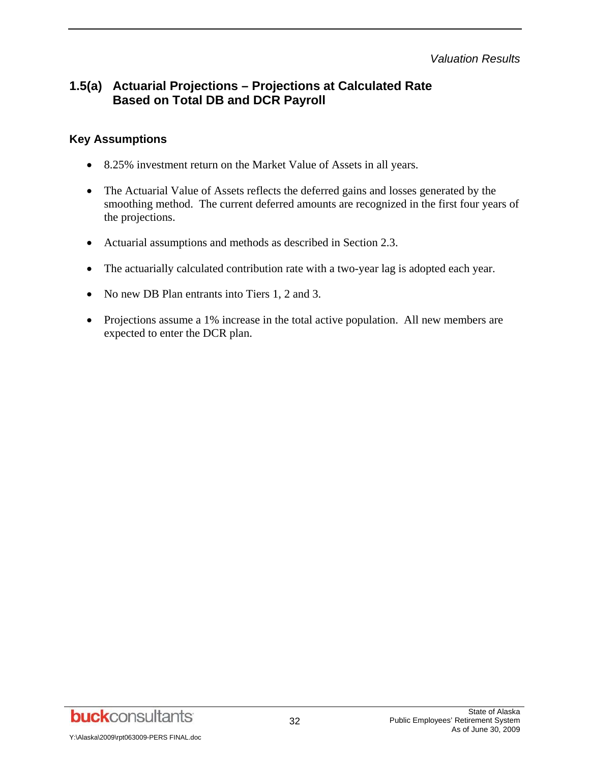## 1.5(a) Actuarial Projections – Projections at Calculated Rate Based on Total DB and DCR Payroll

### Key Assumptions

- 8.25% investment return on the Market Value of Assets in all years.
- The Actuarial Value of Assets reflects the deferred gains and losses generated by the smoothing method. The current deferred amounts are recognized in the first four years of the projections.
- Actuarial assumptions and methods as described in Section 2.3.
- The actuarially calculated contribution rate with a two-year lag is adopted each year.
- No new DB Plan entrants into Tiers 1, 2 and 3.
- Projections assume a 1% increase in the total active population. All new members are expected to enter the DCR plan.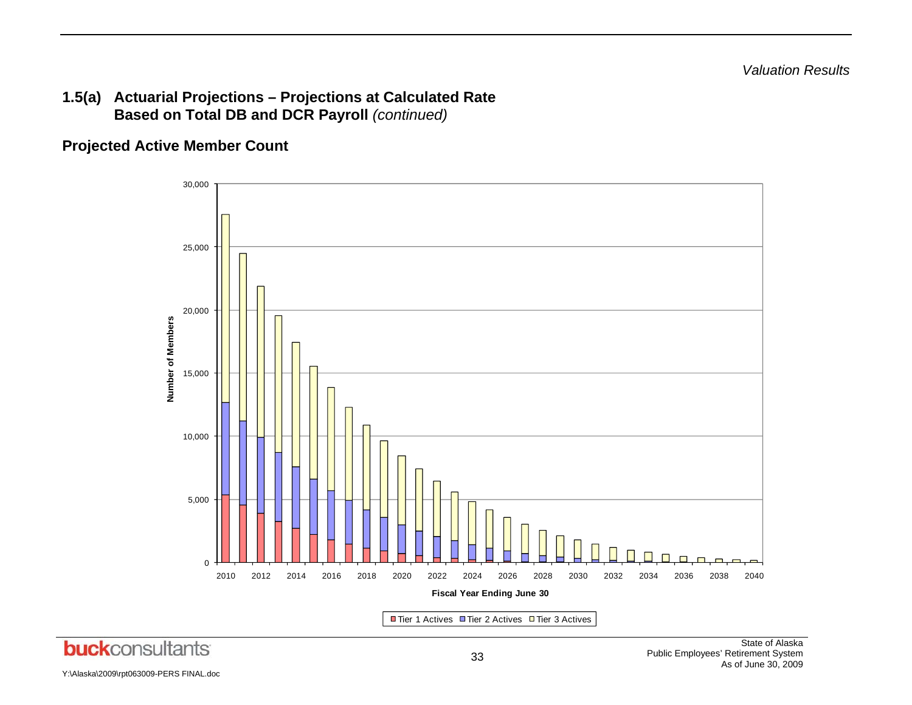## 1.5(a) Actuarial Projections – Projections at Calculated Rate Based on Total DB and DCR Payroll *(continued)*

### Projected Active Member Count

Number of Members

Fiscal Year Ending June 30

Tier 1 Actives | Tier 2 Actives | Tier 3 Actives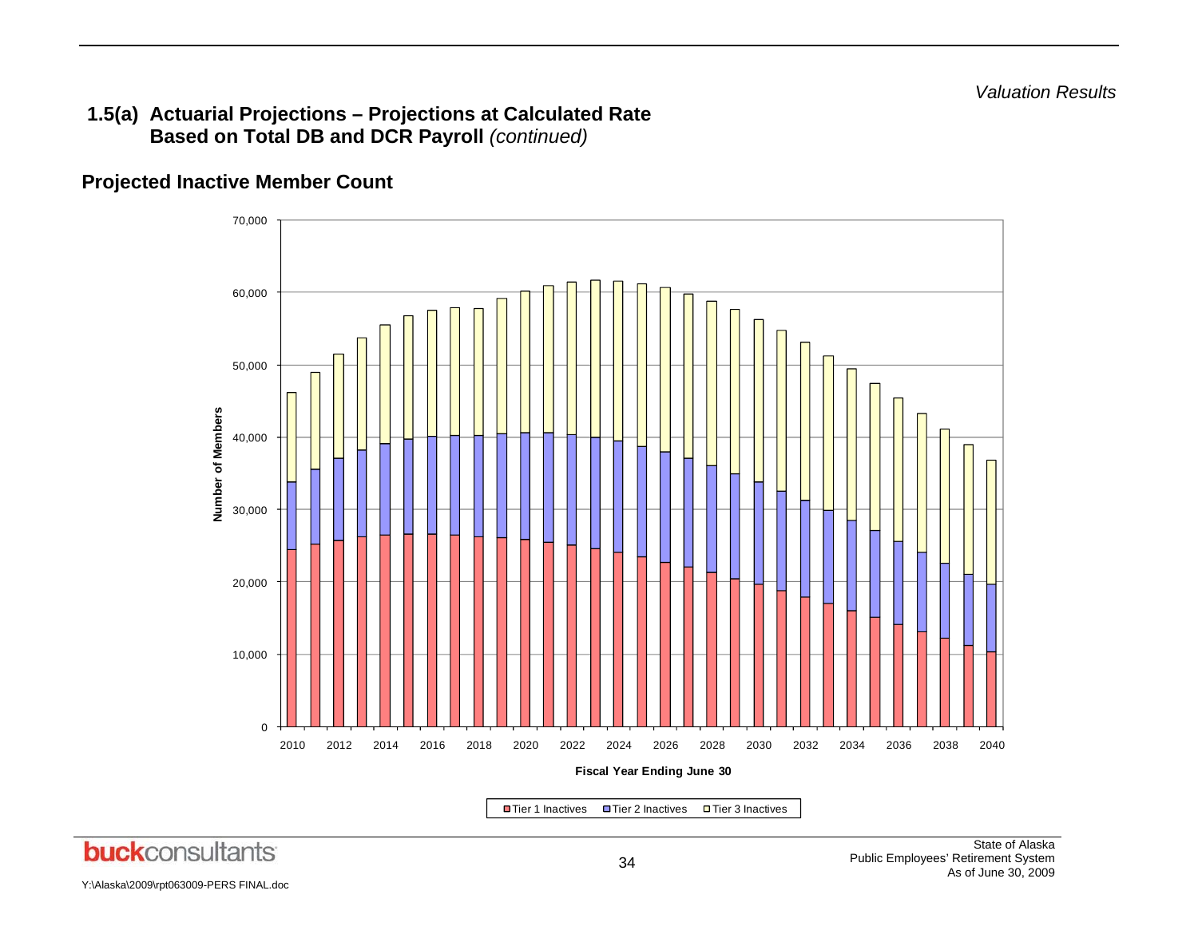## 1.5(a) Actuarial Projections – Projections at Calculated Rate Based on Total DB and DCR Payroll *(continued)*

### Projected Inactive Member Count

Number of Members

Fiscal Year Ending June 30

Tier 1 Inactives | Tier 2 Inactives | Tier 3 Inactives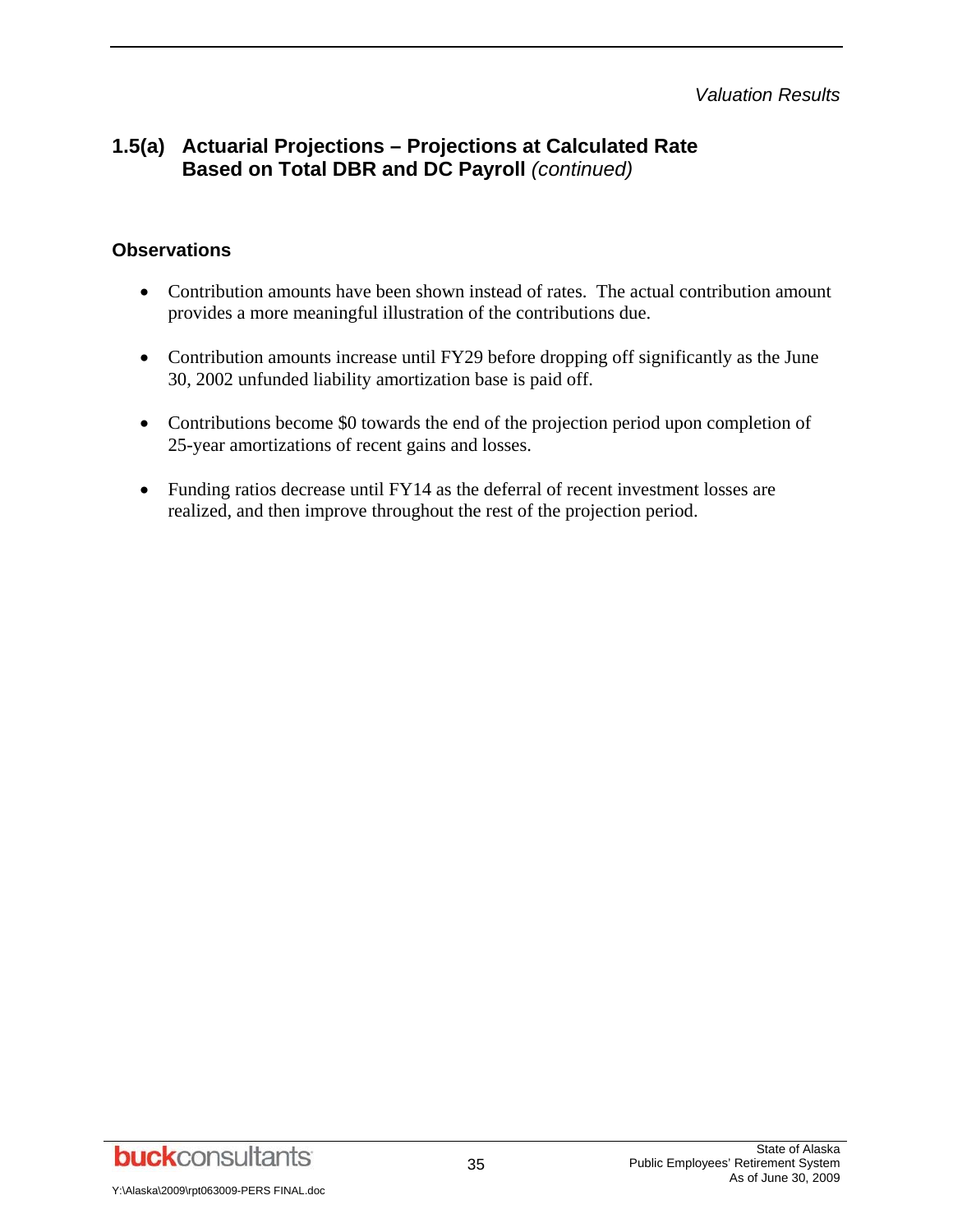## 1.5(a) Actuarial Projections – Projections at Calculated Rate Based on Total DBR and DC Payroll *(continued)*

### Observations

- Contribution amounts have been shown instead of rates. The actual contribution amount provides a more meaningful illustration of the contributions due.
- Contribution amounts increase until FY29 before dropping off significantly as the June 30, 2002 unfunded liability amortization base is paid off.
- Contributions become $0 towards the end of the projection period upon completion of 25-year amortizations of recent gains and losses.
- Funding ratios decrease until FY14 as the deferral of recent investment losses are realized, and then improve throughout the rest of the projection period.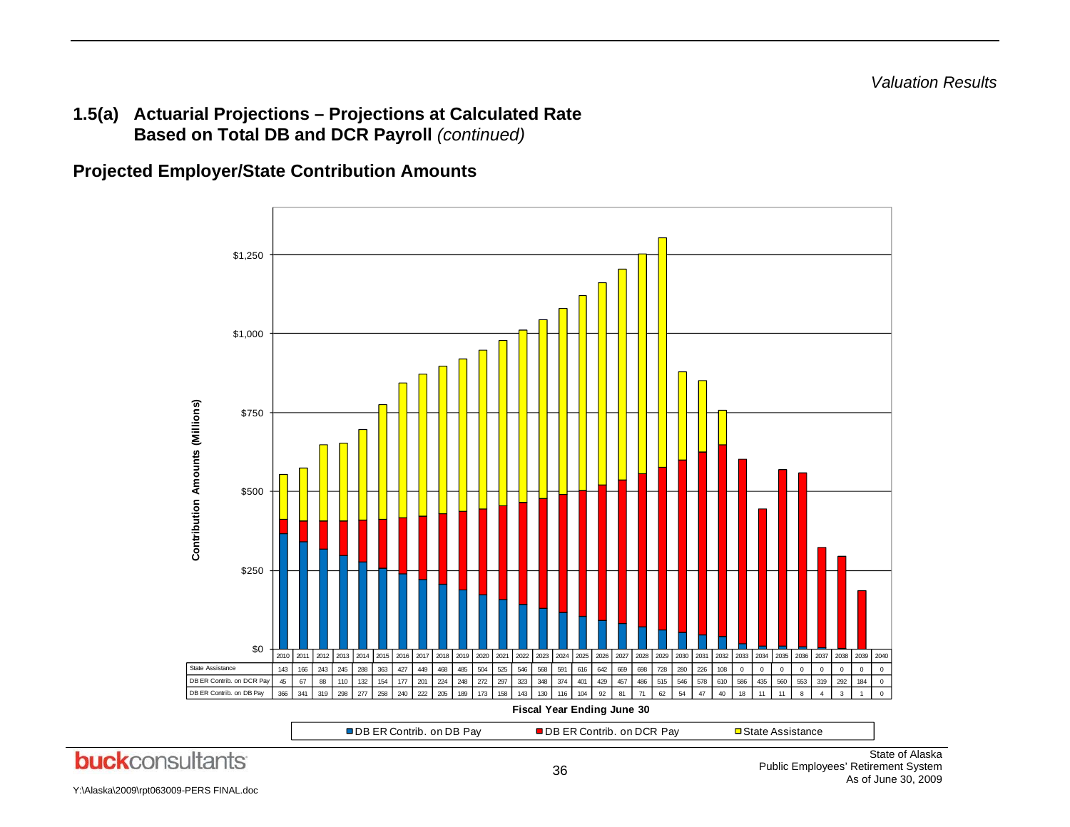*Valuation Results*

## 1.5(a) Actuarial Projections – Projections at Calculated Rate Based on Total DB and DCR Payroll *(continued)*

### Projected Employer/State Contribution Amounts

Contribution Amounts (Millions)

| | 2010 | 2011 | 2012 | 2013 | 2014 | 2015 | 2016 | 2017 | 2018 | 2019 | 2020 | 2021 | 2022 | 2023 | 2024 | 2025 | 2026 | 2027 | 2028 | 2029 | 2030 | 2031 | 2032 | 2033 | 2034 | 2035 | 2036 | 2037 | 2038 | 2039 | 2040 |
|---|---|---|---|---|---|---|---|---|---|---|---|---|---|---|---|---|---|---|---|---|---|---|---|---|---|---|---|---|---|---|---|
| State Assistance | 143 | 166 | 243 | 245 | 288 | 363 | 427 | 449 | 468 | 485 | 504 | 525 | 546 | 568 | 591 | 616 | 642 | 669 | 698 | 728 | 280 | 226 | 108 | 0 | 0 | 0 | 0 | 0 | 0 | 0 | 0 |
| DB ER Contrib. on DCR Pay | 45 | 67 | 88 | 110 | 132 | 154 | 177 | 201 | 224 | 248 | 272 | 297 | 323 | 348 | 374 | 401 | 429 | 457 | 486 | 515 | 546 | 578 | 610 | 586 | 435 | 560 | 553 | 319 | 292 | 184 | 0 |
| DB ER Contrib. on DB Pay | 366 | 341 | 319 | 298 | 277 | 258 | 240 | 222 | 205 | 189 | 173 | 158 | 143 | 130 | 116 | 104 | 92 | 81 | 71 | 62 | 54 | 47 | 40 | 18 | 11 | 11 | 8 | 4 | 3 | 1 | 0 |

Fiscal Year Ending June 30

Legend: DB ER Contrib. on DB Pay; DB ER Contrib. on DCR Pay; State Assistance

State of Alaska
Public Employees' Retirement System
As of June 30, 2009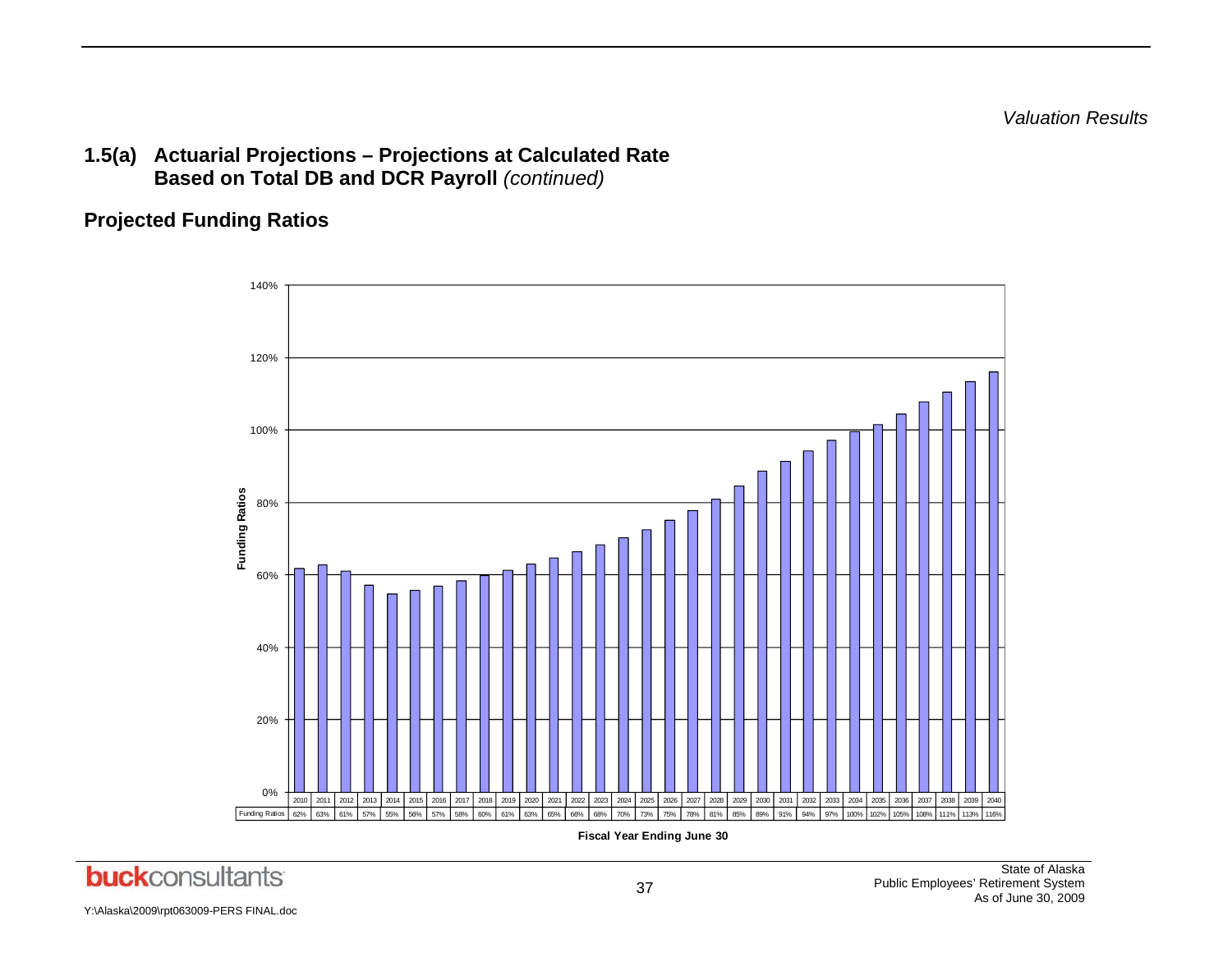*Valuation Results*

## 1.5(a) Actuarial Projections – Projections at Calculated Rate Based on Total DB and DCR Payroll *(continued)*

### Projected Funding Ratios

| | 2010 | 2011 | 2012 | 2013 | 2014 | 2015 | 2016 | 2017 | 2018 | 2019 | 2020 | 2021 | 2022 | 2023 | 2024 | 2025 | 2026 | 2027 | 2028 | 2029 | 2030 | 2031 | 2032 | 2033 | 2034 | 2035 | 2036 | 2037 | 2038 | 2039 | 2040 |
|---|---|---|---|---|---|---|---|---|---|---|---|---|---|---|---|---|---|---|---|---|---|---|---|---|---|---|---|---|---|---|---|
| Funding Ratios | 62% | 63% | 61% | 57% | 55% | 56% | 57% | 58% | 60% | 61% | 63% | 65% | 66% | 68% | 70% | 73% | 75% | 78% | 81% | 85% | 89% | 91% | 94% | 97% | 100% | 102% | 105% | 108% | 111% | 113% | 116% |

Fiscal Year Ending June 30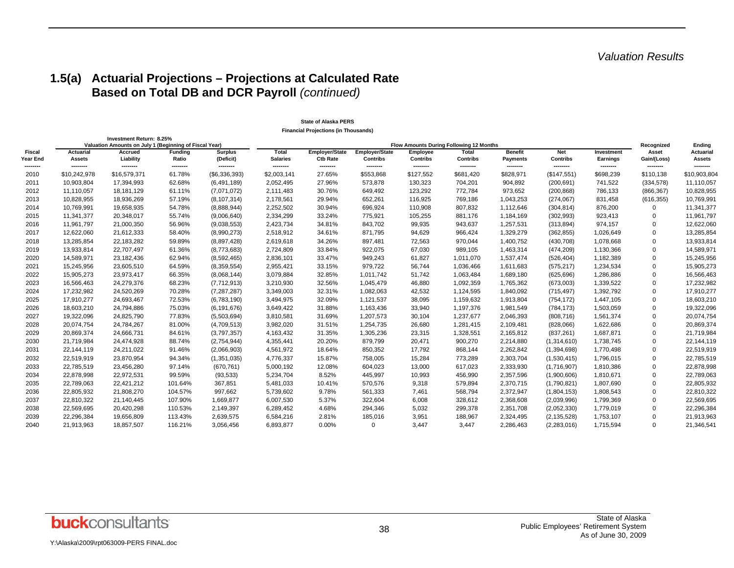# 1.5(a) Actuarial Projections – Projections at Calculated Rate Based on Total DB and DCR Payroll *(continued)*

**State of Alaska PERS**

**Financial Projections (in Thousands)**

**Investment Return: 8.25%**

| | Valuation Amounts on July 1 (Beginning of Fiscal Year) | | | | Flow Amounts During Following 12 Months | | | | | | | | | |
|---|---|---|---|---|---|---|---|---|---|---|---|---|---|---|
| **Fiscal Year End** | **Actuarial Assets** | **Accrued Liability** | **Funding Ratio** | **Surplus (Deficit)** | **Total Salaries** | **Employer/State Ctb Rate** | **Employer/State Contribs** | **Employee Contribs** | **Total Contribs** | **Benefit Payments** | **Net Contribs** | **Investment Earnings** | **Recognized Asset Gain/(Loss)** | **Ending Actuarial Assets** |
| 2010 | $10,242,978 | $16,579,371 | 61.78% | ($6,336,393) | $2,003,141 | 27.65% | $553,868 | $127,552 | $681,420 | $828,971 | ($147,551) | $698,239 | $110,138 | $10,903,804 |
| 2011 | 10,903,804 | 17,394,993 | 62.68% | (6,491,189) | 2,052,495 | 27.96% | 573,878 | 130,323 | 704,201 | 904,892 | (200,691) | 741,522 | (334,578) | 11,110,057 |
| 2012 | 11,110,057 | 18,181,129 | 61.11% | (7,071,072) | 2,111,483 | 30.76% | 649,492 | 123,292 | 772,784 | 973,652 | (200,868) | 786,133 | (866,367) | 10,828,955 |
| 2013 | 10,828,955 | 18,936,269 | 57.19% | (8,107,314) | 2,178,561 | 29.94% | 652,261 | 116,925 | 769,186 | 1,043,253 | (274,067) | 831,458 | (616,355) | 10,769,991 |
| 2014 | 10,769,991 | 19,658,935 | 54.78% | (8,888,944) | 2,252,502 | 30.94% | 696,924 | 110,908 | 807,832 | 1,112,646 | (304,814) | 876,200 | 0 | 11,341,377 |
| 2015 | 11,341,377 | 20,348,017 | 55.74% | (9,006,640) | 2,334,299 | 33.24% | 775,921 | 105,255 | 881,176 | 1,184,169 | (302,993) | 923,413 | 0 | 11,961,797 |
| 2016 | 11,961,797 | 21,000,350 | 56.96% | (9,038,553) | 2,423,734 | 34.81% | 843,702 | 99,935 | 943,637 | 1,257,531 | (313,894) | 974,157 | 0 | 12,622,060 |
| 2017 | 12,622,060 | 21,612,333 | 58.40% | (8,990,273) | 2,518,912 | 34.61% | 871,795 | 94,629 | 966,424 | 1,329,279 | (362,855) | 1,026,649 | 0 | 13,285,854 |
| 2018 | 13,285,854 | 22,183,282 | 59.89% | (8,897,428) | 2,619,618 | 34.26% | 897,481 | 72,563 | 970,044 | 1,400,752 | (430,708) | 1,078,668 | 0 | 13,933,814 |
| 2019 | 13,933,814 | 22,707,497 | 61.36% | (8,773,683) | 2,724,809 | 33.84% | 922,075 | 67,030 | 989,105 | 1,463,314 | (474,209) | 1,130,366 | 0 | 14,589,971 |
| 2020 | 14,589,971 | 23,182,436 | 62.94% | (8,592,465) | 2,836,101 | 33.47% | 949,243 | 61,827 | 1,011,070 | 1,537,474 | (526,404) | 1,182,389 | 0 | 15,245,956 |
| 2021 | 15,245,956 | 23,605,510 | 64.59% | (8,359,554) | 2,955,421 | 33.15% | 979,722 | 56,744 | 1,036,466 | 1,611,683 | (575,217) | 1,234,534 | 0 | 15,905,273 |
| 2022 | 15,905,273 | 23,973,417 | 66.35% | (8,068,144) | 3,079,884 | 32.85% | 1,011,742 | 51,742 | 1,063,484 | 1,689,180 | (625,696) | 1,286,886 | 0 | 16,566,463 |
| 2023 | 16,566,463 | 24,279,376 | 68.23% | (7,712,913) | 3,210,930 | 32.56% | 1,045,479 | 46,880 | 1,092,359 | 1,765,362 | (673,003) | 1,339,522 | 0 | 17,232,982 |
| 2024 | 17,232,982 | 24,520,269 | 70.28% | (7,287,287) | 3,349,003 | 32.31% | 1,082,063 | 42,532 | 1,124,595 | 1,840,092 | (715,497) | 1,392,792 | 0 | 17,910,277 |
| 2025 | 17,910,277 | 24,693,467 | 72.53% | (6,783,190) | 3,494,975 | 32.09% | 1,121,537 | 38,095 | 1,159,632 | 1,913,804 | (754,172) | 1,447,105 | 0 | 18,603,210 |
| 2026 | 18,603,210 | 24,794,886 | 75.03% | (6,191,676) | 3,649,422 | 31.88% | 1,163,436 | 33,940 | 1,197,376 | 1,981,549 | (784,173) | 1,503,059 | 0 | 19,322,096 |
| 2027 | 19,322,096 | 24,825,790 | 77.83% | (5,503,694) | 3,810,581 | 31.69% | 1,207,573 | 30,104 | 1,237,677 | 2,046,393 | (808,716) | 1,561,374 | 0 | 20,074,754 |
| 2028 | 20,074,754 | 24,784,267 | 81.00% | (4,709,513) | 3,982,020 | 31.51% | 1,254,735 | 26,680 | 1,281,415 | 2,109,481 | (828,066) | 1,622,686 | 0 | 20,869,374 |
| 2029 | 20,869,374 | 24,666,731 | 84.61% | (3,797,357) | 4,163,432 | 31.35% | 1,305,236 | 23,315 | 1,328,551 | 2,165,812 | (837,261) | 1,687,871 | 0 | 21,719,984 |
| 2030 | 21,719,984 | 24,474,928 | 88.74% | (2,754,944) | 4,355,441 | 20.20% | 879,799 | 20,471 | 900,270 | 2,214,880 | (1,314,610) | 1,738,745 | 0 | 22,144,119 |
| 2031 | 22,144,119 | 24,211,022 | 91.46% | (2,066,903) | 4,561,972 | 18.64% | 850,352 | 17,792 | 868,144 | 2,262,842 | (1,394,698) | 1,770,498 | 0 | 22,519,919 |
| 2032 | 22,519,919 | 23,870,954 | 94.34% | (1,351,035) | 4,776,337 | 15.87% | 758,005 | 15,284 | 773,289 | 2,303,704 | (1,530,415) | 1,796,015 | 0 | 22,785,519 |
| 2033 | 22,785,519 | 23,456,280 | 97.14% | (670,761) | 5,000,192 | 12.08% | 604,023 | 13,000 | 617,023 | 2,333,930 | (1,716,907) | 1,810,386 | 0 | 22,878,998 |
| 2034 | 22,878,998 | 22,972,531 | 99.59% | (93,533) | 5,234,704 | 8.52% | 445,997 | 10,993 | 456,990 | 2,357,596 | (1,900,606) | 1,810,671 | 0 | 22,789,063 |
| 2035 | 22,789,063 | 22,421,212 | 101.64% | 367,851 | 5,481,033 | 10.41% | 570,576 | 9,318 | 579,894 | 2,370,715 | (1,790,821) | 1,807,690 | 0 | 22,805,932 |
| 2036 | 22,805,932 | 21,808,270 | 104.57% | 997,662 | 5,739,602 | 9.78% | 561,333 | 7,461 | 568,794 | 2,372,947 | (1,804,153) | 1,808,543 | 0 | 22,810,322 |
| 2037 | 22,810,322 | 21,140,445 | 107.90% | 1,669,877 | 6,007,530 | 5.37% | 322,604 | 6,008 | 328,612 | 2,368,608 | (2,039,996) | 1,799,369 | 0 | 22,569,695 |
| 2038 | 22,569,695 | 20,420,298 | 110.53% | 2,149,397 | 6,289,452 | 4.68% | 294,346 | 5,032 | 299,378 | 2,351,708 | (2,052,330) | 1,779,019 | 0 | 22,296,384 |
| 2039 | 22,296,384 | 19,656,809 | 113.43% | 2,639,575 | 6,584,216 | 2.81% | 185,016 | 3,951 | 188,967 | 2,324,495 | (2,135,528) | 1,753,107 | 0 | 21,913,963 |
| 2040 | 21,913,963 | 18,857,507 | 116.21% | 3,056,456 | 6,893,877 | 0.00% | 0 | 3,447 | 3,447 | 2,286,463 | (2,283,016) | 1,715,594 | 0 | 21,346,541 |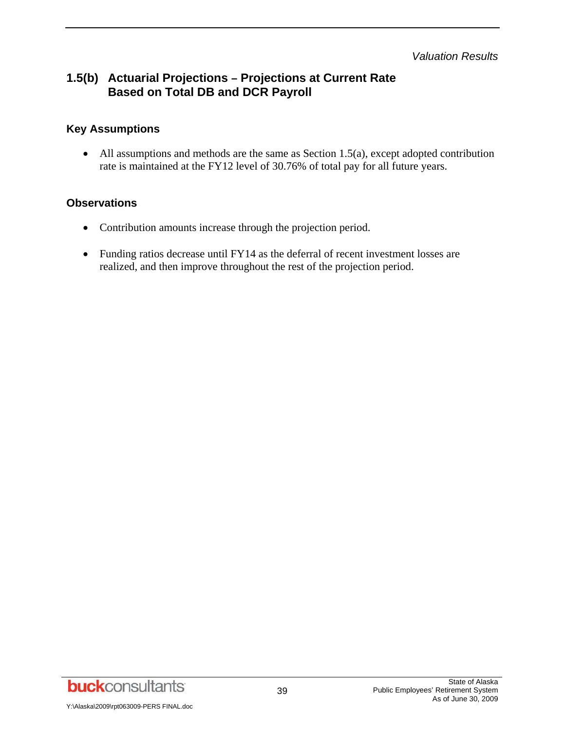## 1.5(b) Actuarial Projections – Projections at Current Rate Based on Total DB and DCR Payroll

### Key Assumptions

- All assumptions and methods are the same as Section 1.5(a), except adopted contribution rate is maintained at the FY12 level of 30.76% of total pay for all future years.

### Observations

- Contribution amounts increase through the projection period.
- Funding ratios decrease until FY14 as the deferral of recent investment losses are realized, and then improve throughout the rest of the projection period.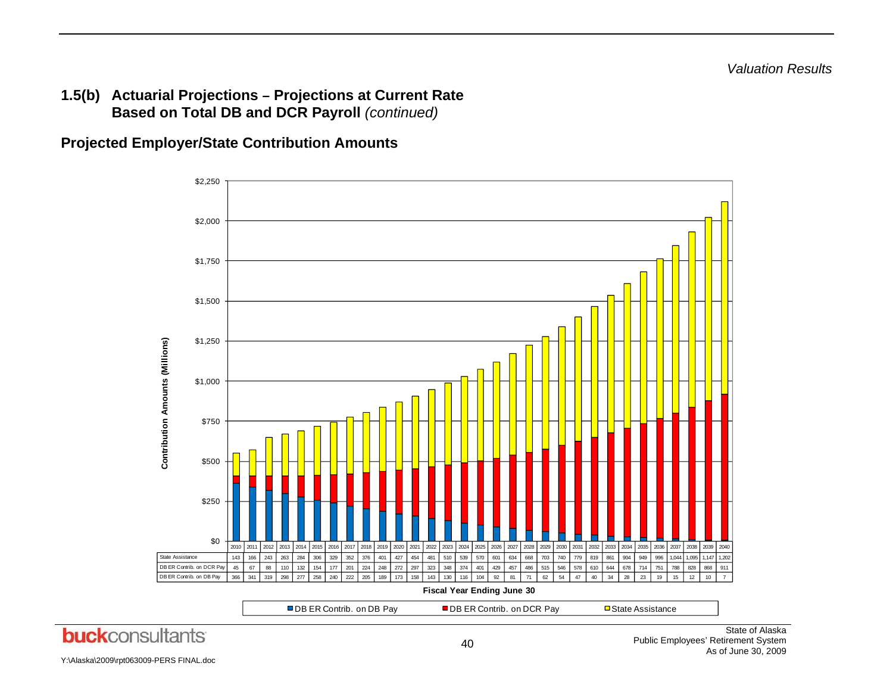## 1.5(b) Actuarial Projections – Projections at Current Rate Based on Total DB and DCR Payroll *(continued)*

### Projected Employer/State Contribution Amounts

Contribution Amounts (Millions)

Fiscal Year Ending June 30

| | 2010 | 2011 | 2012 | 2013 | 2014 | 2015 | 2016 | 2017 | 2018 | 2019 | 2020 | 2021 | 2022 | 2023 | 2024 | 2025 | 2026 | 2027 | 2028 | 2029 | 2030 | 2031 | 2032 | 2033 | 2034 | 2035 | 2036 | 2037 | 2038 | 2039 | 2040 |
|---|---|---|---|---|---|---|---|---|---|---|---|---|---|---|---|---|---|---|---|---|---|---|---|---|---|---|---|---|---|---|---|
| State Assistance | 143 | 166 | 243 | 263 | 284 | 306 | 329 | 352 | 376 | 401 | 427 | 454 | 481 | 510 | 539 | 570 | 601 | 634 | 668 | 703 | 740 | 779 | 819 | 861 | 904 | 949 | 996 | 1,044 | 1,095 | 1,147 | 1,202 |
| DB ER Contrib. on DCR Pay | 45 | 67 | 88 | 110 | 132 | 154 | 177 | 201 | 224 | 248 | 272 | 297 | 323 | 348 | 374 | 401 | 429 | 457 | 486 | 515 | 546 | 578 | 610 | 644 | 678 | 714 | 751 | 788 | 828 | 868 | 911 |
| DB ER Contrib. on DB Pay | 366 | 341 | 319 | 298 | 277 | 258 | 240 | 222 | 205 | 189 | 173 | 158 | 143 | 130 | 116 | 104 | 92 | 81 | 71 | 62 | 54 | 47 | 40 | 34 | 28 | 23 | 19 | 15 | 12 | 10 | 7 |

■ DB ER Contrib. on DB Pay ■ DB ER Contrib. on DCR Pay ■ State Assistance

State of Alaska
Public Employees' Retirement System
As of June 30, 2009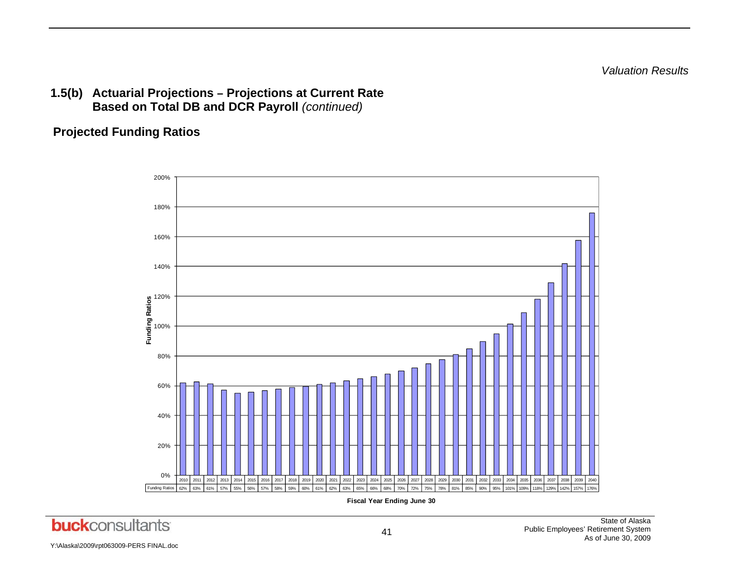*Valuation Results*

## 1.5(b) Actuarial Projections – Projections at Current Rate Based on Total DB and DCR Payroll *(continued)*

### Projected Funding Ratios

| | 2010 | 2011 | 2012 | 2013 | 2014 | 2015 | 2016 | 2017 | 2018 | 2019 | 2020 | 2021 | 2022 | 2023 | 2024 | 2025 | 2026 | 2027 | 2028 | 2029 | 2030 | 2031 | 2032 | 2033 | 2034 | 2035 | 2036 | 2037 | 2038 | 2039 | 2040 |
|---|---|---|---|---|---|---|---|---|---|---|---|---|---|---|---|---|---|---|---|---|---|---|---|---|---|---|---|---|---|---|---|
| Funding Ratios | 62% | 63% | 61% | 57% | 55% | 56% | 57% | 58% | 59% | 60% | 61% | 62% | 63% | 65% | 66% | 68% | 70% | 72% | 75% | 78% | 81% | 85% | 90% | 95% | 101% | 109% | 118% | 129% | 142% | 157% | 176% |

Fiscal Year Ending June 30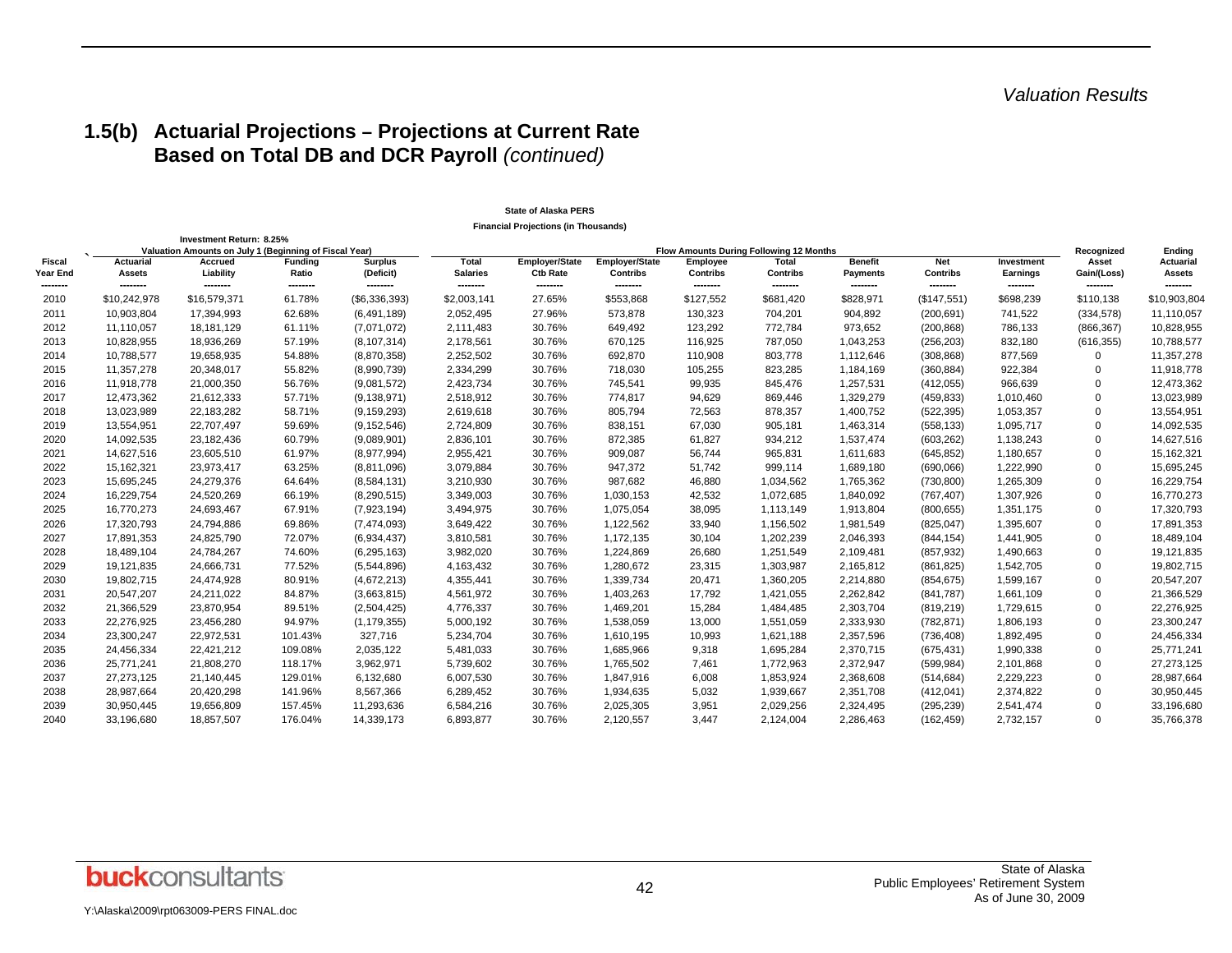## 1.5(b) Actuarial Projections – Projections at Current Rate Based on Total DB and DCR Payroll *(continued)*

**State of Alaska PERS**

**Financial Projections (in Thousands)**

Investment Return: 8.25%

| | Valuation Amounts on July 1 (Beginning of Fiscal Year) | | | | Flow Amounts During Following 12 Months | | | | | | | | | |
|---|---|---|---|---|---|---|---|---|---|---|---|---|---|---|
| Fiscal Year End | Actuarial Assets | Accrued Liability | Funding Ratio | Surplus (Deficit) | Total Salaries | Employer/State Ctb Rate | Employer/State Contribs | Employee Contribs | Total Contribs | Benefit Payments | Net Contribs | Investment Earnings | Recognized Asset Gain/(Loss) | Ending Actuarial Assets |
| -------- | -------- | -------- | -------- | -------- | -------- | -------- | -------- | -------- | -------- | -------- | -------- | -------- | -------- | -------- |
| 2010 | $10,242,978 | $16,579,371 | 61.78% | ($6,336,393) | $2,003,141 | 27.65% | $553,868 | $127,552 | $681,420 | $828,971 | ($147,551) | $698,239 | $110,138 | $10,903,804 |
| 2011 | 10,903,804 | 17,394,993 | 62.68% | (6,491,189) | 2,052,495 | 27.96% | 573,878 | 130,323 | 704,201 | 904,892 | (200,691) | 741,522 | (334,578) | 11,110,057 |
| 2012 | 11,110,057 | 18,181,129 | 61.11% | (7,071,072) | 2,111,483 | 30.76% | 649,492 | 123,292 | 772,784 | 973,652 | (200,868) | 786,133 | (866,367) | 10,828,955 |
| 2013 | 10,828,955 | 18,936,269 | 57.19% | (8,107,314) | 2,178,561 | 30.76% | 670,125 | 116,925 | 787,050 | 1,043,253 | (256,203) | 832,180 | (616,355) | 10,788,577 |
| 2014 | 10,788,577 | 19,658,935 | 54.88% | (8,870,358) | 2,252,502 | 30.76% | 692,870 | 110,908 | 803,778 | 1,112,646 | (308,868) | 877,569 | 0 | 11,357,278 |
| 2015 | 11,357,278 | 20,348,017 | 55.82% | (8,990,739) | 2,334,299 | 30.76% | 718,030 | 105,255 | 823,285 | 1,184,169 | (360,884) | 922,384 | 0 | 11,918,778 |
| 2016 | 11,918,778 | 21,000,350 | 56.76% | (9,081,572) | 2,423,734 | 30.76% | 745,541 | 99,935 | 845,476 | 1,257,531 | (412,055) | 966,639 | 0 | 12,473,362 |
| 2017 | 12,473,362 | 21,612,333 | 57.71% | (9,138,971) | 2,518,912 | 30.76% | 774,817 | 94,629 | 869,446 | 1,329,279 | (459,833) | 1,010,460 | 0 | 13,023,989 |
| 2018 | 13,023,989 | 22,183,282 | 58.71% | (9,159,293) | 2,619,618 | 30.76% | 805,794 | 72,563 | 878,357 | 1,400,752 | (522,395) | 1,053,357 | 0 | 13,554,951 |
| 2019 | 13,554,951 | 22,707,497 | 59.69% | (9,152,546) | 2,724,809 | 30.76% | 838,151 | 67,030 | 905,181 | 1,463,314 | (558,133) | 1,095,717 | 0 | 14,092,535 |
| 2020 | 14,092,535 | 23,182,436 | 60.79% | (9,089,901) | 2,836,101 | 30.76% | 872,385 | 61,827 | 934,212 | 1,537,474 | (603,262) | 1,138,243 | 0 | 14,627,516 |
| 2021 | 14,627,516 | 23,605,510 | 61.97% | (8,977,994) | 2,955,421 | 30.76% | 909,087 | 56,744 | 965,831 | 1,611,683 | (645,852) | 1,180,657 | 0 | 15,162,321 |
| 2022 | 15,162,321 | 23,973,417 | 63.25% | (8,811,096) | 3,079,884 | 30.76% | 947,372 | 51,742 | 999,114 | 1,689,180 | (690,066) | 1,222,990 | 0 | 15,695,245 |
| 2023 | 15,695,245 | 24,279,376 | 64.64% | (8,584,131) | 3,210,930 | 30.76% | 987,682 | 46,880 | 1,034,562 | 1,765,362 | (730,800) | 1,265,309 | 0 | 16,229,754 |
| 2024 | 16,229,754 | 24,520,269 | 66.19% | (8,290,515) | 3,349,003 | 30.76% | 1,030,153 | 42,532 | 1,072,685 | 1,840,092 | (767,407) | 1,307,926 | 0 | 16,770,273 |
| 2025 | 16,770,273 | 24,693,467 | 67.91% | (7,923,194) | 3,494,975 | 30.76% | 1,075,054 | 38,095 | 1,113,149 | 1,913,804 | (800,655) | 1,351,175 | 0 | 17,320,793 |
| 2026 | 17,320,793 | 24,794,886 | 69.86% | (7,474,093) | 3,649,422 | 30.76% | 1,122,562 | 33,940 | 1,156,502 | 1,981,549 | (825,047) | 1,395,607 | 0 | 17,891,353 |
| 2027 | 17,891,353 | 24,825,790 | 72.07% | (6,934,437) | 3,810,581 | 30.76% | 1,172,135 | 30,104 | 1,202,239 | 2,046,393 | (844,154) | 1,441,905 | 0 | 18,489,104 |
| 2028 | 18,489,104 | 24,784,267 | 74.60% | (6,295,163) | 3,982,020 | 30.76% | 1,224,869 | 26,680 | 1,251,549 | 2,109,481 | (857,932) | 1,490,663 | 0 | 19,121,835 |
| 2029 | 19,121,835 | 24,666,731 | 77.52% | (5,544,896) | 4,163,432 | 30.76% | 1,280,672 | 23,315 | 1,303,987 | 2,165,812 | (861,825) | 1,542,705 | 0 | 19,802,715 |
| 2030 | 19,802,715 | 24,474,928 | 80.91% | (4,672,213) | 4,355,441 | 30.76% | 1,339,734 | 20,471 | 1,360,205 | 2,214,880 | (854,675) | 1,599,167 | 0 | 20,547,207 |
| 2031 | 20,547,207 | 24,211,022 | 84.87% | (3,663,815) | 4,561,972 | 30.76% | 1,403,263 | 17,792 | 1,421,055 | 2,262,842 | (841,787) | 1,661,109 | 0 | 21,366,529 |
| 2032 | 21,366,529 | 23,870,954 | 89.51% | (2,504,425) | 4,776,337 | 30.76% | 1,469,201 | 15,284 | 1,484,485 | 2,303,704 | (819,219) | 1,729,615 | 0 | 22,276,925 |
| 2033 | 22,276,925 | 23,456,280 | 94.97% | (1,179,355) | 5,000,192 | 30.76% | 1,538,059 | 13,000 | 1,551,059 | 2,333,930 | (782,871) | 1,806,193 | 0 | 23,300,247 |
| 2034 | 23,300,247 | 22,972,531 | 101.43% | 327,716 | 5,234,704 | 30.76% | 1,610,195 | 10,993 | 1,621,188 | 2,357,596 | (736,408) | 1,892,495 | 0 | 24,456,334 |
| 2035 | 24,456,334 | 22,421,212 | 109.08% | 2,035,122 | 5,481,033 | 30.76% | 1,685,966 | 9,318 | 1,695,284 | 2,370,715 | (675,431) | 1,990,338 | 0 | 25,771,241 |
| 2036 | 25,771,241 | 21,808,270 | 118.17% | 3,962,971 | 5,739,602 | 30.76% | 1,765,502 | 7,461 | 1,772,963 | 2,372,947 | (599,984) | 2,101,868 | 0 | 27,273,125 |
| 2037 | 27,273,125 | 21,140,445 | 129.01% | 6,132,680 | 6,007,530 | 30.76% | 1,847,916 | 6,008 | 1,853,924 | 2,368,608 | (514,684) | 2,229,223 | 0 | 28,987,664 |
| 2038 | 28,987,664 | 20,420,298 | 141.96% | 8,567,366 | 6,289,452 | 30.76% | 1,934,635 | 5,032 | 1,939,667 | 2,351,708 | (412,041) | 2,374,822 | 0 | 30,950,445 |
| 2039 | 30,950,445 | 19,656,809 | 157.45% | 11,293,636 | 6,584,216 | 30.76% | 2,025,305 | 3,951 | 2,029,256 | 2,324,495 | (295,239) | 2,541,474 | 0 | 33,196,680 |
| 2040 | 33,196,680 | 18,857,507 | 176.04% | 14,339,173 | 6,893,877 | 30.76% | 2,120,557 | 3,447 | 2,124,004 | 2,286,463 | (162,459) | 2,732,157 | 0 | 35,766,378 |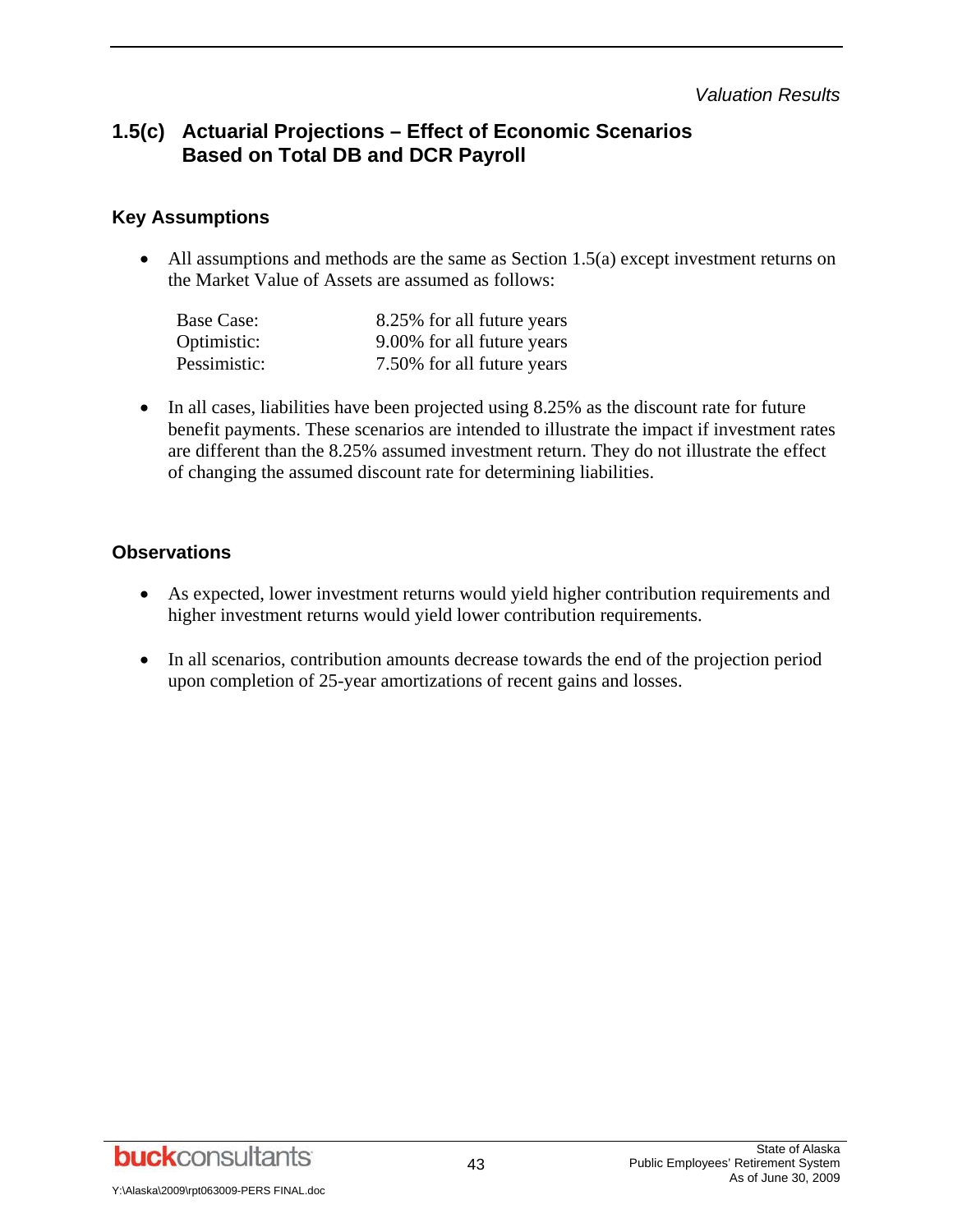## 1.5(c) Actuarial Projections – Effect of Economic Scenarios Based on Total DB and DCR Payroll

### Key Assumptions

- All assumptions and methods are the same as Section 1.5(a) except investment returns on the Market Value of Assets are assumed as follows:

| | |
|---|---|
| Base Case: | 8.25% for all future years |
| Optimistic: | 9.00% for all future years |
| Pessimistic: | 7.50% for all future years |

- In all cases, liabilities have been projected using 8.25% as the discount rate for future benefit payments. These scenarios are intended to illustrate the impact if investment rates are different than the 8.25% assumed investment return. They do not illustrate the effect of changing the assumed discount rate for determining liabilities.

### Observations

- As expected, lower investment returns would yield higher contribution requirements and higher investment returns would yield lower contribution requirements.
- In all scenarios, contribution amounts decrease towards the end of the projection period upon completion of 25-year amortizations of recent gains and losses.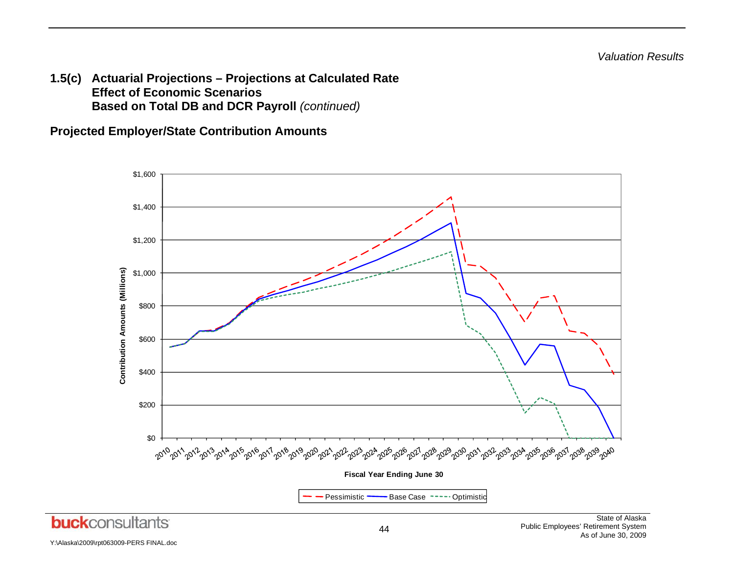### 1.5(c) Actuarial Projections – Projections at Calculated Rate Effect of Economic Scenarios Based on Total DB and DCR Payroll *(continued)*

**Projected Employer/State Contribution Amounts**

Contribution Amounts (Millions)

$1,600
$1,400
$1,200
$1,000
$800
$600
$400
$200
$0

2010 2011 2012 2013 2014 2015 2016 2017 2018 2019 2020 2021 2022 2023 2024 2025 2026 2027 2028 2029 2030 2031 2032 2033 2034 2035 2036 2037 2038 2039 2040

**Fiscal Year Ending June 30**

Pessimistic — Base Case — Optimistic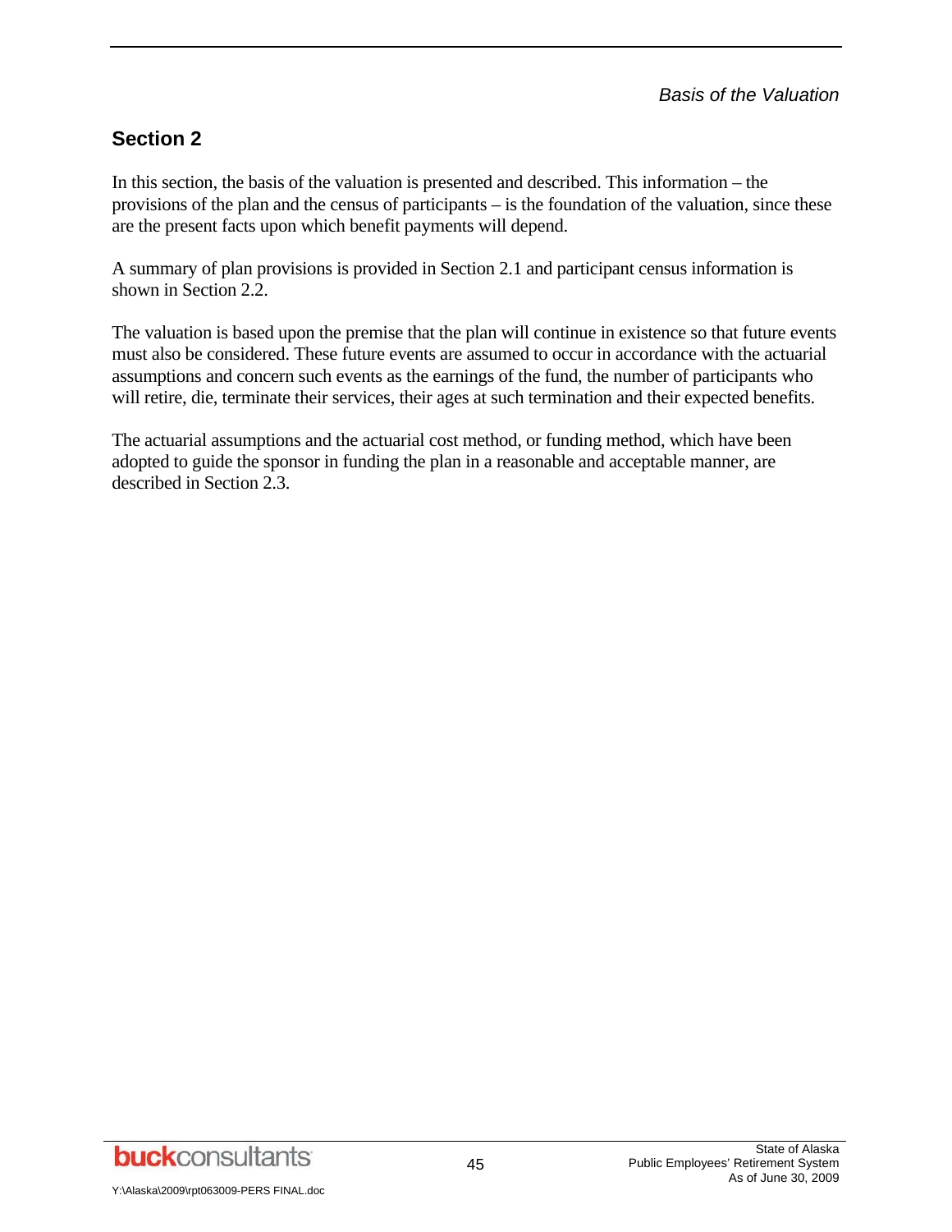## Section 2

In this section, the basis of the valuation is presented and described. This information – the provisions of the plan and the census of participants – is the foundation of the valuation, since these are the present facts upon which benefit payments will depend.

A summary of plan provisions is provided in Section 2.1 and participant census information is shown in Section 2.2.

The valuation is based upon the premise that the plan will continue in existence so that future events must also be considered. These future events are assumed to occur in accordance with the actuarial assumptions and concern such events as the earnings of the fund, the number of participants who will retire, die, terminate their services, their ages at such termination and their expected benefits.

The actuarial assumptions and the actuarial cost method, or funding method, which have been adopted to guide the sponsor in funding the plan in a reasonable and acceptable manner, are described in Section 2.3.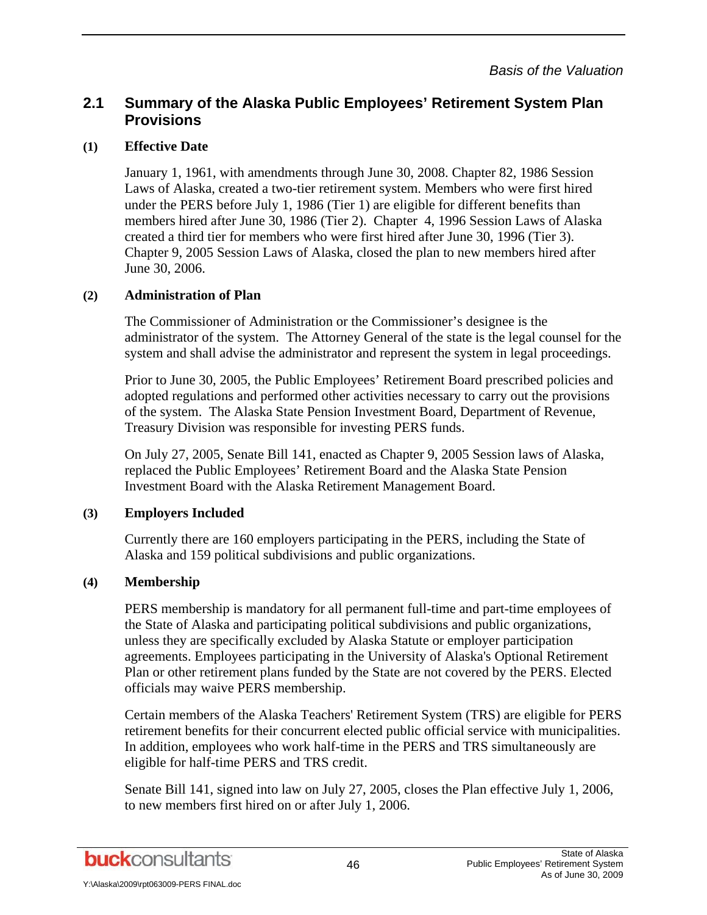## 2.1 Summary of the Alaska Public Employees' Retirement System Plan Provisions

**(1) Effective Date**

January 1, 1961, with amendments through June 30, 2008. Chapter 82, 1986 Session Laws of Alaska, created a two-tier retirement system. Members who were first hired under the PERS before July 1, 1986 (Tier 1) are eligible for different benefits than members hired after June 30, 1986 (Tier 2). Chapter 4, 1996 Session Laws of Alaska created a third tier for members who were first hired after June 30, 1996 (Tier 3). Chapter 9, 2005 Session Laws of Alaska, closed the plan to new members hired after June 30, 2006.

**(2) Administration of Plan**

The Commissioner of Administration or the Commissioner's designee is the administrator of the system. The Attorney General of the state is the legal counsel for the system and shall advise the administrator and represent the system in legal proceedings.

Prior to June 30, 2005, the Public Employees' Retirement Board prescribed policies and adopted regulations and performed other activities necessary to carry out the provisions of the system. The Alaska State Pension Investment Board, Department of Revenue, Treasury Division was responsible for investing PERS funds.

On July 27, 2005, Senate Bill 141, enacted as Chapter 9, 2005 Session laws of Alaska, replaced the Public Employees' Retirement Board and the Alaska State Pension Investment Board with the Alaska Retirement Management Board.

**(3) Employers Included**

Currently there are 160 employers participating in the PERS, including the State of Alaska and 159 political subdivisions and public organizations.

**(4) Membership**

PERS membership is mandatory for all permanent full-time and part-time employees of the State of Alaska and participating political subdivisions and public organizations, unless they are specifically excluded by Alaska Statute or employer participation agreements. Employees participating in the University of Alaska's Optional Retirement Plan or other retirement plans funded by the State are not covered by the PERS. Elected officials may waive PERS membership.

Certain members of the Alaska Teachers' Retirement System (TRS) are eligible for PERS retirement benefits for their concurrent elected public official service with municipalities. In addition, employees who work half-time in the PERS and TRS simultaneously are eligible for half-time PERS and TRS credit.

Senate Bill 141, signed into law on July 27, 2005, closes the Plan effective July 1, 2006, to new members first hired on or after July 1, 2006.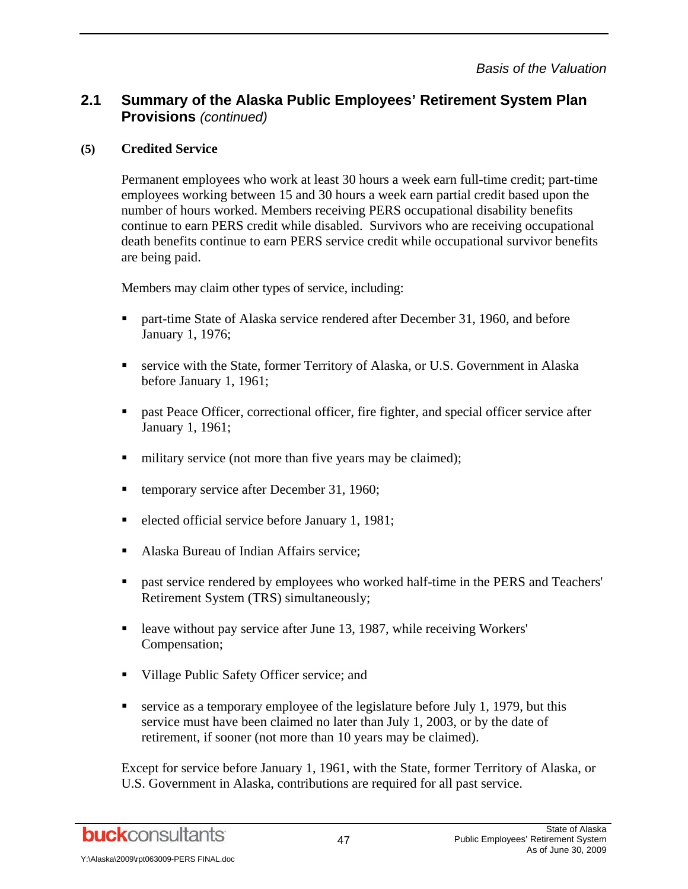## 2.1 Summary of the Alaska Public Employees' Retirement System Plan Provisions *(continued)*

### (5) Credited Service

Permanent employees who work at least 30 hours a week earn full-time credit; part-time employees working between 15 and 30 hours a week earn partial credit based upon the number of hours worked. Members receiving PERS occupational disability benefits continue to earn PERS credit while disabled. Survivors who are receiving occupational death benefits continue to earn PERS service credit while occupational survivor benefits are being paid.

Members may claim other types of service, including:

- part-time State of Alaska service rendered after December 31, 1960, and before January 1, 1976;
- service with the State, former Territory of Alaska, or U.S. Government in Alaska before January 1, 1961;
- past Peace Officer, correctional officer, fire fighter, and special officer service after January 1, 1961;
- military service (not more than five years may be claimed);
- temporary service after December 31, 1960;
- elected official service before January 1, 1981;
- Alaska Bureau of Indian Affairs service;
- past service rendered by employees who worked half-time in the PERS and Teachers' Retirement System (TRS) simultaneously;
- leave without pay service after June 13, 1987, while receiving Workers' Compensation;
- Village Public Safety Officer service; and
- service as a temporary employee of the legislature before July 1, 1979, but this service must have been claimed no later than July 1, 2003, or by the date of retirement, if sooner (not more than 10 years may be claimed).

Except for service before January 1, 1961, with the State, former Territory of Alaska, or U.S. Government in Alaska, contributions are required for all past service.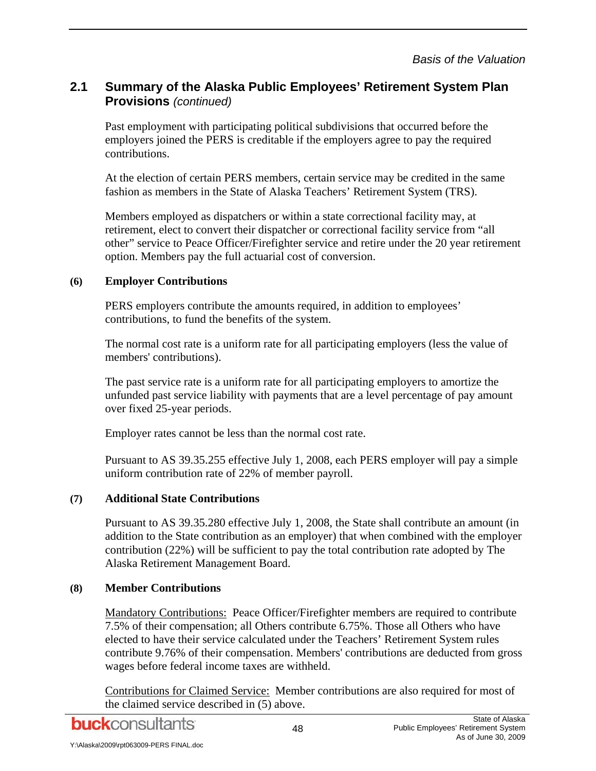## 2.1 Summary of the Alaska Public Employees' Retirement System Plan Provisions *(continued)*

Past employment with participating political subdivisions that occurred before the employers joined the PERS is creditable if the employers agree to pay the required contributions.

At the election of certain PERS members, certain service may be credited in the same fashion as members in the State of Alaska Teachers' Retirement System (TRS).

Members employed as dispatchers or within a state correctional facility may, at retirement, elect to convert their dispatcher or correctional facility service from "all other" service to Peace Officer/Firefighter service and retire under the 20 year retirement option. Members pay the full actuarial cost of conversion.

**(6) Employer Contributions**

PERS employers contribute the amounts required, in addition to employees' contributions, to fund the benefits of the system.

The normal cost rate is a uniform rate for all participating employers (less the value of members' contributions).

The past service rate is a uniform rate for all participating employers to amortize the unfunded past service liability with payments that are a level percentage of pay amount over fixed 25-year periods.

Employer rates cannot be less than the normal cost rate.

Pursuant to AS 39.35.255 effective July 1, 2008, each PERS employer will pay a simple uniform contribution rate of 22% of member payroll.

**(7) Additional State Contributions**

Pursuant to AS 39.35.280 effective July 1, 2008, the State shall contribute an amount (in addition to the State contribution as an employer) that when combined with the employer contribution (22%) will be sufficient to pay the total contribution rate adopted by The Alaska Retirement Management Board.

**(8) Member Contributions**

Mandatory Contributions: Peace Officer/Firefighter members are required to contribute 7.5% of their compensation; all Others contribute 6.75%. Those all Others who have elected to have their service calculated under the Teachers' Retirement System rules contribute 9.76% of their compensation. Members' contributions are deducted from gross wages before federal income taxes are withheld.

Contributions for Claimed Service: Member contributions are also required for most of the claimed service described in (5) above.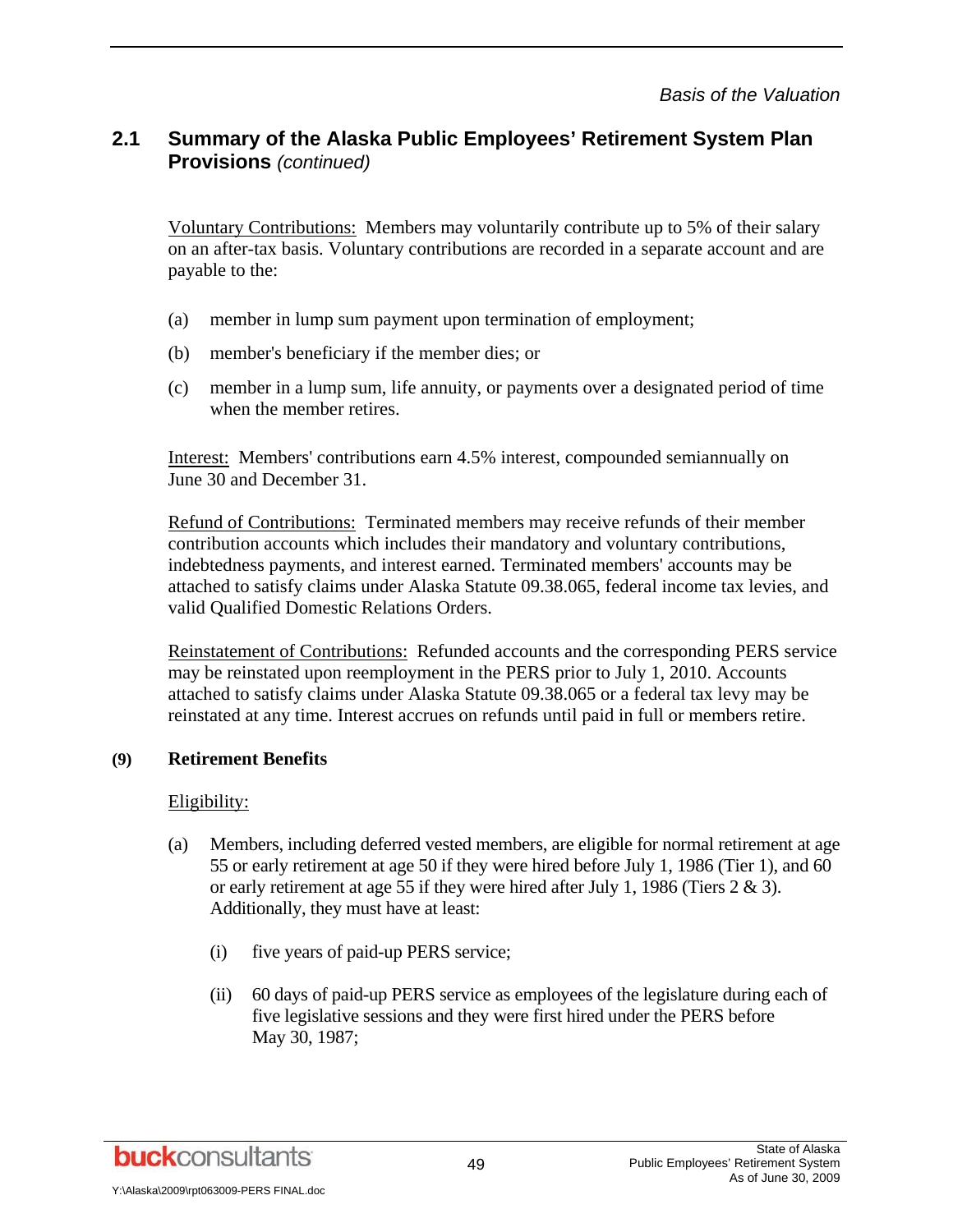## 2.1 Summary of the Alaska Public Employees' Retirement System Plan Provisions *(continued)*

Voluntary Contributions: Members may voluntarily contribute up to 5% of their salary on an after-tax basis. Voluntary contributions are recorded in a separate account and are payable to the:

(a) member in lump sum payment upon termination of employment;

(b) member's beneficiary if the member dies; or

(c) member in a lump sum, life annuity, or payments over a designated period of time when the member retires.

Interest: Members' contributions earn 4.5% interest, compounded semiannually on June 30 and December 31.

Refund of Contributions: Terminated members may receive refunds of their member contribution accounts which includes their mandatory and voluntary contributions, indebtedness payments, and interest earned. Terminated members' accounts may be attached to satisfy claims under Alaska Statute 09.38.065, federal income tax levies, and valid Qualified Domestic Relations Orders.

Reinstatement of Contributions: Refunded accounts and the corresponding PERS service may be reinstated upon reemployment in the PERS prior to July 1, 2010. Accounts attached to satisfy claims under Alaska Statute 09.38.065 or a federal tax levy may be reinstated at any time. Interest accrues on refunds until paid in full or members retire.

**(9) Retirement Benefits**

Eligibility:

(a) Members, including deferred vested members, are eligible for normal retirement at age 55 or early retirement at age 50 if they were hired before July 1, 1986 (Tier 1), and 60 or early retirement at age 55 if they were hired after July 1, 1986 (Tiers 2 & 3). Additionally, they must have at least:

  (i) five years of paid-up PERS service;

  (ii) 60 days of paid-up PERS service as employees of the legislature during each of five legislative sessions and they were first hired under the PERS before May 30, 1987;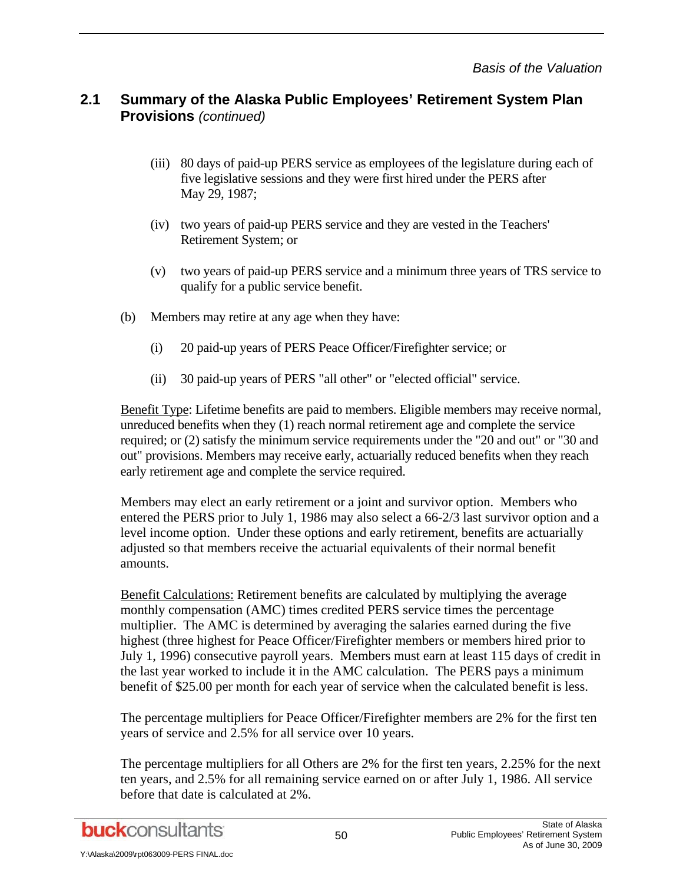## 2.1 Summary of the Alaska Public Employees' Retirement System Plan Provisions *(continued)*

(iii) 80 days of paid-up PERS service as employees of the legislature during each of five legislative sessions and they were first hired under the PERS after May 29, 1987;

(iv) two years of paid-up PERS service and they are vested in the Teachers' Retirement System; or

(v) two years of paid-up PERS service and a minimum three years of TRS service to qualify for a public service benefit.

(b) Members may retire at any age when they have:

(i) 20 paid-up years of PERS Peace Officer/Firefighter service; or

(ii) 30 paid-up years of PERS "all other" or "elected official" service.

Benefit Type: Lifetime benefits are paid to members. Eligible members may receive normal, unreduced benefits when they (1) reach normal retirement age and complete the service required; or (2) satisfy the minimum service requirements under the "20 and out" or "30 and out" provisions. Members may receive early, actuarially reduced benefits when they reach early retirement age and complete the service required.

Members may elect an early retirement or a joint and survivor option. Members who entered the PERS prior to July 1, 1986 may also select a 66-2/3 last survivor option and a level income option. Under these options and early retirement, benefits are actuarially adjusted so that members receive the actuarial equivalents of their normal benefit amounts.

Benefit Calculations: Retirement benefits are calculated by multiplying the average monthly compensation (AMC) times credited PERS service times the percentage multiplier. The AMC is determined by averaging the salaries earned during the five highest (three highest for Peace Officer/Firefighter members or members hired prior to July 1, 1996) consecutive payroll years. Members must earn at least 115 days of credit in the last year worked to include it in the AMC calculation. The PERS pays a minimum benefit of $25.00 per month for each year of service when the calculated benefit is less.

The percentage multipliers for Peace Officer/Firefighter members are 2% for the first ten years of service and 2.5% for all service over 10 years.

The percentage multipliers for all Others are 2% for the first ten years, 2.25% for the next ten years, and 2.5% for all remaining service earned on or after July 1, 1986. All service before that date is calculated at 2%.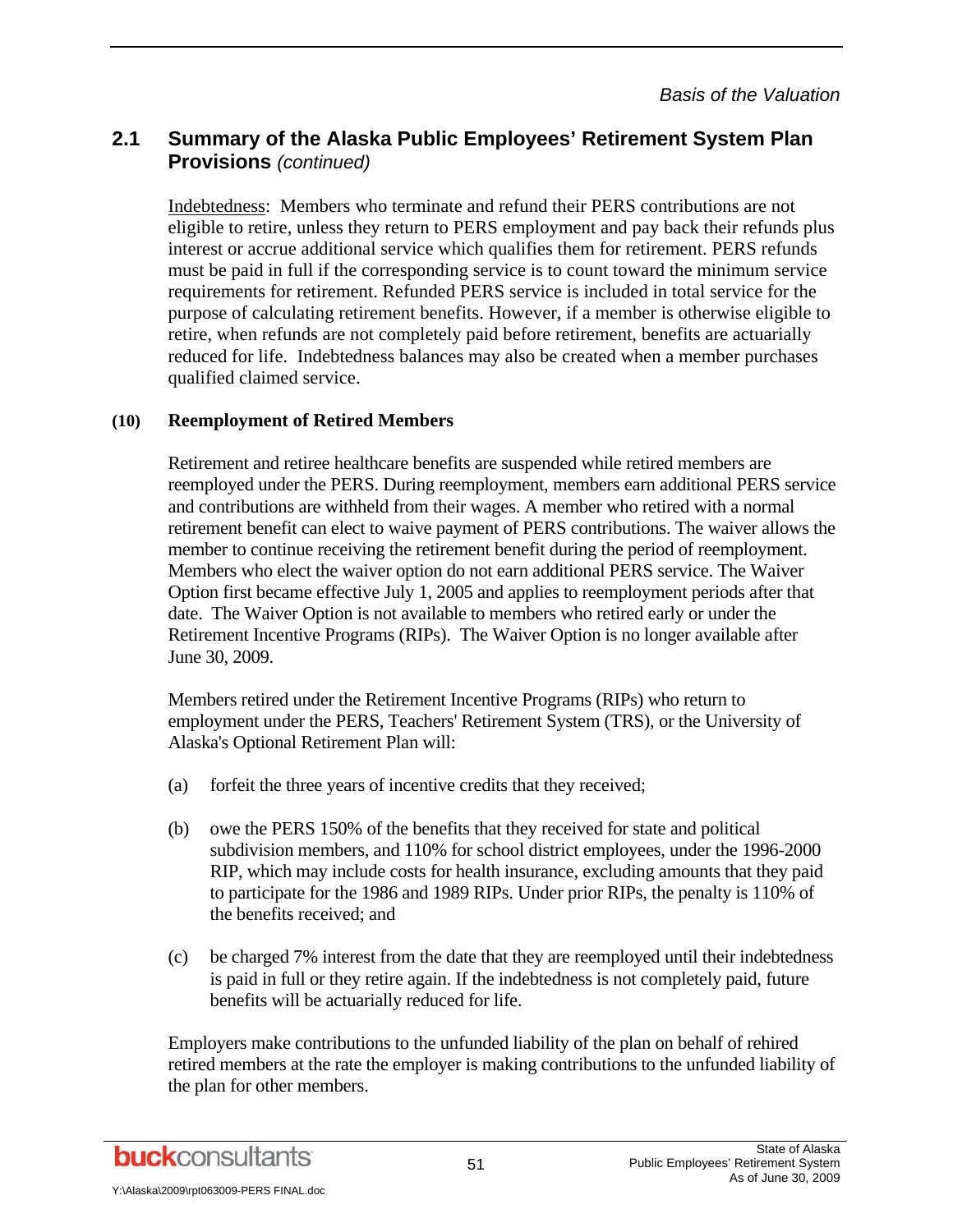## 2.1 Summary of the Alaska Public Employees' Retirement System Plan Provisions *(continued)*

Indebtedness: Members who terminate and refund their PERS contributions are not eligible to retire, unless they return to PERS employment and pay back their refunds plus interest or accrue additional service which qualifies them for retirement. PERS refunds must be paid in full if the corresponding service is to count toward the minimum service requirements for retirement. Refunded PERS service is included in total service for the purpose of calculating retirement benefits. However, if a member is otherwise eligible to retire, when refunds are not completely paid before retirement, benefits are actuarially reduced for life. Indebtedness balances may also be created when a member purchases qualified claimed service.

**(10) Reemployment of Retired Members**

Retirement and retiree healthcare benefits are suspended while retired members are reemployed under the PERS. During reemployment, members earn additional PERS service and contributions are withheld from their wages. A member who retired with a normal retirement benefit can elect to waive payment of PERS contributions. The waiver allows the member to continue receiving the retirement benefit during the period of reemployment. Members who elect the waiver option do not earn additional PERS service. The Waiver Option first became effective July 1, 2005 and applies to reemployment periods after that date. The Waiver Option is not available to members who retired early or under the Retirement Incentive Programs (RIPs). The Waiver Option is no longer available after June 30, 2009.

Members retired under the Retirement Incentive Programs (RIPs) who return to employment under the PERS, Teachers' Retirement System (TRS), or the University of Alaska's Optional Retirement Plan will:

(a) forfeit the three years of incentive credits that they received;

(b) owe the PERS 150% of the benefits that they received for state and political subdivision members, and 110% for school district employees, under the 1996-2000 RIP, which may include costs for health insurance, excluding amounts that they paid to participate for the 1986 and 1989 RIPs. Under prior RIPs, the penalty is 110% of the benefits received; and

(c) be charged 7% interest from the date that they are reemployed until their indebtedness is paid in full or they retire again. If the indebtedness is not completely paid, future benefits will be actuarially reduced for life.

Employers make contributions to the unfunded liability of the plan on behalf of rehired retired members at the rate the employer is making contributions to the unfunded liability of the plan for other members.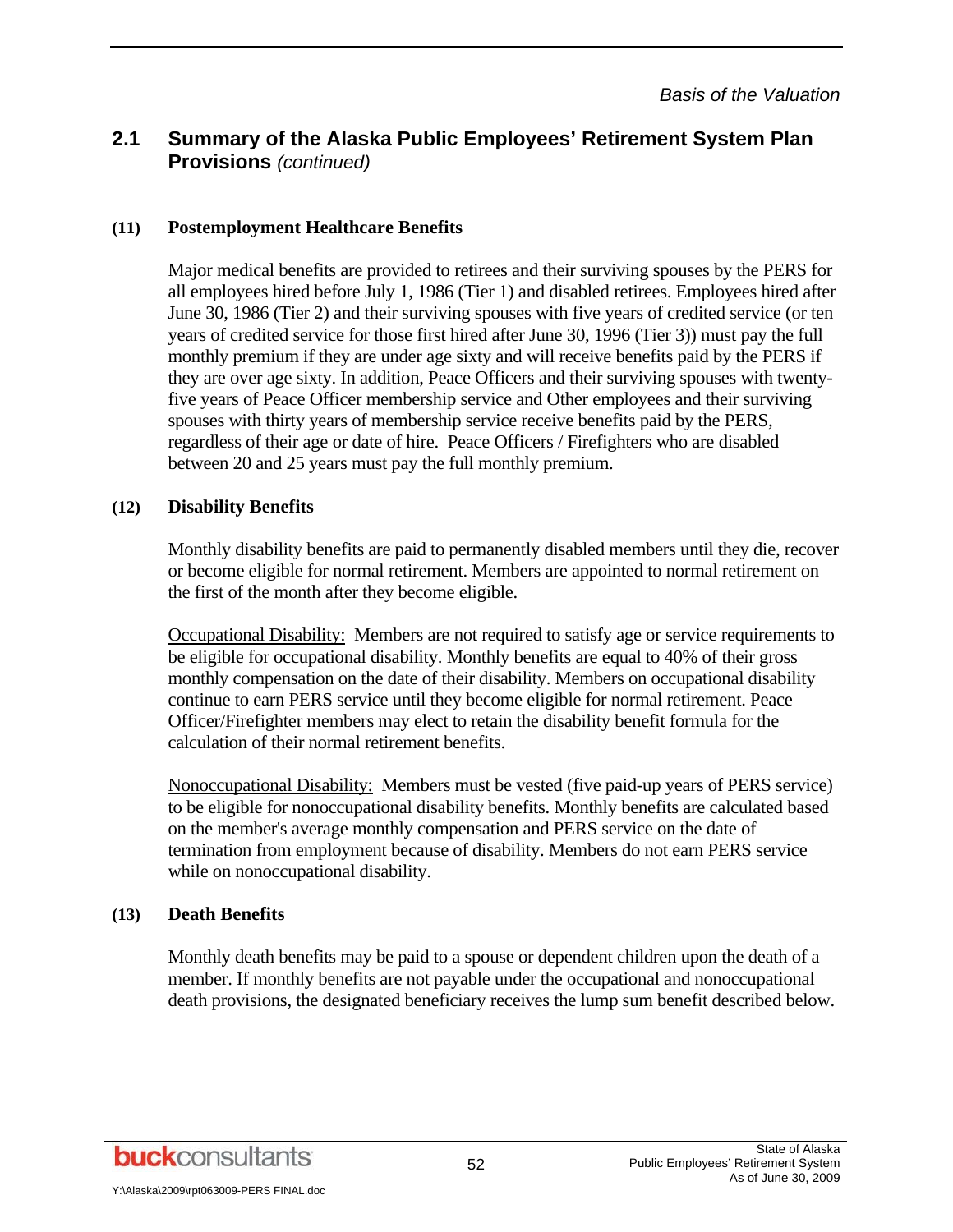## 2.1 Summary of the Alaska Public Employees' Retirement System Plan Provisions *(continued)*

### (11) Postemployment Healthcare Benefits

Major medical benefits are provided to retirees and their surviving spouses by the PERS for all employees hired before July 1, 1986 (Tier 1) and disabled retirees. Employees hired after June 30, 1986 (Tier 2) and their surviving spouses with five years of credited service (or ten years of credited service for those first hired after June 30, 1996 (Tier 3)) must pay the full monthly premium if they are under age sixty and will receive benefits paid by the PERS if they are over age sixty. In addition, Peace Officers and their surviving spouses with twenty-five years of Peace Officer membership service and Other employees and their surviving spouses with thirty years of membership service receive benefits paid by the PERS, regardless of their age or date of hire. Peace Officers / Firefighters who are disabled between 20 and 25 years must pay the full monthly premium.

### (12) Disability Benefits

Monthly disability benefits are paid to permanently disabled members until they die, recover or become eligible for normal retirement. Members are appointed to normal retirement on the first of the month after they become eligible.

Occupational Disability: Members are not required to satisfy age or service requirements to be eligible for occupational disability. Monthly benefits are equal to 40% of their gross monthly compensation on the date of their disability. Members on occupational disability continue to earn PERS service until they become eligible for normal retirement. Peace Officer/Firefighter members may elect to retain the disability benefit formula for the calculation of their normal retirement benefits.

Nonoccupational Disability: Members must be vested (five paid-up years of PERS service) to be eligible for nonoccupational disability benefits. Monthly benefits are calculated based on the member's average monthly compensation and PERS service on the date of termination from employment because of disability. Members do not earn PERS service while on nonoccupational disability.

### (13) Death Benefits

Monthly death benefits may be paid to a spouse or dependent children upon the death of a member. If monthly benefits are not payable under the occupational and nonoccupational death provisions, the designated beneficiary receives the lump sum benefit described below.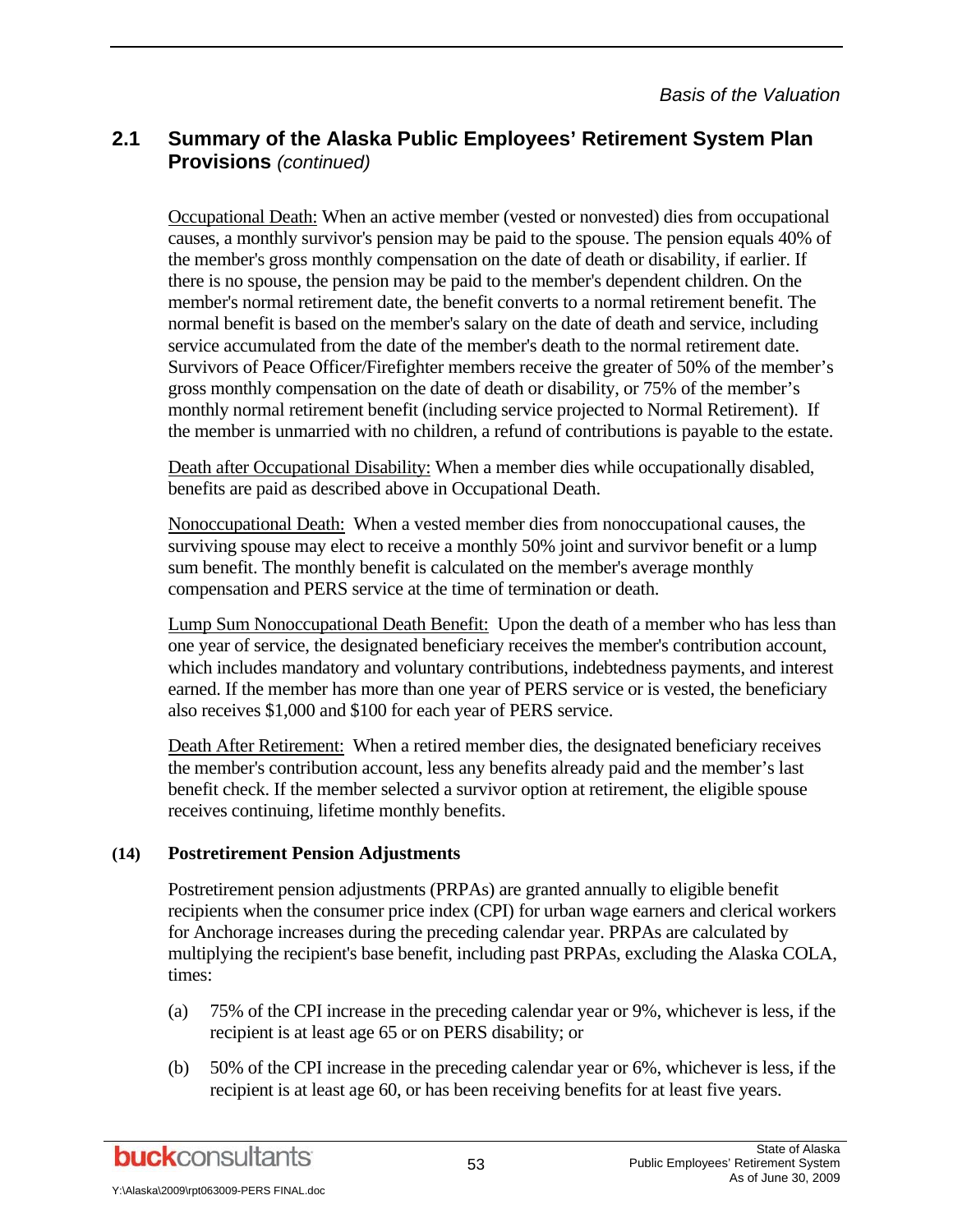## 2.1 Summary of the Alaska Public Employees' Retirement System Plan Provisions *(continued)*

Occupational Death: When an active member (vested or nonvested) dies from occupational causes, a monthly survivor's pension may be paid to the spouse. The pension equals 40% of the member's gross monthly compensation on the date of death or disability, if earlier. If there is no spouse, the pension may be paid to the member's dependent children. On the member's normal retirement date, the benefit converts to a normal retirement benefit. The normal benefit is based on the member's salary on the date of death and service, including service accumulated from the date of the member's death to the normal retirement date. Survivors of Peace Officer/Firefighter members receive the greater of 50% of the member's gross monthly compensation on the date of death or disability, or 75% of the member's monthly normal retirement benefit (including service projected to Normal Retirement). If the member is unmarried with no children, a refund of contributions is payable to the estate.

Death after Occupational Disability: When a member dies while occupationally disabled, benefits are paid as described above in Occupational Death.

Nonoccupational Death: When a vested member dies from nonoccupational causes, the surviving spouse may elect to receive a monthly 50% joint and survivor benefit or a lump sum benefit. The monthly benefit is calculated on the member's average monthly compensation and PERS service at the time of termination or death.

Lump Sum Nonoccupational Death Benefit: Upon the death of a member who has less than one year of service, the designated beneficiary receives the member's contribution account, which includes mandatory and voluntary contributions, indebtedness payments, and interest earned. If the member has more than one year of PERS service or is vested, the beneficiary also receives \$1,000 and \$100 for each year of PERS service.

Death After Retirement: When a retired member dies, the designated beneficiary receives the member's contribution account, less any benefits already paid and the member's last benefit check. If the member selected a survivor option at retirement, the eligible spouse receives continuing, lifetime monthly benefits.

**(14) Postretirement Pension Adjustments**

Postretirement pension adjustments (PRPAs) are granted annually to eligible benefit recipients when the consumer price index (CPI) for urban wage earners and clerical workers for Anchorage increases during the preceding calendar year. PRPAs are calculated by multiplying the recipient's base benefit, including past PRPAs, excluding the Alaska COLA, times:

(a) 75% of the CPI increase in the preceding calendar year or 9%, whichever is less, if the recipient is at least age 65 or on PERS disability; or

(b) 50% of the CPI increase in the preceding calendar year or 6%, whichever is less, if the recipient is at least age 60, or has been receiving benefits for at least five years.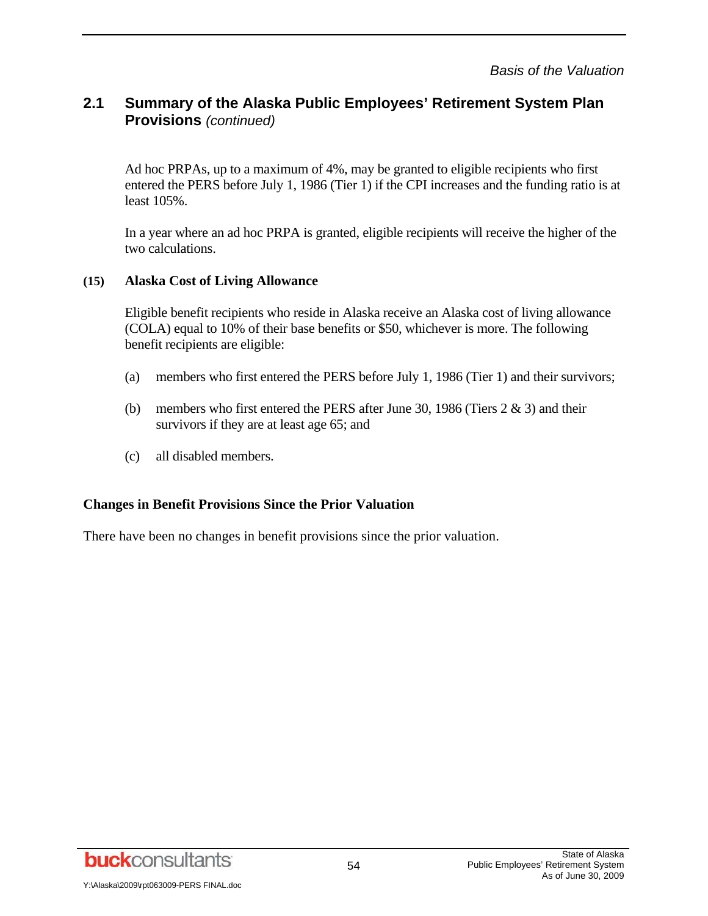## 2.1 Summary of the Alaska Public Employees' Retirement System Plan Provisions *(continued)*

Ad hoc PRPAs, up to a maximum of 4%, may be granted to eligible recipients who first entered the PERS before July 1, 1986 (Tier 1) if the CPI increases and the funding ratio is at least 105%.

In a year where an ad hoc PRPA is granted, eligible recipients will receive the higher of the two calculations.

**(15) Alaska Cost of Living Allowance**

Eligible benefit recipients who reside in Alaska receive an Alaska cost of living allowance (COLA) equal to 10% of their base benefits or $50, whichever is more. The following benefit recipients are eligible:

(a) members who first entered the PERS before July 1, 1986 (Tier 1) and their survivors;

(b) members who first entered the PERS after June 30, 1986 (Tiers 2 & 3) and their survivors if they are at least age 65; and

(c) all disabled members.

**Changes in Benefit Provisions Since the Prior Valuation**

There have been no changes in benefit provisions since the prior valuation.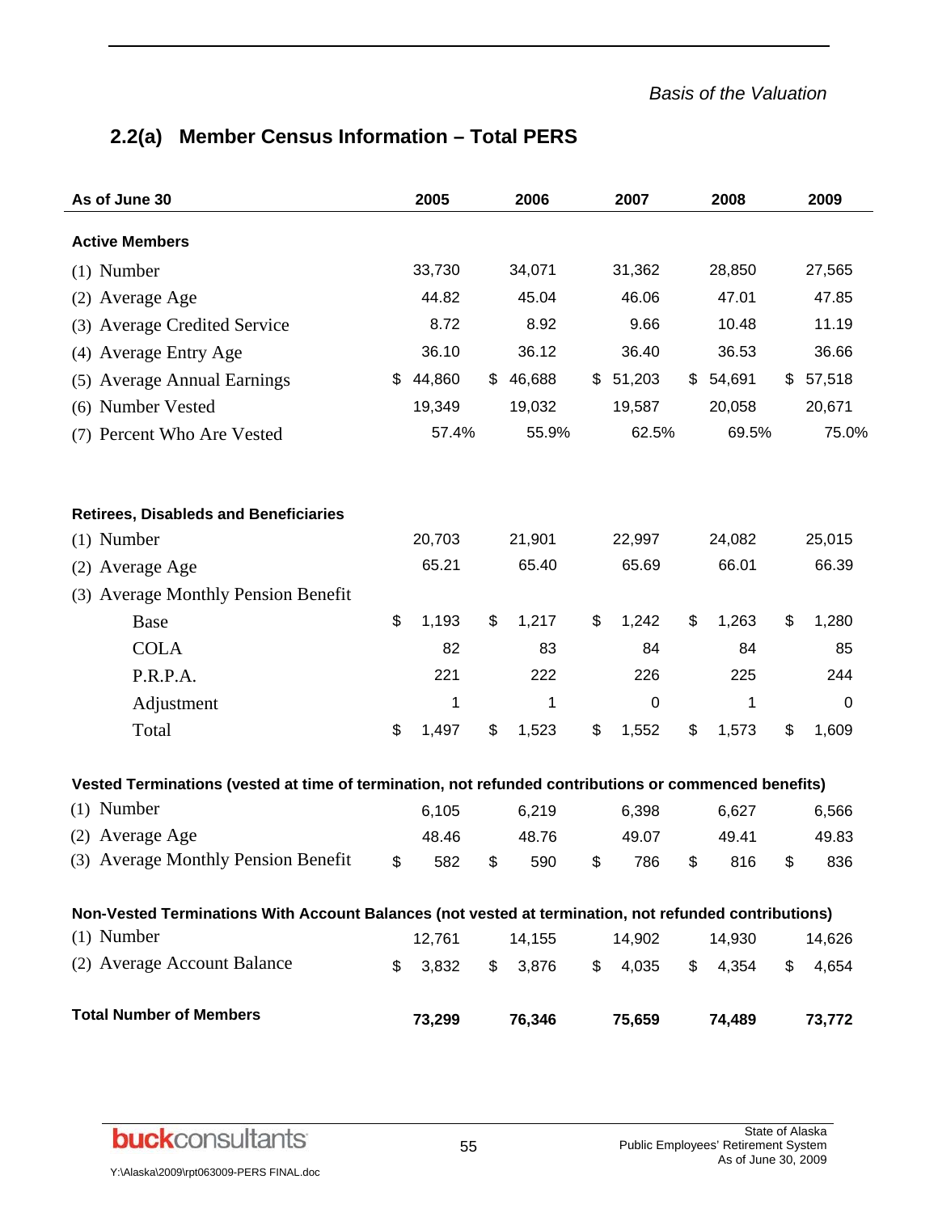*Basis of the Valuation*

## 2.2(a) Member Census Information – Total PERS

| As of June 30 | 2005 | 2006 | 2007 | 2008 | 2009 |
|---|---|---|---|---|---|
| **Active Members** | | | | | |
| (1) Number | 33,730 | 34,071 | 31,362 | 28,850 | 27,565 |
| (2) Average Age | 44.82 | 45.04 | 46.06 | 47.01 | 47.85 |
| (3) Average Credited Service | 8.72 | 8.92 | 9.66 | 10.48 | 11.19 |
| (4) Average Entry Age | 36.10 | 36.12 | 36.40 | 36.53 | 36.66 |
| (5) Average Annual Earnings | $ 44,860 | $ 46,688 | $ 51,203 | $ 54,691 | $ 57,518 |
| (6) Number Vested | 19,349 | 19,032 | 19,587 | 20,058 | 20,671 |
| (7) Percent Who Are Vested | 57.4% | 55.9% | 62.5% | 69.5% | 75.0% |
| **Retirees, Disableds and Beneficiaries** | | | | | |
| (1) Number | 20,703 | 21,901 | 22,997 | 24,082 | 25,015 |
| (2) Average Age | 65.21 | 65.40 | 65.69 | 66.01 | 66.39 |
| (3) Average Monthly Pension Benefit | | | | | |
| Base | $ 1,193 | $ 1,217 | $ 1,242 | $ 1,263 | $ 1,280 |
| COLA | 82 | 83 | 84 | 84 | 85 |
| P.R.P.A. | 221 | 222 | 226 | 225 | 244 |
| Adjustment | 1 | 1 | 0 | 1 | 0 |
| Total | $ 1,497 | $ 1,523 | $ 1,552 | $ 1,573 | $ 1,609 |
| **Vested Terminations (vested at time of termination, not refunded contributions or commenced benefits)** | | | | | |
| (1) Number | 6,105 | 6,219 | 6,398 | 6,627 | 6,566 |
| (2) Average Age | 48.46 | 48.76 | 49.07 | 49.41 | 49.83 |
| (3) Average Monthly Pension Benefit | $ 582 | $ 590 | $ 786 | $ 816 | $ 836 |
| **Non-Vested Terminations With Account Balances (not vested at termination, not refunded contributions)** | | | | | |
| (1) Number | 12,761 | 14,155 | 14,902 | 14,930 | 14,626 |
| (2) Average Account Balance | $ 3,832 | $ 3,876 | $ 4,035 | $ 4,354 | $ 4,654 |
| **Total Number of Members** | **73,299** | **76,346** | **75,659** | **74,489** | **73,772** |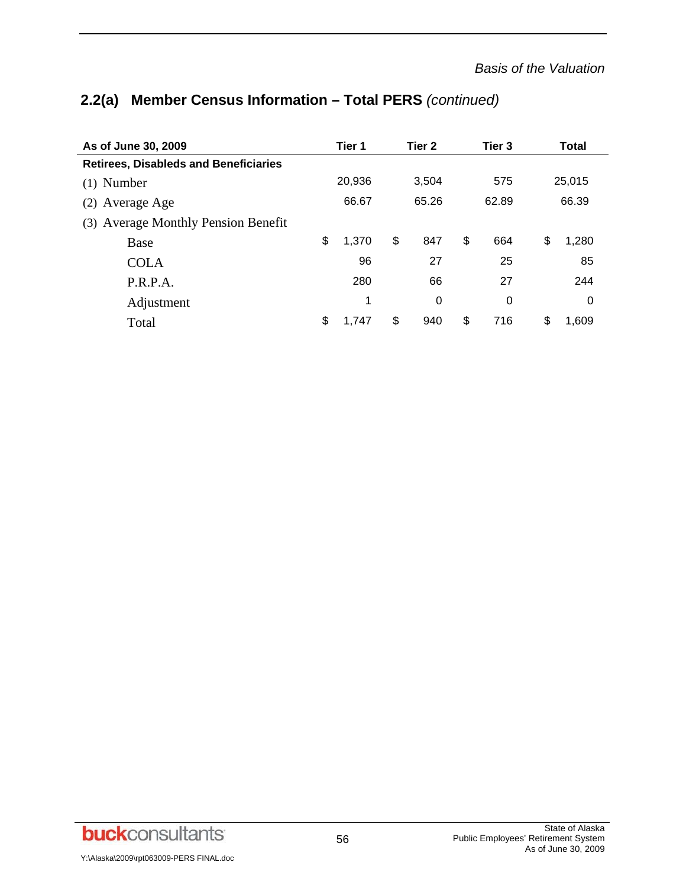## 2.2(a) Member Census Information – Total PERS *(continued)*

| As of June 30, 2009 | Tier 1 | Tier 2 | Tier 3 | Total |
|---|---|---|---|---|
| **Retirees, Disableds and Beneficiaries** | | | | |
| (1) Number | 20,936 | 3,504 | 575 | 25,015 |
| (2) Average Age | 66.67 | 65.26 | 62.89 | 66.39 |
| (3) Average Monthly Pension Benefit | | | | |
| Base | $ 1,370 | $ 847 | $ 664 | $ 1,280 |
| COLA | 96 | 27 | 25 | 85 |
| P.R.P.A. | 280 | 66 | 27 | 244 |
| Adjustment | 1 | 0 | 0 | 0 |
| Total | $ 1,747 | $ 940 | $ 716 | $ 1,609 |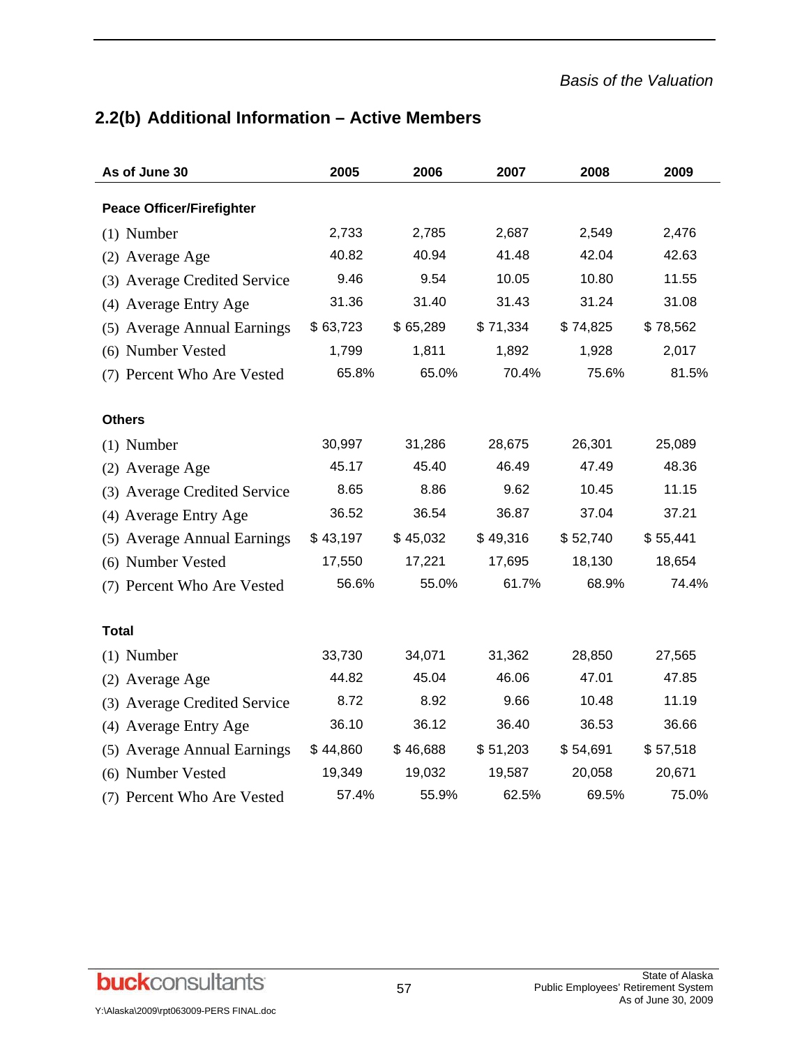*Basis of the Valuation*

## 2.2(b) Additional Information – Active Members

| As of June 30 | 2005 | 2006 | 2007 | 2008 | 2009 |
|---|---|---|---|---|---|
| **Peace Officer/Firefighter** | | | | | |
| (1) Number | 2,733 | 2,785 | 2,687 | 2,549 | 2,476 |
| (2) Average Age | 40.82 | 40.94 | 41.48 | 42.04 | 42.63 |
| (3) Average Credited Service | 9.46 | 9.54 | 10.05 | 10.80 | 11.55 |
| (4) Average Entry Age | 31.36 | 31.40 | 31.43 | 31.24 | 31.08 |
| (5) Average Annual Earnings | $ 63,723 | $ 65,289 | $ 71,334 | $ 74,825 | $ 78,562 |
| (6) Number Vested | 1,799 | 1,811 | 1,892 | 1,928 | 2,017 |
| (7) Percent Who Are Vested | 65.8% | 65.0% | 70.4% | 75.6% | 81.5% |
| **Others** | | | | | |
| (1) Number | 30,997 | 31,286 | 28,675 | 26,301 | 25,089 |
| (2) Average Age | 45.17 | 45.40 | 46.49 | 47.49 | 48.36 |
| (3) Average Credited Service | 8.65 | 8.86 | 9.62 | 10.45 | 11.15 |
| (4) Average Entry Age | 36.52 | 36.54 | 36.87 | 37.04 | 37.21 |
| (5) Average Annual Earnings | $ 43,197 | $ 45,032 | $ 49,316 | $ 52,740 | $ 55,441 |
| (6) Number Vested | 17,550 | 17,221 | 17,695 | 18,130 | 18,654 |
| (7) Percent Who Are Vested | 56.6% | 55.0% | 61.7% | 68.9% | 74.4% |
| **Total** | | | | | |
| (1) Number | 33,730 | 34,071 | 31,362 | 28,850 | 27,565 |
| (2) Average Age | 44.82 | 45.04 | 46.06 | 47.01 | 47.85 |
| (3) Average Credited Service | 8.72 | 8.92 | 9.66 | 10.48 | 11.19 |
| (4) Average Entry Age | 36.10 | 36.12 | 36.40 | 36.53 | 36.66 |
| (5) Average Annual Earnings | $ 44,860 | $ 46,688 | $ 51,203 | $ 54,691 | $ 57,518 |
| (6) Number Vested | 19,349 | 19,032 | 19,587 | 20,058 | 20,671 |
| (7) Percent Who Are Vested | 57.4% | 55.9% | 62.5% | 69.5% | 75.0% |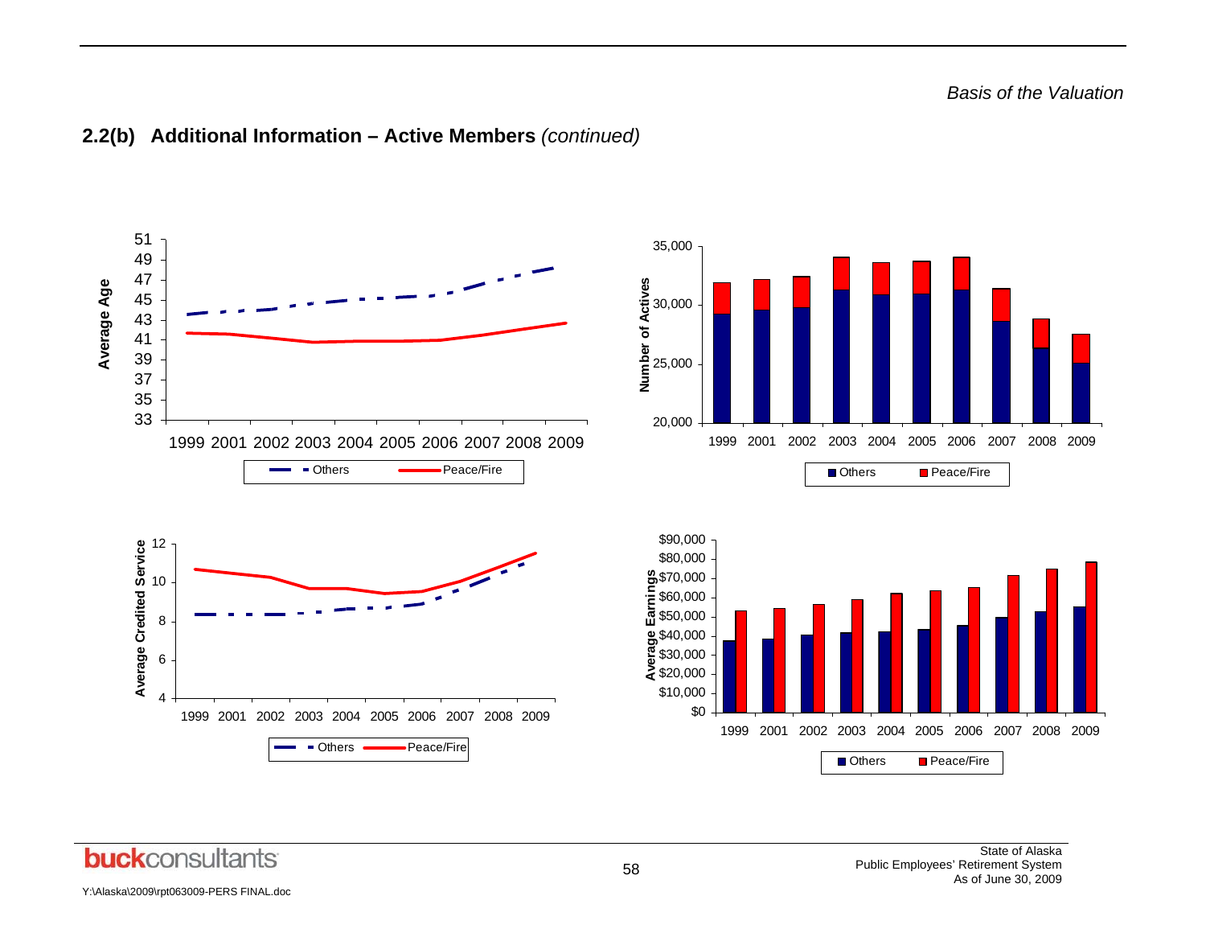## 2.2(b) Additional Information – Active Members *(continued)*

Average Age

51 49 47 45 43 41 39 37 35 33

1999 2001 2002 2003 2004 2005 2006 2007 2008 2009

Others Peace/Fire

Number of Actives

35,000 30,000 25,000 20,000

1999 2001 2002 2003 2004 2005 2006 2007 2008 2009

Others Peace/Fire

Average Credited Service

12 10 8 6 4

1999 2001 2002 2003 2004 2005 2006 2007 2008 2009

Others Peace/Fire

Average Earnings

$90,000 $80,000 $70,000 $60,000 $50,000 $40,000 $30,000 $20,000 $10,000 $0

1999 2001 2002 2003 2004 2005 2006 2007 2008 2009

Others Peace/Fire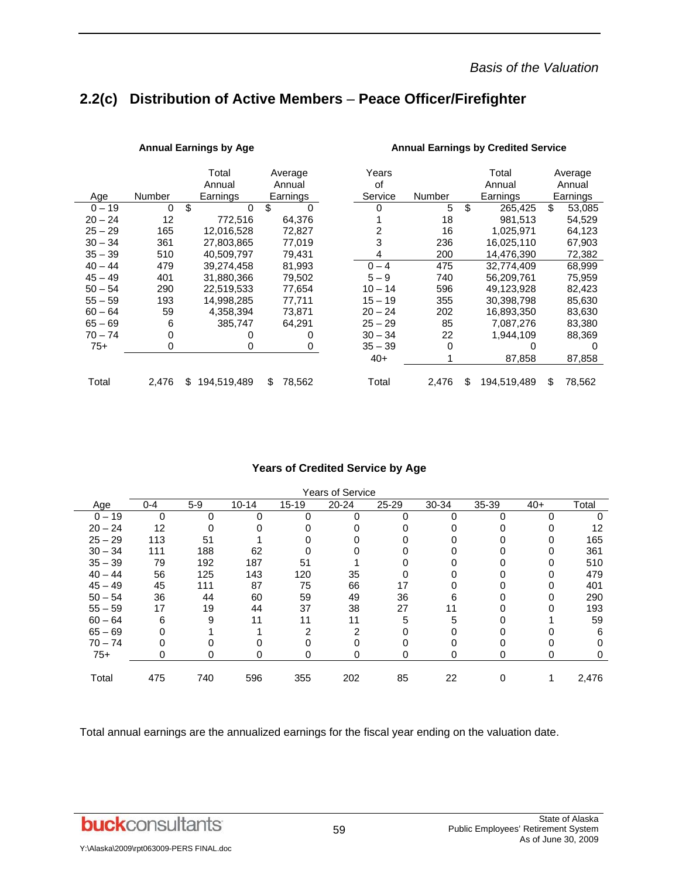## 2.2(c) Distribution of Active Members – Peace Officer/Firefighter

**Annual Earnings by Age**

| Age | Number | Total Annual Earnings | Average Annual Earnings |
|---|---|---|---|
| 0 – 19 | 0 | $ 0 | $ 0 |
| 20 – 24 | 12 | 772,516 | 64,376 |
| 25 – 29 | 165 | 12,016,528 | 72,827 |
| 30 – 34 | 361 | 27,803,865 | 77,019 |
| 35 – 39 | 510 | 40,509,797 | 79,431 |
| 40 – 44 | 479 | 39,274,458 | 81,993 |
| 45 – 49 | 401 | 31,880,366 | 79,502 |
| 50 – 54 | 290 | 22,519,533 | 77,654 |
| 55 – 59 | 193 | 14,998,285 | 77,711 |
| 60 – 64 | 59 | 4,358,394 | 73,871 |
| 65 – 69 | 6 | 385,747 | 64,291 |
| 70 – 74 | 0 | 0 | 0 |
| 75+ | 0 | 0 | 0 |
| Total | 2,476 | $ 194,519,489 | $ 78,562 |

**Annual Earnings by Credited Service**

| Years of Service | Number | Total Annual Earnings | Average Annual Earnings |
|---|---|---|---|
| 0 | 5 | $ 265,425 | $ 53,085 |
| 1 | 18 | 981,513 | 54,529 |
| 2 | 16 | 1,025,971 | 64,123 |
| 3 | 236 | 16,025,110 | 67,903 |
| 4 | 200 | 14,476,390 | 72,382 |
| 0 – 4 | 475 | 32,774,409 | 68,999 |
| 5 – 9 | 740 | 56,209,761 | 75,959 |
| 10 – 14 | 596 | 49,123,928 | 82,423 |
| 15 – 19 | 355 | 30,398,798 | 85,630 |
| 20 – 24 | 202 | 16,893,350 | 83,630 |
| 25 – 29 | 85 | 7,087,276 | 83,380 |
| 30 – 34 | 22 | 1,944,109 | 88,369 |
| 35 – 39 | 0 | 0 | 0 |
| 40+ | 1 | 87,858 | 87,858 |
| Total | 2,476 | $ 194,519,489 | $ 78,562 |

**Years of Credited Service by Age**

| Age | 0-4 | 5-9 | 10-14 | 15-19 | 20-24 | 25-29 | 30-34 | 35-39 | 40+ | Total |
|---|---|---|---|---|---|---|---|---|---|---|
| 0 – 19 | 0 | 0 | 0 | 0 | 0 | 0 | 0 | 0 | 0 | 0 |
| 20 – 24 | 12 | 0 | 0 | 0 | 0 | 0 | 0 | 0 | 0 | 12 |
| 25 – 29 | 113 | 51 | 1 | 0 | 0 | 0 | 0 | 0 | 0 | 165 |
| 30 – 34 | 111 | 188 | 62 | 0 | 0 | 0 | 0 | 0 | 0 | 361 |
| 35 – 39 | 79 | 192 | 187 | 51 | 1 | 0 | 0 | 0 | 0 | 510 |
| 40 – 44 | 56 | 125 | 143 | 120 | 35 | 0 | 0 | 0 | 0 | 479 |
| 45 – 49 | 45 | 111 | 87 | 75 | 66 | 17 | 0 | 0 | 0 | 401 |
| 50 – 54 | 36 | 44 | 60 | 59 | 49 | 36 | 6 | 0 | 0 | 290 |
| 55 – 59 | 17 | 19 | 44 | 37 | 38 | 27 | 11 | 0 | 0 | 193 |
| 60 – 64 | 6 | 9 | 11 | 11 | 11 | 5 | 5 | 0 | 1 | 59 |
| 65 – 69 | 0 | 1 | 1 | 2 | 2 | 0 | 0 | 0 | 0 | 6 |
| 70 – 74 | 0 | 0 | 0 | 0 | 0 | 0 | 0 | 0 | 0 | 0 |
| 75+ | 0 | 0 | 0 | 0 | 0 | 0 | 0 | 0 | 0 | 0 |
| Total | 475 | 740 | 596 | 355 | 202 | 85 | 22 | 0 | 1 | 2,476 |

Total annual earnings are the annualized earnings for the fiscal year ending on the valuation date.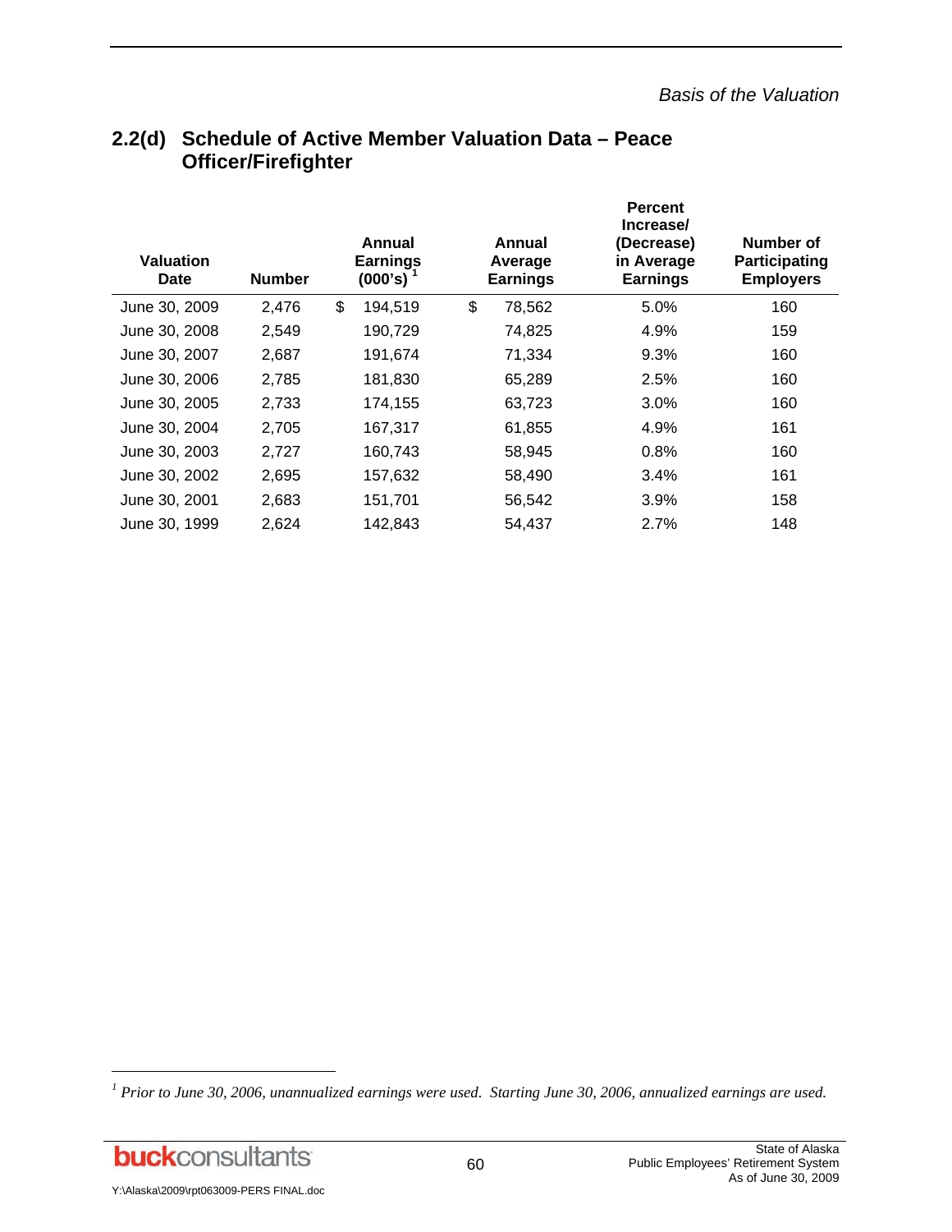## 2.2(d) Schedule of Active Member Valuation Data – Peace Officer/Firefighter

| Valuation Date | Number | Annual Earnings (000's) [1] | Annual Average Earnings | Percent Increase/ (Decrease) in Average Earnings | Number of Participating Employers |
|---|---|---|---|---|---|
| June 30, 2009 | 2,476 | $ 194,519 | $ 78,562 | 5.0% | 160 |
| June 30, 2008 | 2,549 | 190,729 | 74,825 | 4.9% | 159 |
| June 30, 2007 | 2,687 | 191,674 | 71,334 | 9.3% | 160 |
| June 30, 2006 | 2,785 | 181,830 | 65,289 | 2.5% | 160 |
| June 30, 2005 | 2,733 | 174,155 | 63,723 | 3.0% | 160 |
| June 30, 2004 | 2,705 | 167,317 | 61,855 | 4.9% | 161 |
| June 30, 2003 | 2,727 | 160,743 | 58,945 | 0.8% | 160 |
| June 30, 2002 | 2,695 | 157,632 | 58,490 | 3.4% | 161 |
| June 30, 2001 | 2,683 | 151,701 | 56,542 | 3.9% | 158 |
| June 30, 1999 | 2,624 | 142,843 | 54,437 | 2.7% | 148 |

[1] *Prior to June 30, 2006, unannualized earnings were used. Starting June 30, 2006, annualized earnings are used.*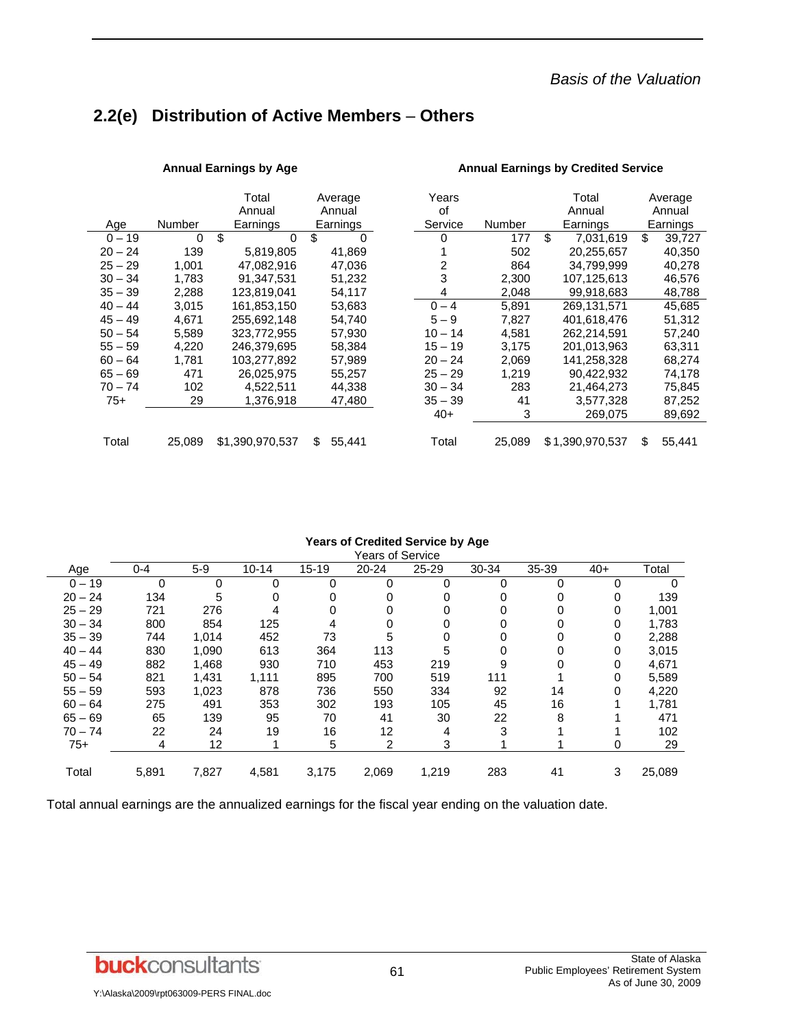## 2.2(e) Distribution of Active Members – Others

**Annual Earnings by Age**

| Age | Number | Total Annual Earnings | Average Annual Earnings |
|---|---|---|---|
| 0 – 19 | 0 | $ 0 | $ 0 |
| 20 – 24 | 139 | 5,819,805 | 41,869 |
| 25 – 29 | 1,001 | 47,082,916 | 47,036 |
| 30 – 34 | 1,783 | 91,347,531 | 51,232 |
| 35 – 39 | 2,288 | 123,819,041 | 54,117 |
| 40 – 44 | 3,015 | 161,853,150 | 53,683 |
| 45 – 49 | 4,671 | 255,692,148 | 54,740 |
| 50 – 54 | 5,589 | 323,772,955 | 57,930 |
| 55 – 59 | 4,220 | 246,379,695 | 58,384 |
| 60 – 64 | 1,781 | 103,277,892 | 57,989 |
| 65 – 69 | 471 | 26,025,975 | 55,257 |
| 70 – 74 | 102 | 4,522,511 | 44,338 |
| 75+ | 29 | 1,376,918 | 47,480 |
| Total | 25,089 | $1,390,970,537 | $ 55,441 |

**Annual Earnings by Credited Service**

| Years of Service | Number | Total Annual Earnings | Average Annual Earnings |
|---|---|---|---|
| 0 | 177 | $ 7,031,619 | $ 39,727 |
| 1 | 502 | 20,255,657 | 40,350 |
| 2 | 864 | 34,799,999 | 40,278 |
| 3 | 2,300 | 107,125,613 | 46,576 |
| 4 | 2,048 | 99,918,683 | 48,788 |
| 0 – 4 | 5,891 | 269,131,571 | 45,685 |
| 5 – 9 | 7,827 | 401,618,476 | 51,312 |
| 10 – 14 | 4,581 | 262,214,591 | 57,240 |
| 15 – 19 | 3,175 | 201,013,963 | 63,311 |
| 20 – 24 | 2,069 | 141,258,328 | 68,274 |
| 25 – 29 | 1,219 | 90,422,932 | 74,178 |
| 30 – 34 | 283 | 21,464,273 | 75,845 |
| 35 – 39 | 41 | 3,577,328 | 87,252 |
| 40+ | 3 | 269,075 | 89,692 |
| Total | 25,089 | $1,390,970,537 | $ 55,441 |

**Years of Credited Service by Age**

| Age | 0-4 | 5-9 | 10-14 | 15-19 | 20-24 | 25-29 | 30-34 | 35-39 | 40+ | Total |
|---|---|---|---|---|---|---|---|---|---|---|
| 0 – 19 | 0 | 0 | 0 | 0 | 0 | 0 | 0 | 0 | 0 | 0 |
| 20 – 24 | 134 | 5 | 0 | 0 | 0 | 0 | 0 | 0 | 0 | 139 |
| 25 – 29 | 721 | 276 | 4 | 0 | 0 | 0 | 0 | 0 | 0 | 1,001 |
| 30 – 34 | 800 | 854 | 125 | 4 | 0 | 0 | 0 | 0 | 0 | 1,783 |
| 35 – 39 | 744 | 1,014 | 452 | 73 | 5 | 0 | 0 | 0 | 0 | 2,288 |
| 40 – 44 | 830 | 1,090 | 613 | 364 | 113 | 5 | 0 | 0 | 0 | 3,015 |
| 45 – 49 | 882 | 1,468 | 930 | 710 | 453 | 219 | 9 | 0 | 0 | 4,671 |
| 50 – 54 | 821 | 1,431 | 1,111 | 895 | 700 | 519 | 111 | 1 | 0 | 5,589 |
| 55 – 59 | 593 | 1,023 | 878 | 736 | 550 | 334 | 92 | 14 | 0 | 4,220 |
| 60 – 64 | 275 | 491 | 353 | 302 | 193 | 105 | 45 | 16 | 1 | 1,781 |
| 65 – 69 | 65 | 139 | 95 | 70 | 41 | 30 | 22 | 8 | 1 | 471 |
| 70 – 74 | 22 | 24 | 19 | 16 | 12 | 4 | 3 | 1 | 1 | 102 |
| 75+ | 4 | 12 | 1 | 5 | 2 | 3 | 1 | 1 | 0 | 29 |
| Total | 5,891 | 7,827 | 4,581 | 3,175 | 2,069 | 1,219 | 283 | 41 | 3 | 25,089 |

Total annual earnings are the annualized earnings for the fiscal year ending on the valuation date.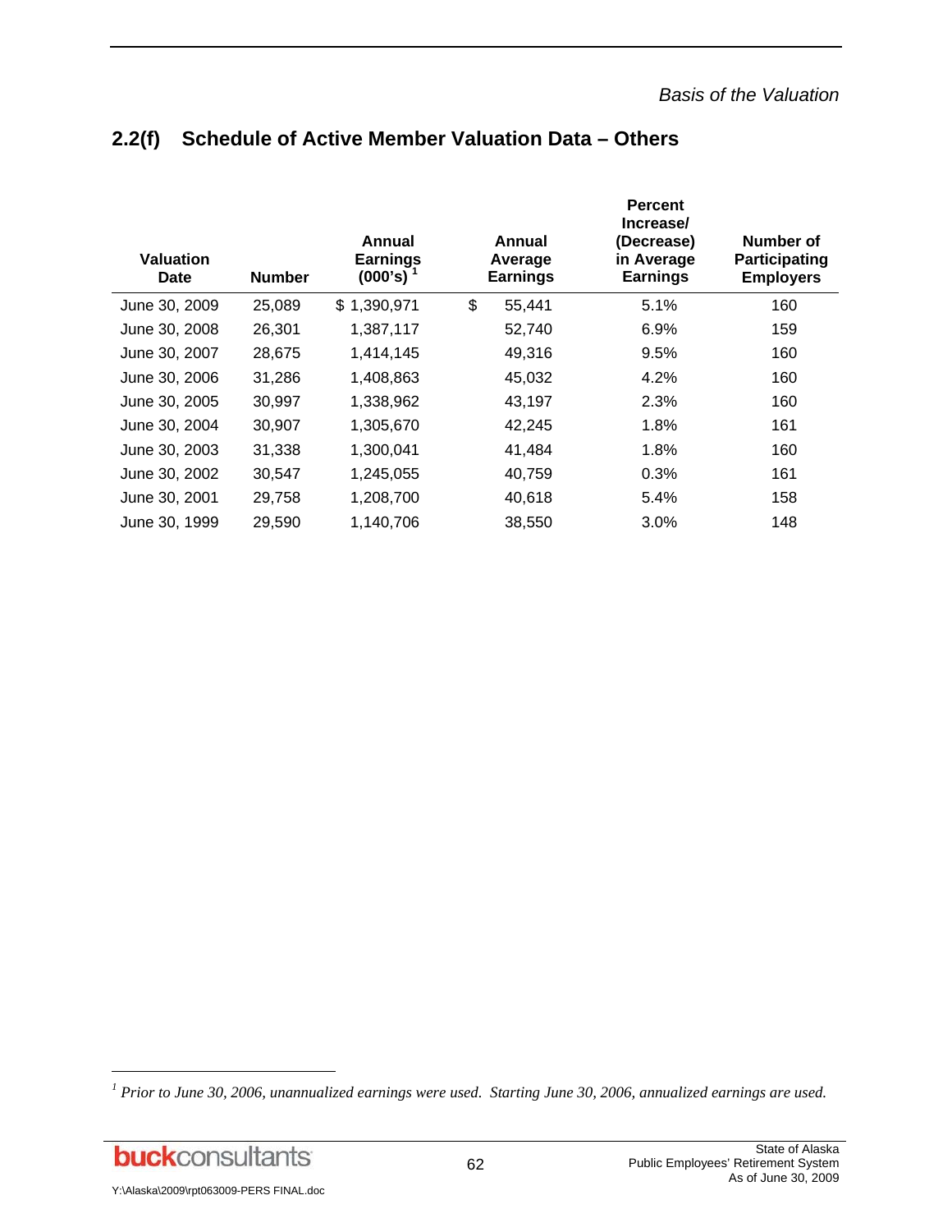## 2.2(f) Schedule of Active Member Valuation Data – Others

| Valuation Date | Number | Annual Earnings (000's) [1] | Annual Average Earnings | Percent Increase/ (Decrease) in Average Earnings | Number of Participating Employers |
|---|---|---|---|---|---|
| June 30, 2009 | 25,089 | $ 1,390,971 | $ 55,441 | 5.1% | 160 |
| June 30, 2008 | 26,301 | 1,387,117 | 52,740 | 6.9% | 159 |
| June 30, 2007 | 28,675 | 1,414,145 | 49,316 | 9.5% | 160 |
| June 30, 2006 | 31,286 | 1,408,863 | 45,032 | 4.2% | 160 |
| June 30, 2005 | 30,997 | 1,338,962 | 43,197 | 2.3% | 160 |
| June 30, 2004 | 30,907 | 1,305,670 | 42,245 | 1.8% | 161 |
| June 30, 2003 | 31,338 | 1,300,041 | 41,484 | 1.8% | 160 |
| June 30, 2002 | 30,547 | 1,245,055 | 40,759 | 0.3% | 161 |
| June 30, 2001 | 29,758 | 1,208,700 | 40,618 | 5.4% | 158 |
| June 30, 1999 | 29,590 | 1,140,706 | 38,550 | 3.0% | 148 |

[1] *Prior to June 30, 2006, unannualized earnings were used. Starting June 30, 2006, annualized earnings are used.*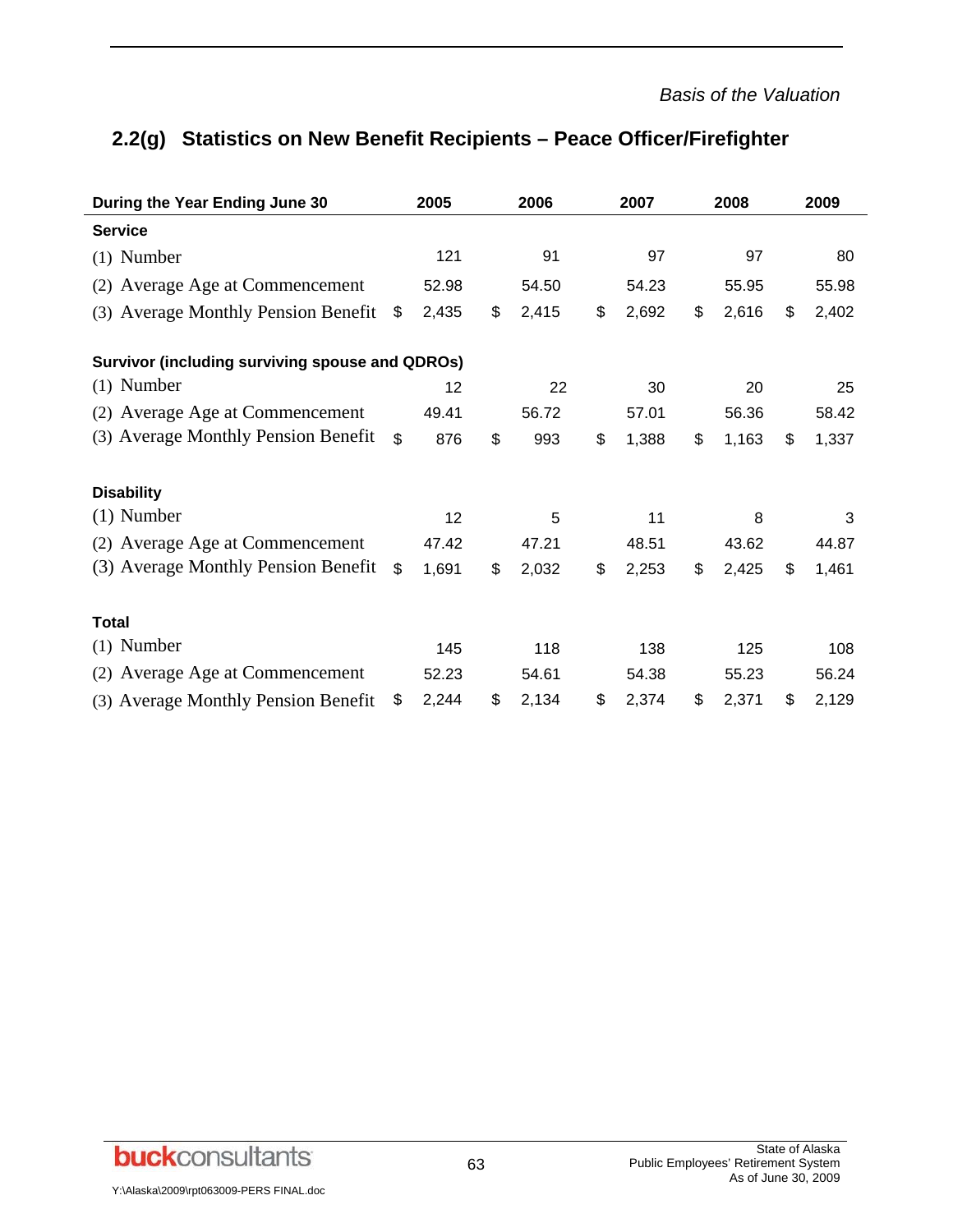## 2.2(g) Statistics on New Benefit Recipients – Peace Officer/Firefighter

| During the Year Ending June 30 | 2005 | 2006 | 2007 | 2008 | 2009 |
|---|---|---|---|---|---|
| **Service** | | | | | |
| (1) Number | 121 | 91 | 97 | 97 | 80 |
| (2) Average Age at Commencement | 52.98 | 54.50 | 54.23 | 55.95 | 55.98 |
| (3) Average Monthly Pension Benefit | $ 2,435 | $ 2,415 | $ 2,692 | $ 2,616 | $ 2,402 |
| **Survivor (including surviving spouse and QDROs)** | | | | | |
| (1) Number | 12 | 22 | 30 | 20 | 25 |
| (2) Average Age at Commencement | 49.41 | 56.72 | 57.01 | 56.36 | 58.42 |
| (3) Average Monthly Pension Benefit | $ 876 | $ 993 | $ 1,388 | $ 1,163 | $ 1,337 |
| **Disability** | | | | | |
| (1) Number | 12 | 5 | 11 | 8 | 3 |
| (2) Average Age at Commencement | 47.42 | 47.21 | 48.51 | 43.62 | 44.87 |
| (3) Average Monthly Pension Benefit | $ 1,691 | $ 2,032 | $ 2,253 | $ 2,425 | $ 1,461 |
| **Total** | | | | | |
| (1) Number | 145 | 118 | 138 | 125 | 108 |
| (2) Average Age at Commencement | 52.23 | 54.61 | 54.38 | 55.23 | 56.24 |
| (3) Average Monthly Pension Benefit | $ 2,244 | $ 2,134 | $ 2,374 | $ 2,371 | $ 2,129 |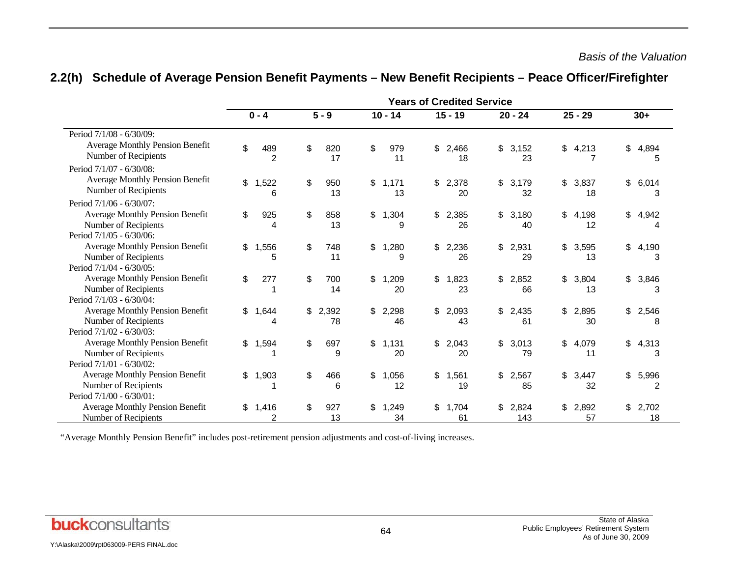## 2.2(h) Schedule of Average Pension Benefit Payments – New Benefit Recipients – Peace Officer/Firefighter

| | Years of Credited Service | | | | | | |
|---|---|---|---|---|---|---|---|
| | 0 - 4 | 5 - 9 | 10 - 14 | 15 - 19 | 20 - 24 | 25 - 29 | 30+ |
| Period 7/1/08 - 6/30/09: | | | | | | | |
| Average Monthly Pension Benefit | $ 489 | $ 820 | $ 979 | $ 2,466 | $ 3,152 | $ 4,213 | $ 4,894 |
| Number of Recipients | 2 | 17 | 11 | 18 | 23 | 7 | 5 |
| Period 7/1/07 - 6/30/08: | | | | | | | |
| Average Monthly Pension Benefit | $ 1,522 | $ 950 | $ 1,171 | $ 2,378 | $ 3,179 | $ 3,837 | $ 6,014 |
| Number of Recipients | 6 | 13 | 13 | 20 | 32 | 18 | 3 |
| Period 7/1/06 - 6/30/07: | | | | | | | |
| Average Monthly Pension Benefit | $ 925 | $ 858 | $ 1,304 | $ 2,385 | $ 3,180 | $ 4,198 | $ 4,942 |
| Number of Recipients | 4 | 13 | 9 | 26 | 40 | 12 | 4 |
| Period 7/1/05 - 6/30/06: | | | | | | | |
| Average Monthly Pension Benefit | $ 1,556 | $ 748 | $ 1,280 | $ 2,236 | $ 2,931 | $ 3,595 | $ 4,190 |
| Number of Recipients | 5 | 11 | 9 | 26 | 29 | 13 | 3 |
| Period 7/1/04 - 6/30/05: | | | | | | | |
| Average Monthly Pension Benefit | $ 277 | $ 700 | $ 1,209 | $ 1,823 | $ 2,852 | $ 3,804 | $ 3,846 |
| Number of Recipients | 1 | 14 | 20 | 23 | 66 | 13 | 3 |
| Period 7/1/03 - 6/30/04: | | | | | | | |
| Average Monthly Pension Benefit | $ 1,644 | $ 2,392 | $ 2,298 | $ 2,093 | $ 2,435 | $ 2,895 | $ 2,546 |
| Number of Recipients | 4 | 78 | 46 | 43 | 61 | 30 | 8 |
| Period 7/1/02 - 6/30/03: | | | | | | | |
| Average Monthly Pension Benefit | $ 1,594 | $ 697 | $ 1,131 | $ 2,043 | $ 3,013 | $ 4,079 | $ 4,313 |
| Number of Recipients | 1 | 9 | 20 | 20 | 79 | 11 | 3 |
| Period 7/1/01 - 6/30/02: | | | | | | | |
| Average Monthly Pension Benefit | $ 1,903 | $ 466 | $ 1,056 | $ 1,561 | $ 2,567 | $ 3,447 | $ 5,996 |
| Number of Recipients | 1 | 6 | 12 | 19 | 85 | 32 | 2 |
| Period 7/1/00 - 6/30/01: | | | | | | | |
| Average Monthly Pension Benefit | $ 1,416 | $ 927 | $ 1,249 | $ 1,704 | $ 2,824 | $ 2,892 | $ 2,702 |
| Number of Recipients | 2 | 13 | 34 | 61 | 143 | 57 | 18 |

"Average Monthly Pension Benefit" includes post-retirement pension adjustments and cost-of-living increases.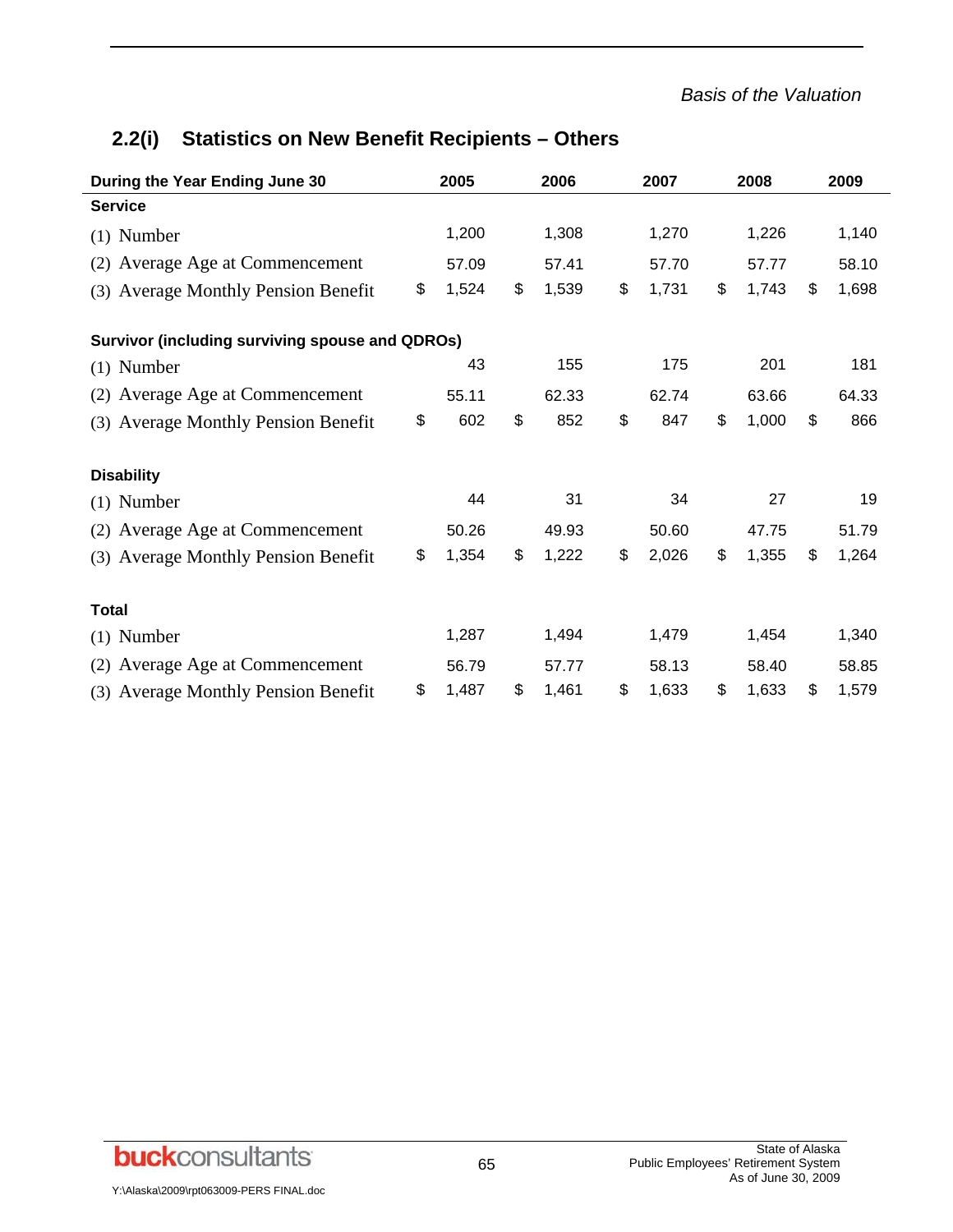## 2.2(i) Statistics on New Benefit Recipients – Others

| During the Year Ending June 30 | 2005 | 2006 | 2007 | 2008 | 2009 |
|---|---|---|---|---|---|
| **Service** | | | | | |
| (1) Number | 1,200 | 1,308 | 1,270 | 1,226 | 1,140 |
| (2) Average Age at Commencement | 57.09 | 57.41 | 57.70 | 57.77 | 58.10 |
| (3) Average Monthly Pension Benefit | $ 1,524 | $ 1,539 | $ 1,731 | $ 1,743 | $ 1,698 |
| **Survivor (including surviving spouse and QDROs)** | | | | | |
| (1) Number | 43 | 155 | 175 | 201 | 181 |
| (2) Average Age at Commencement | 55.11 | 62.33 | 62.74 | 63.66 | 64.33 |
| (3) Average Monthly Pension Benefit | $ 602 | $ 852 | $ 847 | $ 1,000 | $ 866 |
| **Disability** | | | | | |
| (1) Number | 44 | 31 | 34 | 27 | 19 |
| (2) Average Age at Commencement | 50.26 | 49.93 | 50.60 | 47.75 | 51.79 |
| (3) Average Monthly Pension Benefit | $ 1,354 | $ 1,222 | $ 2,026 | $ 1,355 | $ 1,264 |
| **Total** | | | | | |
| (1) Number | 1,287 | 1,494 | 1,479 | 1,454 | 1,340 |
| (2) Average Age at Commencement | 56.79 | 57.77 | 58.13 | 58.40 | 58.85 |
| (3) Average Monthly Pension Benefit | $ 1,487 | $ 1,461 | $ 1,633 | $ 1,633 | $ 1,579 |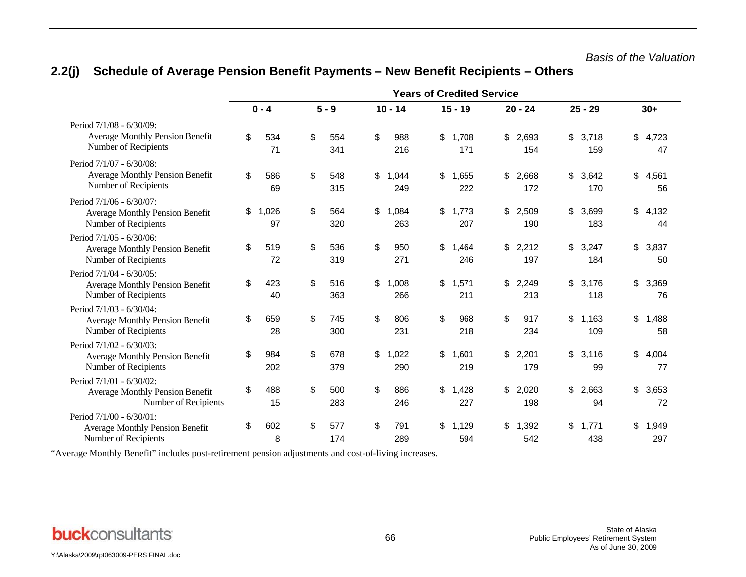*Basis of the Valuation*

## 2.2(j) Schedule of Average Pension Benefit Payments – New Benefit Recipients – Others

| | Years of Credited Service | | | | | | |
|---|---|---|---|---|---|---|---|
| | 0 - 4 | 5 - 9 | 10 - 14 | 15 - 19 | 20 - 24 | 25 - 29 | 30+ |
| Period 7/1/08 - 6/30/09: | | | | | | | |
| Average Monthly Pension Benefit | $ 534 | $ 554 | $ 988 | $ 1,708 | $ 2,693 | $ 3,718 | $ 4,723 |
| Number of Recipients | 71 | 341 | 216 | 171 | 154 | 159 | 47 |
| Period 7/1/07 - 6/30/08: | | | | | | | |
| Average Monthly Pension Benefit | $ 586 | $ 548 | $ 1,044 | $ 1,655 | $ 2,668 | $ 3,642 | $ 4,561 |
| Number of Recipients | 69 | 315 | 249 | 222 | 172 | 170 | 56 |
| Period 7/1/06 - 6/30/07: | | | | | | | |
| Average Monthly Pension Benefit | $ 1,026 | $ 564 | $ 1,084 | $ 1,773 | $ 2,509 | $ 3,699 | $ 4,132 |
| Number of Recipients | 97 | 320 | 263 | 207 | 190 | 183 | 44 |
| Period 7/1/05 - 6/30/06: | | | | | | | |
| Average Monthly Pension Benefit | $ 519 | $ 536 | $ 950 | $ 1,464 | $ 2,212 | $ 3,247 | $ 3,837 |
| Number of Recipients | 72 | 319 | 271 | 246 | 197 | 184 | 50 |
| Period 7/1/04 - 6/30/05: | | | | | | | |
| Average Monthly Pension Benefit | $ 423 | $ 516 | $ 1,008 | $ 1,571 | $ 2,249 | $ 3,176 | $ 3,369 |
| Number of Recipients | 40 | 363 | 266 | 211 | 213 | 118 | 76 |
| Period 7/1/03 - 6/30/04: | | | | | | | |
| Average Monthly Pension Benefit | $ 659 | $ 745 | $ 806 | $ 968 | $ 917 | $ 1,163 | $ 1,488 |
| Number of Recipients | 28 | 300 | 231 | 218 | 234 | 109 | 58 |
| Period 7/1/02 - 6/30/03: | | | | | | | |
| Average Monthly Pension Benefit | $ 984 | $ 678 | $ 1,022 | $ 1,601 | $ 2,201 | $ 3,116 | $ 4,004 |
| Number of Recipients | 202 | 379 | 290 | 219 | 179 | 99 | 77 |
| Period 7/1/01 - 6/30/02: | | | | | | | |
| Average Monthly Pension Benefit | $ 488 | $ 500 | $ 886 | $ 1,428 | $ 2,020 | $ 2,663 | $ 3,653 |
| Number of Recipients | 15 | 283 | 246 | 227 | 198 | 94 | 72 |
| Period 7/1/00 - 6/30/01: | | | | | | | |
| Average Monthly Pension Benefit | $ 602 | $ 577 | $ 791 | $ 1,129 | $ 1,392 | $ 1,771 | $ 1,949 |
| Number of Recipients | 8 | 174 | 289 | 594 | 542 | 438 | 297 |

"Average Monthly Benefit" includes post-retirement pension adjustments and cost-of-living increases.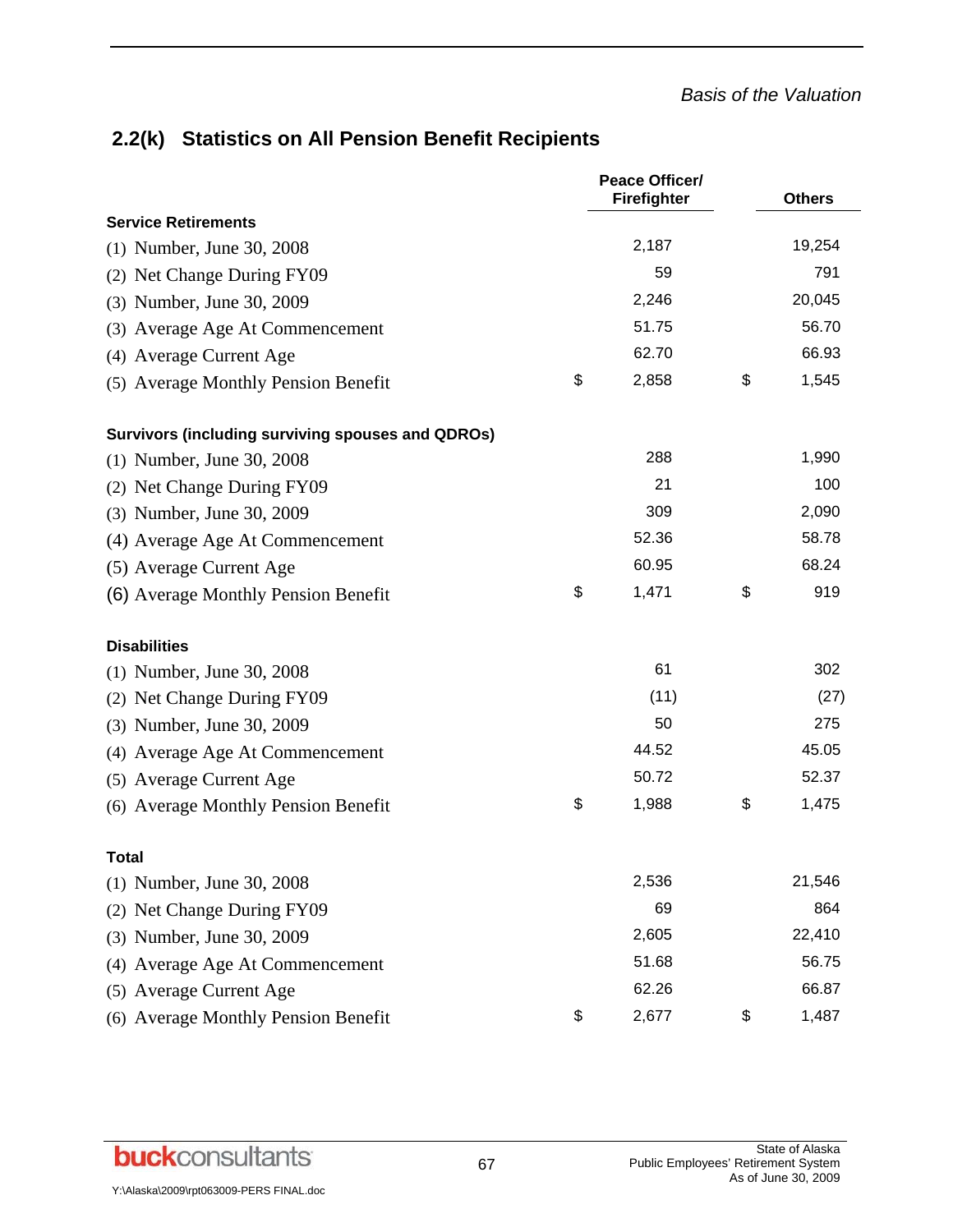## 2.2(k) Statistics on All Pension Benefit Recipients

| | Peace Officer/ Firefighter | Others |
|---|---|---|
| **Service Retirements** | | |
| (1) Number, June 30, 2008 | 2,187 | 19,254 |
| (2) Net Change During FY09 | 59 | 791 |
| (3) Number, June 30, 2009 | 2,246 | 20,045 |
| (3) Average Age At Commencement | 51.75 | 56.70 |
| (4) Average Current Age | 62.70 | 66.93 |
| (5) Average Monthly Pension Benefit | $ 2,858 | $ 1,545 |
| **Survivors (including surviving spouses and QDROs)** | | |
| (1) Number, June 30, 2008 | 288 | 1,990 |
| (2) Net Change During FY09 | 21 | 100 |
| (3) Number, June 30, 2009 | 309 | 2,090 |
| (4) Average Age At Commencement | 52.36 | 58.78 |
| (5) Average Current Age | 60.95 | 68.24 |
| (6) Average Monthly Pension Benefit | $ 1,471 | $ 919 |
| **Disabilities** | | |
| (1) Number, June 30, 2008 | 61 | 302 |
| (2) Net Change During FY09 | (11) | (27) |
| (3) Number, June 30, 2009 | 50 | 275 |
| (4) Average Age At Commencement | 44.52 | 45.05 |
| (5) Average Current Age | 50.72 | 52.37 |
| (6) Average Monthly Pension Benefit | $ 1,988 | $ 1,475 |
| **Total** | | |
| (1) Number, June 30, 2008 | 2,536 | 21,546 |
| (2) Net Change During FY09 | 69 | 864 |
| (3) Number, June 30, 2009 | 2,605 | 22,410 |
| (4) Average Age At Commencement | 51.68 | 56.75 |
| (5) Average Current Age | 62.26 | 66.87 |
| (6) Average Monthly Pension Benefit | $ 2,677 | $ 1,487 |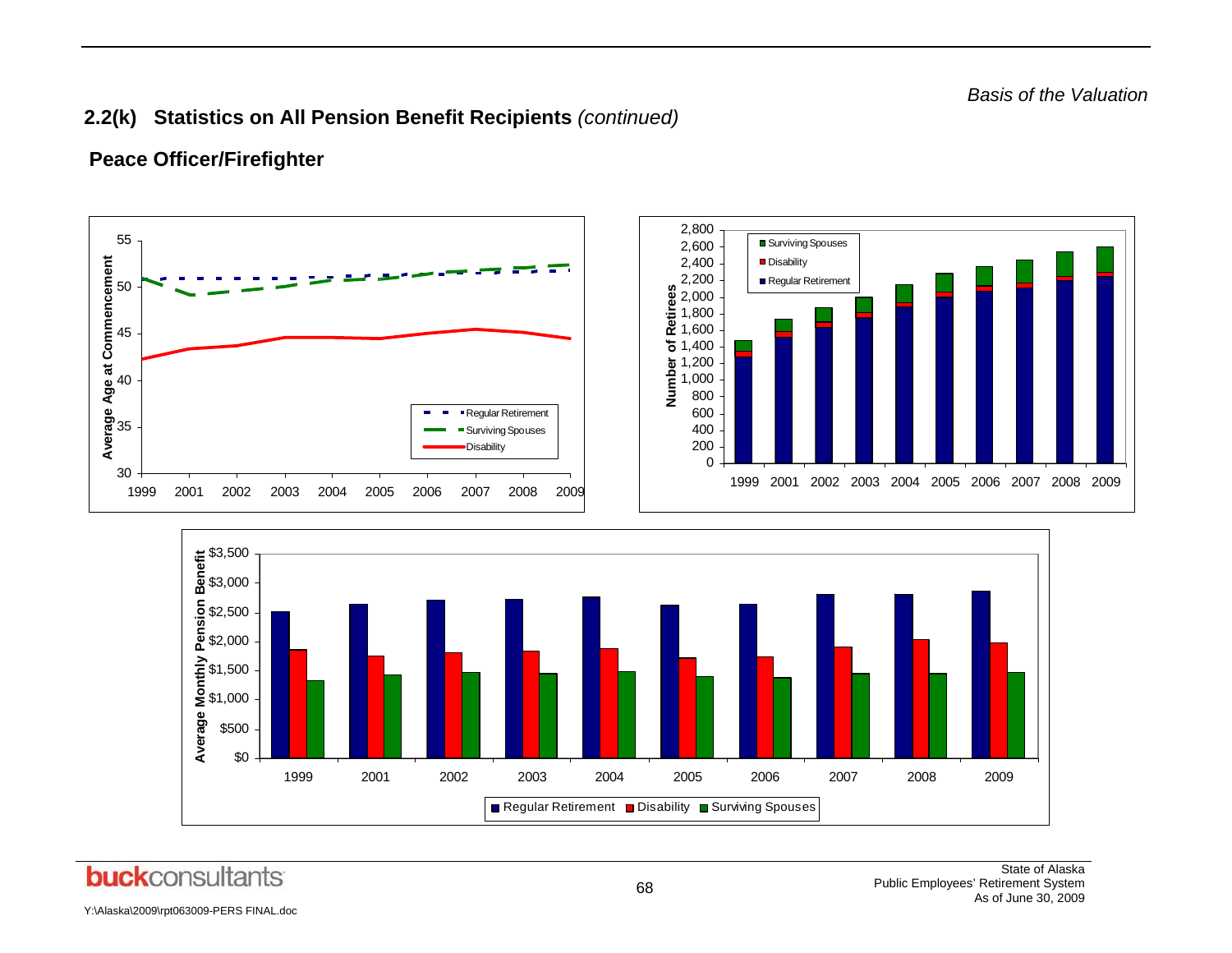## 2.2(k) Statistics on All Pension Benefit Recipients *(continued)*

### Peace Officer/Firefighter

Average Age at Commencement

Legend: Regular Retirement, Surviving Spouses, Disability

Years: 1999, 2001, 2002, 2003, 2004, 2005, 2006, 2007, 2008, 2009

Number of Retirees

Legend: Surviving Spouses, Disability, Regular Retirement

Years: 1999, 2001, 2002, 2003, 2004, 2005, 2006, 2007, 2008, 2009

Average Monthly Pension Benefit

Legend: Regular Retirement, Disability, Surviving Spouses

Years: 1999, 2001, 2002, 2003, 2004, 2005, 2006, 2007, 2008, 2009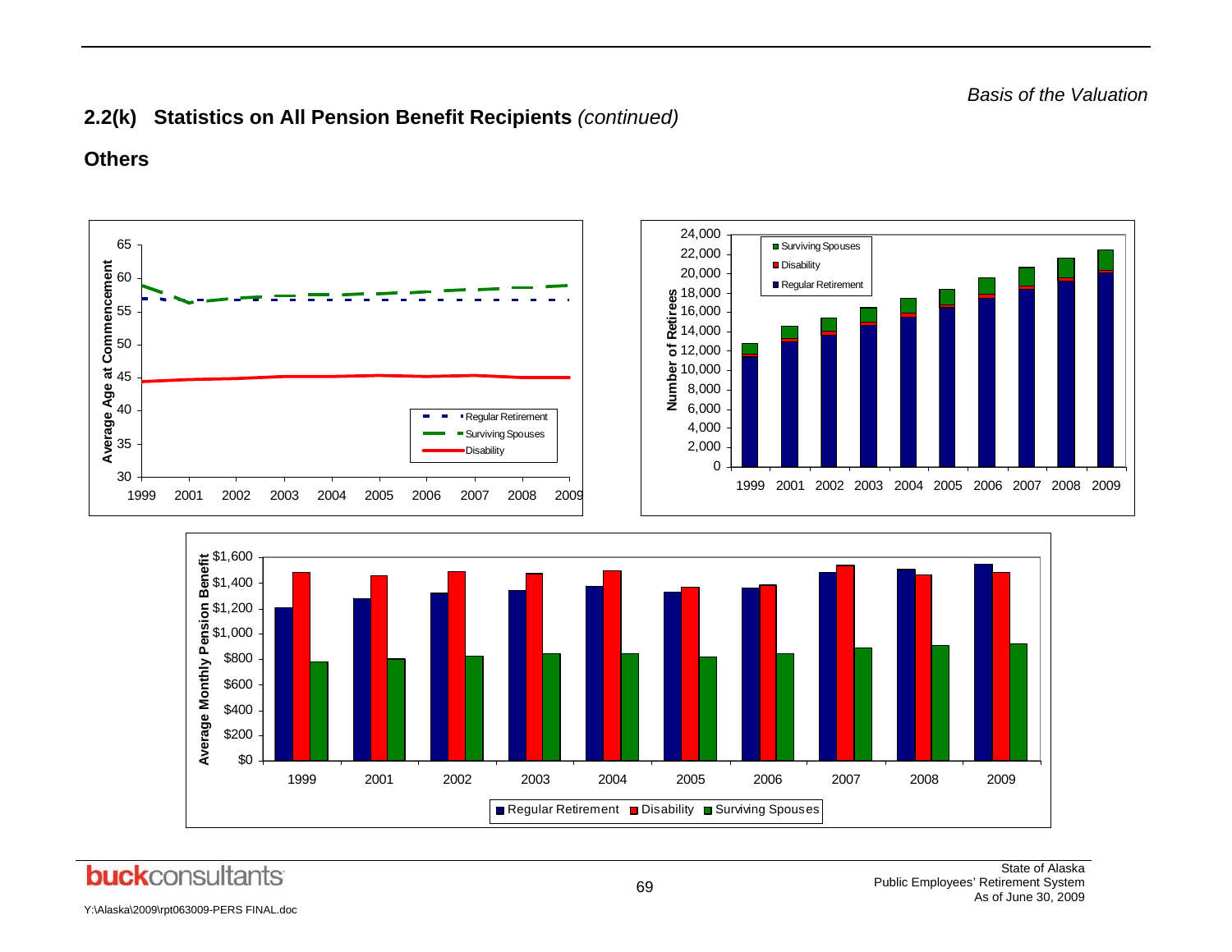## 2.2(k) Statistics on All Pension Benefit Recipients *(continued)*

### Others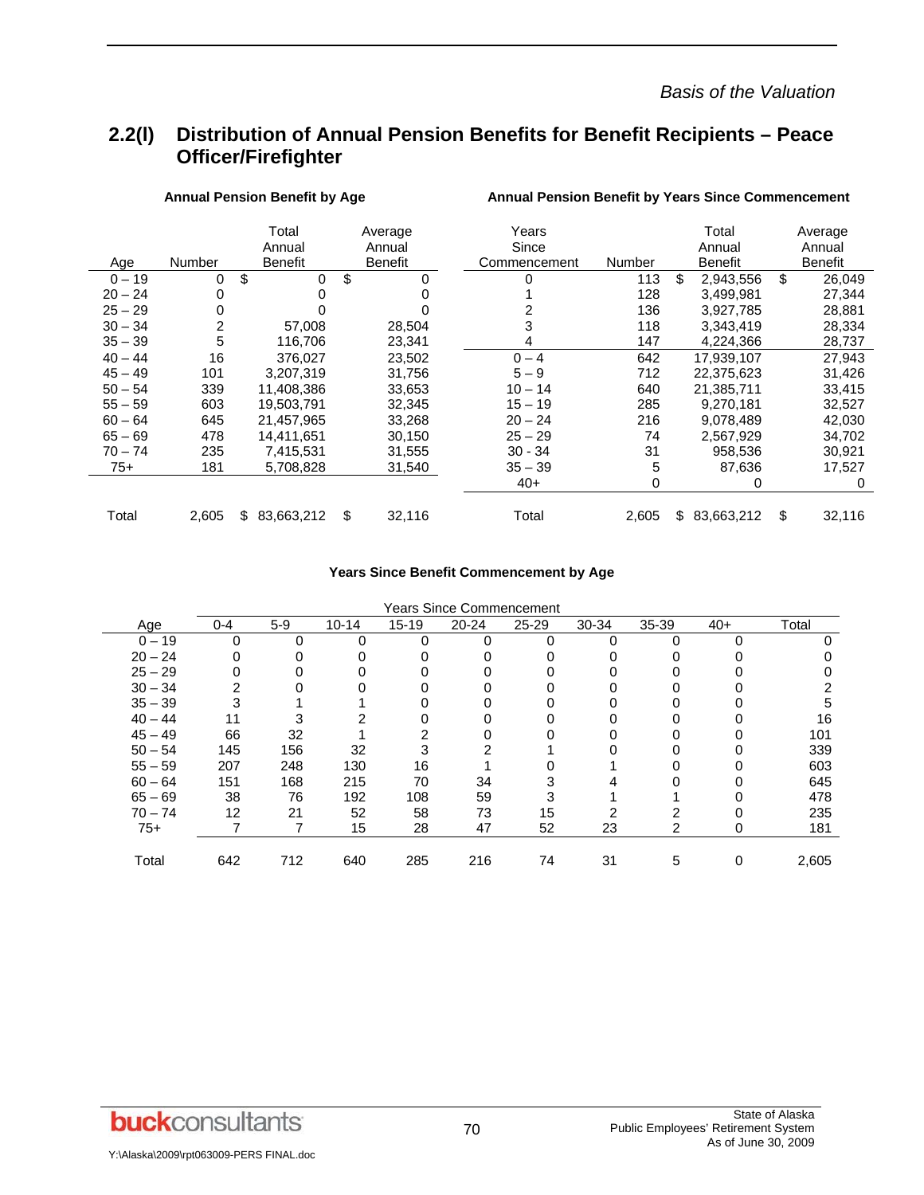## 2.2(l) Distribution of Annual Pension Benefits for Benefit Recipients – Peace Officer/Firefighter

**Annual Pension Benefit by Age**

| Age | Number | Total Annual Benefit | Average Annual Benefit |
|---|---|---|---|
| 0 – 19 | 0 | $ 0 | $ 0 |
| 20 – 24 | 0 | 0 | 0 |
| 25 – 29 | 0 | 0 | 0 |
| 30 – 34 | 2 | 57,008 | 28,504 |
| 35 – 39 | 5 | 116,706 | 23,341 |
| 40 – 44 | 16 | 376,027 | 23,502 |
| 45 – 49 | 101 | 3,207,319 | 31,756 |
| 50 – 54 | 339 | 11,408,386 | 33,653 |
| 55 – 59 | 603 | 19,503,791 | 32,345 |
| 60 – 64 | 645 | 21,457,965 | 33,268 |
| 65 – 69 | 478 | 14,411,651 | 30,150 |
| 70 – 74 | 235 | 7,415,531 | 31,555 |
| 75+ | 181 | 5,708,828 | 31,540 |
| Total | 2,605 | $ 83,663,212 | $ 32,116 |

**Annual Pension Benefit by Years Since Commencement**

| Years Since Commencement | Number | Total Annual Benefit | Average Annual Benefit |
|---|---|---|---|
| 0 | 113 | $ 2,943,556 | $ 26,049 |
| 1 | 128 | 3,499,981 | 27,344 |
| 2 | 136 | 3,927,785 | 28,881 |
| 3 | 118 | 3,343,419 | 28,334 |
| 4 | 147 | 4,224,366 | 28,737 |
| 0 – 4 | 642 | 17,939,107 | 27,943 |
| 5 – 9 | 712 | 22,375,623 | 31,426 |
| 10 – 14 | 640 | 21,385,711 | 33,415 |
| 15 – 19 | 285 | 9,270,181 | 32,527 |
| 20 – 24 | 216 | 9,078,489 | 42,030 |
| 25 – 29 | 74 | 2,567,929 | 34,702 |
| 30 - 34 | 31 | 958,536 | 30,921 |
| 35 – 39 | 5 | 87,636 | 17,527 |
| 40+ | 0 | 0 | 0 |
| Total | 2,605 | $ 83,663,212 | $ 32,116 |

**Years Since Benefit Commencement by Age**

| | Years Since Commencement | | | | | | | | | |
|---|---|---|---|---|---|---|---|---|---|---|
| Age | 0-4 | 5-9 | 10-14 | 15-19 | 20-24 | 25-29 | 30-34 | 35-39 | 40+ | Total |
| 0 – 19 | 0 | 0 | 0 | 0 | 0 | 0 | 0 | 0 | 0 | 0 |
| 20 – 24 | 0 | 0 | 0 | 0 | 0 | 0 | 0 | 0 | 0 | 0 |
| 25 – 29 | 0 | 0 | 0 | 0 | 0 | 0 | 0 | 0 | 0 | 0 |
| 30 – 34 | 2 | 0 | 0 | 0 | 0 | 0 | 0 | 0 | 0 | 2 |
| 35 – 39 | 3 | 1 | 1 | 0 | 0 | 0 | 0 | 0 | 0 | 5 |
| 40 – 44 | 11 | 3 | 2 | 0 | 0 | 0 | 0 | 0 | 0 | 16 |
| 45 – 49 | 66 | 32 | 1 | 2 | 0 | 0 | 0 | 0 | 0 | 101 |
| 50 – 54 | 145 | 156 | 32 | 3 | 2 | 1 | 0 | 0 | 0 | 339 |
| 55 – 59 | 207 | 248 | 130 | 16 | 1 | 0 | 1 | 0 | 0 | 603 |
| 60 – 64 | 151 | 168 | 215 | 70 | 34 | 3 | 4 | 0 | 0 | 645 |
| 65 – 69 | 38 | 76 | 192 | 108 | 59 | 3 | 1 | 1 | 0 | 478 |
| 70 – 74 | 12 | 21 | 52 | 58 | 73 | 15 | 2 | 2 | 0 | 235 |
| 75+ | 7 | 7 | 15 | 28 | 47 | 52 | 23 | 2 | 0 | 181 |
| Total | 642 | 712 | 640 | 285 | 216 | 74 | 31 | 5 | 0 | 2,605 |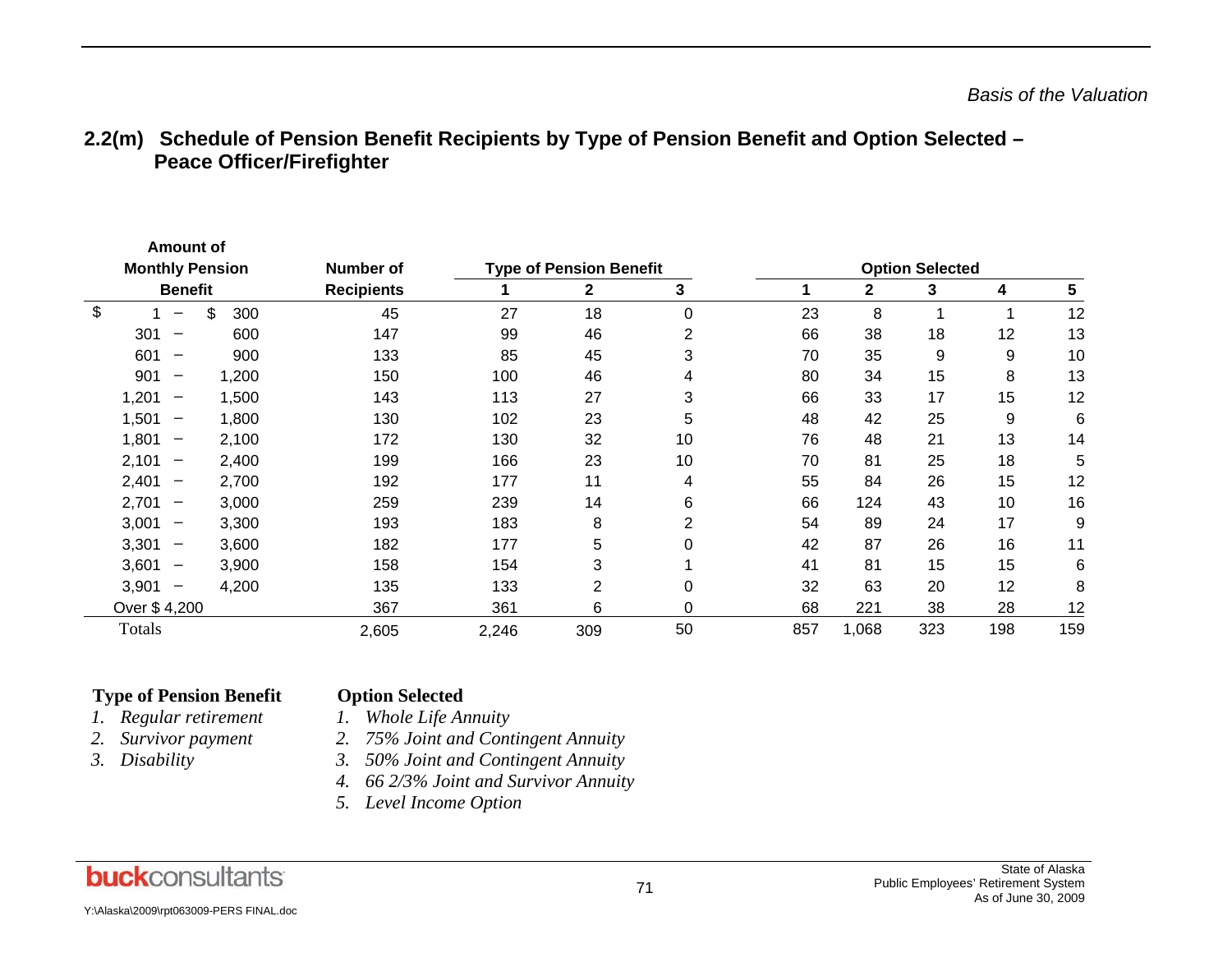### 2.2(m) Schedule of Pension Benefit Recipients by Type of Pension Benefit and Option Selected – Peace Officer/Firefighter

| Amount of Monthly Pension Benefit | Number of Recipients | Type of Pension Benefit | | | Option Selected | | | | |
|---|---|---|---|---|---|---|---|---|---|
| | | 1 | 2 | 3 | 1 | 2 | 3 | 4 | 5 |
| $ 1 – $ 300 | 45 | 27 | 18 | 0 | 23 | 8 | 1 | 1 | 12 |
| 301 – 600 | 147 | 99 | 46 | 2 | 66 | 38 | 18 | 12 | 13 |
| 601 – 900 | 133 | 85 | 45 | 3 | 70 | 35 | 9 | 9 | 10 |
| 901 – 1,200 | 150 | 100 | 46 | 4 | 80 | 34 | 15 | 8 | 13 |
| 1,201 – 1,500 | 143 | 113 | 27 | 3 | 66 | 33 | 17 | 15 | 12 |
| 1,501 – 1,800 | 130 | 102 | 23 | 5 | 48 | 42 | 25 | 9 | 6 |
| 1,801 – 2,100 | 172 | 130 | 32 | 10 | 76 | 48 | 21 | 13 | 14 |
| 2,101 – 2,400 | 199 | 166 | 23 | 10 | 70 | 81 | 25 | 18 | 5 |
| 2,401 – 2,700 | 192 | 177 | 11 | 4 | 55 | 84 | 26 | 15 | 12 |
| 2,701 – 3,000 | 259 | 239 | 14 | 6 | 66 | 124 | 43 | 10 | 16 |
| 3,001 – 3,300 | 193 | 183 | 8 | 2 | 54 | 89 | 24 | 17 | 9 |
| 3,301 – 3,600 | 182 | 177 | 5 | 0 | 42 | 87 | 26 | 16 | 11 |
| 3,601 – 3,900 | 158 | 154 | 3 | 1 | 41 | 81 | 15 | 15 | 6 |
| 3,901 – 4,200 | 135 | 133 | 2 | 0 | 32 | 63 | 20 | 12 | 8 |
| Over $ 4,200 | 367 | 361 | 6 | 0 | 68 | 221 | 38 | 28 | 12 |
| Totals | 2,605 | 2,246 | 309 | 50 | 857 | 1,068 | 323 | 198 | 159 |

**Type of Pension Benefit**

1. *Regular retirement*
2. *Survivor payment*
3. *Disability*

**Option Selected**

1. *Whole Life Annuity*
2. *75% Joint and Contingent Annuity*
3. *50% Joint and Contingent Annuity*
4. *66 2/3% Joint and Survivor Annuity*
5. *Level Income Option*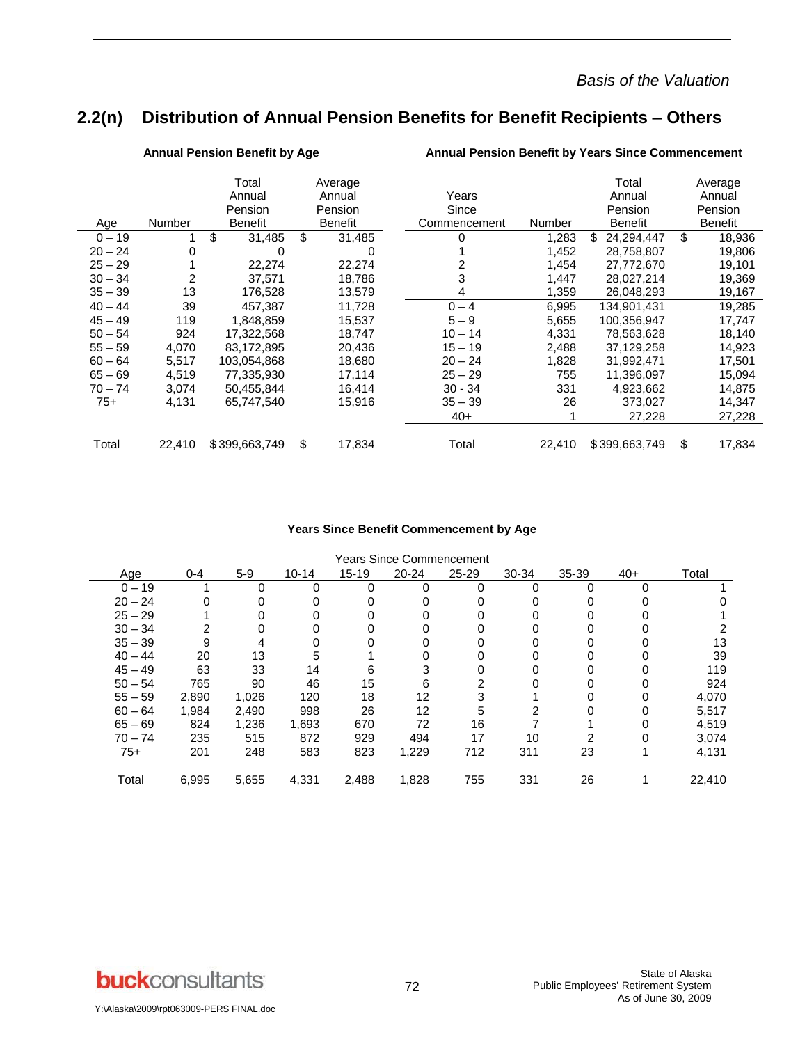## 2.2(n) Distribution of Annual Pension Benefits for Benefit Recipients – Others

**Annual Pension Benefit by Age**

| Age | Number | Total Annual Pension Benefit | Average Annual Pension Benefit |
|---|---|---|---|
| 0 – 19 | 1 | $ 31,485 | $ 31,485 |
| 20 – 24 | 0 | 0 | 0 |
| 25 – 29 | 1 | 22,274 | 22,274 |
| 30 – 34 | 2 | 37,571 | 18,786 |
| 35 – 39 | 13 | 176,528 | 13,579 |
| 40 – 44 | 39 | 457,387 | 11,728 |
| 45 – 49 | 119 | 1,848,859 | 15,537 |
| 50 – 54 | 924 | 17,322,568 | 18,747 |
| 55 – 59 | 4,070 | 83,172,895 | 20,436 |
| 60 – 64 | 5,517 | 103,054,868 | 18,680 |
| 65 – 69 | 4,519 | 77,335,930 | 17,114 |
| 70 – 74 | 3,074 | 50,455,844 | 16,414 |
| 75+ | 4,131 | 65,747,540 | 15,916 |
| Total | 22,410 | $ 399,663,749 | $ 17,834 |

**Annual Pension Benefit by Years Since Commencement**

| Years Since Commencement | Number | Total Annual Pension Benefit | Average Annual Pension Benefit |
|---|---|---|---|
| 0 | 1,283 | $ 24,294,447 | $ 18,936 |
| 1 | 1,452 | 28,758,807 | 19,806 |
| 2 | 1,454 | 27,772,670 | 19,101 |
| 3 | 1,447 | 28,027,214 | 19,369 |
| 4 | 1,359 | 26,048,293 | 19,167 |
| 0 – 4 | 6,995 | 134,901,431 | 19,285 |
| 5 – 9 | 5,655 | 100,356,947 | 17,747 |
| 10 – 14 | 4,331 | 78,563,628 | 18,140 |
| 15 – 19 | 2,488 | 37,129,258 | 14,923 |
| 20 – 24 | 1,828 | 31,992,471 | 17,501 |
| 25 – 29 | 755 | 11,396,097 | 15,094 |
| 30 - 34 | 331 | 4,923,662 | 14,875 |
| 35 – 39 | 26 | 373,027 | 14,347 |
| 40+ | 1 | 27,228 | 27,228 |
| Total | 22,410 | $ 399,663,749 | $ 17,834 |

**Years Since Benefit Commencement by Age**

| | Years Since Commencement | | | | | | | | | |
|---|---|---|---|---|---|---|---|---|---|---|
| Age | 0-4 | 5-9 | 10-14 | 15-19 | 20-24 | 25-29 | 30-34 | 35-39 | 40+ | Total |
| 0 – 19 | 1 | 0 | 0 | 0 | 0 | 0 | 0 | 0 | 0 | 1 |
| 20 – 24 | 0 | 0 | 0 | 0 | 0 | 0 | 0 | 0 | 0 | 0 |
| 25 – 29 | 1 | 0 | 0 | 0 | 0 | 0 | 0 | 0 | 0 | 1 |
| 30 – 34 | 2 | 0 | 0 | 0 | 0 | 0 | 0 | 0 | 0 | 2 |
| 35 – 39 | 9 | 4 | 0 | 0 | 0 | 0 | 0 | 0 | 0 | 13 |
| 40 – 44 | 20 | 13 | 5 | 1 | 0 | 0 | 0 | 0 | 0 | 39 |
| 45 – 49 | 63 | 33 | 14 | 6 | 3 | 0 | 0 | 0 | 0 | 119 |
| 50 – 54 | 765 | 90 | 46 | 15 | 6 | 2 | 0 | 0 | 0 | 924 |
| 55 – 59 | 2,890 | 1,026 | 120 | 18 | 12 | 3 | 1 | 0 | 0 | 4,070 |
| 60 – 64 | 1,984 | 2,490 | 998 | 26 | 12 | 5 | 2 | 0 | 0 | 5,517 |
| 65 – 69 | 824 | 1,236 | 1,693 | 670 | 72 | 16 | 7 | 1 | 0 | 4,519 |
| 70 – 74 | 235 | 515 | 872 | 929 | 494 | 17 | 10 | 2 | 0 | 3,074 |
| 75+ | 201 | 248 | 583 | 823 | 1,229 | 712 | 311 | 23 | 1 | 4,131 |
| Total | 6,995 | 5,655 | 4,331 | 2,488 | 1,828 | 755 | 331 | 26 | 1 | 22,410 |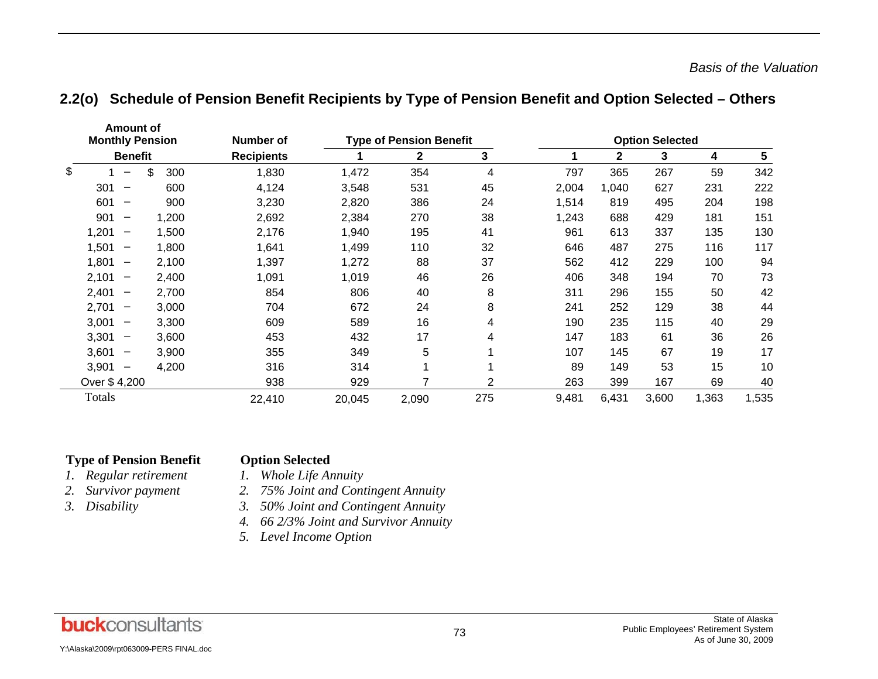## 2.2(o) Schedule of Pension Benefit Recipients by Type of Pension Benefit and Option Selected – Others

| Amount of Monthly Pension Benefit | Number of Recipients | Type of Pension Benefit | | | Option Selected | | | | |
|---|---|---|---|---|---|---|---|---|---|
| | | 1 | 2 | 3 | 1 | 2 | 3 | 4 | 5 |
| $ 1 – $ 300 | 1,830 | 1,472 | 354 | 4 | 797 | 365 | 267 | 59 | 342 |
| 301 – 600 | 4,124 | 3,548 | 531 | 45 | 2,004 | 1,040 | 627 | 231 | 222 |
| 601 – 900 | 3,230 | 2,820 | 386 | 24 | 1,514 | 819 | 495 | 204 | 198 |
| 901 – 1,200 | 2,692 | 2,384 | 270 | 38 | 1,243 | 688 | 429 | 181 | 151 |
| 1,201 – 1,500 | 2,176 | 1,940 | 195 | 41 | 961 | 613 | 337 | 135 | 130 |
| 1,501 – 1,800 | 1,641 | 1,499 | 110 | 32 | 646 | 487 | 275 | 116 | 117 |
| 1,801 – 2,100 | 1,397 | 1,272 | 88 | 37 | 562 | 412 | 229 | 100 | 94 |
| 2,101 – 2,400 | 1,091 | 1,019 | 46 | 26 | 406 | 348 | 194 | 70 | 73 |
| 2,401 – 2,700 | 854 | 806 | 40 | 8 | 311 | 296 | 155 | 50 | 42 |
| 2,701 – 3,000 | 704 | 672 | 24 | 8 | 241 | 252 | 129 | 38 | 44 |
| 3,001 – 3,300 | 609 | 589 | 16 | 4 | 190 | 235 | 115 | 40 | 29 |
| 3,301 – 3,600 | 453 | 432 | 17 | 4 | 147 | 183 | 61 | 36 | 26 |
| 3,601 – 3,900 | 355 | 349 | 5 | 1 | 107 | 145 | 67 | 19 | 17 |
| 3,901 – 4,200 | 316 | 314 | 1 | 1 | 89 | 149 | 53 | 15 | 10 |
| Over $ 4,200 | 938 | 929 | 7 | 2 | 263 | 399 | 167 | 69 | 40 |
| Totals | 22,410 | 20,045 | 2,090 | 275 | 9,481 | 6,431 | 3,600 | 1,363 | 1,535 |

**Type of Pension Benefit**

1. *Regular retirement*
2. *Survivor payment*
3. *Disability*

**Option Selected**

1. *Whole Life Annuity*
2. *75% Joint and Contingent Annuity*
3. *50% Joint and Contingent Annuity*
4. *66 2/3% Joint and Survivor Annuity*
5. *Level Income Option*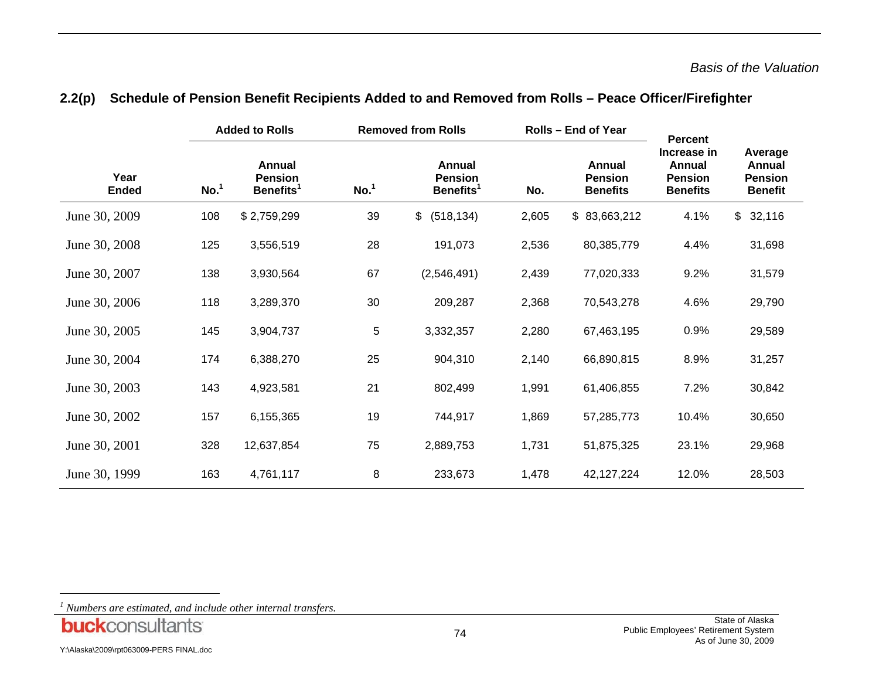## 2.2(p) Schedule of Pension Benefit Recipients Added to and Removed from Rolls – Peace Officer/Firefighter

| Year Ended | Added to Rolls | | Removed from Rolls | | Rolls – End of Year | | Percent Increase in Annual Pension Benefits | Average Annual Pension Benefit |
|---|---|---|---|---|---|---|---|---|
| | No.[1] | Annual Pension Benefits[1] | No.[1] | Annual Pension Benefits[1] | No. | Annual Pension Benefits | | |
| June 30, 2009 | 108 | $ 2,759,299 | 39 | $ (518,134) | 2,605 | $ 83,663,212 | 4.1% | $ 32,116 |
| June 30, 2008 | 125 | 3,556,519 | 28 | 191,073 | 2,536 | 80,385,779 | 4.4% | 31,698 |
| June 30, 2007 | 138 | 3,930,564 | 67 | (2,546,491) | 2,439 | 77,020,333 | 9.2% | 31,579 |
| June 30, 2006 | 118 | 3,289,370 | 30 | 209,287 | 2,368 | 70,543,278 | 4.6% | 29,790 |
| June 30, 2005 | 145 | 3,904,737 | 5 | 3,332,357 | 2,280 | 67,463,195 | 0.9% | 29,589 |
| June 30, 2004 | 174 | 6,388,270 | 25 | 904,310 | 2,140 | 66,890,815 | 8.9% | 31,257 |
| June 30, 2003 | 143 | 4,923,581 | 21 | 802,499 | 1,991 | 61,406,855 | 7.2% | 30,842 |
| June 30, 2002 | 157 | 6,155,365 | 19 | 744,917 | 1,869 | 57,285,773 | 10.4% | 30,650 |
| June 30, 2001 | 328 | 12,637,854 | 75 | 2,889,753 | 1,731 | 51,875,325 | 23.1% | 29,968 |
| June 30, 1999 | 163 | 4,761,117 | 8 | 233,673 | 1,478 | 42,127,224 | 12.0% | 28,503 |

[1] *Numbers are estimated, and include other internal transfers.*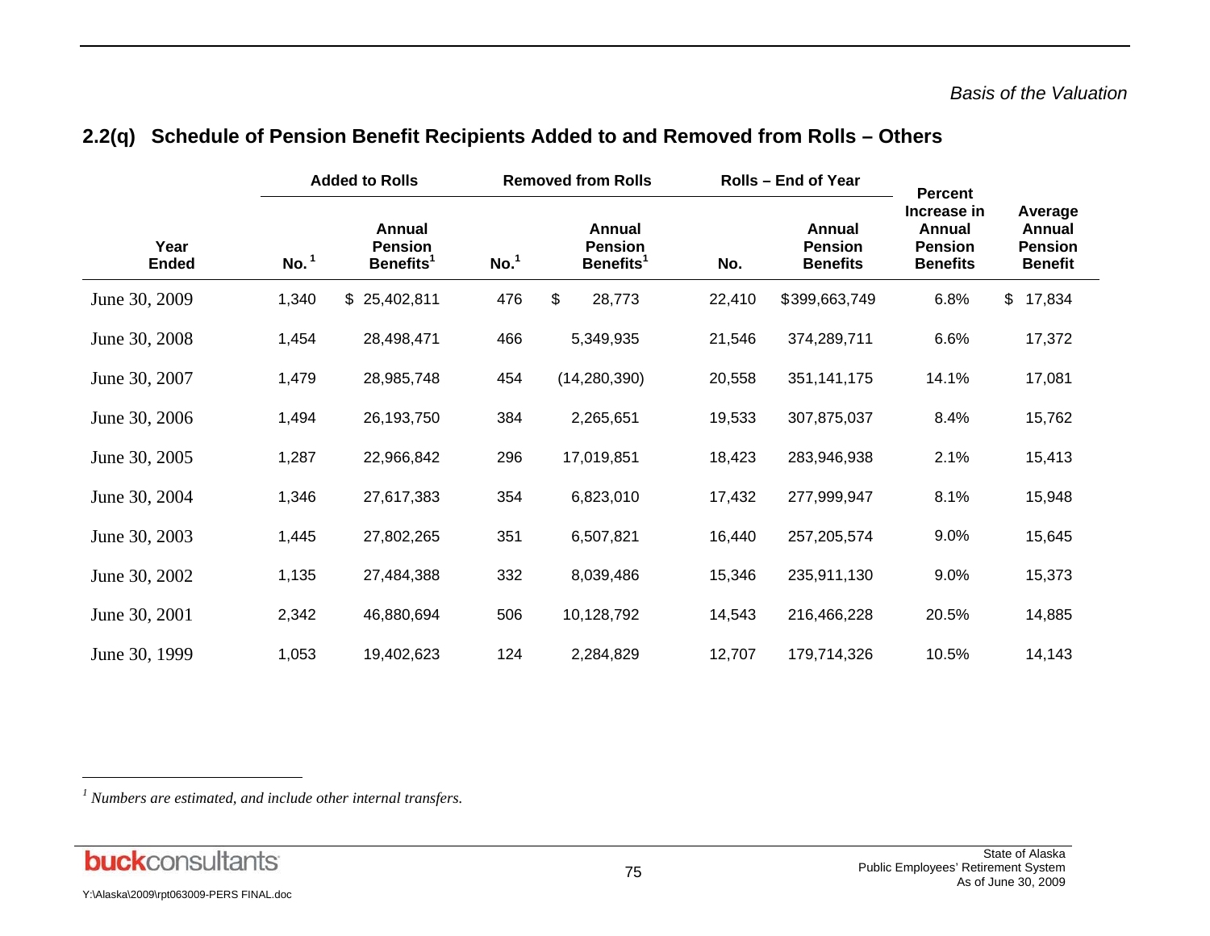## 2.2(q) Schedule of Pension Benefit Recipients Added to and Removed from Rolls – Others

| Year Ended | Added to Rolls | | Removed from Rolls | | Rolls – End of Year | | Percent Increase in Annual Pension Benefits | Average Annual Pension Benefit |
|---|---|---|---|---|---|---|---|---|
| | No.[1] | Annual Pension Benefits[1] | No.[1] | Annual Pension Benefits[1] | No. | Annual Pension Benefits | | |
| June 30, 2009 | 1,340 | $ 25,402,811 | 476 | $ 28,773 | 22,410 | $399,663,749 | 6.8% | $ 17,834 |
| June 30, 2008 | 1,454 | 28,498,471 | 466 | 5,349,935 | 21,546 | 374,289,711 | 6.6% | 17,372 |
| June 30, 2007 | 1,479 | 28,985,748 | 454 | (14,280,390) | 20,558 | 351,141,175 | 14.1% | 17,081 |
| June 30, 2006 | 1,494 | 26,193,750 | 384 | 2,265,651 | 19,533 | 307,875,037 | 8.4% | 15,762 |
| June 30, 2005 | 1,287 | 22,966,842 | 296 | 17,019,851 | 18,423 | 283,946,938 | 2.1% | 15,413 |
| June 30, 2004 | 1,346 | 27,617,383 | 354 | 6,823,010 | 17,432 | 277,999,947 | 8.1% | 15,948 |
| June 30, 2003 | 1,445 | 27,802,265 | 351 | 6,507,821 | 16,440 | 257,205,574 | 9.0% | 15,645 |
| June 30, 2002 | 1,135 | 27,484,388 | 332 | 8,039,486 | 15,346 | 235,911,130 | 9.0% | 15,373 |
| June 30, 2001 | 2,342 | 46,880,694 | 506 | 10,128,792 | 14,543 | 216,466,228 | 20.5% | 14,885 |
| June 30, 1999 | 1,053 | 19,402,623 | 124 | 2,284,829 | 12,707 | 179,714,326 | 10.5% | 14,143 |

[1] *Numbers are estimated, and include other internal transfers.*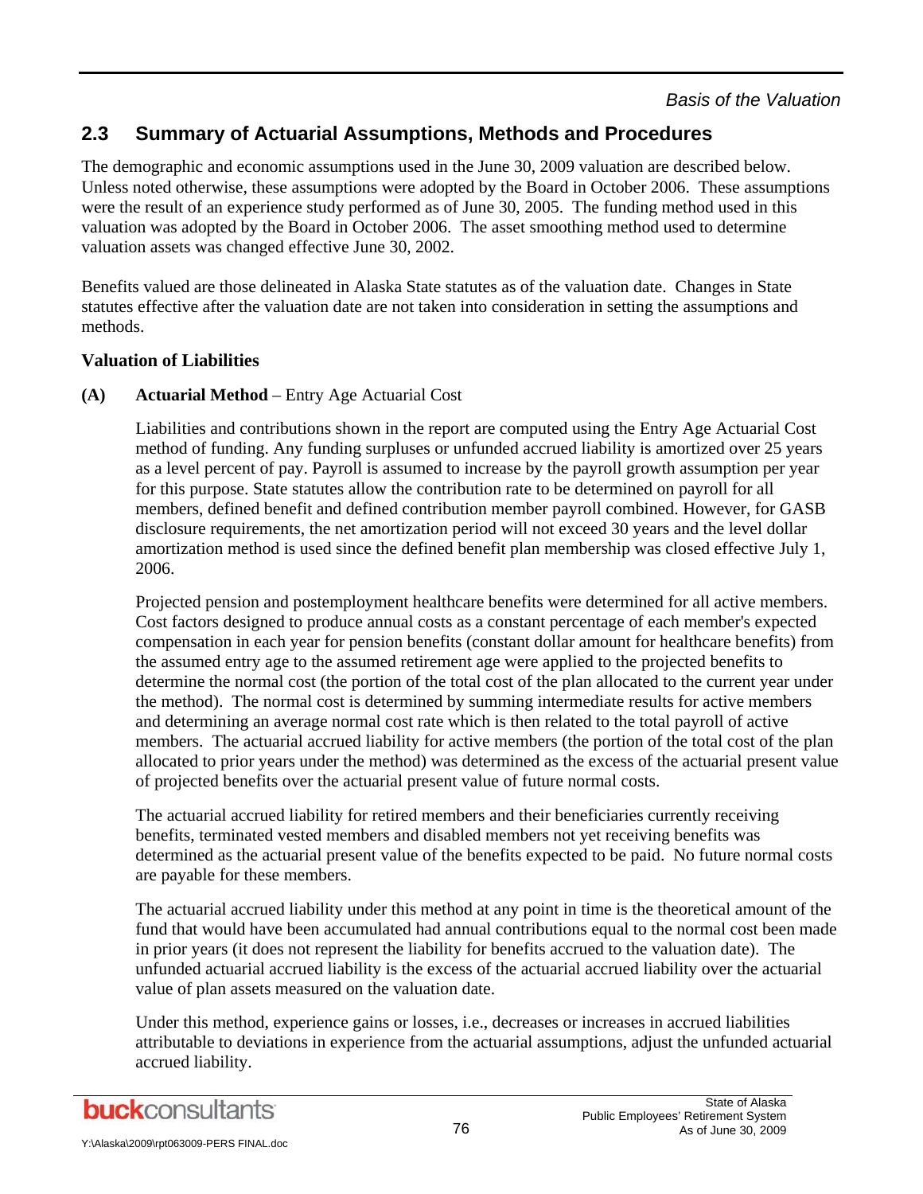## 2.3 Summary of Actuarial Assumptions, Methods and Procedures

The demographic and economic assumptions used in the June 30, 2009 valuation are described below. Unless noted otherwise, these assumptions were adopted by the Board in October 2006. These assumptions were the result of an experience study performed as of June 30, 2005. The funding method used in this valuation was adopted by the Board in October 2006. The asset smoothing method used to determine valuation assets was changed effective June 30, 2002.

Benefits valued are those delineated in Alaska State statutes as of the valuation date. Changes in State statutes effective after the valuation date are not taken into consideration in setting the assumptions and methods.

### Valuation of Liabilities

**(A) Actuarial Method** – Entry Age Actuarial Cost

Liabilities and contributions shown in the report are computed using the Entry Age Actuarial Cost method of funding. Any funding surpluses or unfunded accrued liability is amortized over 25 years as a level percent of pay. Payroll is assumed to increase by the payroll growth assumption per year for this purpose. State statutes allow the contribution rate to be determined on payroll for all members, defined benefit and defined contribution member payroll combined. However, for GASB disclosure requirements, the net amortization period will not exceed 30 years and the level dollar amortization method is used since the defined benefit plan membership was closed effective July 1, 2006.

Projected pension and postemployment healthcare benefits were determined for all active members. Cost factors designed to produce annual costs as a constant percentage of each member's expected compensation in each year for pension benefits (constant dollar amount for healthcare benefits) from the assumed entry age to the assumed retirement age were applied to the projected benefits to determine the normal cost (the portion of the total cost of the plan allocated to the current year under the method). The normal cost is determined by summing intermediate results for active members and determining an average normal cost rate which is then related to the total payroll of active members. The actuarial accrued liability for active members (the portion of the total cost of the plan allocated to prior years under the method) was determined as the excess of the actuarial present value of projected benefits over the actuarial present value of future normal costs.

The actuarial accrued liability for retired members and their beneficiaries currently receiving benefits, terminated vested members and disabled members not yet receiving benefits was determined as the actuarial present value of the benefits expected to be paid. No future normal costs are payable for these members.

The actuarial accrued liability under this method at any point in time is the theoretical amount of the fund that would have been accumulated had annual contributions equal to the normal cost been made in prior years (it does not represent the liability for benefits accrued to the valuation date). The unfunded actuarial accrued liability is the excess of the actuarial accrued liability over the actuarial value of plan assets measured on the valuation date.

Under this method, experience gains or losses, i.e., decreases or increases in accrued liabilities attributable to deviations in experience from the actuarial assumptions, adjust the unfunded actuarial accrued liability.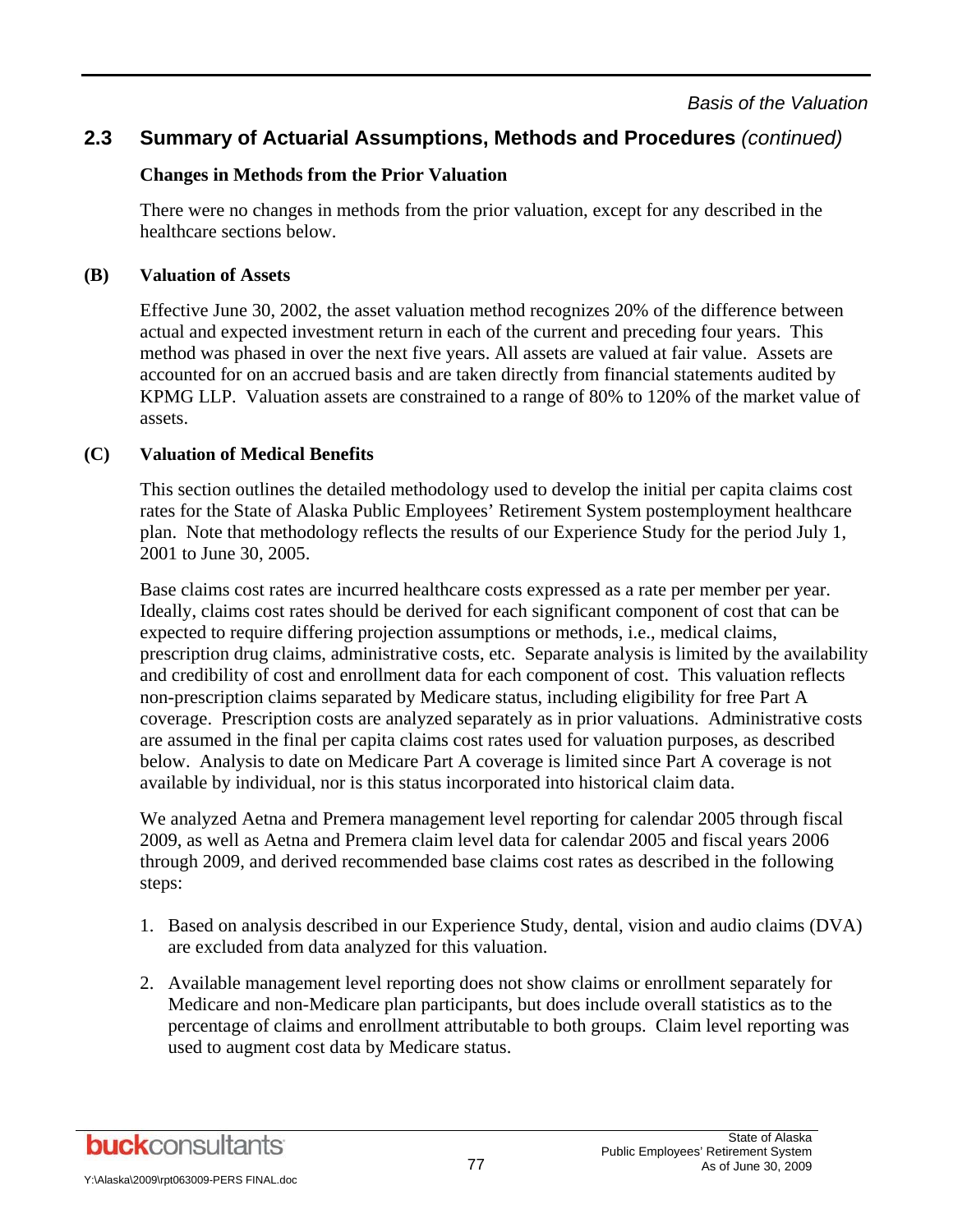## 2.3 Summary of Actuarial Assumptions, Methods and Procedures *(continued)*

### Changes in Methods from the Prior Valuation

There were no changes in methods from the prior valuation, except for any described in the healthcare sections below.

### (B) Valuation of Assets

Effective June 30, 2002, the asset valuation method recognizes 20% of the difference between actual and expected investment return in each of the current and preceding four years. This method was phased in over the next five years. All assets are valued at fair value. Assets are accounted for on an accrued basis and are taken directly from financial statements audited by KPMG LLP. Valuation assets are constrained to a range of 80% to 120% of the market value of assets.

### (C) Valuation of Medical Benefits

This section outlines the detailed methodology used to develop the initial per capita claims cost rates for the State of Alaska Public Employees' Retirement System postemployment healthcare plan. Note that methodology reflects the results of our Experience Study for the period July 1, 2001 to June 30, 2005.

Base claims cost rates are incurred healthcare costs expressed as a rate per member per year. Ideally, claims cost rates should be derived for each significant component of cost that can be expected to require differing projection assumptions or methods, i.e., medical claims, prescription drug claims, administrative costs, etc. Separate analysis is limited by the availability and credibility of cost and enrollment data for each component of cost. This valuation reflects non-prescription claims separated by Medicare status, including eligibility for free Part A coverage. Prescription costs are analyzed separately as in prior valuations. Administrative costs are assumed in the final per capita claims cost rates used for valuation purposes, as described below. Analysis to date on Medicare Part A coverage is limited since Part A coverage is not available by individual, nor is this status incorporated into historical claim data.

We analyzed Aetna and Premera management level reporting for calendar 2005 through fiscal 2009, as well as Aetna and Premera claim level data for calendar 2005 and fiscal years 2006 through 2009, and derived recommended base claims cost rates as described in the following steps:

1. Based on analysis described in our Experience Study, dental, vision and audio claims (DVA) are excluded from data analyzed for this valuation.
2. Available management level reporting does not show claims or enrollment separately for Medicare and non-Medicare plan participants, but does include overall statistics as to the percentage of claims and enrollment attributable to both groups. Claim level reporting was used to augment cost data by Medicare status.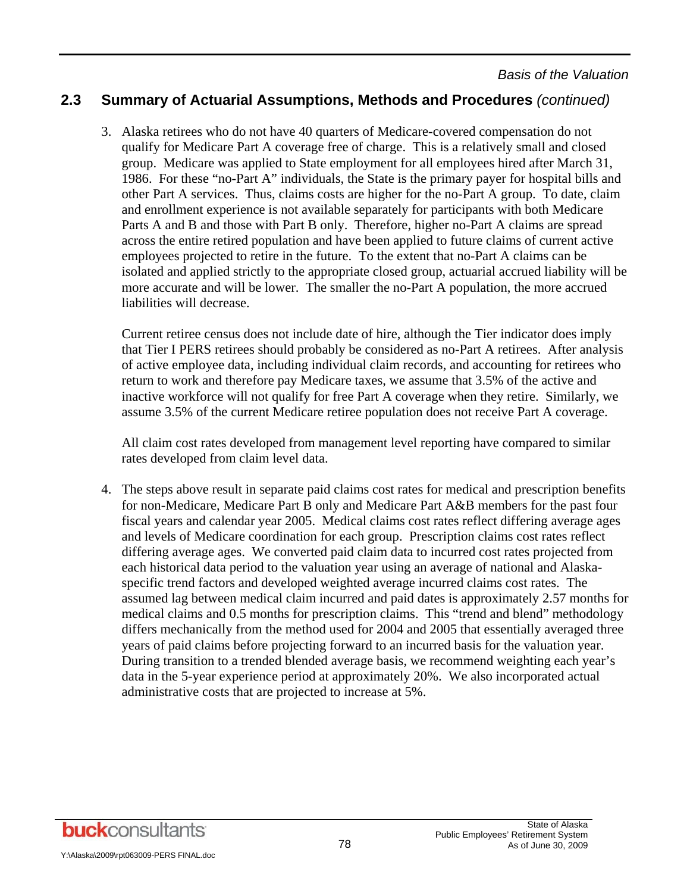## 2.3 Summary of Actuarial Assumptions, Methods and Procedures *(continued)*

3. Alaska retirees who do not have 40 quarters of Medicare-covered compensation do not qualify for Medicare Part A coverage free of charge. This is a relatively small and closed group. Medicare was applied to State employment for all employees hired after March 31, 1986. For these "no-Part A" individuals, the State is the primary payer for hospital bills and other Part A services. Thus, claims costs are higher for the no-Part A group. To date, claim and enrollment experience is not available separately for participants with both Medicare Parts A and B and those with Part B only. Therefore, higher no-Part A claims are spread across the entire retired population and have been applied to future claims of current active employees projected to retire in the future. To the extent that no-Part A claims can be isolated and applied strictly to the appropriate closed group, actuarial accrued liability will be more accurate and will be lower. The smaller the no-Part A population, the more accrued liabilities will decrease.

   Current retiree census does not include date of hire, although the Tier indicator does imply that Tier I PERS retirees should probably be considered as no-Part A retirees. After analysis of active employee data, including individual claim records, and accounting for retirees who return to work and therefore pay Medicare taxes, we assume that 3.5% of the active and inactive workforce will not qualify for free Part A coverage when they retire. Similarly, we assume 3.5% of the current Medicare retiree population does not receive Part A coverage.

   All claim cost rates developed from management level reporting have compared to similar rates developed from claim level data.

4. The steps above result in separate paid claims cost rates for medical and prescription benefits for non-Medicare, Medicare Part B only and Medicare Part A&B members for the past four fiscal years and calendar year 2005. Medical claims cost rates reflect differing average ages and levels of Medicare coordination for each group. Prescription claims cost rates reflect differing average ages. We converted paid claim data to incurred cost rates projected from each historical data period to the valuation year using an average of national and Alaska-specific trend factors and developed weighted average incurred claims cost rates. The assumed lag between medical claim incurred and paid dates is approximately 2.57 months for medical claims and 0.5 months for prescription claims. This "trend and blend" methodology differs mechanically from the method used for 2004 and 2005 that essentially averaged three years of paid claims before projecting forward to an incurred basis for the valuation year. During transition to a trended blended average basis, we recommend weighting each year's data in the 5-year experience period at approximately 20%. We also incorporated actual administrative costs that are projected to increase at 5%.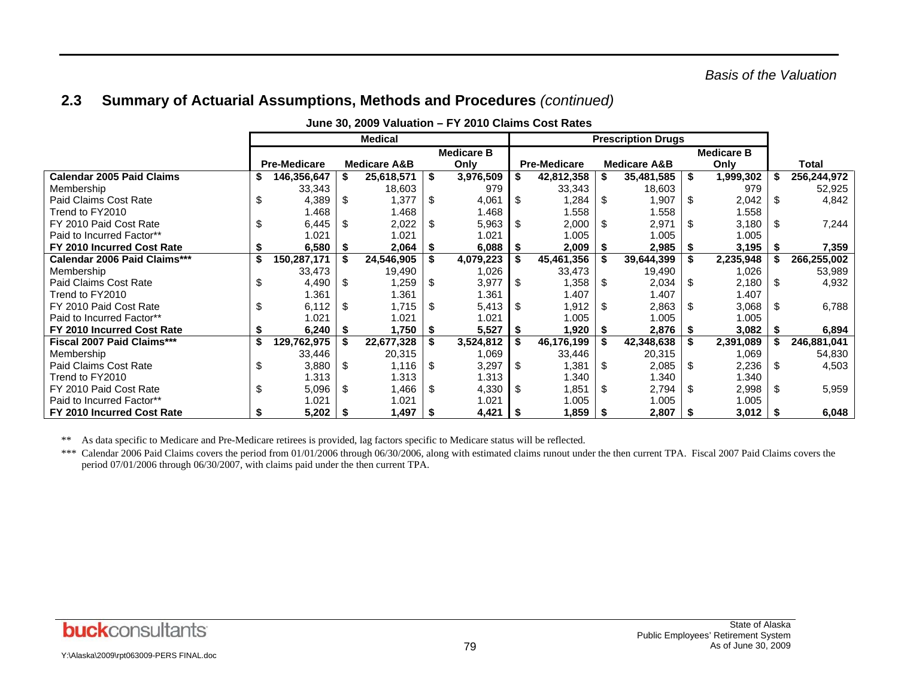## 2.3 Summary of Actuarial Assumptions, Methods and Procedures *(continued)*

**June 30, 2009 Valuation – FY 2010 Claims Cost Rates**

| | Medical | | | Prescription Drugs | | | |
|---|---|---|---|---|---|---|---|
| | Pre-Medicare | Medicare A&B | Medicare B Only | Pre-Medicare | Medicare A&B | Medicare B Only | Total |
| **Calendar 2005 Paid Claims** | **$ 146,356,647** | **$ 25,618,571** | **$ 3,976,509** | **$ 42,812,358** | **$ 35,481,585** | **$ 1,999,302** | **$ 256,244,972** |
| Membership | 33,343 | 18,603 | 979 | 33,343 | 18,603 | 979 | 52,925 |
| Paid Claims Cost Rate | $ 4,389 | $ 1,377 | $ 4,061 | $ 1,284 | $ 1,907 | $ 2,042 | $ 4,842 |
| Trend to FY2010 | 1.468 | 1.468 | 1.468 | 1.558 | 1.558 | 1.558 | |
| FY 2010 Paid Cost Rate | $ 6,445 | $ 2,022 | $ 5,963 | $ 2,000 | $ 2,971 | $ 3,180 | $ 7,244 |
| Paid to Incurred Factor** | 1.021 | 1.021 | 1.021 | 1.005 | 1.005 | 1.005 | |
| **FY 2010 Incurred Cost Rate** | **$ 6,580** | **$ 2,064** | **$ 6,088** | **$ 2,009** | **$ 2,985** | **$ 3,195** | **$ 7,359** |
| **Calendar 2006 Paid Claims*** ** | **$ 150,287,171** | **$ 24,546,905** | **$ 4,079,223** | **$ 45,461,356** | **$ 39,644,399** | **$ 2,235,948** | **$ 266,255,002** |
| Membership | 33,473 | 19,490 | 1,026 | 33,473 | 19,490 | 1,026 | 53,989 |
| Paid Claims Cost Rate | $ 4,490 | $ 1,259 | $ 3,977 | $ 1,358 | $ 2,034 | $ 2,180 | $ 4,932 |
| Trend to FY2010 | 1.361 | 1.361 | 1.361 | 1.407 | 1.407 | 1.407 | |
| FY 2010 Paid Cost Rate | $ 6,112 | $ 1,715 | $ 5,413 | $ 1,912 | $ 2,863 | $ 3,068 | $ 6,788 |
| Paid to Incurred Factor** | 1.021 | 1.021 | 1.021 | 1.005 | 1.005 | 1.005 | |
| **FY 2010 Incurred Cost Rate** | **$ 6,240** | **$ 1,750** | **$ 5,527** | **$ 1,920** | **$ 2,876** | **$ 3,082** | **$ 6,894** |
| **Fiscal 2007 Paid Claims*** ** | **$ 129,762,975** | **$ 22,677,328** | **$ 3,524,812** | **$ 46,176,199** | **$ 42,348,638** | **$ 2,391,089** | **$ 246,881,041** |
| Membership | 33,446 | 20,315 | 1,069 | 33,446 | 20,315 | 1,069 | 54,830 |
| Paid Claims Cost Rate | $ 3,880 | $ 1,116 | $ 3,297 | $ 1,381 | $ 2,085 | $ 2,236 | $ 4,503 |
| Trend to FY2010 | 1.313 | 1.313 | 1.313 | 1.340 | 1.340 | 1.340 | |
| FY 2010 Paid Cost Rate | $ 5,096 | $ 1,466 | $ 4,330 | $ 1,851 | $ 2,794 | $ 2,998 | $ 5,959 |
| Paid to Incurred Factor** | 1.021 | 1.021 | 1.021 | 1.005 | 1.005 | 1.005 | |
| **FY 2010 Incurred Cost Rate** | **$ 5,202** | **$ 1,497** | **$ 4,421** | **$ 1,859** | **$ 2,807** | **$ 3,012** | **$ 6,048** |

** As data specific to Medicare and Pre-Medicare retirees is provided, lag factors specific to Medicare status will be reflected.

*** Calendar 2006 Paid Claims covers the period from 01/01/2006 through 06/30/2006, along with estimated claims runout under the then current TPA. Fiscal 2007 Paid Claims covers the period 07/01/2006 through 06/30/2007, with claims paid under the then current TPA.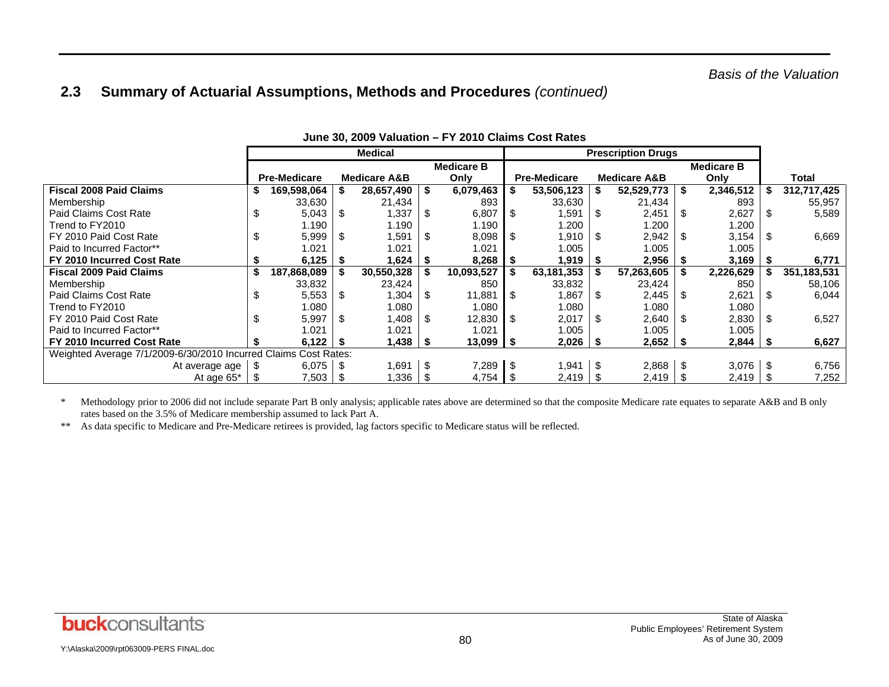## 2.3 Summary of Actuarial Assumptions, Methods and Procedures *(continued)*

**June 30, 2009 Valuation – FY 2010 Claims Cost Rates**

| | Medical | | | Prescription Drugs | | | |
|---|---|---|---|---|---|---|---|
| | Pre-Medicare | Medicare A&B | Medicare B Only | Pre-Medicare | Medicare A&B | Medicare B Only | Total |
| **Fiscal 2008 Paid Claims** | **$ 169,598,064** | **$ 28,657,490** | **$ 6,079,463** | **$ 53,506,123** | **$ 52,529,773** | **$ 2,346,512** | **$ 312,717,425** |
| Membership | 33,630 | 21,434 | 893 | 33,630 | 21,434 | 893 | 55,957 |
| Paid Claims Cost Rate | $ 5,043 | $ 1,337 | $ 6,807 | $ 1,591 | $ 2,451 | $ 2,627 | $ 5,589 |
| Trend to FY2010 | 1.190 | 1.190 | 1.190 | 1.200 | 1.200 | 1.200 | |
| FY 2010 Paid Cost Rate | $ 5,999 | $ 1,591 | $ 8,098 | $ 1,910 | $ 2,942 | $ 3,154 | $ 6,669 |
| Paid to Incurred Factor** | 1.021 | 1.021 | 1.021 | 1.005 | 1.005 | 1.005 | |
| **FY 2010 Incurred Cost Rate** | **$ 6,125** | **$ 1,624** | **$ 8,268** | **$ 1,919** | **$ 2,956** | **$ 3,169** | **$ 6,771** |
| **Fiscal 2009 Paid Claims** | **$ 187,868,089** | **$ 30,550,328** | **$ 10,093,527** | **$ 63,181,353** | **$ 57,263,605** | **$ 2,226,629** | **$ 351,183,531** |
| Membership | 33,832 | 23,424 | 850 | 33,832 | 23,424 | 850 | 58,106 |
| Paid Claims Cost Rate | $ 5,553 | $ 1,304 | $ 11,881 | $ 1,867 | $ 2,445 | $ 2,621 | $ 6,044 |
| Trend to FY2010 | 1.080 | 1.080 | 1.080 | 1.080 | 1.080 | 1.080 | |
| FY 2010 Paid Cost Rate | $ 5,997 | $ 1,408 | $ 12,830 | $ 2,017 | $ 2,640 | $ 2,830 | $ 6,527 |
| Paid to Incurred Factor** | 1.021 | 1.021 | 1.021 | 1.005 | 1.005 | 1.005 | |
| **FY 2010 Incurred Cost Rate** | **$ 6,122** | **$ 1,438** | **$ 13,099** | **$ 2,026** | **$ 2,652** | **$ 2,844** | **$ 6,627** |
| Weighted Average 7/1/2009-6/30/2010 Incurred Claims Cost Rates: | | | | | | | |
| At average age | $ 6,075 | $ 1,691 | $ 7,289 | $ 1,941 | $ 2,868 | $ 3,076 | $ 6,756 |
| At age 65* | $ 7,503 | $ 1,336 | $ 4,754 | $ 2,419 | $ 2,419 | $ 2,419 | $ 7,252 |

\* Methodology prior to 2006 did not include separate Part B only analysis; applicable rates above are determined so that the composite Medicare rate equates to separate A&B and B only rates based on the 3.5% of Medicare membership assumed to lack Part A.

** As data specific to Medicare and Pre-Medicare retirees is provided, lag factors specific to Medicare status will be reflected.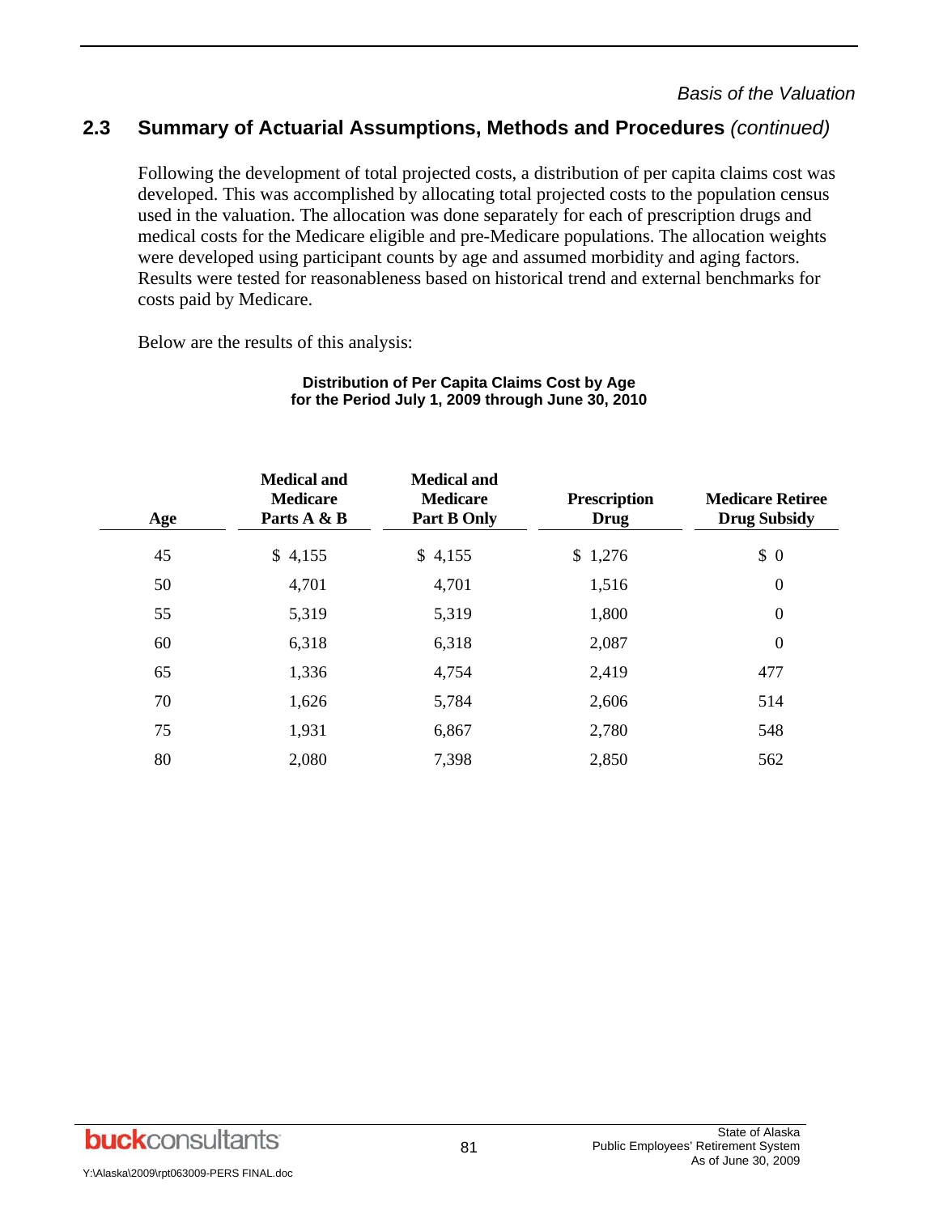## 2.3 Summary of Actuarial Assumptions, Methods and Procedures *(continued)*

Following the development of total projected costs, a distribution of per capita claims cost was developed. This was accomplished by allocating total projected costs to the population census used in the valuation. The allocation was done separately for each of prescription drugs and medical costs for the Medicare eligible and pre-Medicare populations. The allocation weights were developed using participant counts by age and assumed morbidity and aging factors. Results were tested for reasonableness based on historical trend and external benchmarks for costs paid by Medicare.

Below are the results of this analysis:

**Distribution of Per Capita Claims Cost by Age for the Period July 1, 2009 through June 30, 2010**

| Age | Medical and Medicare Parts A & B | Medical and Medicare Part B Only | Prescription Drug | Medicare Retiree Drug Subsidy |
|---|---|---|---|---|
| 45 | $ 4,155 | $ 4,155 | $ 1,276 | $ 0 |
| 50 | 4,701 | 4,701 | 1,516 | 0 |
| 55 | 5,319 | 5,319 | 1,800 | 0 |
| 60 | 6,318 | 6,318 | 2,087 | 0 |
| 65 | 1,336 | 4,754 | 2,419 | 477 |
| 70 | 1,626 | 5,784 | 2,606 | 514 |
| 75 | 1,931 | 6,867 | 2,780 | 548 |
| 80 | 2,080 | 7,398 | 2,850 | 562 |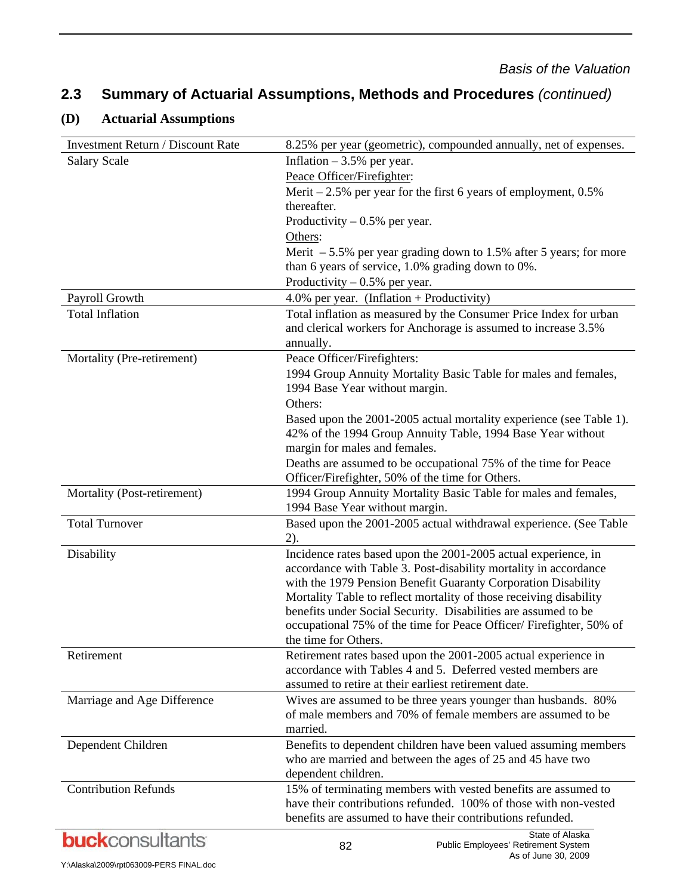*Basis of the Valuation*

## 2.3 Summary of Actuarial Assumptions, Methods and Procedures *(continued)*

### (D) Actuarial Assumptions

| | |
|---|---|
| Investment Return / Discount Rate | 8.25% per year (geometric), compounded annually, net of expenses. |
| Salary Scale | Inflation – 3.5% per year.<br>Peace Officer/Firefighter:<br>Merit – 2.5% per year for the first 6 years of employment, 0.5% thereafter.<br>Productivity – 0.5% per year.<br>Others:<br>Merit – 5.5% per year grading down to 1.5% after 5 years; for more than 6 years of service, 1.0% grading down to 0%.<br>Productivity – 0.5% per year. |
| Payroll Growth | 4.0% per year. (Inflation + Productivity) |
| Total Inflation | Total inflation as measured by the Consumer Price Index for urban and clerical workers for Anchorage is assumed to increase 3.5% annually. |
| Mortality (Pre-retirement) | Peace Officer/Firefighters:<br>1994 Group Annuity Mortality Basic Table for males and females, 1994 Base Year without margin.<br>Others:<br>Based upon the 2001-2005 actual mortality experience (see Table 1). 42% of the 1994 Group Annuity Table, 1994 Base Year without margin for males and females.<br>Deaths are assumed to be occupational 75% of the time for Peace Officer/Firefighter, 50% of the time for Others. |
| Mortality (Post-retirement) | 1994 Group Annuity Mortality Basic Table for males and females, 1994 Base Year without margin. |
| Total Turnover | Based upon the 2001-2005 actual withdrawal experience. (See Table 2). |
| Disability | Incidence rates based upon the 2001-2005 actual experience, in accordance with Table 3. Post-disability mortality in accordance with the 1979 Pension Benefit Guaranty Corporation Disability Mortality Table to reflect mortality of those receiving disability benefits under Social Security. Disabilities are assumed to be occupational 75% of the time for Peace Officer/ Firefighter, 50% of the time for Others. |
| Retirement | Retirement rates based upon the 2001-2005 actual experience in accordance with Tables 4 and 5. Deferred vested members are assumed to retire at their earliest retirement date. |
| Marriage and Age Difference | Wives are assumed to be three years younger than husbands. 80% of male members and 70% of female members are assumed to be married. |
| Dependent Children | Benefits to dependent children have been valued assuming members who are married and between the ages of 25 and 45 have two dependent children. |
| Contribution Refunds | 15% of terminating members with vested benefits are assumed to have their contributions refunded. 100% of those with non-vested benefits are assumed to have their contributions refunded. |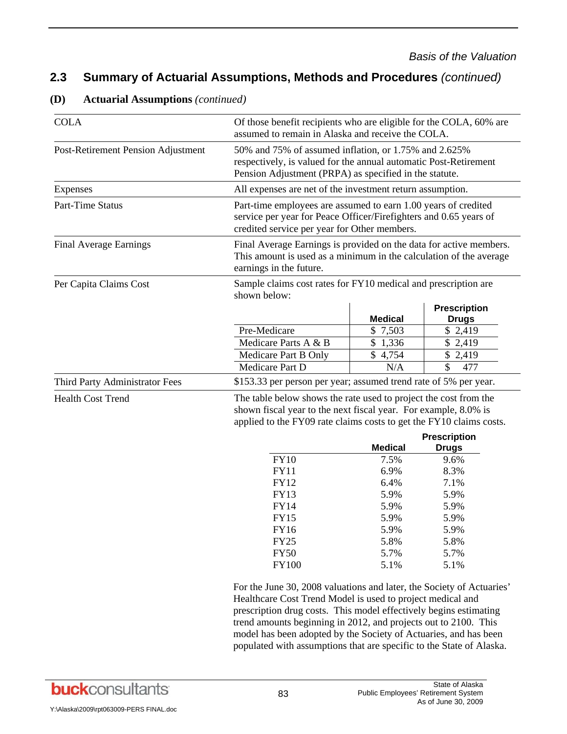## 2.3 Summary of Actuarial Assumptions, Methods and Procedures *(continued)*

### (D) Actuarial Assumptions *(continued)*

| | |
|---|---|
| COLA | Of those benefit recipients who are eligible for the COLA, 60% are assumed to remain in Alaska and receive the COLA. |
| Post-Retirement Pension Adjustment | 50% and 75% of assumed inflation, or 1.75% and 2.625% respectively, is valued for the annual automatic Post-Retirement Pension Adjustment (PRPA) as specified in the statute. |
| Expenses | All expenses are net of the investment return assumption. |
| Part-Time Status | Part-time employees are assumed to earn 1.00 years of credited service per year for Peace Officer/Firefighters and 0.65 years of credited service per year for Other members. |
| Final Average Earnings | Final Average Earnings is provided on the data for active members. This amount is used as a minimum in the calculation of the average earnings in the future. |
| Per Capita Claims Cost | Sample claims cost rates for FY10 medical and prescription are shown below: |

| | Medical | Prescription Drugs |
|---|---|---|
| Pre-Medicare | $ 7,503 | $ 2,419 |
| Medicare Parts A & B | $ 1,336 | $ 2,419 |
| Medicare Part B Only | $ 4,754 | $ 2,419 |
| Medicare Part D | N/A | $ 477 |

| | |
|---|---|
| Third Party Administrator Fees | $153.33 per person per year; assumed trend rate of 5% per year. |
| Health Cost Trend | The table below shows the rate used to project the cost from the shown fiscal year to the next fiscal year. For example, 8.0% is applied to the FY09 rate claims costs to get the FY10 claims costs. |

| | Medical | Prescription Drugs |
|---|---|---|
| FY10 | 7.5% | 9.6% |
| FY11 | 6.9% | 8.3% |
| FY12 | 6.4% | 7.1% |
| FY13 | 5.9% | 5.9% |
| FY14 | 5.9% | 5.9% |
| FY15 | 5.9% | 5.9% |
| FY16 | 5.9% | 5.9% |
| FY25 | 5.8% | 5.8% |
| FY50 | 5.7% | 5.7% |
| FY100 | 5.1% | 5.1% |

For the June 30, 2008 valuations and later, the Society of Actuaries' Healthcare Cost Trend Model is used to project medical and prescription drug costs. This model effectively begins estimating trend amounts beginning in 2012, and projects out to 2100. This model has been adopted by the Society of Actuaries, and has been populated with assumptions that are specific to the State of Alaska.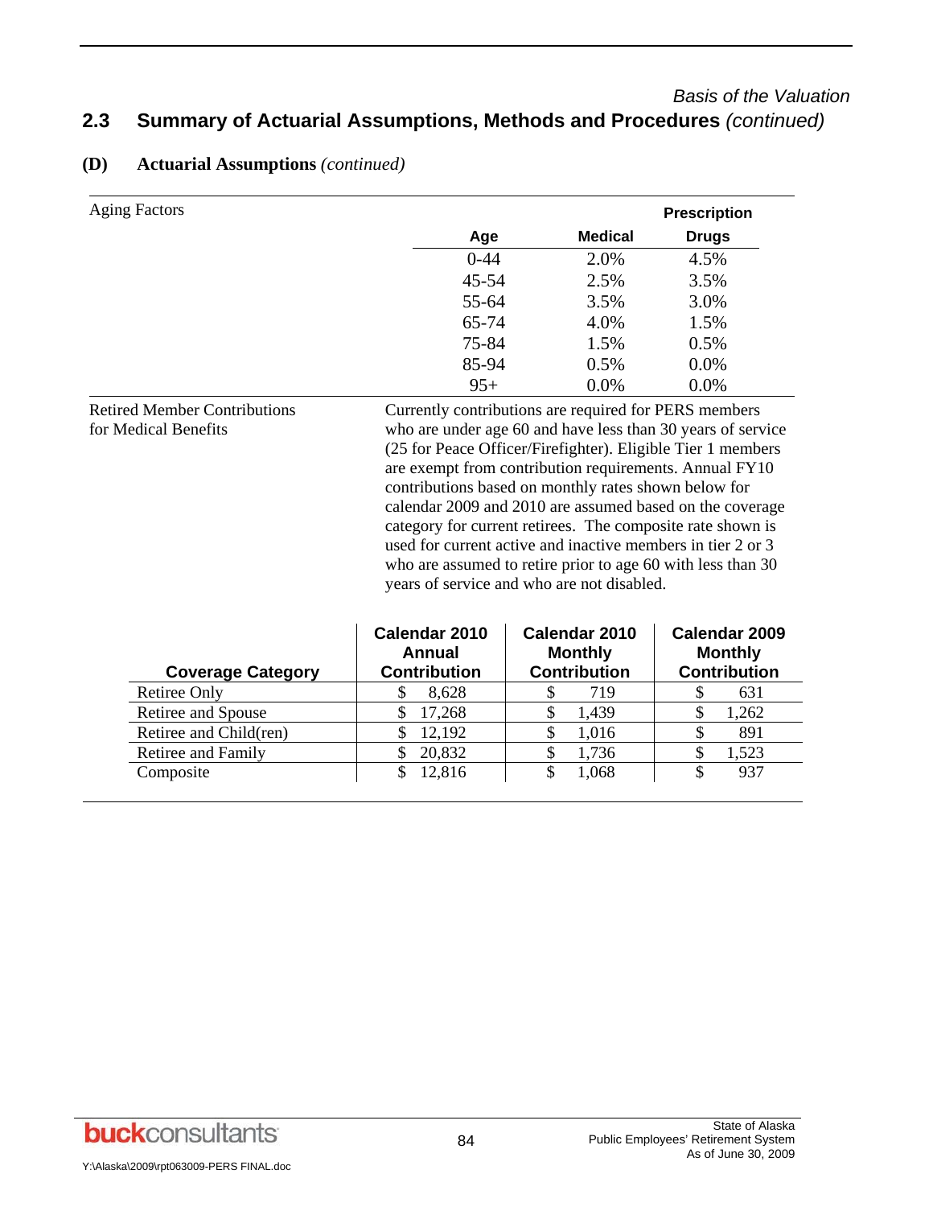*Basis of the Valuation*

## 2.3 Summary of Actuarial Assumptions, Methods and Procedures *(continued)*

### (D) Actuarial Assumptions *(continued)*

**Aging Factors**

| Age | Medical | Prescription Drugs |
|---|---|---|
| 0-44 | 2.0% | 4.5% |
| 45-54 | 2.5% | 3.5% |
| 55-64 | 3.5% | 3.0% |
| 65-74 | 4.0% | 1.5% |
| 75-84 | 1.5% | 0.5% |
| 85-94 | 0.5% | 0.0% |
| 95+ | 0.0% | 0.0% |

**Retired Member Contributions for Medical Benefits**

Currently contributions are required for PERS members who are under age 60 and have less than 30 years of service (25 for Peace Officer/Firefighter). Eligible Tier 1 members are exempt from contribution requirements. Annual FY10 contributions based on monthly rates shown below for calendar 2009 and 2010 are assumed based on the coverage category for current retirees. The composite rate shown is used for current active and inactive members in tier 2 or 3 who are assumed to retire prior to age 60 with less than 30 years of service and who are not disabled.

| Coverage Category | Calendar 2010 Annual Contribution | Calendar 2010 Monthly Contribution | Calendar 2009 Monthly Contribution |
|---|---|---|---|
| Retiree Only | $ 8,628 | $ 719 | $ 631 |
| Retiree and Spouse | $ 17,268 | $ 1,439 | $ 1,262 |
| Retiree and Child(ren) | $ 12,192 | $ 1,016 | $ 891 |
| Retiree and Family | $ 20,832 | $ 1,736 | $ 1,523 |
| Composite | $ 12,816 | $ 1,068 | $ 937 |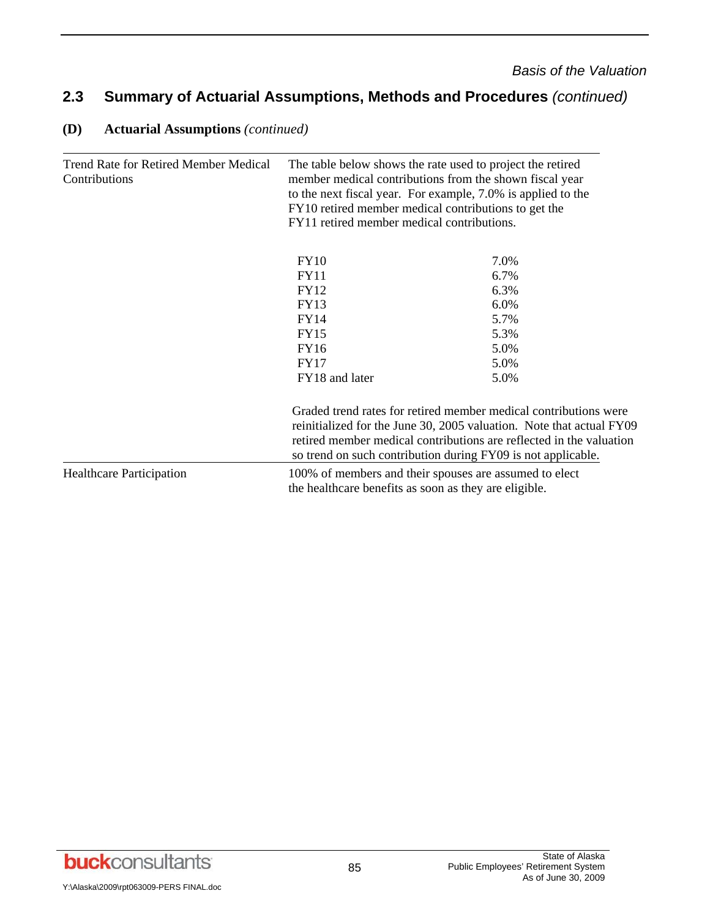## 2.3 Summary of Actuarial Assumptions, Methods and Procedures *(continued)*

### (D) Actuarial Assumptions *(continued)*

| | |
|---|---|
| Trend Rate for Retired Member Medical Contributions | The table below shows the rate used to project the retired member medical contributions from the shown fiscal year to the next fiscal year. For example, 7.0% is applied to the FY10 retired member medical contributions to get the FY11 retired member medical contributions. |

| Fiscal Year | Rate |
|---|---|
| FY10 | 7.0% |
| FY11 | 6.7% |
| FY12 | 6.3% |
| FY13 | 6.0% |
| FY14 | 5.7% |
| FY15 | 5.3% |
| FY16 | 5.0% |
| FY17 | 5.0% |
| FY18 and later | 5.0% |

Graded trend rates for retired member medical contributions were reinitialized for the June 30, 2005 valuation. Note that actual FY09 retired member medical contributions are reflected in the valuation so trend on such contribution during FY09 is not applicable.

| | |
|---|---|
| Healthcare Participation | 100% of members and their spouses are assumed to elect the healthcare benefits as soon as they are eligible. |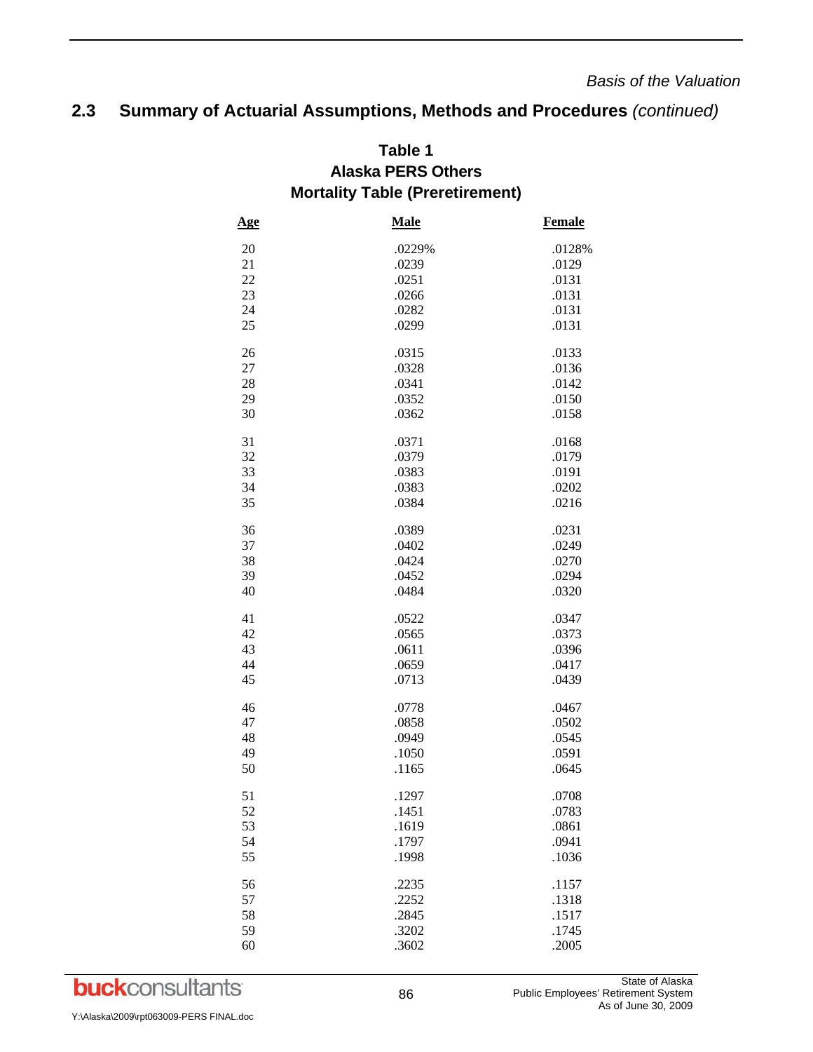*Basis of the Valuation*

## 2.3 Summary of Actuarial Assumptions, Methods and Procedures *(continued)*

### Table 1
### Alaska PERS Others
### Mortality Table (Preretirement)

| Age | Male | Female |
|---|---|---|
| 20 | .0229% | .0128% |
| 21 | .0239 | .0129 |
| 22 | .0251 | .0131 |
| 23 | .0266 | .0131 |
| 24 | .0282 | .0131 |
| 25 | .0299 | .0131 |
| 26 | .0315 | .0133 |
| 27 | .0328 | .0136 |
| 28 | .0341 | .0142 |
| 29 | .0352 | .0150 |
| 30 | .0362 | .0158 |
| 31 | .0371 | .0168 |
| 32 | .0379 | .0179 |
| 33 | .0383 | .0191 |
| 34 | .0383 | .0202 |
| 35 | .0384 | .0216 |
| 36 | .0389 | .0231 |
| 37 | .0402 | .0249 |
| 38 | .0424 | .0270 |
| 39 | .0452 | .0294 |
| 40 | .0484 | .0320 |
| 41 | .0522 | .0347 |
| 42 | .0565 | .0373 |
| 43 | .0611 | .0396 |
| 44 | .0659 | .0417 |
| 45 | .0713 | .0439 |
| 46 | .0778 | .0467 |
| 47 | .0858 | .0502 |
| 48 | .0949 | .0545 |
| 49 | .1050 | .0591 |
| 50 | .1165 | .0645 |
| 51 | .1297 | .0708 |
| 52 | .1451 | .0783 |
| 53 | .1619 | .0861 |
| 54 | .1797 | .0941 |
| 55 | .1998 | .1036 |
| 56 | .2235 | .1157 |
| 57 | .2252 | .1318 |
| 58 | .2845 | .1517 |
| 59 | .3202 | .1745 |
| 60 | .3602 | .2005 |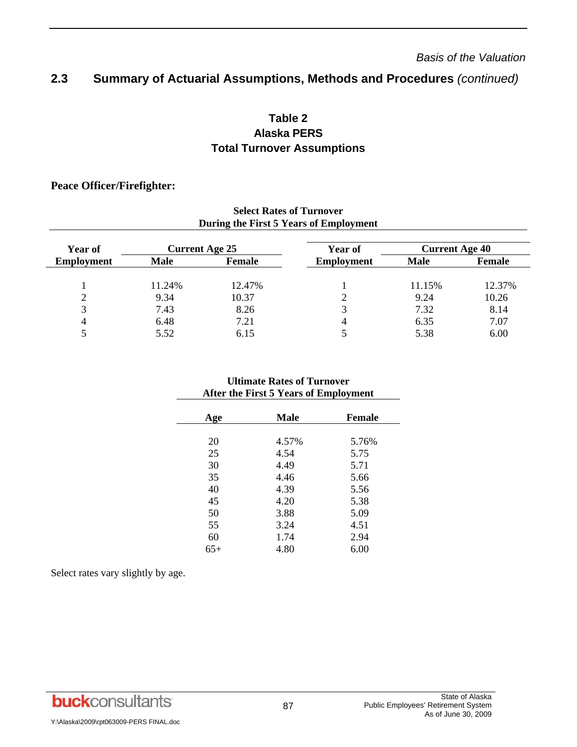*Basis of the Valuation*

## 2.3 Summary of Actuarial Assumptions, Methods and Procedures *(continued)*

### Table 2
### Alaska PERS
### Total Turnover Assumptions

**Peace Officer/Firefighter:**

**Select Rates of Turnover**
**During the First 5 Years of Employment**

| Year of Employment | Current Age 25 | | Year of Employment | Current Age 40 | |
|---|---|---|---|---|---|
| | Male | Female | | Male | Female |
| 1 | 11.24% | 12.47% | 1 | 11.15% | 12.37% |
| 2 | 9.34 | 10.37 | 2 | 9.24 | 10.26 |
| 3 | 7.43 | 8.26 | 3 | 7.32 | 8.14 |
| 4 | 6.48 | 7.21 | 4 | 6.35 | 7.07 |
| 5 | 5.52 | 6.15 | 5 | 5.38 | 6.00 |

**Ultimate Rates of Turnover**
**After the First 5 Years of Employment**

| Age | Male | Female |
|---|---|---|
| 20 | 4.57% | 5.76% |
| 25 | 4.54 | 5.75 |
| 30 | 4.49 | 5.71 |
| 35 | 4.46 | 5.66 |
| 40 | 4.39 | 5.56 |
| 45 | 4.20 | 5.38 |
| 50 | 3.88 | 5.09 |
| 55 | 3.24 | 4.51 |
| 60 | 1.74 | 2.94 |
| 65+ | 4.80 | 6.00 |

Select rates vary slightly by age.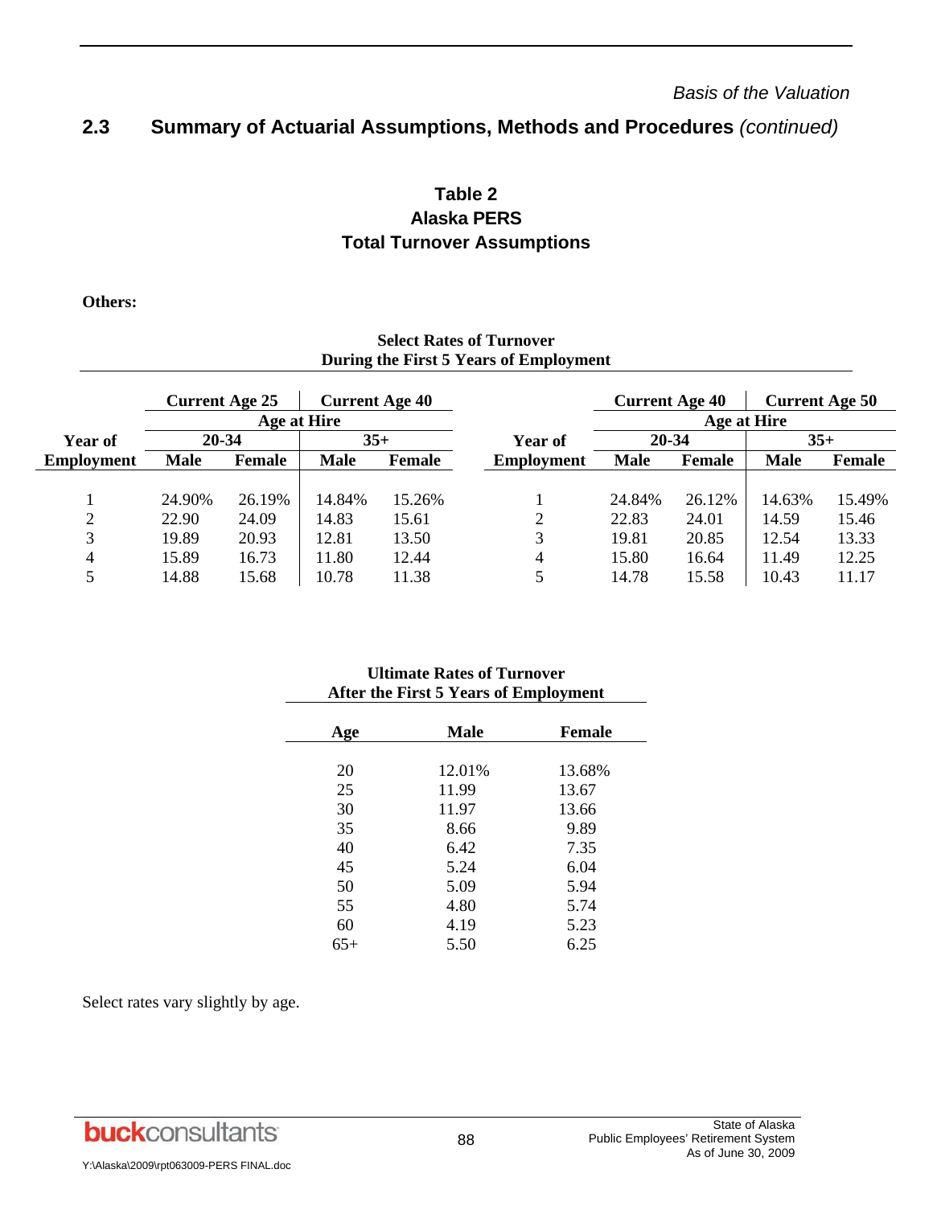*Basis of the Valuation*

## 2.3 Summary of Actuarial Assumptions, Methods and Procedures *(continued)*

### Table 2
### Alaska PERS
### Total Turnover Assumptions

**Others:**

**Select Rates of Turnover During the First 5 Years of Employment**

| | Current Age 25 | | Current Age 40 | | | Current Age 40 | | Current Age 50 | |
|---|---|---|---|---|---|---|---|---|---|
| | Age at Hire | | | | | Age at Hire | | | |
| **Year of** | **20-34** | | **35+** | | **Year of** | **20-34** | | **35+** | |
| **Employment** | **Male** | **Female** | **Male** | **Female** | **Employment** | **Male** | **Female** | **Male** | **Female** |
| 1 | 24.90% | 26.19% | 14.84% | 15.26% | 1 | 24.84% | 26.12% | 14.63% | 15.49% |
| 2 | 22.90 | 24.09 | 14.83 | 15.61 | 2 | 22.83 | 24.01 | 14.59 | 15.46 |
| 3 | 19.89 | 20.93 | 12.81 | 13.50 | 3 | 19.81 | 20.85 | 12.54 | 13.33 |
| 4 | 15.89 | 16.73 | 11.80 | 12.44 | 4 | 15.80 | 16.64 | 11.49 | 12.25 |
| 5 | 14.88 | 15.68 | 10.78 | 11.38 | 5 | 14.78 | 15.58 | 10.43 | 11.17 |

**Ultimate Rates of Turnover After the First 5 Years of Employment**

| Age | Male | Female |
|---|---|---|
| 20 | 12.01% | 13.68% |
| 25 | 11.99 | 13.67 |
| 30 | 11.97 | 13.66 |
| 35 | 8.66 | 9.89 |
| 40 | 6.42 | 7.35 |
| 45 | 5.24 | 6.04 |
| 50 | 5.09 | 5.94 |
| 55 | 4.80 | 5.74 |
| 60 | 4.19 | 5.23 |
| 65+ | 5.50 | 6.25 |

Select rates vary slightly by age.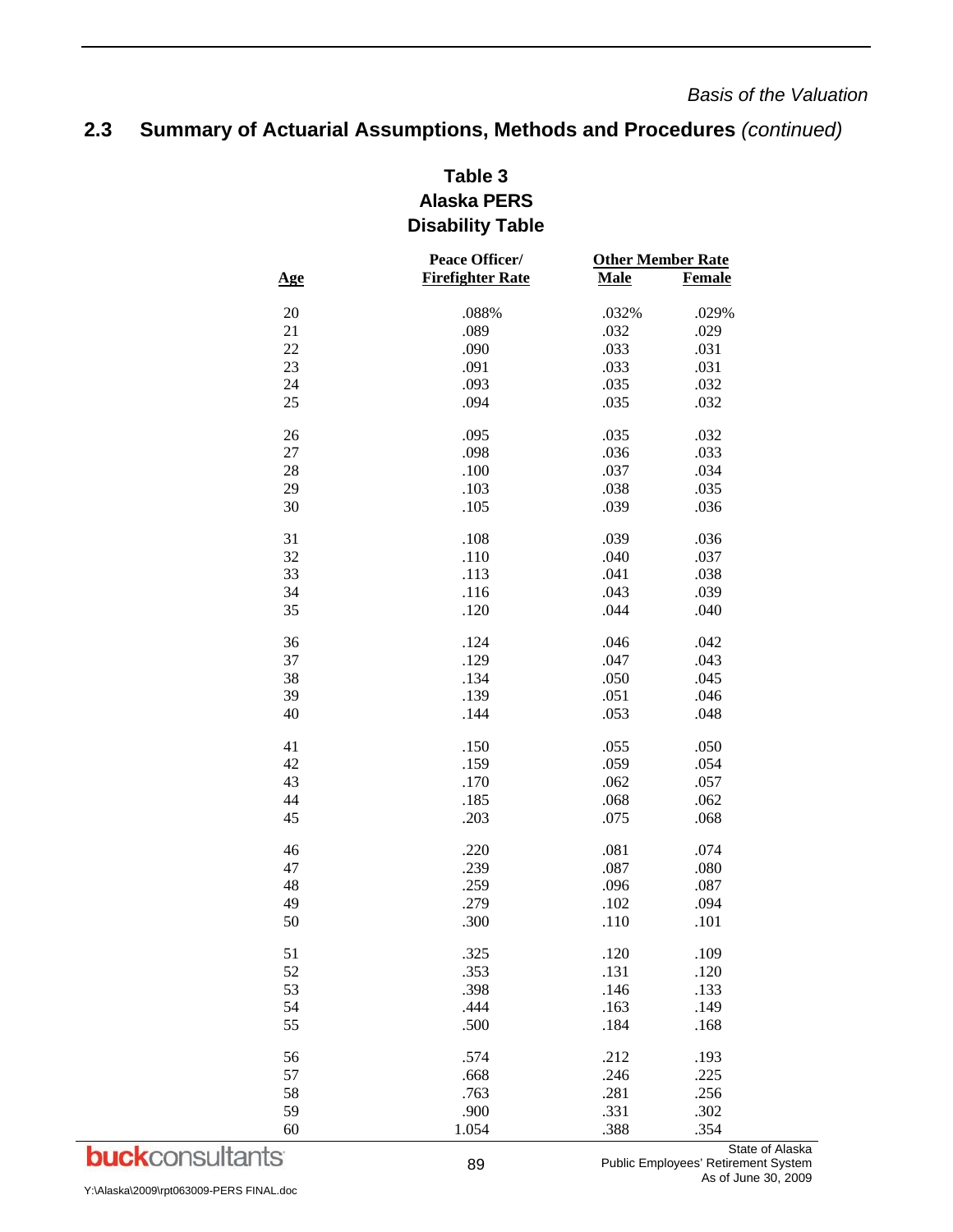## 2.3 Summary of Actuarial Assumptions, Methods and Procedures *(continued)*

**Table 3**
**Alaska PERS**
**Disability Table**

| Age | Peace Officer/ Firefighter Rate | Other Member Rate | |
|---|---|---|---|
| | | Male | Female |
| 20 | .088% | .032% | .029% |
| 21 | .089 | .032 | .029 |
| 22 | .090 | .033 | .031 |
| 23 | .091 | .033 | .031 |
| 24 | .093 | .035 | .032 |
| 25 | .094 | .035 | .032 |
| 26 | .095 | .035 | .032 |
| 27 | .098 | .036 | .033 |
| 28 | .100 | .037 | .034 |
| 29 | .103 | .038 | .035 |
| 30 | .105 | .039 | .036 |
| 31 | .108 | .039 | .036 |
| 32 | .110 | .040 | .037 |
| 33 | .113 | .041 | .038 |
| 34 | .116 | .043 | .039 |
| 35 | .120 | .044 | .040 |
| 36 | .124 | .046 | .042 |
| 37 | .129 | .047 | .043 |
| 38 | .134 | .050 | .045 |
| 39 | .139 | .051 | .046 |
| 40 | .144 | .053 | .048 |
| 41 | .150 | .055 | .050 |
| 42 | .159 | .059 | .054 |
| 43 | .170 | .062 | .057 |
| 44 | .185 | .068 | .062 |
| 45 | .203 | .075 | .068 |
| 46 | .220 | .081 | .074 |
| 47 | .239 | .087 | .080 |
| 48 | .259 | .096 | .087 |
| 49 | .279 | .102 | .094 |
| 50 | .300 | .110 | .101 |
| 51 | .325 | .120 | .109 |
| 52 | .353 | .131 | .120 |
| 53 | .398 | .146 | .133 |
| 54 | .444 | .163 | .149 |
| 55 | .500 | .184 | .168 |
| 56 | .574 | .212 | .193 |
| 57 | .668 | .246 | .225 |
| 58 | .763 | .281 | .256 |
| 59 | .900 | .331 | .302 |
| 60 | 1.054 | .388 | .354 |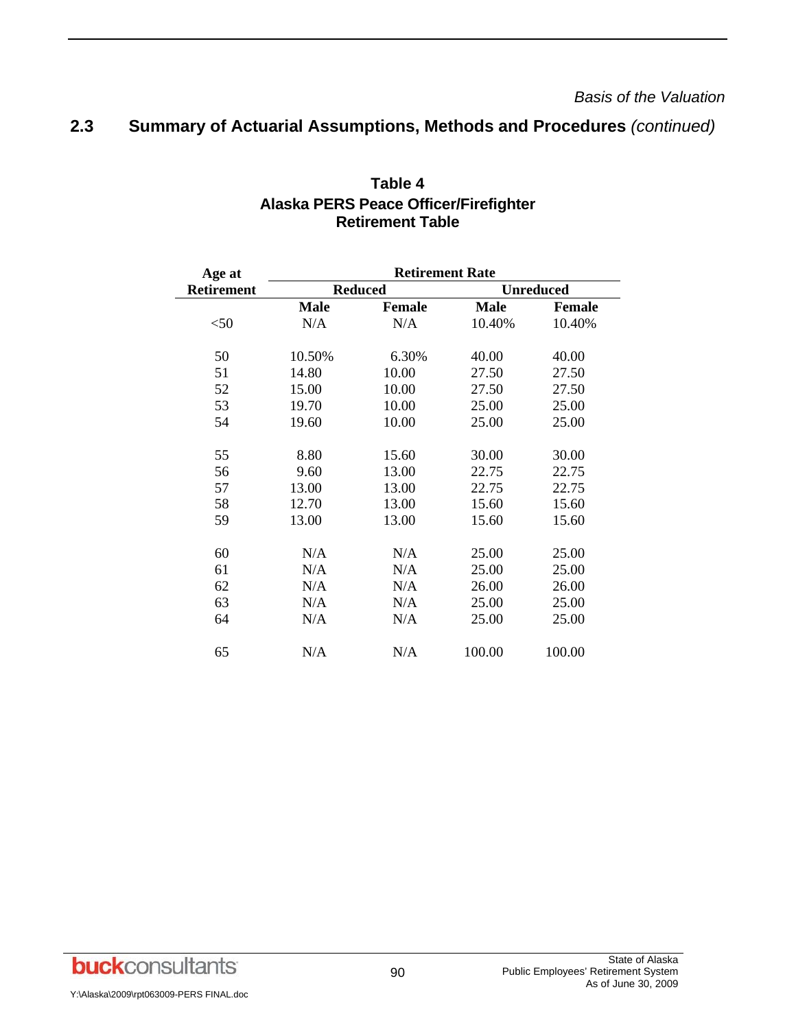## 2.3 Summary of Actuarial Assumptions, Methods and Procedures *(continued)*

**Table 4**
**Alaska PERS Peace Officer/Firefighter**
**Retirement Table**

| Age at Retirement | Retirement Rate | | | |
|---|---|---|---|---|
| | Reduced | | Unreduced | |
| | Male | Female | Male | Female |
| <50 | N/A | N/A | 10.40% | 10.40% |
| 50 | 10.50% | 6.30% | 40.00 | 40.00 |
| 51 | 14.80 | 10.00 | 27.50 | 27.50 |
| 52 | 15.00 | 10.00 | 27.50 | 27.50 |
| 53 | 19.70 | 10.00 | 25.00 | 25.00 |
| 54 | 19.60 | 10.00 | 25.00 | 25.00 |
| 55 | 8.80 | 15.60 | 30.00 | 30.00 |
| 56 | 9.60 | 13.00 | 22.75 | 22.75 |
| 57 | 13.00 | 13.00 | 22.75 | 22.75 |
| 58 | 12.70 | 13.00 | 15.60 | 15.60 |
| 59 | 13.00 | 13.00 | 15.60 | 15.60 |
| 60 | N/A | N/A | 25.00 | 25.00 |
| 61 | N/A | N/A | 25.00 | 25.00 |
| 62 | N/A | N/A | 26.00 | 26.00 |
| 63 | N/A | N/A | 25.00 | 25.00 |
| 64 | N/A | N/A | 25.00 | 25.00 |
| 65 | N/A | N/A | 100.00 | 100.00 |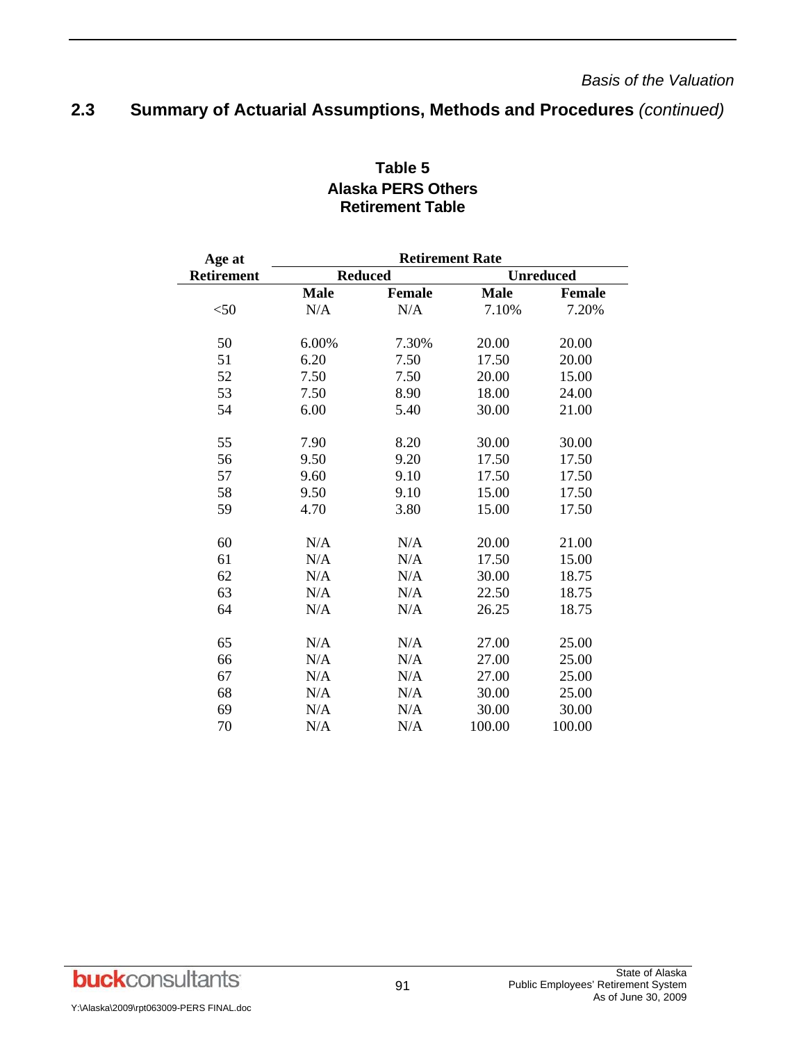*Basis of the Valuation*

## 2.3 Summary of Actuarial Assumptions, Methods and Procedures *(continued)*

**Table 5**
**Alaska PERS Others**
**Retirement Table**

| Age at Retirement | Retirement Rate | | | |
|---|---|---|---|---|
| | Reduced | | Unreduced | |
| | Male | Female | Male | Female |
| <50 | N/A | N/A | 7.10% | 7.20% |
| 50 | 6.00% | 7.30% | 20.00 | 20.00 |
| 51 | 6.20 | 7.50 | 17.50 | 20.00 |
| 52 | 7.50 | 7.50 | 20.00 | 15.00 |
| 53 | 7.50 | 8.90 | 18.00 | 24.00 |
| 54 | 6.00 | 5.40 | 30.00 | 21.00 |
| 55 | 7.90 | 8.20 | 30.00 | 30.00 |
| 56 | 9.50 | 9.20 | 17.50 | 17.50 |
| 57 | 9.60 | 9.10 | 17.50 | 17.50 |
| 58 | 9.50 | 9.10 | 15.00 | 17.50 |
| 59 | 4.70 | 3.80 | 15.00 | 17.50 |
| 60 | N/A | N/A | 20.00 | 21.00 |
| 61 | N/A | N/A | 17.50 | 15.00 |
| 62 | N/A | N/A | 30.00 | 18.75 |
| 63 | N/A | N/A | 22.50 | 18.75 |
| 64 | N/A | N/A | 26.25 | 18.75 |
| 65 | N/A | N/A | 27.00 | 25.00 |
| 66 | N/A | N/A | 27.00 | 25.00 |
| 67 | N/A | N/A | 27.00 | 25.00 |
| 68 | N/A | N/A | 30.00 | 25.00 |
| 69 | N/A | N/A | 30.00 | 30.00 |
| 70 | N/A | N/A | 100.00 | 100.00 |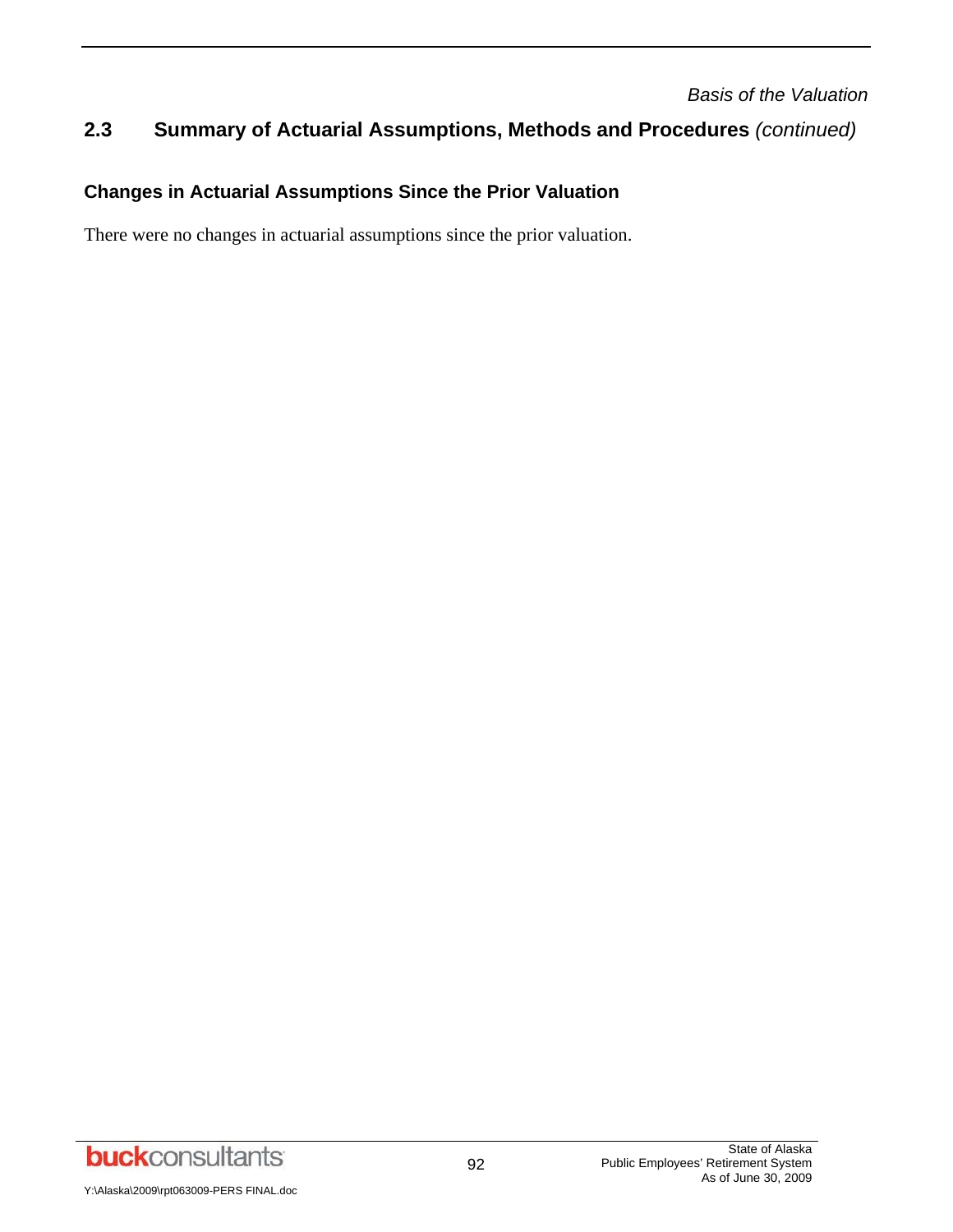## 2.3 Summary of Actuarial Assumptions, Methods and Procedures *(continued)*

### Changes in Actuarial Assumptions Since the Prior Valuation

There were no changes in actuarial assumptions since the prior valuation.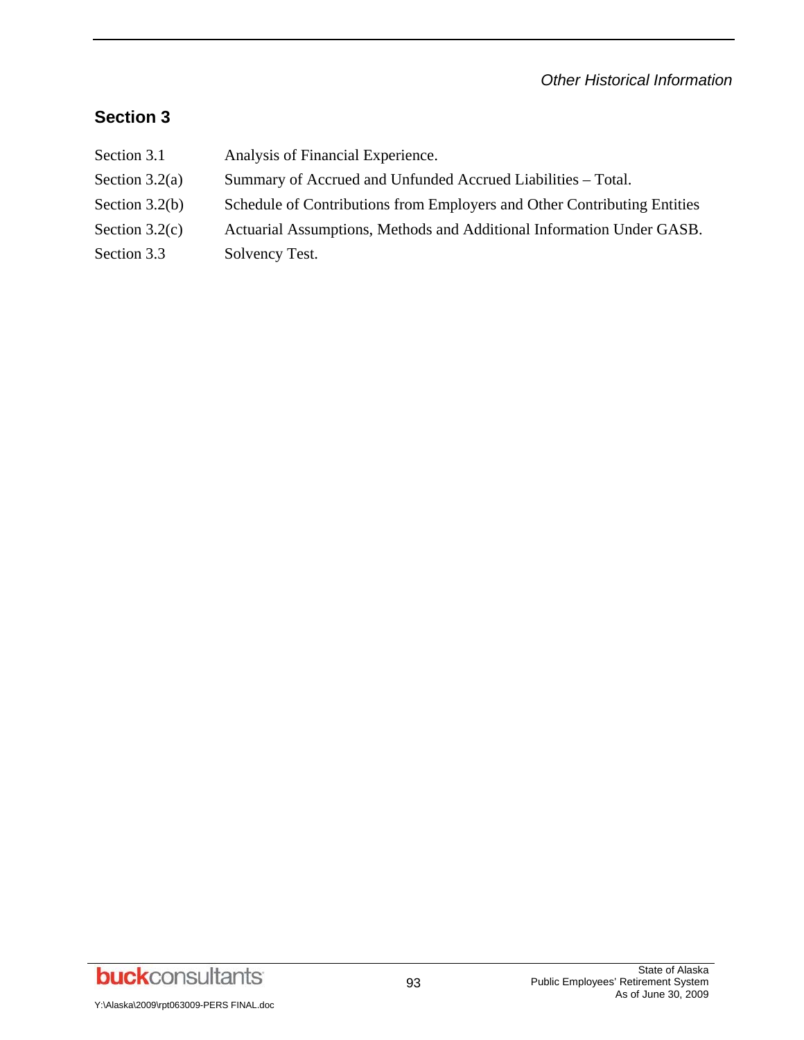## Section 3

| | |
|---|---|
| Section 3.1 | Analysis of Financial Experience. |
| Section 3.2(a) | Summary of Accrued and Unfunded Accrued Liabilities – Total. |
| Section 3.2(b) | Schedule of Contributions from Employers and Other Contributing Entities |
| Section 3.2(c) | Actuarial Assumptions, Methods and Additional Information Under GASB. |
| Section 3.3 | Solvency Test. |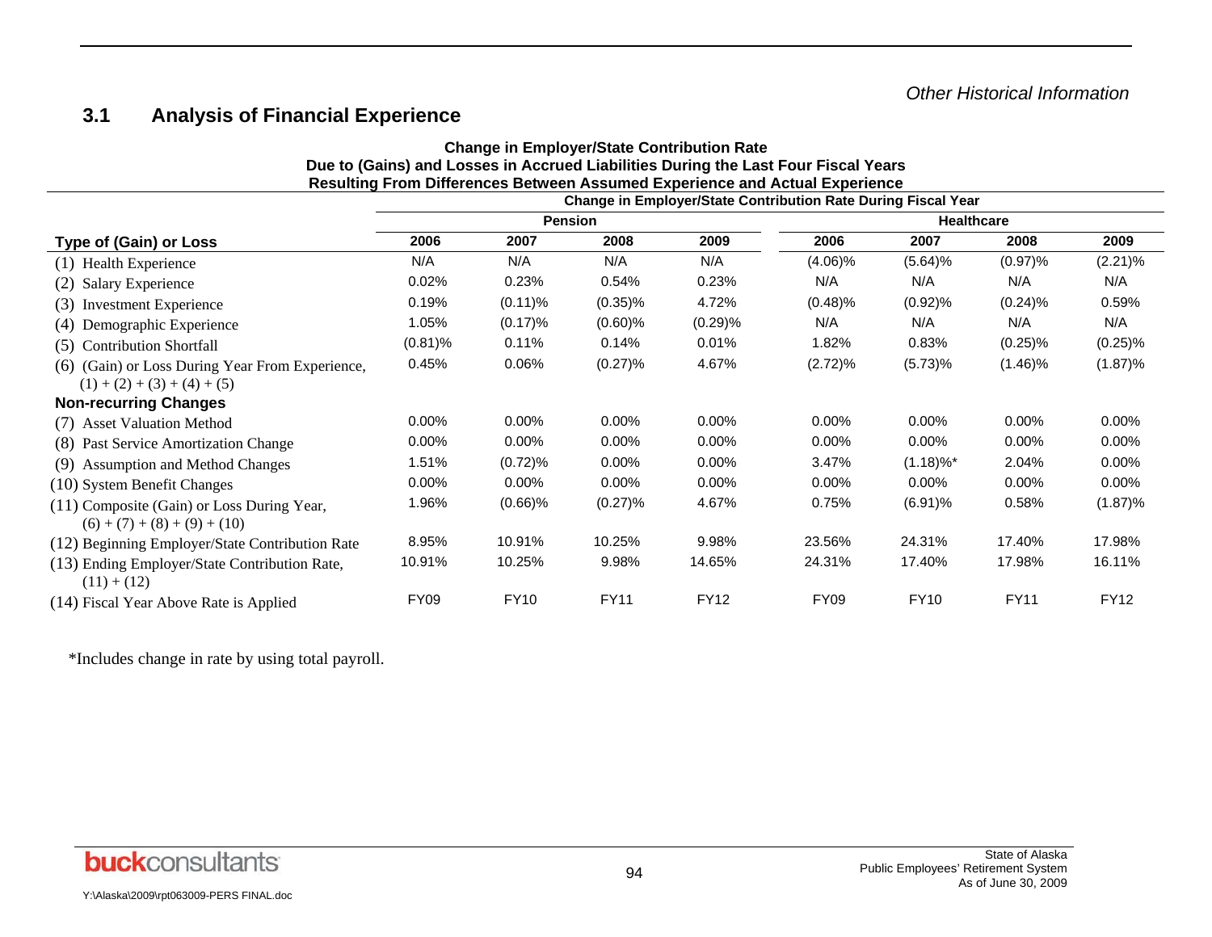*Other Historical Information*

## 3.1 Analysis of Financial Experience

**Change in Employer/State Contribution Rate**
**Due to (Gains) and Losses in Accrued Liabilities During the Last Four Fiscal Years**
**Resulting From Differences Between Assumed Experience and Actual Experience**

| | Change in Employer/State Contribution Rate During Fiscal Year | | | | | | | |
|---|---|---|---|---|---|---|---|---|
| | Pension | | | | Healthcare | | | |
| **Type of (Gain) or Loss** | **2006** | **2007** | **2008** | **2009** | **2006** | **2007** | **2008** | **2009** |
| (1) Health Experience | N/A | N/A | N/A | N/A | (4.06)% | (5.64)% | (0.97)% | (2.21)% |
| (2) Salary Experience | 0.02% | 0.23% | 0.54% | 0.23% | N/A | N/A | N/A | N/A |
| (3) Investment Experience | 0.19% | (0.11)% | (0.35)% | 4.72% | (0.48)% | (0.92)% | (0.24)% | 0.59% |
| (4) Demographic Experience | 1.05% | (0.17)% | (0.60)% | (0.29)% | N/A | N/A | N/A | N/A |
| (5) Contribution Shortfall | (0.81)% | 0.11% | 0.14% | 0.01% | 1.82% | 0.83% | (0.25)% | (0.25)% |
| (6) (Gain) or Loss During Year From Experience, (1) + (2) + (3) + (4) + (5) | 0.45% | 0.06% | (0.27)% | 4.67% | (2.72)% | (5.73)% | (1.46)% | (1.87)% |
| **Non-recurring Changes** | | | | | | | | |
| (7) Asset Valuation Method | 0.00% | 0.00% | 0.00% | 0.00% | 0.00% | 0.00% | 0.00% | 0.00% |
| (8) Past Service Amortization Change | 0.00% | 0.00% | 0.00% | 0.00% | 0.00% | 0.00% | 0.00% | 0.00% |
| (9) Assumption and Method Changes | 1.51% | (0.72)% | 0.00% | 0.00% | 3.47% | (1.18)%* | 2.04% | 0.00% |
| (10) System Benefit Changes | 0.00% | 0.00% | 0.00% | 0.00% | 0.00% | 0.00% | 0.00% | 0.00% |
| (11) Composite (Gain) or Loss During Year, (6) + (7) + (8) + (9) + (10) | 1.96% | (0.66)% | (0.27)% | 4.67% | 0.75% | (6.91)% | 0.58% | (1.87)% |
| (12) Beginning Employer/State Contribution Rate | 8.95% | 10.91% | 10.25% | 9.98% | 23.56% | 24.31% | 17.40% | 17.98% |
| (13) Ending Employer/State Contribution Rate, (11) + (12) | 10.91% | 10.25% | 9.98% | 14.65% | 24.31% | 17.40% | 17.98% | 16.11% |
| (14) Fiscal Year Above Rate is Applied | FY09 | FY10 | FY11 | FY12 | FY09 | FY10 | FY11 | FY12 |

*Includes change in rate by using total payroll.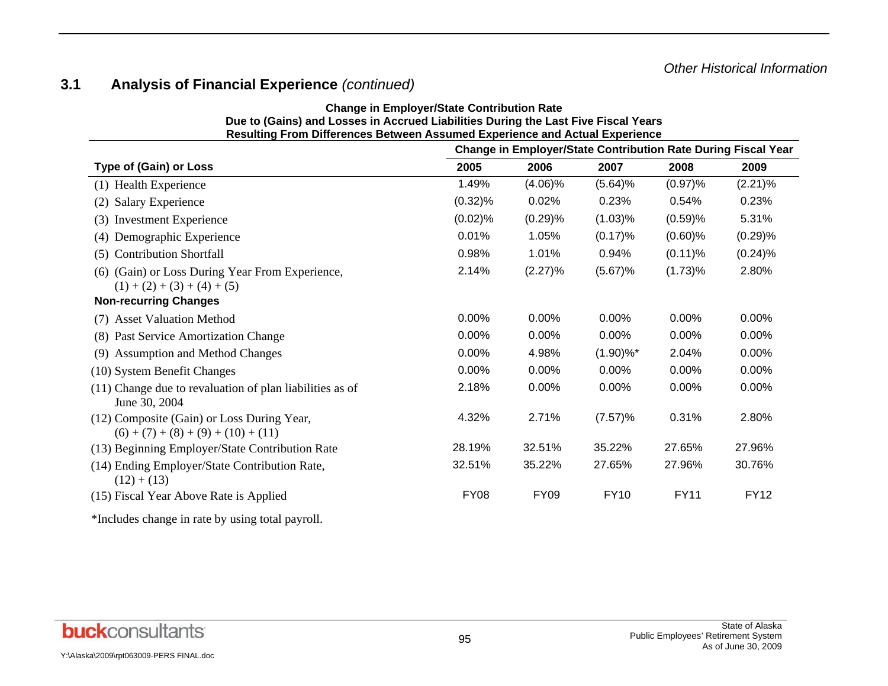Other Historical Information

## 3.1 Analysis of Financial Experience *(continued)*

**Change in Employer/State Contribution Rate**
**Due to (Gains) and Losses in Accrued Liabilities During the Last Five Fiscal Years**
**Resulting From Differences Between Assumed Experience and Actual Experience**

| | **Change in Employer/State Contribution Rate During Fiscal Year** | | | | |
|---|---|---|---|---|---|
| **Type of (Gain) or Loss** | **2005** | **2006** | **2007** | **2008** | **2009** |
| (1) Health Experience | 1.49% | (4.06)% | (5.64)% | (0.97)% | (2.21)% |
| (2) Salary Experience | (0.32)% | 0.02% | 0.23% | 0.54% | 0.23% |
| (3) Investment Experience | (0.02)% | (0.29)% | (1.03)% | (0.59)% | 5.31% |
| (4) Demographic Experience | 0.01% | 1.05% | (0.17)% | (0.60)% | (0.29)% |
| (5) Contribution Shortfall | 0.98% | 1.01% | 0.94% | (0.11)% | (0.24)% |
| (6) (Gain) or Loss During Year From Experience, (1) + (2) + (3) + (4) + (5) | 2.14% | (2.27)% | (5.67)% | (1.73)% | 2.80% |
| **Non-recurring Changes** | | | | | |
| (7) Asset Valuation Method | 0.00% | 0.00% | 0.00% | 0.00% | 0.00% |
| (8) Past Service Amortization Change | 0.00% | 0.00% | 0.00% | 0.00% | 0.00% |
| (9) Assumption and Method Changes | 0.00% | 4.98% | (1.90)%* | 2.04% | 0.00% |
| (10) System Benefit Changes | 0.00% | 0.00% | 0.00% | 0.00% | 0.00% |
| (11) Change due to revaluation of plan liabilities as of June 30, 2004 | 2.18% | 0.00% | 0.00% | 0.00% | 0.00% |
| (12) Composite (Gain) or Loss During Year, (6) + (7) + (8) + (9) + (10) + (11) | 4.32% | 2.71% | (7.57)% | 0.31% | 2.80% |
| (13) Beginning Employer/State Contribution Rate | 28.19% | 32.51% | 35.22% | 27.65% | 27.96% |
| (14) Ending Employer/State Contribution Rate, (12) + (13) | 32.51% | 35.22% | 27.65% | 27.96% | 30.76% |
| (15) Fiscal Year Above Rate is Applied | FY08 | FY09 | FY10 | FY11 | FY12 |

*Includes change in rate by using total payroll.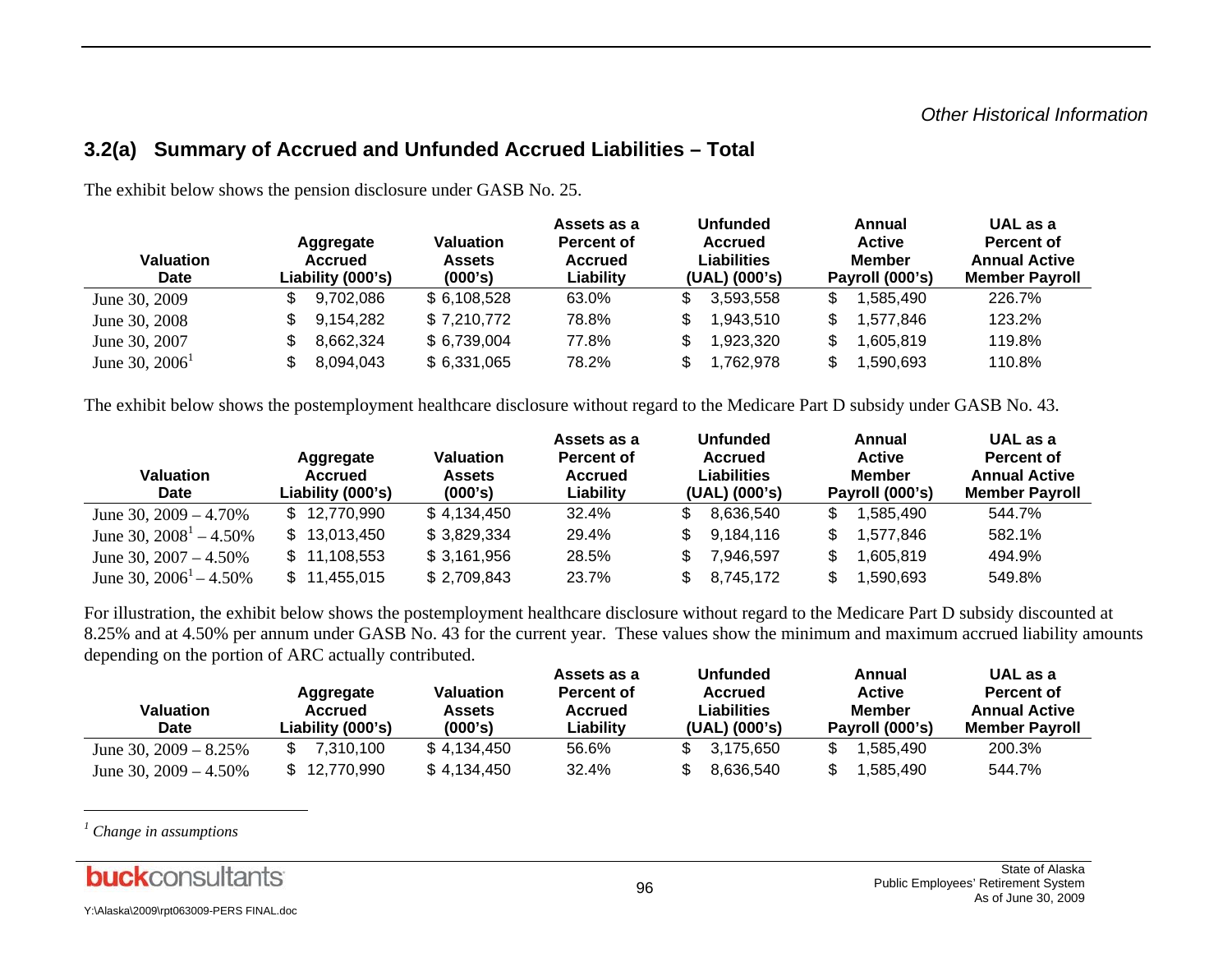## 3.2(a) Summary of Accrued and Unfunded Accrued Liabilities – Total

The exhibit below shows the pension disclosure under GASB No. 25.

| Valuation Date | Aggregate Accrued Liability (000's) | Valuation Assets (000's) | Assets as a Percent of Accrued Liability | Unfunded Accrued Liabilities (UAL) (000's) | Annual Active Member Payroll (000's) | UAL as a Percent of Annual Active Member Payroll |
|---|---|---|---|---|---|---|
| June 30, 2009 | $ 9,702,086 | $ 6,108,528 | 63.0% | $ 3,593,558 | $ 1,585,490 | 226.7% |
| June 30, 2008 | $ 9,154,282 | $ 7,210,772 | 78.8% | $ 1,943,510 | $ 1,577,846 | 123.2% |
| June 30, 2007 | $ 8,662,324 | $ 6,739,004 | 77.8% | $ 1,923,320 | $ 1,605,819 | 119.8% |
| June 30, 2006[1] | $ 8,094,043 | $ 6,331,065 | 78.2% | $ 1,762,978 | $ 1,590,693 | 110.8% |

The exhibit below shows the postemployment healthcare disclosure without regard to the Medicare Part D subsidy under GASB No. 43.

| Valuation Date | Aggregate Accrued Liability (000's) | Valuation Assets (000's) | Assets as a Percent of Accrued Liability | Unfunded Accrued Liabilities (UAL) (000's) | Annual Active Member Payroll (000's) | UAL as a Percent of Annual Active Member Payroll |
|---|---|---|---|---|---|---|
| June 30, 2009 – 4.70% | $ 12,770,990 | $ 4,134,450 | 32.4% | $ 8,636,540 | $ 1,585,490 | 544.7% |
| June 30, 2008[1] – 4.50% | $ 13,013,450 | $ 3,829,334 | 29.4% | $ 9,184,116 | $ 1,577,846 | 582.1% |
| June 30, 2007 – 4.50% | $ 11,108,553 | $ 3,161,956 | 28.5% | $ 7,946,597 | $ 1,605,819 | 494.9% |
| June 30, 2006[1] – 4.50% | $ 11,455,015 | $ 2,709,843 | 23.7% | $ 8,745,172 | $ 1,590,693 | 549.8% |

For illustration, the exhibit below shows the postemployment healthcare disclosure without regard to the Medicare Part D subsidy discounted at 8.25% and at 4.50% per annum under GASB No. 43 for the current year. These values show the minimum and maximum accrued liability amounts depending on the portion of ARC actually contributed.

| Valuation Date | Aggregate Accrued Liability (000's) | Valuation Assets (000's) | Assets as a Percent of Accrued Liability | Unfunded Accrued Liabilities (UAL) (000's) | Annual Active Member Payroll (000's) | UAL as a Percent of Annual Active Member Payroll |
|---|---|---|---|---|---|---|
| June 30, 2009 – 8.25% | $ 7,310,100 | $ 4,134,450 | 56.6% | $ 3,175,650 | $ 1,585,490 | 200.3% |
| June 30, 2009 – 4.50% | $ 12,770,990 | $ 4,134,450 | 32.4% | $ 8,636,540 | $ 1,585,490 | 544.7% |

[1] *Change in assumptions*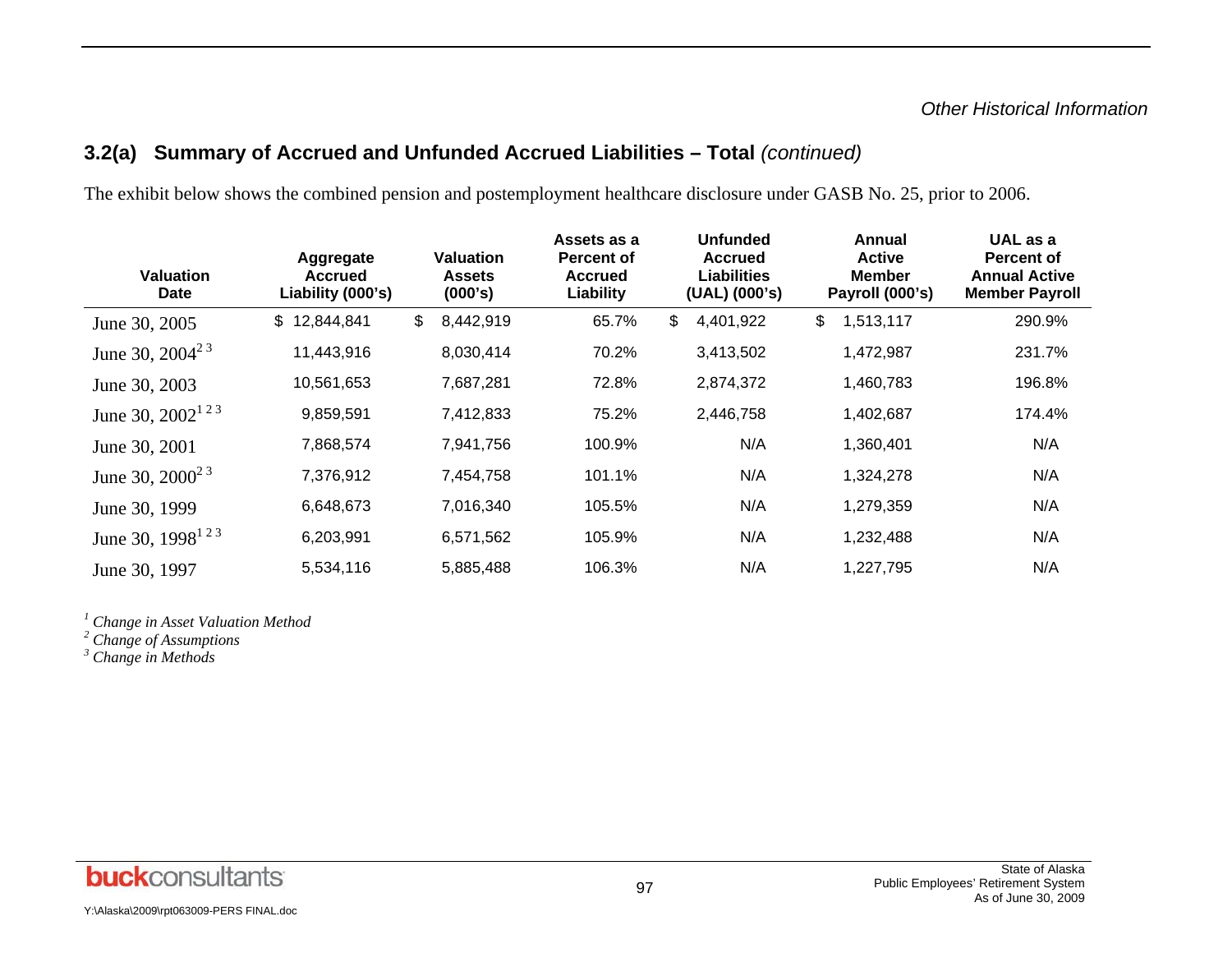*Other Historical Information*

## 3.2(a) Summary of Accrued and Unfunded Accrued Liabilities – Total *(continued)*

The exhibit below shows the combined pension and postemployment healthcare disclosure under GASB No. 25, prior to 2006.

| Valuation Date | Aggregate Accrued Liability (000's) | Valuation Assets (000's) | Assets as a Percent of Accrued Liability | Unfunded Accrued Liabilities (UAL) (000's) | Annual Active Member Payroll (000's) | UAL as a Percent of Annual Active Member Payroll |
|---|---|---|---|---|---|---|
| June 30, 2005 | $ 12,844,841 | $ 8,442,919 | 65.7% | $ 4,401,922 | $ 1,513,117 | 290.9% |
| June 30, 2004[2 3] | 11,443,916 | 8,030,414 | 70.2% | 3,413,502 | 1,472,987 | 231.7% |
| June 30, 2003 | 10,561,653 | 7,687,281 | 72.8% | 2,874,372 | 1,460,783 | 196.8% |
| June 30, 2002[1 2 3] | 9,859,591 | 7,412,833 | 75.2% | 2,446,758 | 1,402,687 | 174.4% |
| June 30, 2001 | 7,868,574 | 7,941,756 | 100.9% | N/A | 1,360,401 | N/A |
| June 30, 2000[2 3] | 7,376,912 | 7,454,758 | 101.1% | N/A | 1,324,278 | N/A |
| June 30, 1999 | 6,648,673 | 7,016,340 | 105.5% | N/A | 1,279,359 | N/A |
| June 30, 1998[1 2 3] | 6,203,991 | 6,571,562 | 105.9% | N/A | 1,232,488 | N/A |
| June 30, 1997 | 5,534,116 | 5,885,488 | 106.3% | N/A | 1,227,795 | N/A |

[1] *Change in Asset Valuation Method*
[2] *Change of Assumptions*
[3] *Change in Methods*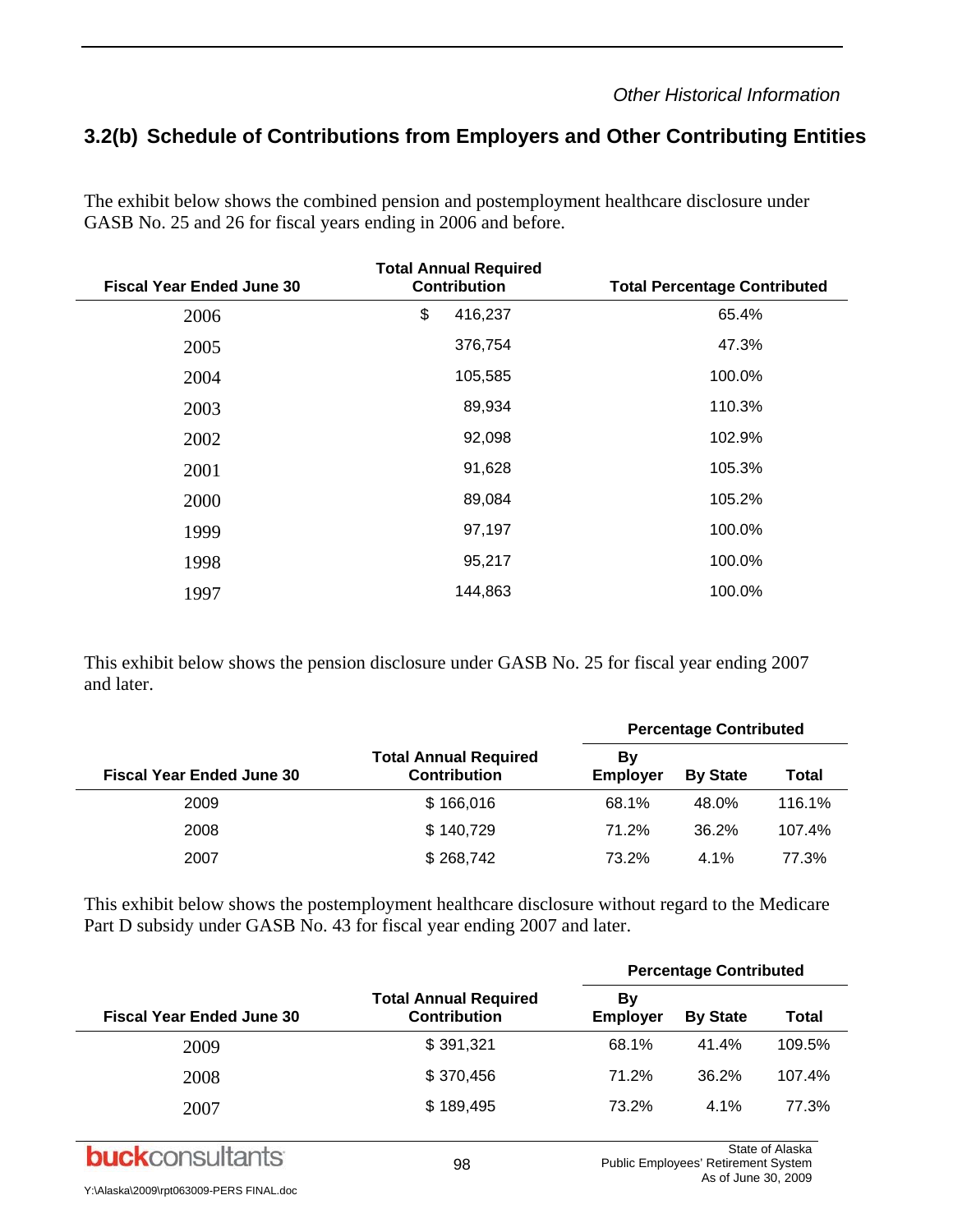*Other Historical Information*

## 3.2(b) Schedule of Contributions from Employers and Other Contributing Entities

The exhibit below shows the combined pension and postemployment healthcare disclosure under GASB No. 25 and 26 for fiscal years ending in 2006 and before.

| Fiscal Year Ended June 30 | Total Annual Required Contribution | Total Percentage Contributed |
|---|---|---|
| 2006 | $ 416,237 | 65.4% |
| 2005 | 376,754 | 47.3% |
| 2004 | 105,585 | 100.0% |
| 2003 | 89,934 | 110.3% |
| 2002 | 92,098 | 102.9% |
| 2001 | 91,628 | 105.3% |
| 2000 | 89,084 | 105.2% |
| 1999 | 97,197 | 100.0% |
| 1998 | 95,217 | 100.0% |
| 1997 | 144,863 | 100.0% |

This exhibit below shows the pension disclosure under GASB No. 25 for fiscal year ending 2007 and later.

| Fiscal Year Ended June 30 | Total Annual Required Contribution | Percentage Contributed | | |
|---|---|---|---|---|
| | | By Employer | By State | Total |
| 2009 | $ 166,016 | 68.1% | 48.0% | 116.1% |
| 2008 | $ 140,729 | 71.2% | 36.2% | 107.4% |
| 2007 | $ 268,742 | 73.2% | 4.1% | 77.3% |

This exhibit below shows the postemployment healthcare disclosure without regard to the Medicare Part D subsidy under GASB No. 43 for fiscal year ending 2007 and later.

| Fiscal Year Ended June 30 | Total Annual Required Contribution | Percentage Contributed | | |
|---|---|---|---|---|
| | | By Employer | By State | Total |
| 2009 | $ 391,321 | 68.1% | 41.4% | 109.5% |
| 2008 | $ 370,456 | 71.2% | 36.2% | 107.4% |
| 2007 | $ 189,495 | 73.2% | 4.1% | 77.3% |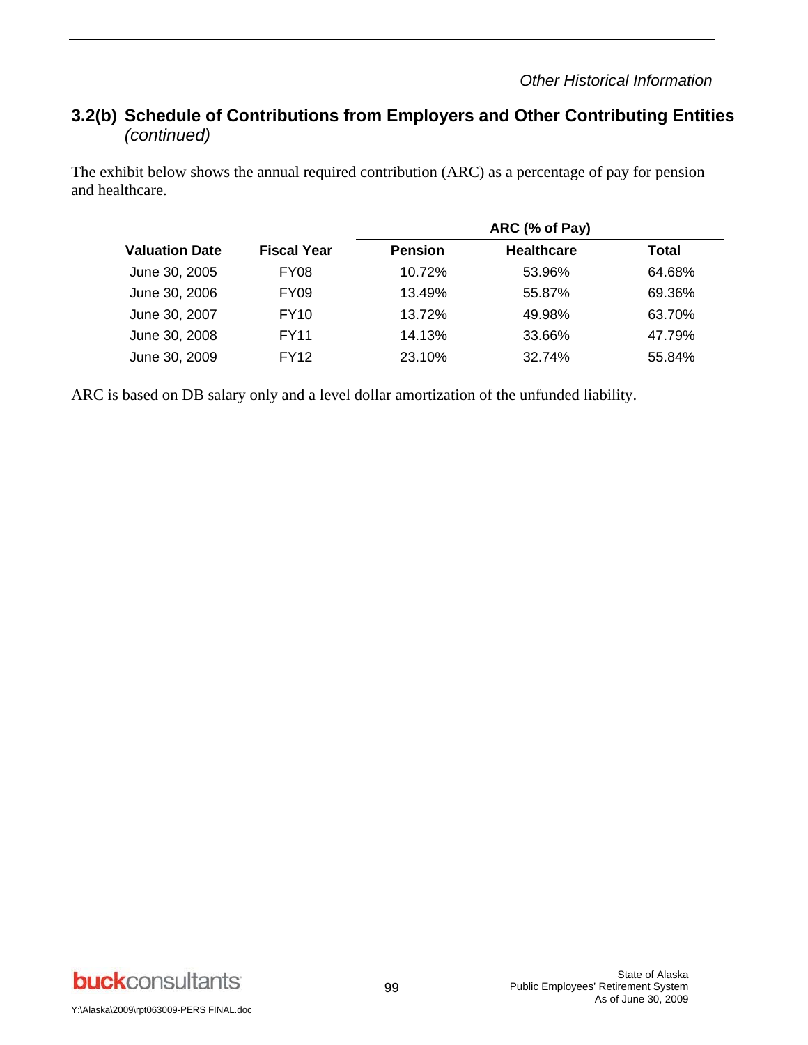## 3.2(b) Schedule of Contributions from Employers and Other Contributing Entities *(continued)*

The exhibit below shows the annual required contribution (ARC) as a percentage of pay for pension and healthcare.

| | | ARC (% of Pay) | | |
|---|---|---|---|---|
| **Valuation Date** | **Fiscal Year** | **Pension** | **Healthcare** | **Total** |
| June 30, 2005 | FY08 | 10.72% | 53.96% | 64.68% |
| June 30, 2006 | FY09 | 13.49% | 55.87% | 69.36% |
| June 30, 2007 | FY10 | 13.72% | 49.98% | 63.70% |
| June 30, 2008 | FY11 | 14.13% | 33.66% | 47.79% |
| June 30, 2009 | FY12 | 23.10% | 32.74% | 55.84% |

ARC is based on DB salary only and a level dollar amortization of the unfunded liability.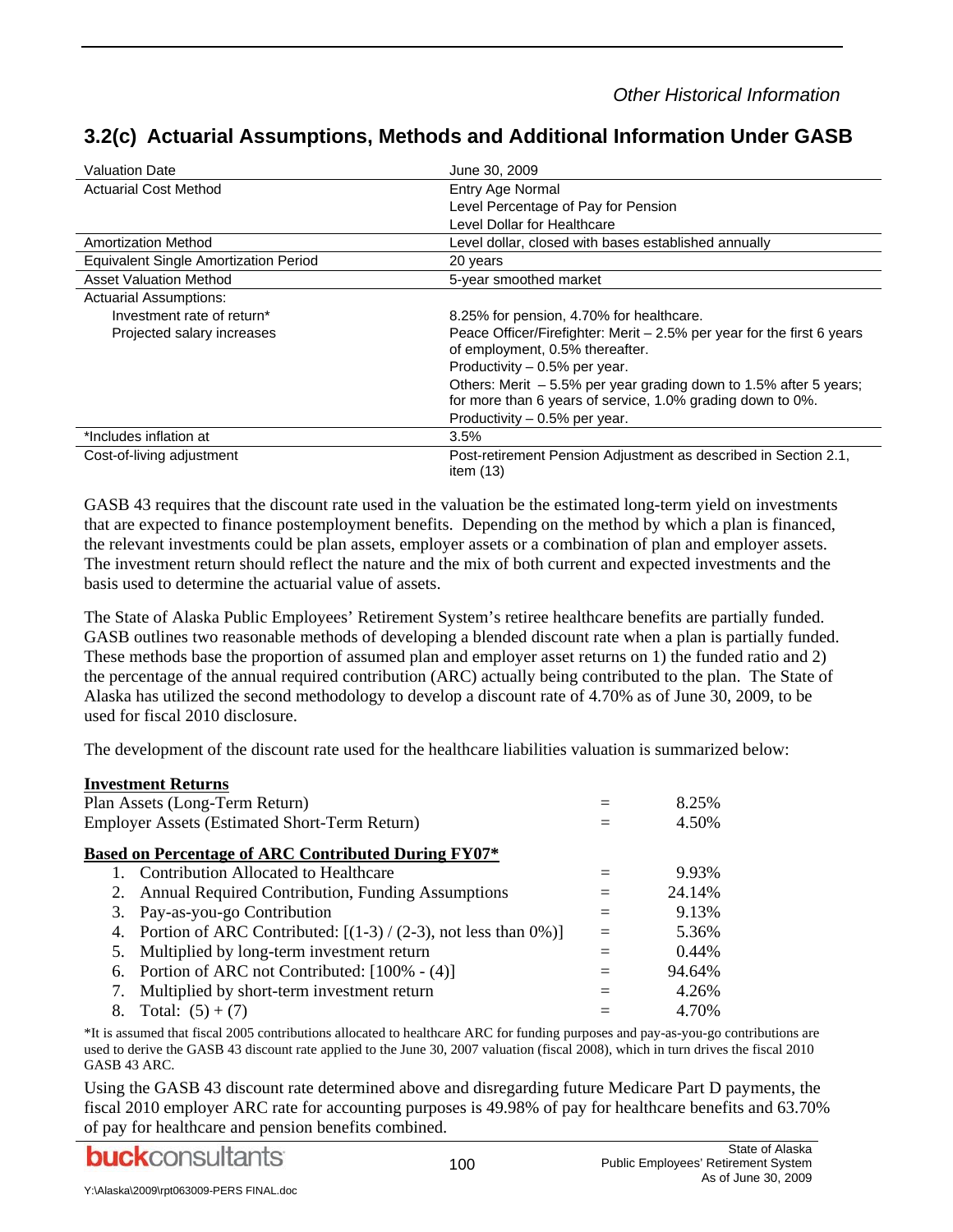## 3.2(c) Actuarial Assumptions, Methods and Additional Information Under GASB

| | |
|---|---|
| Valuation Date | June 30, 2009 |
| Actuarial Cost Method | Entry Age Normal<br>Level Percentage of Pay for Pension<br>Level Dollar for Healthcare |
| Amortization Method | Level dollar, closed with bases established annually |
| Equivalent Single Amortization Period | 20 years |
| Asset Valuation Method | 5-year smoothed market |
| Actuarial Assumptions: | |
| Investment rate of return* | 8.25% for pension, 4.70% for healthcare. |
| Projected salary increases | Peace Officer/Firefighter: Merit – 2.5% per year for the first 6 years of employment, 0.5% thereafter.<br>Productivity – 0.5% per year.<br>Others: Merit – 5.5% per year grading down to 1.5% after 5 years; for more than 6 years of service, 1.0% grading down to 0%.<br>Productivity – 0.5% per year. |
| *Includes inflation at | 3.5% |
| Cost-of-living adjustment | Post-retirement Pension Adjustment as described in Section 2.1, item (13) |

GASB 43 requires that the discount rate used in the valuation be the estimated long-term yield on investments that are expected to finance postemployment benefits. Depending on the method by which a plan is financed, the relevant investments could be plan assets, employer assets or a combination of plan and employer assets. The investment return should reflect the nature and the mix of both current and expected investments and the basis used to determine the actuarial value of assets.

The State of Alaska Public Employees' Retirement System's retiree healthcare benefits are partially funded. GASB outlines two reasonable methods of developing a blended discount rate when a plan is partially funded. These methods base the proportion of assumed plan and employer asset returns on 1) the funded ratio and 2) the percentage of the annual required contribution (ARC) actually being contributed to the plan. The State of Alaska has utilized the second methodology to develop a discount rate of 4.70% as of June 30, 2009, to be used for fiscal 2010 disclosure.

The development of the discount rate used for the healthcare liabilities valuation is summarized below:

| **Investment Returns** | | |
|---|---|---|
| Plan Assets (Long-Term Return) | = | 8.25% |
| Employer Assets (Estimated Short-Term Return) | = | 4.50% |
| **Based on Percentage of ARC Contributed During FY07*** | | |
| 1. Contribution Allocated to Healthcare | = | 9.93% |
| 2. Annual Required Contribution, Funding Assumptions | = | 24.14% |
| 3. Pay-as-you-go Contribution | = | 9.13% |
| 4. Portion of ARC Contributed: [(1-3) / (2-3), not less than 0%)] | = | 5.36% |
| 5. Multiplied by long-term investment return | = | 0.44% |
| 6. Portion of ARC not Contributed: [100% - (4)] | = | 94.64% |
| 7. Multiplied by short-term investment return | = | 4.26% |
| 8. Total: (5) + (7) | = | 4.70% |

*It is assumed that fiscal 2005 contributions allocated to healthcare ARC for funding purposes and pay-as-you-go contributions are used to derive the GASB 43 discount rate applied to the June 30, 2007 valuation (fiscal 2008), which in turn drives the fiscal 2010 GASB 43 ARC.

Using the GASB 43 discount rate determined above and disregarding future Medicare Part D payments, the fiscal 2010 employer ARC rate for accounting purposes is 49.98% of pay for healthcare benefits and 63.70% of pay for healthcare and pension benefits combined.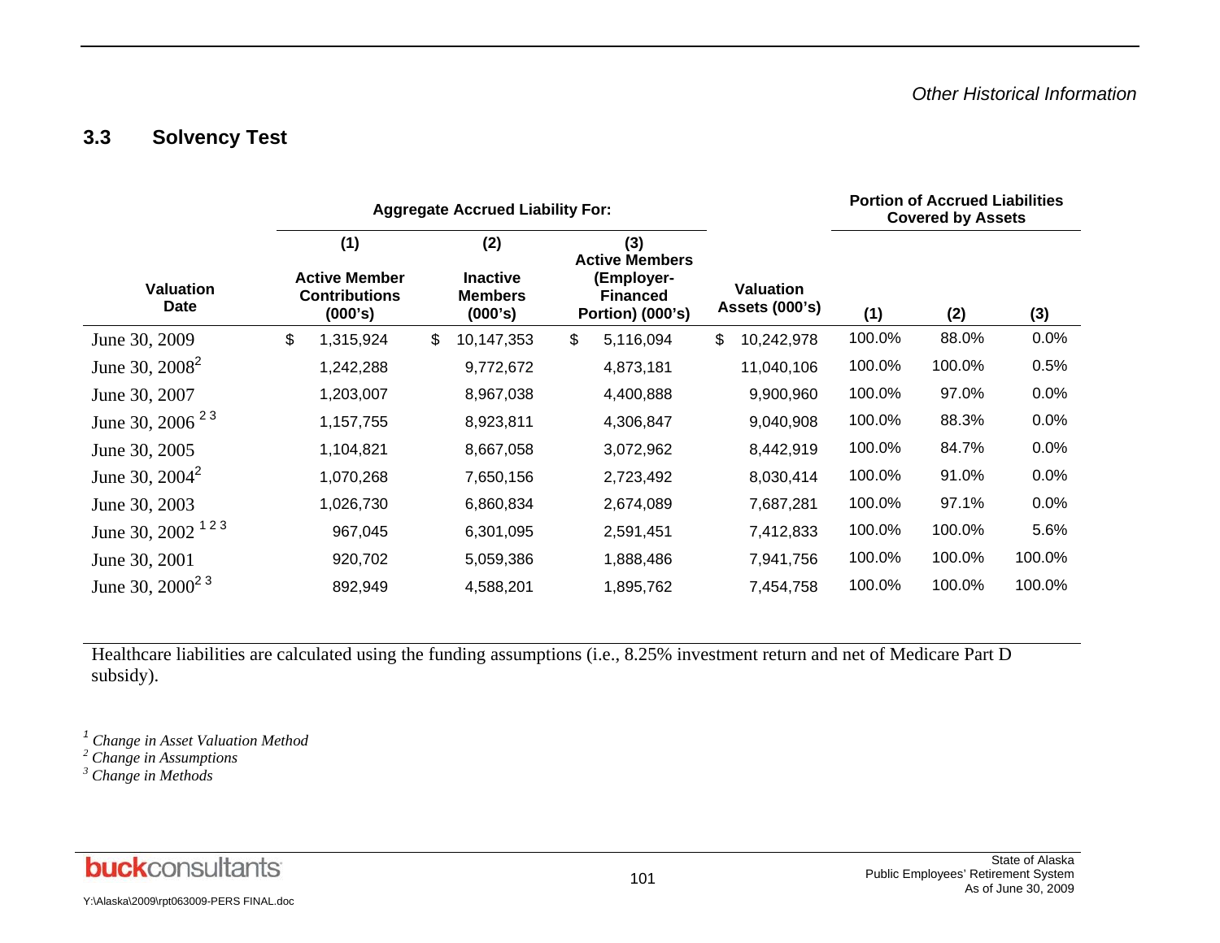*Other Historical Information*

## 3.3 Solvency Test

| Valuation Date | Aggregate Accrued Liability For: | | | | Portion of Accrued Liabilities Covered by Assets | | |
|---|---|---|---|---|---|---|---|
| | (1) Active Member Contributions (000's) | (2) Inactive Members (000's) | (3) Active Members (Employer-Financed Portion) (000's) | Valuation Assets (000's) | (1) | (2) | (3) |
| June 30, 2009 | $ 1,315,924 | $ 10,147,353 | $ 5,116,094 | $ 10,242,978 | 100.0% | 88.0% | 0.0% |
| June 30, 2008[2] | 1,242,288 | 9,772,672 | 4,873,181 | 11,040,106 | 100.0% | 100.0% | 0.5% |
| June 30, 2007 | 1,203,007 | 8,967,038 | 4,400,888 | 9,900,960 | 100.0% | 97.0% | 0.0% |
| June 30, 2006[2 3] | 1,157,755 | 8,923,811 | 4,306,847 | 9,040,908 | 100.0% | 88.3% | 0.0% |
| June 30, 2005 | 1,104,821 | 8,667,058 | 3,072,962 | 8,442,919 | 100.0% | 84.7% | 0.0% |
| June 30, 2004[2] | 1,070,268 | 7,650,156 | 2,723,492 | 8,030,414 | 100.0% | 91.0% | 0.0% |
| June 30, 2003 | 1,026,730 | 6,860,834 | 2,674,089 | 7,687,281 | 100.0% | 97.1% | 0.0% |
| June 30, 2002[1 2 3] | 967,045 | 6,301,095 | 2,591,451 | 7,412,833 | 100.0% | 100.0% | 5.6% |
| June 30, 2001 | 920,702 | 5,059,386 | 1,888,486 | 7,941,756 | 100.0% | 100.0% | 100.0% |
| June 30, 2000[2 3] | 892,949 | 4,588,201 | 1,895,762 | 7,454,758 | 100.0% | 100.0% | 100.0% |

Healthcare liabilities are calculated using the funding assumptions (i.e., 8.25% investment return and net of Medicare Part D subsidy).

[1] *Change in Asset Valuation Method*
[2] *Change in Assumptions*
[3] *Change in Methods*